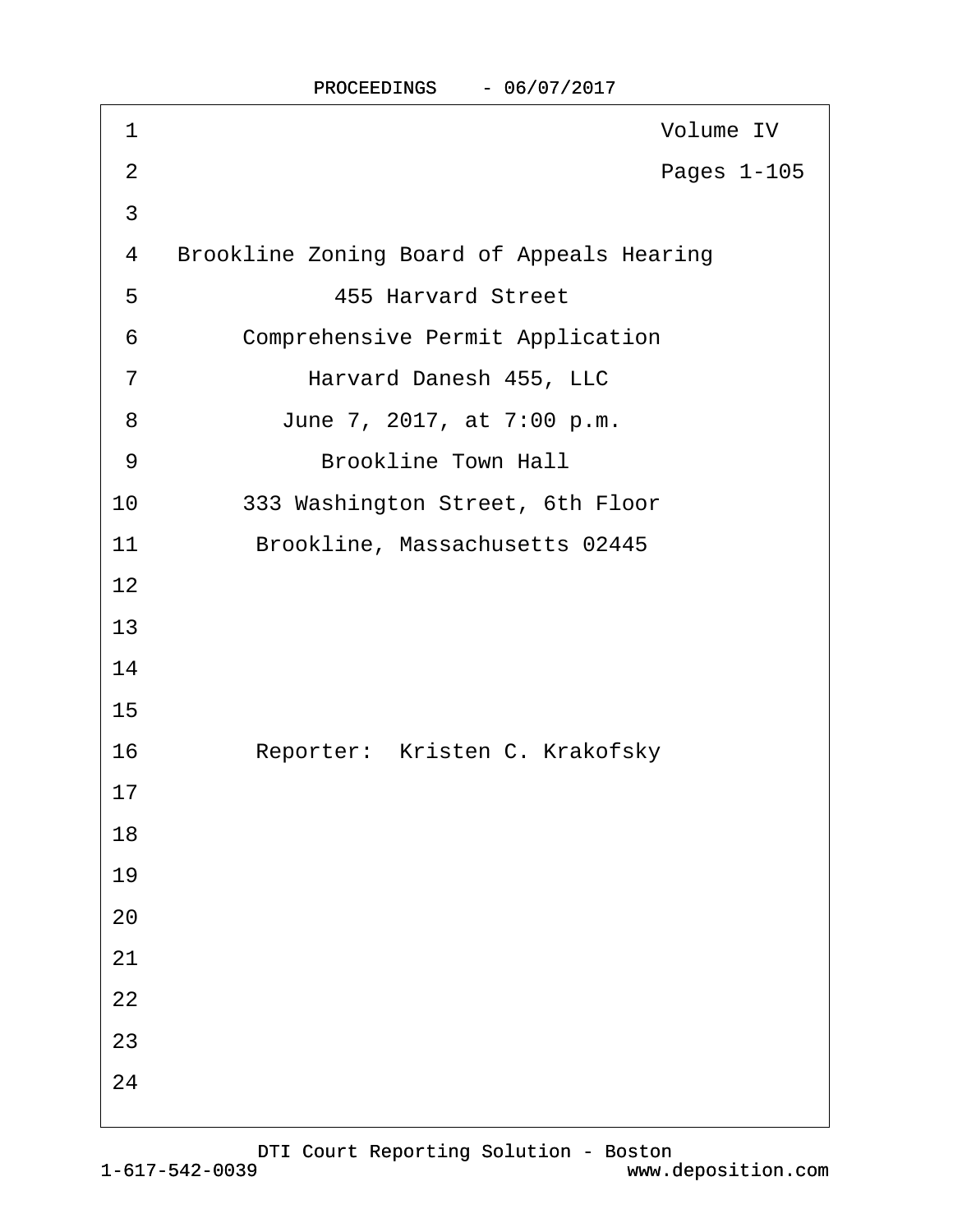Volume IV

Pages 1-105

Brookline Zoning Board of Appeals Hearing

455 Harvard Street

Comprehensive Permit Application

Harvard Danesh 455, LLC

June 7, 2017, at 7:00 p.m.

Brookline Town Hall

333 Washington Street, 6th Floor

Brookline, Massachusetts 02445

Reporter: Kristen C. Krakofsky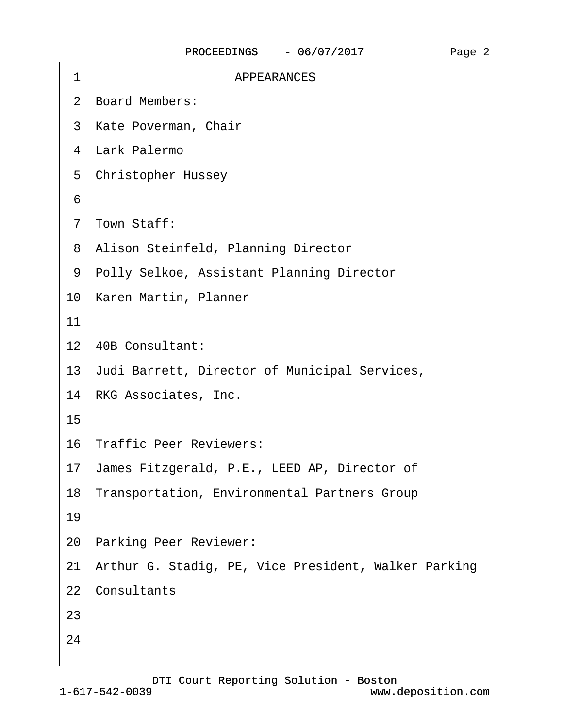## APPEARANCES

Board Members:

Kate Poverman, Chair

Lark Palermo

Christopher Hussey

Town Staff:

Alison Steinfeld, Planning Director

Polly Selkoe, Assistant Planning Director

Karen Martin, Planner

40B Consultant:

Judi Barrett, Director of Municipal Services,
RKG Associates, Inc.

Traffic Peer Reviewers:

James Fitzgerald, P.E., LEED AP, Director of
Transportation, Environmental Partners Group

Parking Peer Reviewer:

Arthur G. Stadig, PE, Vice President, Walker Parking
Consultants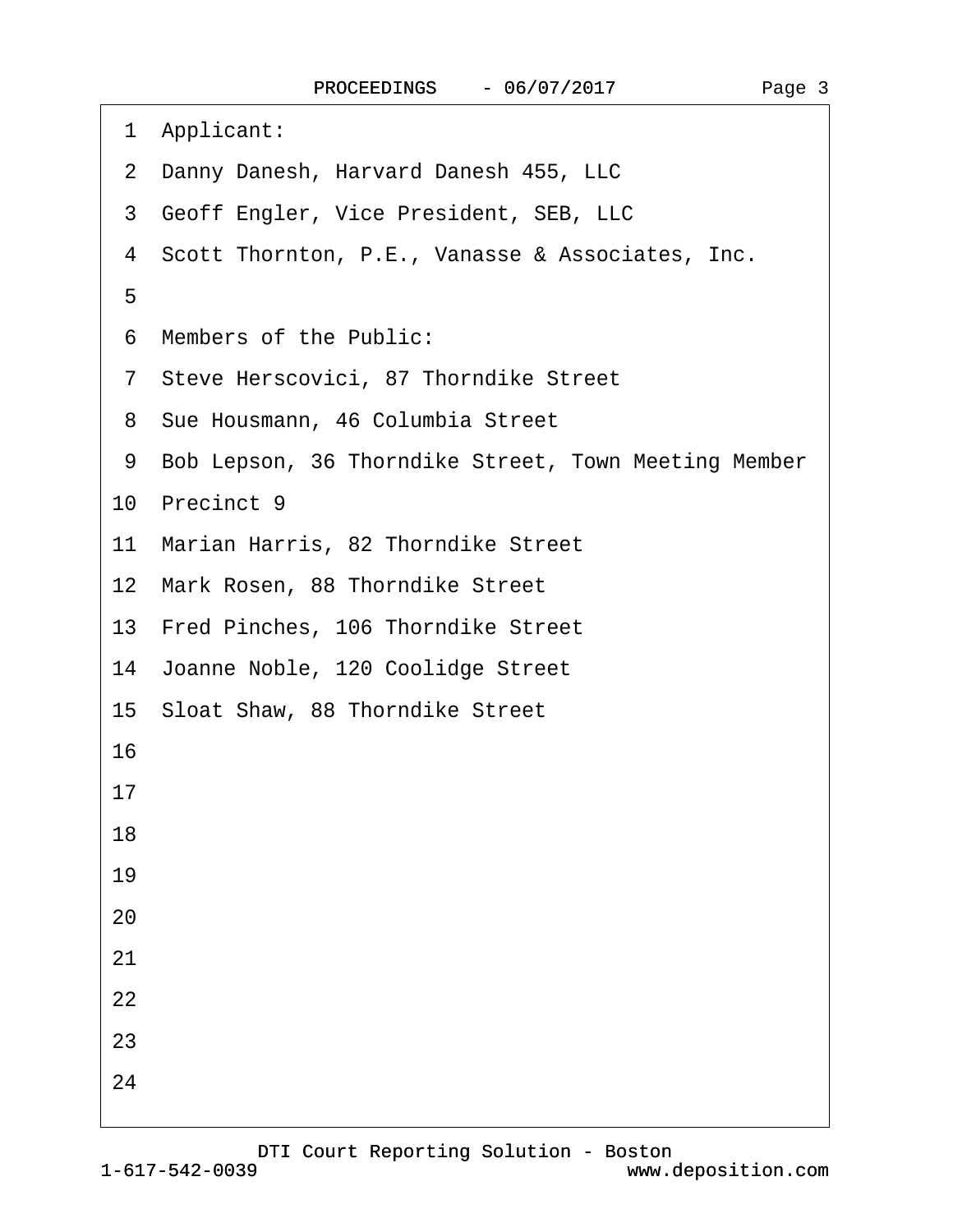1 Applicant:

2 Danny Danesh, Harvard Danesh 455, LLC

3 Geoff Engler, Vice President, SEB, LLC

4 Scott Thornton, P.E., Vanasse & Associates, Inc.

5

6 Members of the Public:

7 Steve Herscovici, 87 Thorndike Street

8 Sue Housmann, 46 Columbia Street

9 Bob Lepson, 36 Thorndike Street, Town Meeting Member

10 Precinct 9

11 Marian Harris, 82 Thorndike Street

12 Mark Rosen, 88 Thorndike Street

13 Fred Pinches, 106 Thorndike Street

14 Joanne Noble, 120 Coolidge Street

15 Sloat Shaw, 88 Thorndike Street

16

17

18

19

20

21

22

23

24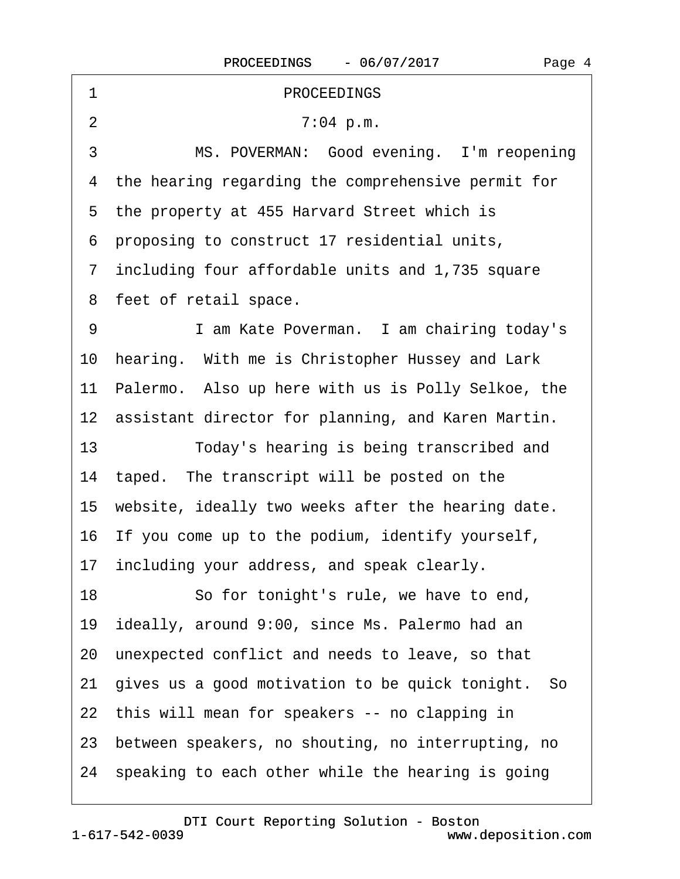PROCEEDINGS

7:04 p.m.

MS. POVERMAN: Good evening. I'm reopening the hearing regarding the comprehensive permit for the property at 455 Harvard Street which is proposing to construct 17 residential units, including four affordable units and 1,735 square feet of retail space.

I am Kate Poverman. I am chairing today's hearing. With me is Christopher Hussey and Lark Palermo. Also up here with us is Polly Selkoe, the assistant director for planning, and Karen Martin.

Today's hearing is being transcribed and taped. The transcript will be posted on the website, ideally two weeks after the hearing date. If you come up to the podium, identify yourself, including your address, and speak clearly.

So for tonight's rule, we have to end, ideally, around 9:00, since Ms. Palermo had an unexpected conflict and needs to leave, so that gives us a good motivation to be quick tonight. So this will mean for speakers -- no clapping in between speakers, no shouting, no interrupting, no speaking to each other while the hearing is going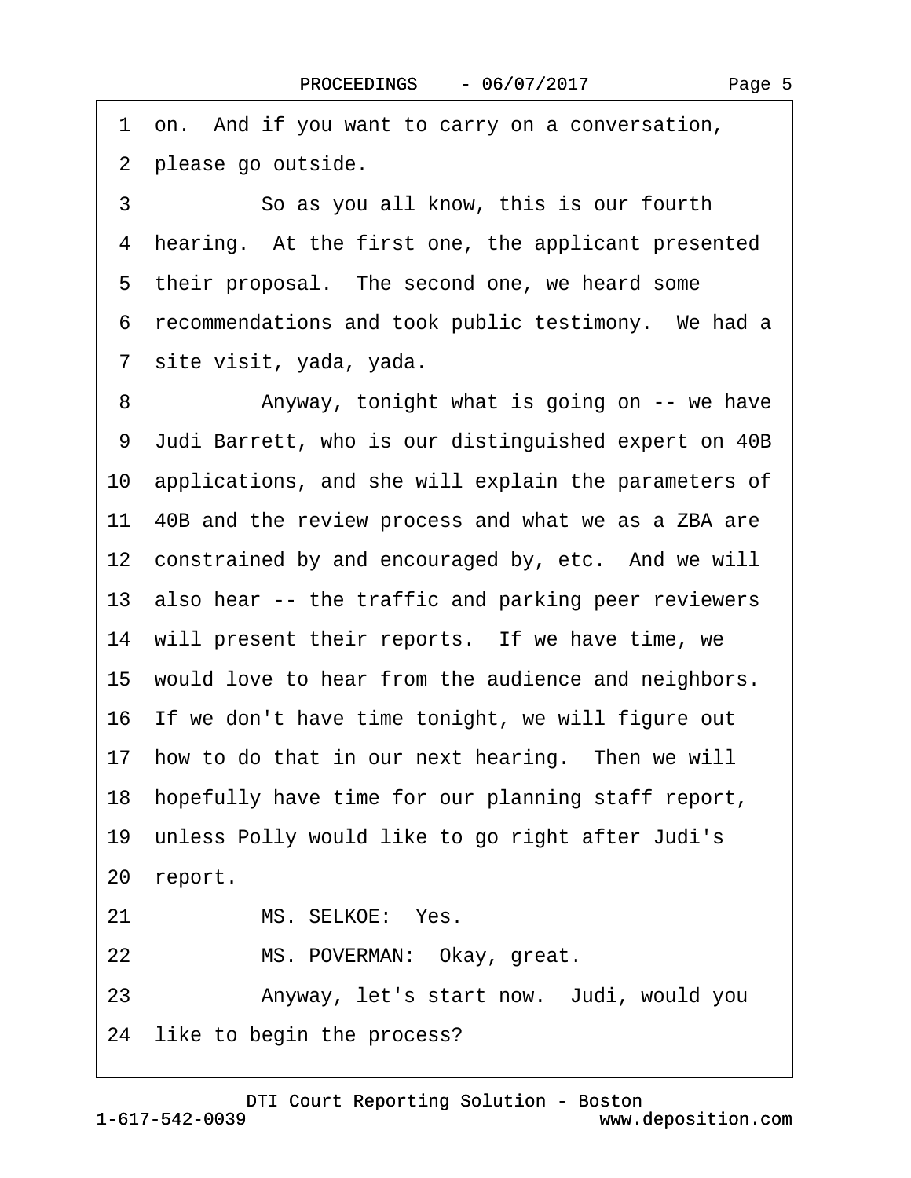1 on. And if you want to carry on a conversation,

2 please go outside.

3 So as you all know, this is our fourth

4 hearing. At the first one, the applicant presented

5 their proposal. The second one, we heard some

6 recommendations and took public testimony. We had a

7 site visit, yada, yada.

8 Anyway, tonight what is going on -- we have

9 Judi Barrett, who is our distinguished expert on 40B

10 applications, and she will explain the parameters of

11 40B and the review process and what we as a ZBA are

12 constrained by and encouraged by, etc. And we will

13 also hear -- the traffic and parking peer reviewers

14 will present their reports. If we have time, we

15 would love to hear from the audience and neighbors.

16 If we don't have time tonight, we will figure out

17 how to do that in our next hearing. Then we will

18 hopefully have time for our planning staff report,

19 unless Polly would like to go right after Judi's

20 report.

21 MS. SELKOE: Yes.

22 MS. POVERMAN: Okay, great.

23 Anyway, let's start now. Judi, would you

24 like to begin the process?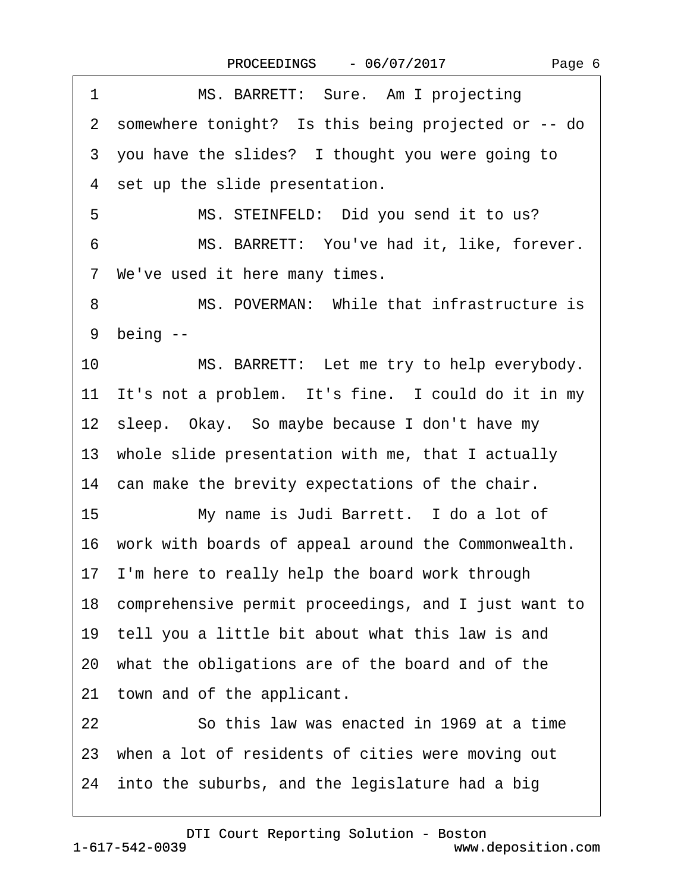1 MS. BARRETT: Sure. Am I projecting
2 somewhere tonight? Is this being projected or -- do
3 you have the slides? I thought you were going to
4 set up the slide presentation.
5 MS. STEINFELD: Did you send it to us?
6 MS. BARRETT: You've had it, like, forever.
7 We've used it here many times.
8 MS. POVERMAN: While that infrastructure is
9 being --
10 MS. BARRETT: Let me try to help everybody.
11 It's not a problem. It's fine. I could do it in my
12 sleep. Okay. So maybe because I don't have my
13 whole slide presentation with me, that I actually
14 can make the brevity expectations of the chair.
15 My name is Judi Barrett. I do a lot of
16 work with boards of appeal around the Commonwealth.
17 I'm here to really help the board work through
18 comprehensive permit proceedings, and I just want to
19 tell you a little bit about what this law is and
20 what the obligations are of the board and of the
21 town and of the applicant.
22 So this law was enacted in 1969 at a time
23 when a lot of residents of cities were moving out
24 into the suburbs, and the legislature had a big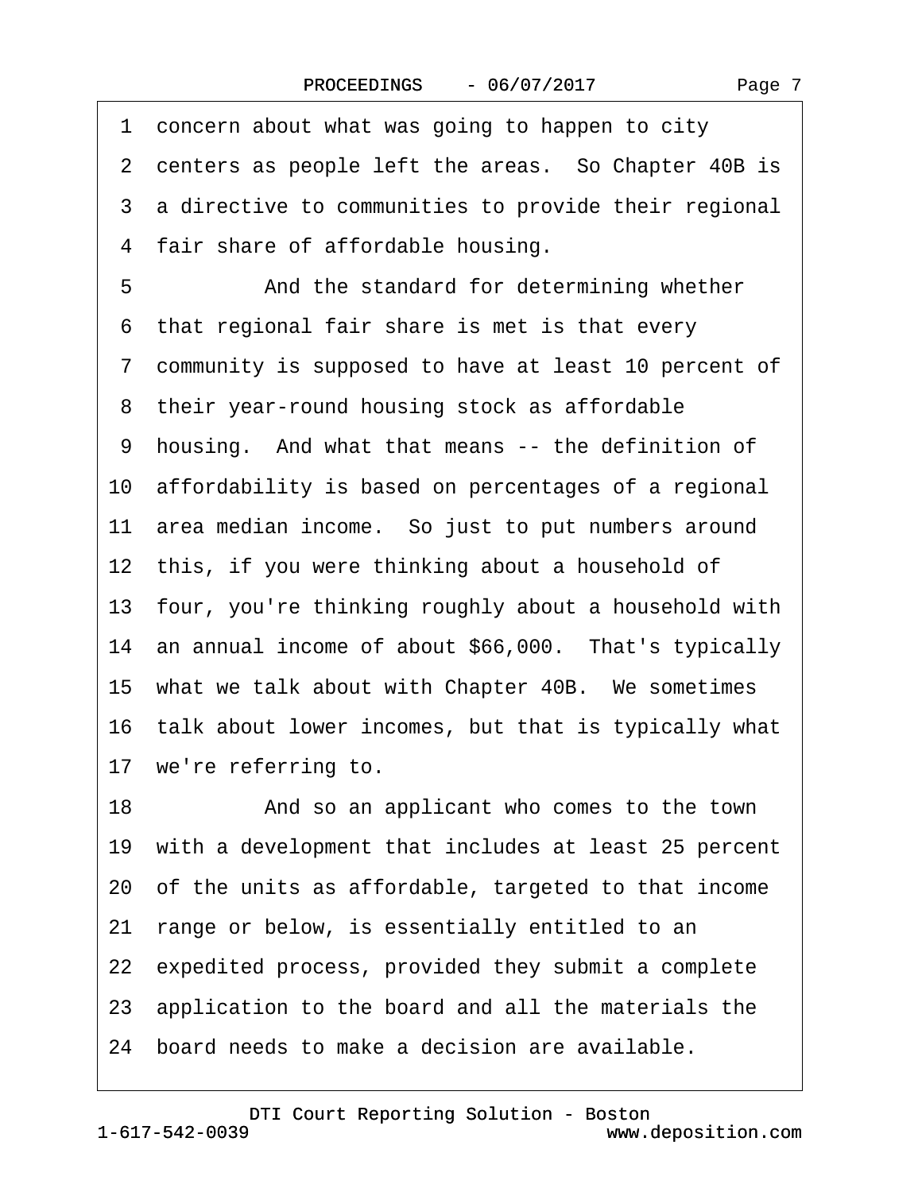1 concern about what was going to happen to city
2 centers as people left the areas. So Chapter 40B is
3 a directive to communities to provide their regional
4 fair share of affordable housing.
5 And the standard for determining whether
6 that regional fair share is met is that every
7 community is supposed to have at least 10 percent of
8 their year-round housing stock as affordable
9 housing. And what that means -- the definition of
10 affordability is based on percentages of a regional
11 area median income. So just to put numbers around
12 this, if you were thinking about a household of
13 four, you're thinking roughly about a household with
14 an annual income of about $66,000. That's typically
15 what we talk about with Chapter 40B. We sometimes
16 talk about lower incomes, but that is typically what
17 we're referring to.
18 And so an applicant who comes to the town
19 with a development that includes at least 25 percent
20 of the units as affordable, targeted to that income
21 range or below, is essentially entitled to an
22 expedited process, provided they submit a complete
23 application to the board and all the materials the
24 board needs to make a decision are available.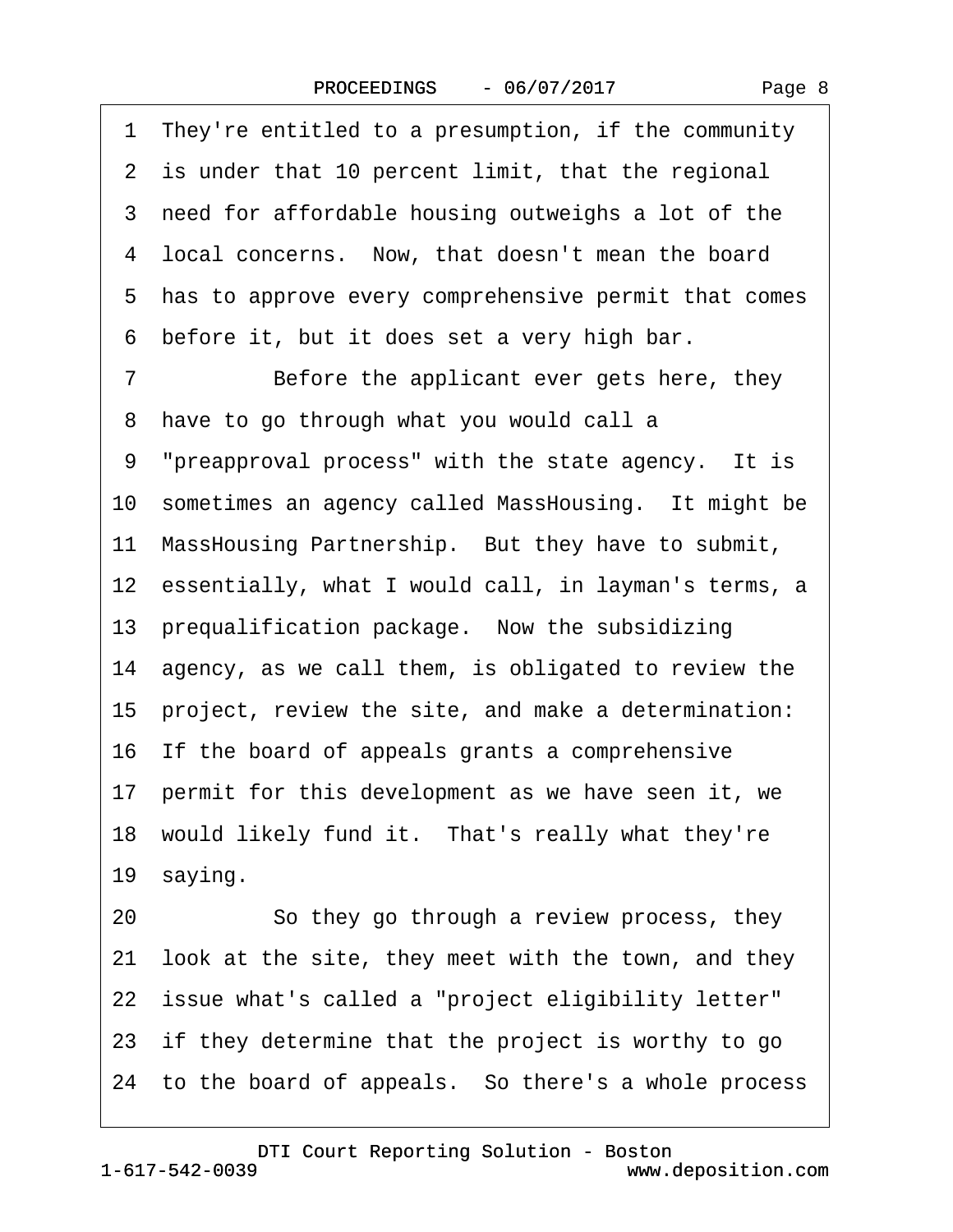1 They're entitled to a presumption, if the community
2 is under that 10 percent limit, that the regional
3 need for affordable housing outweighs a lot of the
4 local concerns. Now, that doesn't mean the board
5 has to approve every comprehensive permit that comes
6 before it, but it does set a very high bar.
7 Before the applicant ever gets here, they
8 have to go through what you would call a
9 "preapproval process" with the state agency. It is
10 sometimes an agency called MassHousing. It might be
11 MassHousing Partnership. But they have to submit,
12 essentially, what I would call, in layman's terms, a
13 prequalification package. Now the subsidizing
14 agency, as we call them, is obligated to review the
15 project, review the site, and make a determination:
16 If the board of appeals grants a comprehensive
17 permit for this development as we have seen it, we
18 would likely fund it. That's really what they're
19 saying.
20 So they go through a review process, they
21 look at the site, they meet with the town, and they
22 issue what's called a "project eligibility letter"
23 if they determine that the project is worthy to go
24 to the board of appeals. So there's a whole process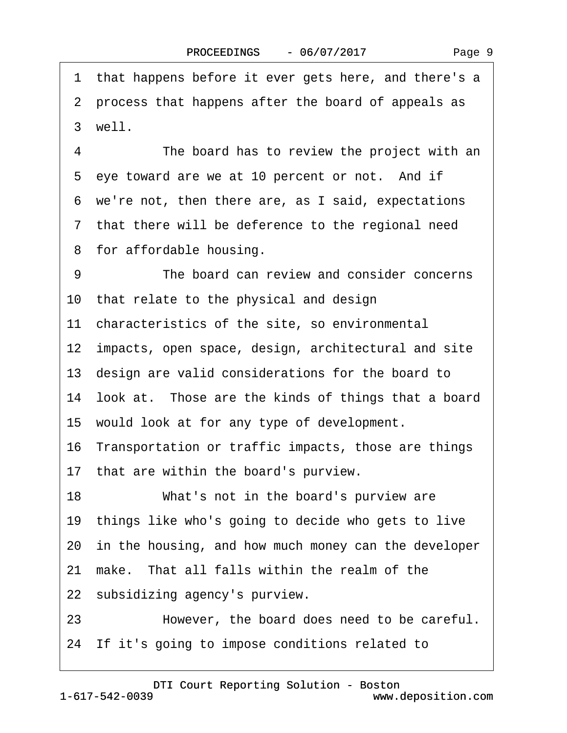1 that happens before it ever gets here, and there's a
2 process that happens after the board of appeals as
3 well.
4 The board has to review the project with an
5 eye toward are we at 10 percent or not. And if
6 we're not, then there are, as I said, expectations
7 that there will be deference to the regional need
8 for affordable housing.
9 The board can review and consider concerns
10 that relate to the physical and design
11 characteristics of the site, so environmental
12 impacts, open space, design, architectural and site
13 design are valid considerations for the board to
14 look at. Those are the kinds of things that a board
15 would look at for any type of development.
16 Transportation or traffic impacts, those are things
17 that are within the board's purview.
18 What's not in the board's purview are
19 things like who's going to decide who gets to live
20 in the housing, and how much money can the developer
21 make. That all falls within the realm of the
22 subsidizing agency's purview.
23 However, the board does need to be careful.
24 If it's going to impose conditions related to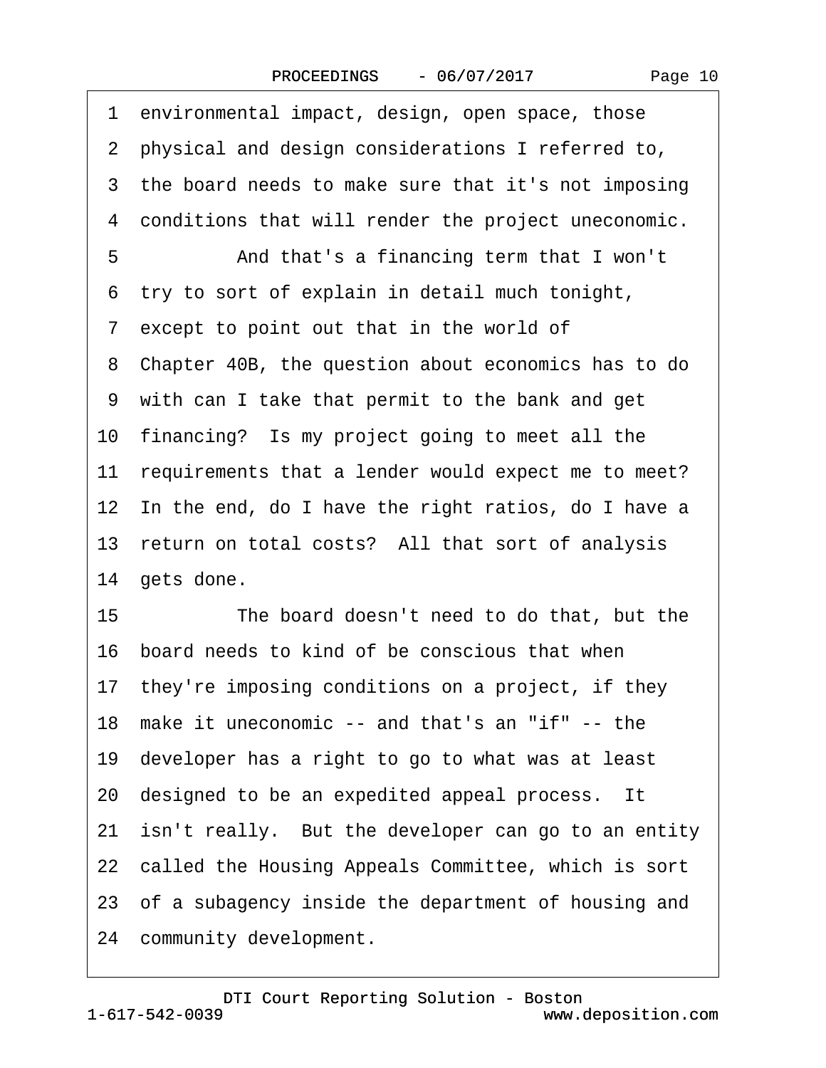1 environmental impact, design, open space, those
2 physical and design considerations I referred to,
3 the board needs to make sure that it's not imposing
4 conditions that will render the project uneconomic.
5 And that's a financing term that I won't
6 try to sort of explain in detail much tonight,
7 except to point out that in the world of
8 Chapter 40B, the question about economics has to do
9 with can I take that permit to the bank and get
10 financing? Is my project going to meet all the
11 requirements that a lender would expect me to meet?
12 In the end, do I have the right ratios, do I have a
13 return on total costs? All that sort of analysis
14 gets done.
15 The board doesn't need to do that, but the
16 board needs to kind of be conscious that when
17 they're imposing conditions on a project, if they
18 make it uneconomic -- and that's an "if" -- the
19 developer has a right to go to what was at least
20 designed to be an expedited appeal process. It
21 isn't really. But the developer can go to an entity
22 called the Housing Appeals Committee, which is sort
23 of a subagency inside the department of housing and
24 community development.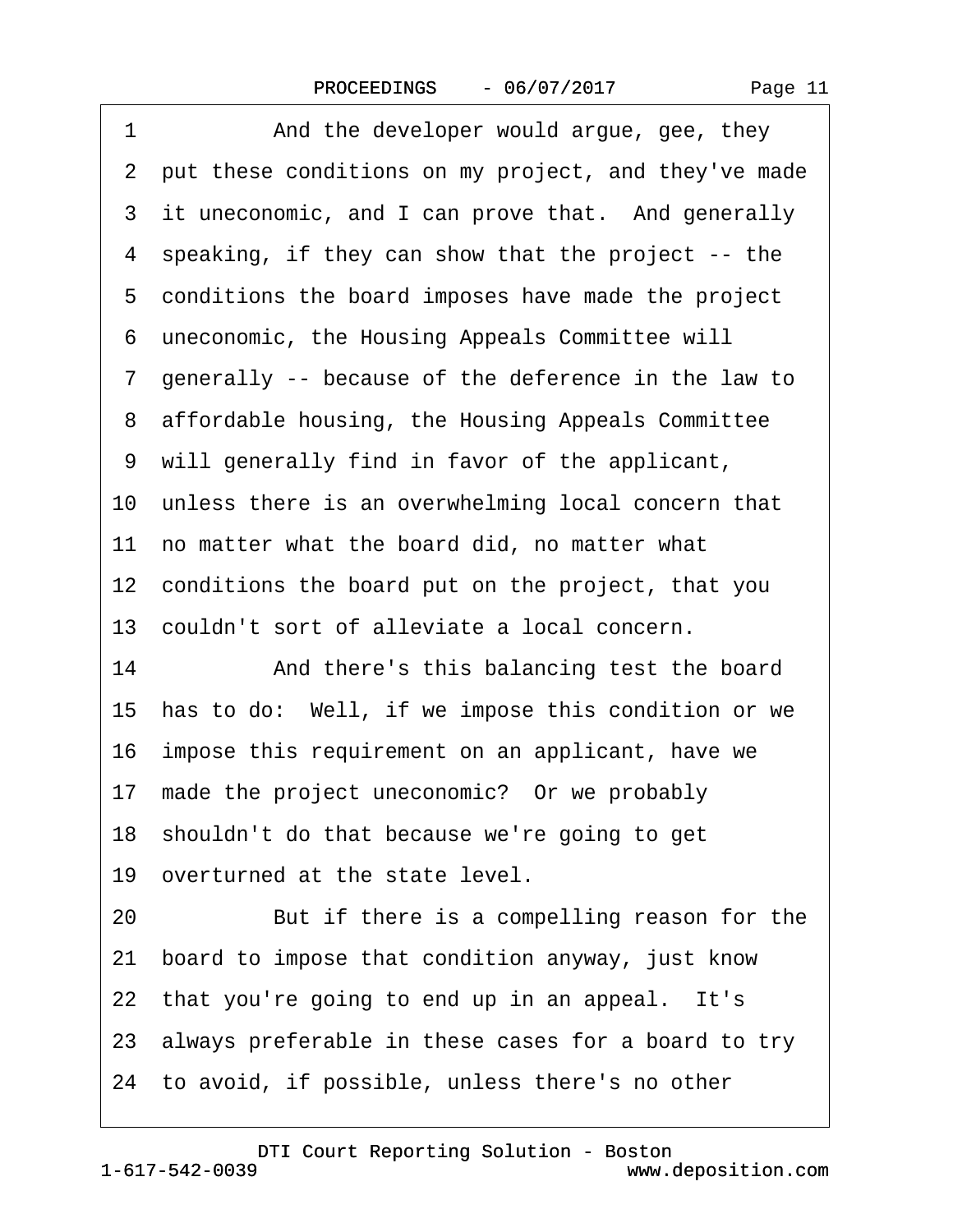1 And the developer would argue, gee, they
2 put these conditions on my project, and they've made
3 it uneconomic, and I can prove that. And generally
4 speaking, if they can show that the project -- the
5 conditions the board imposes have made the project
6 uneconomic, the Housing Appeals Committee will
7 generally -- because of the deference in the law to
8 affordable housing, the Housing Appeals Committee
9 will generally find in favor of the applicant,
10 unless there is an overwhelming local concern that
11 no matter what the board did, no matter what
12 conditions the board put on the project, that you
13 couldn't sort of alleviate a local concern.
14 And there's this balancing test the board
15 has to do: Well, if we impose this condition or we
16 impose this requirement on an applicant, have we
17 made the project uneconomic? Or we probably
18 shouldn't do that because we're going to get
19 overturned at the state level.
20 But if there is a compelling reason for the
21 board to impose that condition anyway, just know
22 that you're going to end up in an appeal. It's
23 always preferable in these cases for a board to try
24 to avoid, if possible, unless there's no other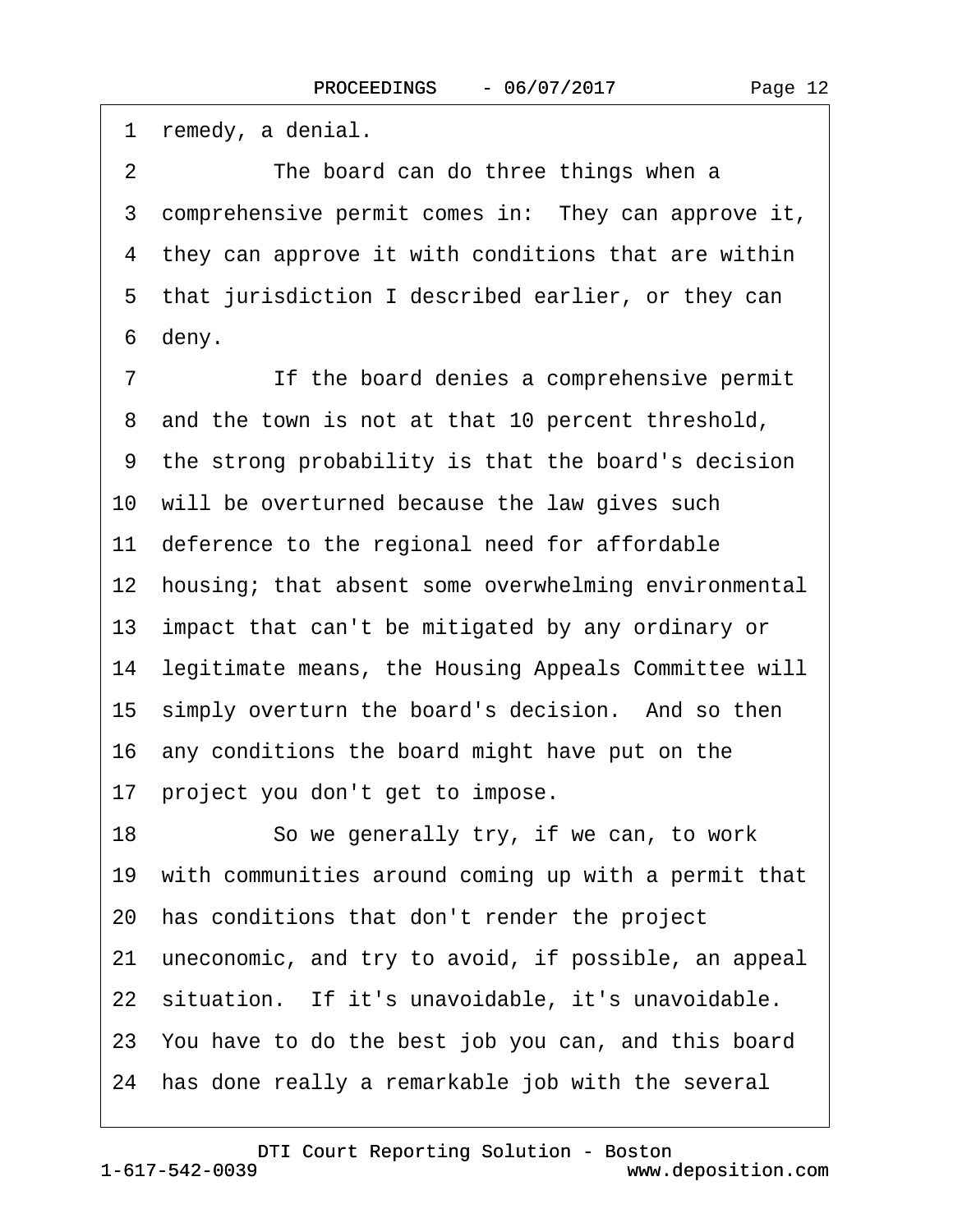remedy, a denial.

The board can do three things when a comprehensive permit comes in: They can approve it, they can approve it with conditions that are within that jurisdiction I described earlier, or they can deny.

If the board denies a comprehensive permit and the town is not at that 10 percent threshold, the strong probability is that the board's decision will be overturned because the law gives such deference to the regional need for affordable housing; that absent some overwhelming environmental impact that can't be mitigated by any ordinary or legitimate means, the Housing Appeals Committee will simply overturn the board's decision. And so then any conditions the board might have put on the project you don't get to impose.

So we generally try, if we can, to work with communities around coming up with a permit that has conditions that don't render the project uneconomic, and try to avoid, if possible, an appeal situation. If it's unavoidable, it's unavoidable. You have to do the best job you can, and this board has done really a remarkable job with the several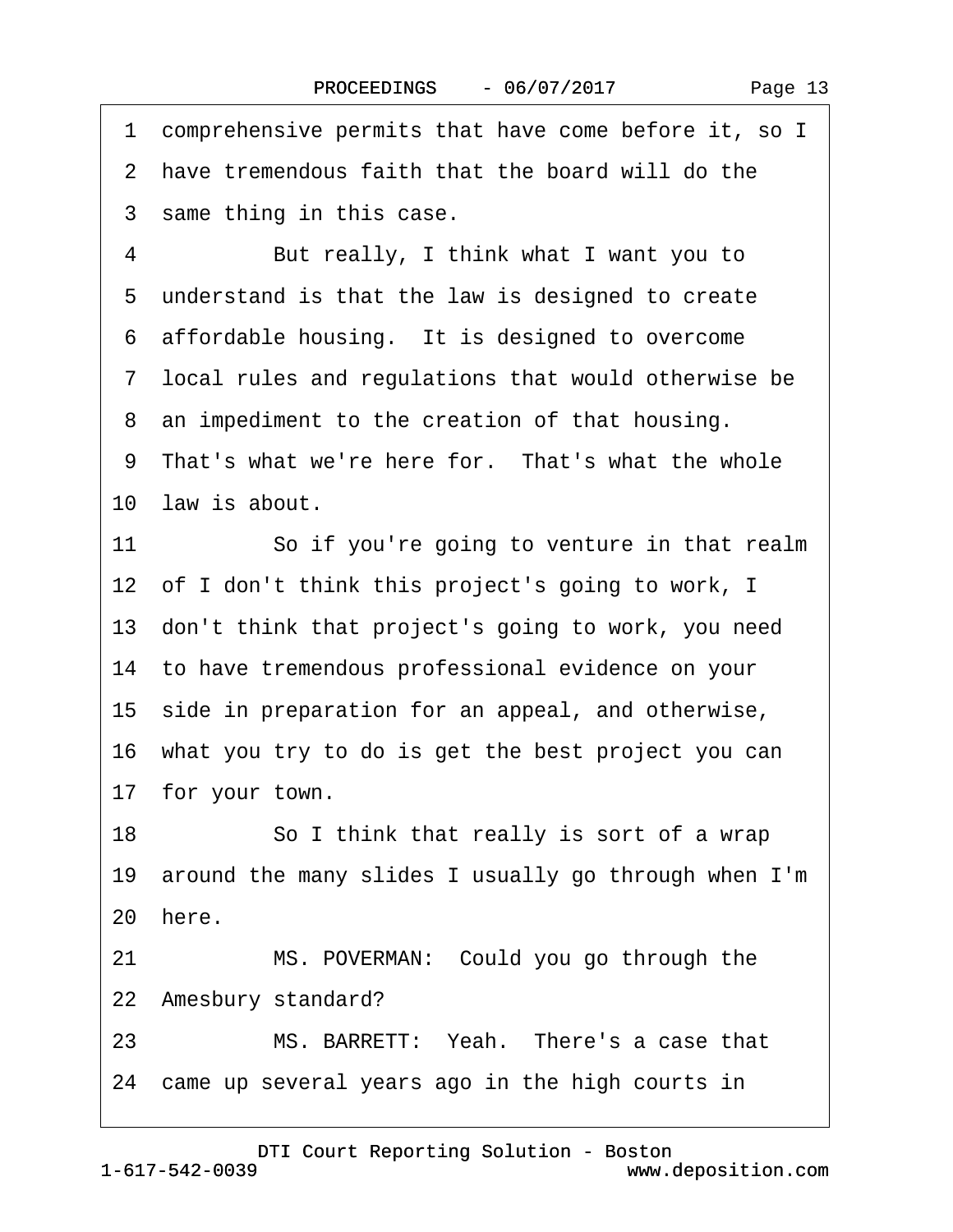1 comprehensive permits that have come before it, so I
2 have tremendous faith that the board will do the
3 same thing in this case.
4 But really, I think what I want you to
5 understand is that the law is designed to create
6 affordable housing. It is designed to overcome
7 local rules and regulations that would otherwise be
8 an impediment to the creation of that housing.
9 That's what we're here for. That's what the whole
10 law is about.
11 So if you're going to venture in that realm
12 of I don't think this project's going to work, I
13 don't think that project's going to work, you need
14 to have tremendous professional evidence on your
15 side in preparation for an appeal, and otherwise,
16 what you try to do is get the best project you can
17 for your town.
18 So I think that really is sort of a wrap
19 around the many slides I usually go through when I'm
20 here.
21 MS. POVERMAN: Could you go through the
22 Amesbury standard?
23 MS. BARRETT: Yeah. There's a case that
24 came up several years ago in the high courts in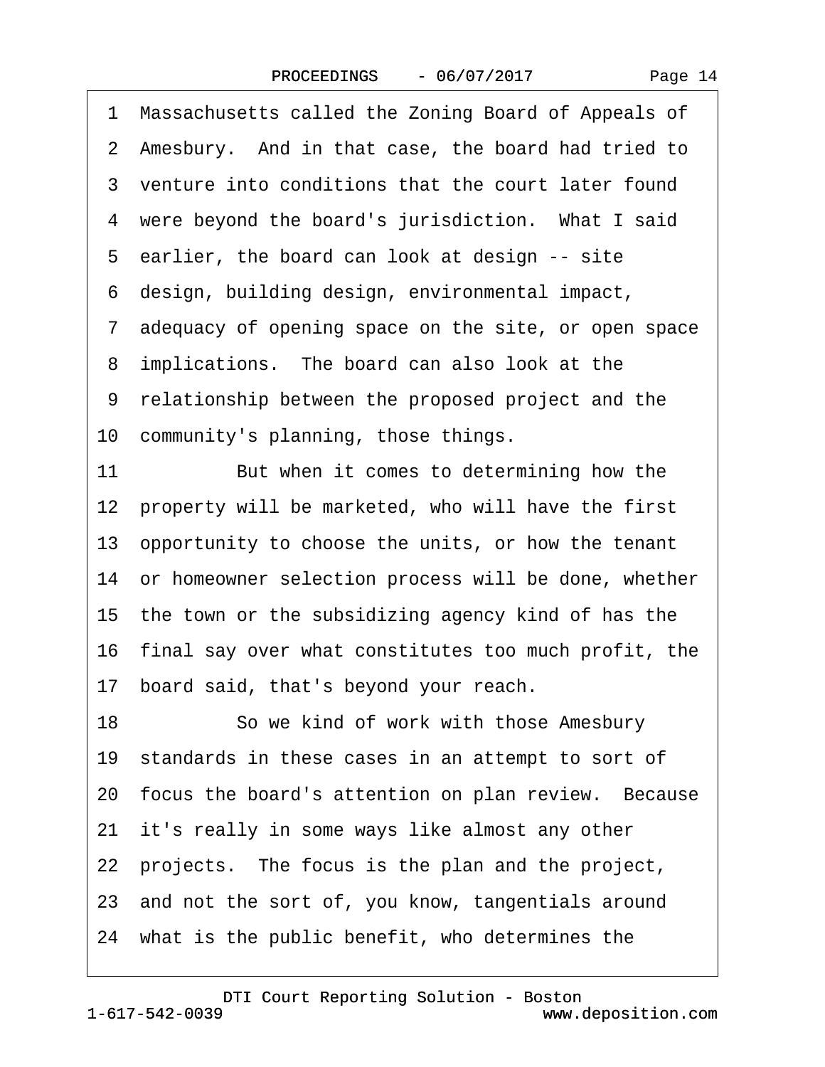1 Massachusetts called the Zoning Board of Appeals of
2 Amesbury. And in that case, the board had tried to
3 venture into conditions that the court later found
4 were beyond the board's jurisdiction. What I said
5 earlier, the board can look at design -- site
6 design, building design, environmental impact,
7 adequacy of opening space on the site, or open space
8 implications. The board can also look at the
9 relationship between the proposed project and the
10 community's planning, those things.
11 But when it comes to determining how the
12 property will be marketed, who will have the first
13 opportunity to choose the units, or how the tenant
14 or homeowner selection process will be done, whether
15 the town or the subsidizing agency kind of has the
16 final say over what constitutes too much profit, the
17 board said, that's beyond your reach.
18 So we kind of work with those Amesbury
19 standards in these cases in an attempt to sort of
20 focus the board's attention on plan review. Because
21 it's really in some ways like almost any other
22 projects. The focus is the plan and the project,
23 and not the sort of, you know, tangentials around
24 what is the public benefit, who determines the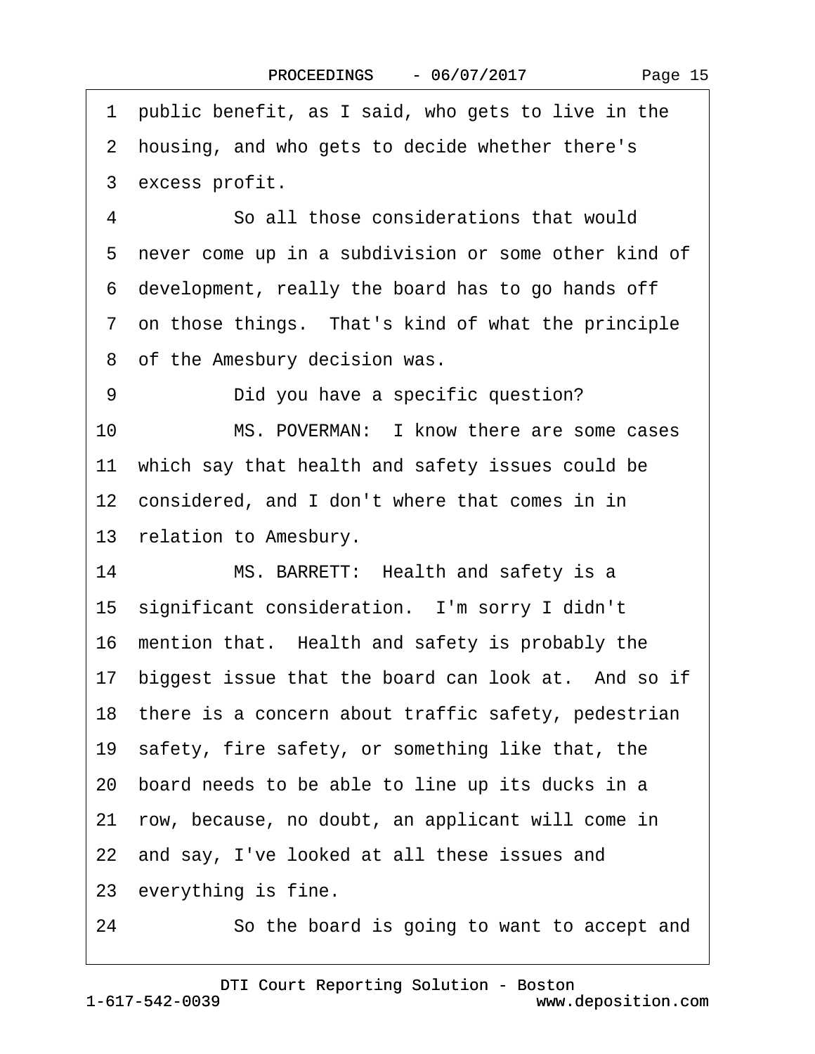1 public benefit, as I said, who gets to live in the
2 housing, and who gets to decide whether there's
3 excess profit.

4 So all those considerations that would
5 never come up in a subdivision or some other kind of
6 development, really the board has to go hands off
7 on those things. That's kind of what the principle
8 of the Amesbury decision was.

9 Did you have a specific question?

10 MS. POVERMAN: I know there are some cases
11 which say that health and safety issues could be
12 considered, and I don't where that comes in in
13 relation to Amesbury.

14 MS. BARRETT: Health and safety is a
15 significant consideration. I'm sorry I didn't
16 mention that. Health and safety is probably the
17 biggest issue that the board can look at. And so if
18 there is a concern about traffic safety, pedestrian
19 safety, fire safety, or something like that, the
20 board needs to be able to line up its ducks in a
21 row, because, no doubt, an applicant will come in
22 and say, I've looked at all these issues and
23 everything is fine.

24 So the board is going to want to accept and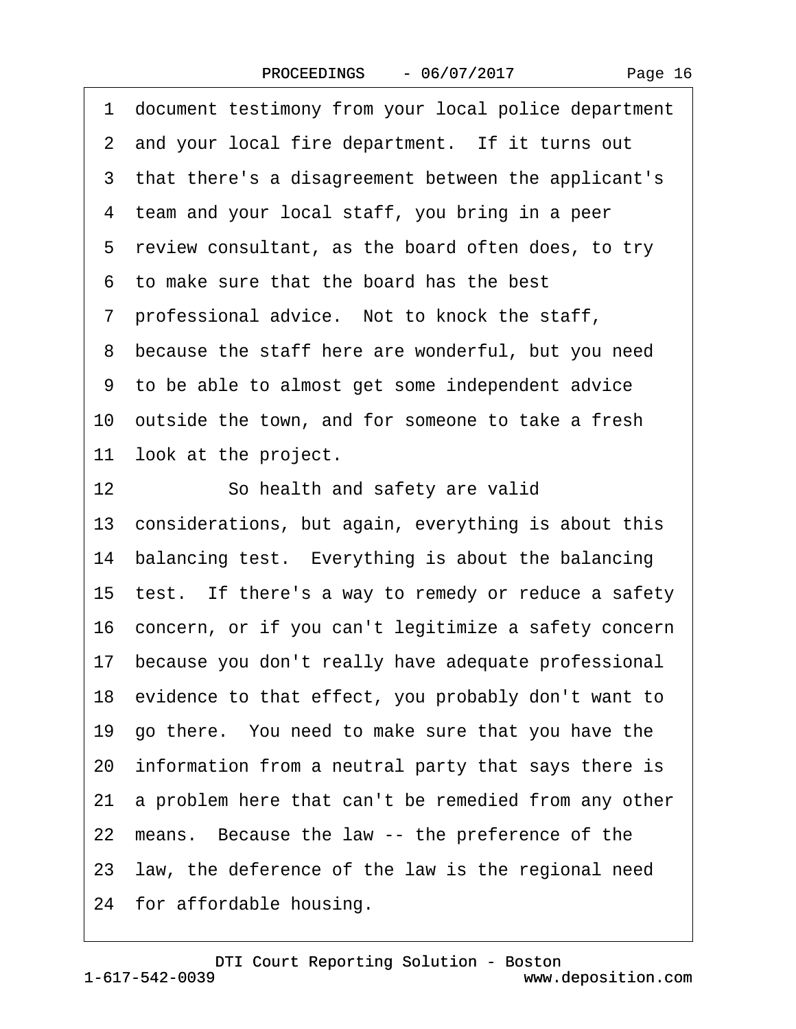document testimony from your local police department and your local fire department. If it turns out that there's a disagreement between the applicant's team and your local staff, you bring in a peer review consultant, as the board often does, to try to make sure that the board has the best professional advice. Not to knock the staff, because the staff here are wonderful, but you need to be able to almost get some independent advice outside the town, and for someone to take a fresh look at the project.

So health and safety are valid considerations, but again, everything is about this balancing test. Everything is about the balancing test. If there's a way to remedy or reduce a safety concern, or if you can't legitimize a safety concern because you don't really have adequate professional evidence to that effect, you probably don't want to go there. You need to make sure that you have the information from a neutral party that says there is a problem here that can't be remedied from any other means. Because the law -- the preference of the law, the deference of the law is the regional need for affordable housing.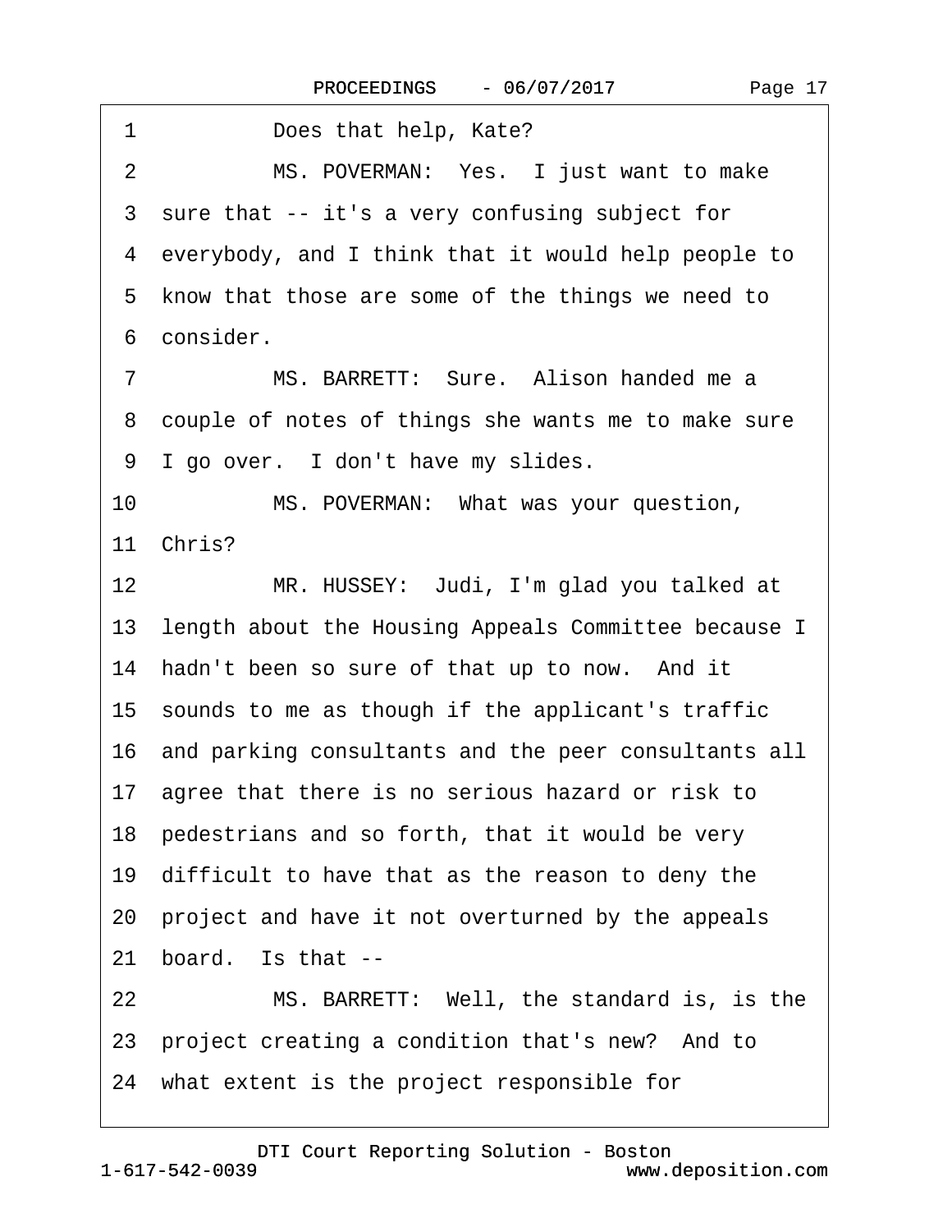1 Does that help, Kate?

2 MS. POVERMAN: Yes. I just want to make

3 sure that -- it's a very confusing subject for

4 everybody, and I think that it would help people to

5 know that those are some of the things we need to

6 consider.

7 MS. BARRETT: Sure. Alison handed me a

8 couple of notes of things she wants me to make sure

9 I go over. I don't have my slides.

10 MS. POVERMAN: What was your question,

11 Chris?

12 MR. HUSSEY: Judi, I'm glad you talked at

13 length about the Housing Appeals Committee because I

14 hadn't been so sure of that up to now. And it

15 sounds to me as though if the applicant's traffic

16 and parking consultants and the peer consultants all

17 agree that there is no serious hazard or risk to

18 pedestrians and so forth, that it would be very

19 difficult to have that as the reason to deny the

20 project and have it not overturned by the appeals

21 board. Is that --

22 MS. BARRETT: Well, the standard is, is the

23 project creating a condition that's new? And to

24 what extent is the project responsible for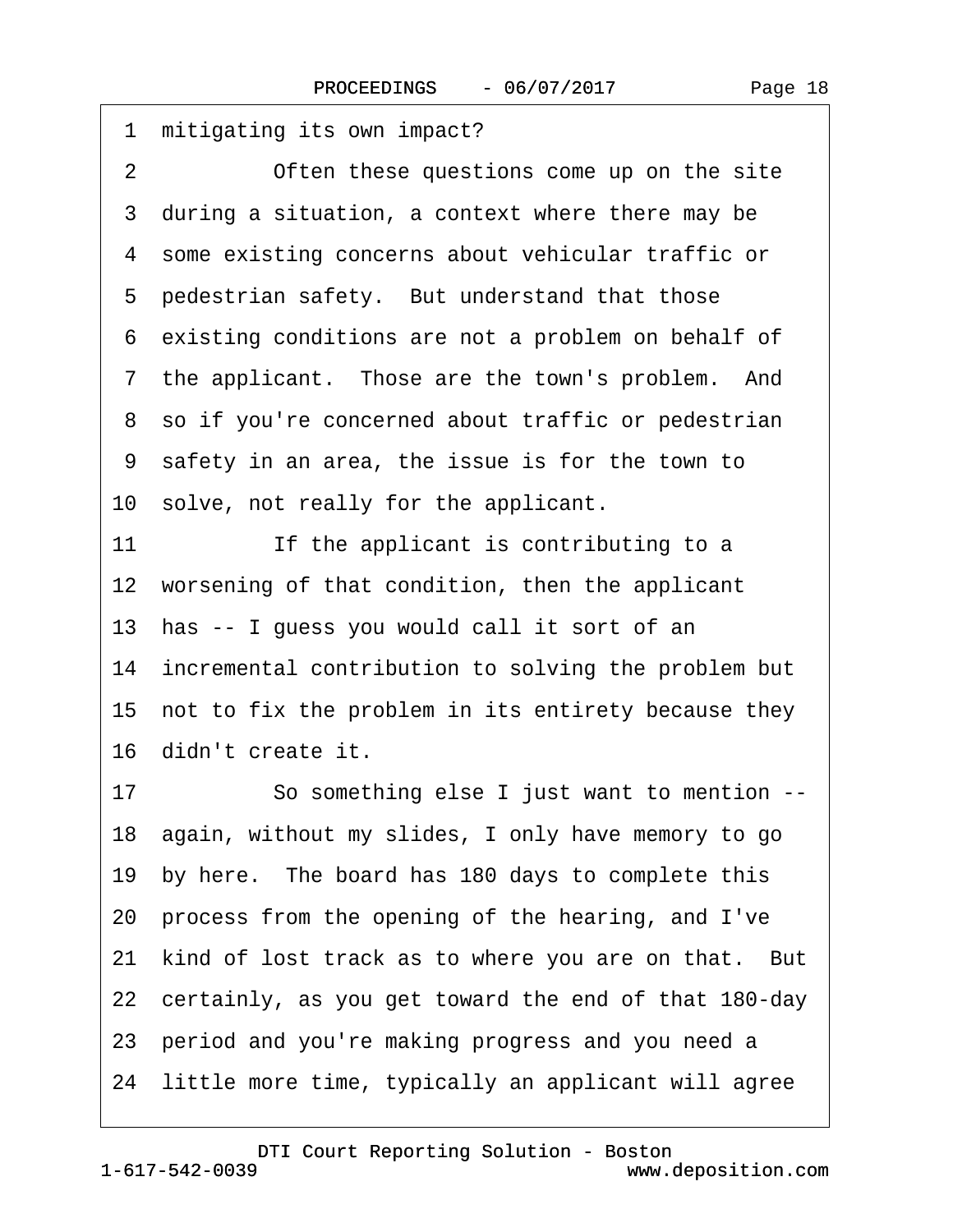1 mitigating its own impact?

2 Often these questions come up on the site

3 during a situation, a context where there may be

4 some existing concerns about vehicular traffic or

5 pedestrian safety. But understand that those

6 existing conditions are not a problem on behalf of

7 the applicant. Those are the town's problem. And

8 so if you're concerned about traffic or pedestrian

9 safety in an area, the issue is for the town to

10 solve, not really for the applicant.

11 If the applicant is contributing to a

12 worsening of that condition, then the applicant

13 has -- I guess you would call it sort of an

14 incremental contribution to solving the problem but

15 not to fix the problem in its entirety because they

16 didn't create it.

17 So something else I just want to mention --

18 again, without my slides, I only have memory to go

19 by here. The board has 180 days to complete this

20 process from the opening of the hearing, and I've

21 kind of lost track as to where you are on that. But

22 certainly, as you get toward the end of that 180-day

23 period and you're making progress and you need a

24 little more time, typically an applicant will agree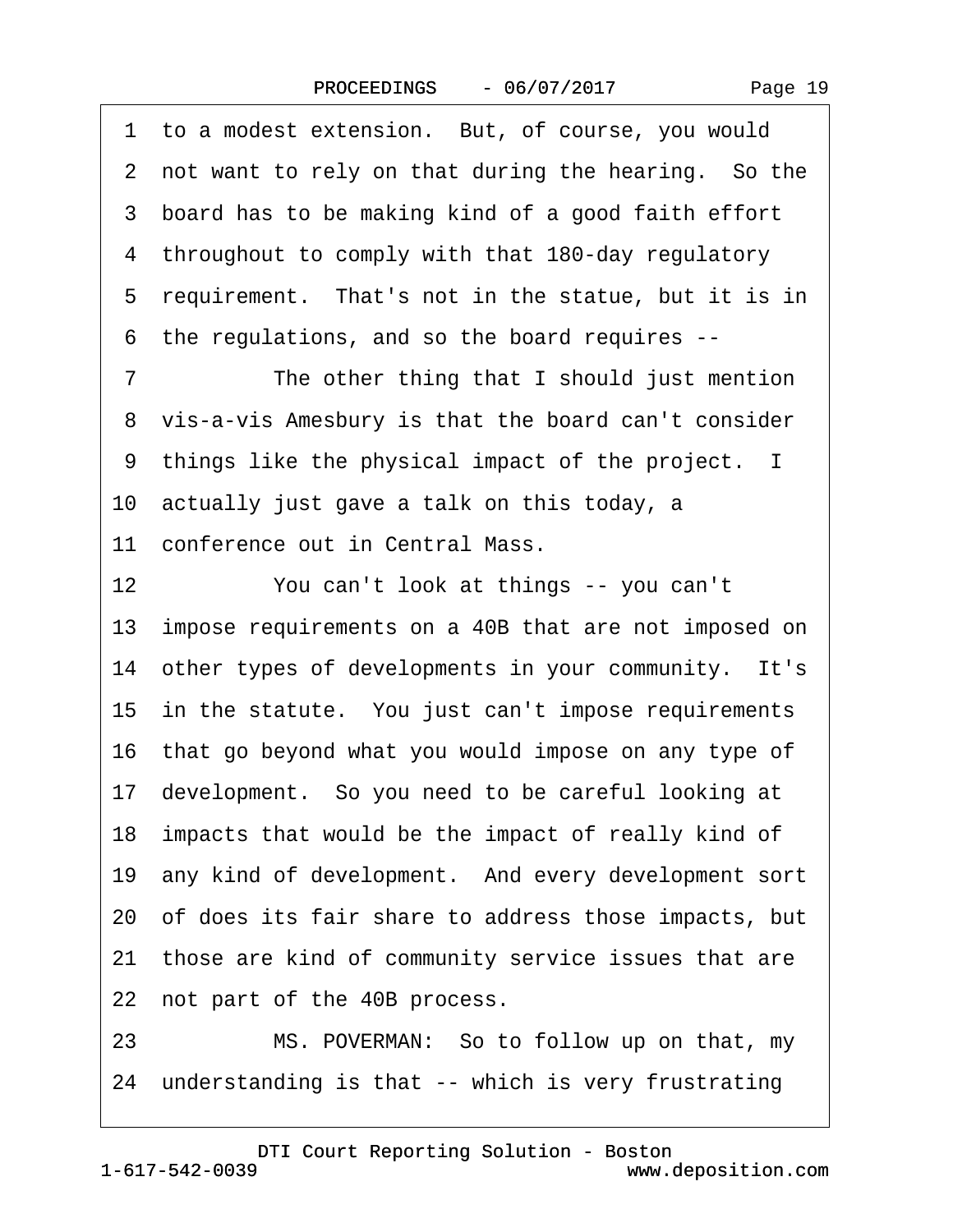1 to a modest extension. But, of course, you would
2 not want to rely on that during the hearing. So the
3 board has to be making kind of a good faith effort
4 throughout to comply with that 180-day regulatory
5 requirement. That's not in the statue, but it is in
6 the regulations, and so the board requires --
7 The other thing that I should just mention
8 vis-a-vis Amesbury is that the board can't consider
9 things like the physical impact of the project. I
10 actually just gave a talk on this today, a
11 conference out in Central Mass.
12 You can't look at things -- you can't
13 impose requirements on a 40B that are not imposed on
14 other types of developments in your community. It's
15 in the statute. You just can't impose requirements
16 that go beyond what you would impose on any type of
17 development. So you need to be careful looking at
18 impacts that would be the impact of really kind of
19 any kind of development. And every development sort
20 of does its fair share to address those impacts, but
21 those are kind of community service issues that are
22 not part of the 40B process.
23 MS. POVERMAN: So to follow up on that, my
24 understanding is that -- which is very frustrating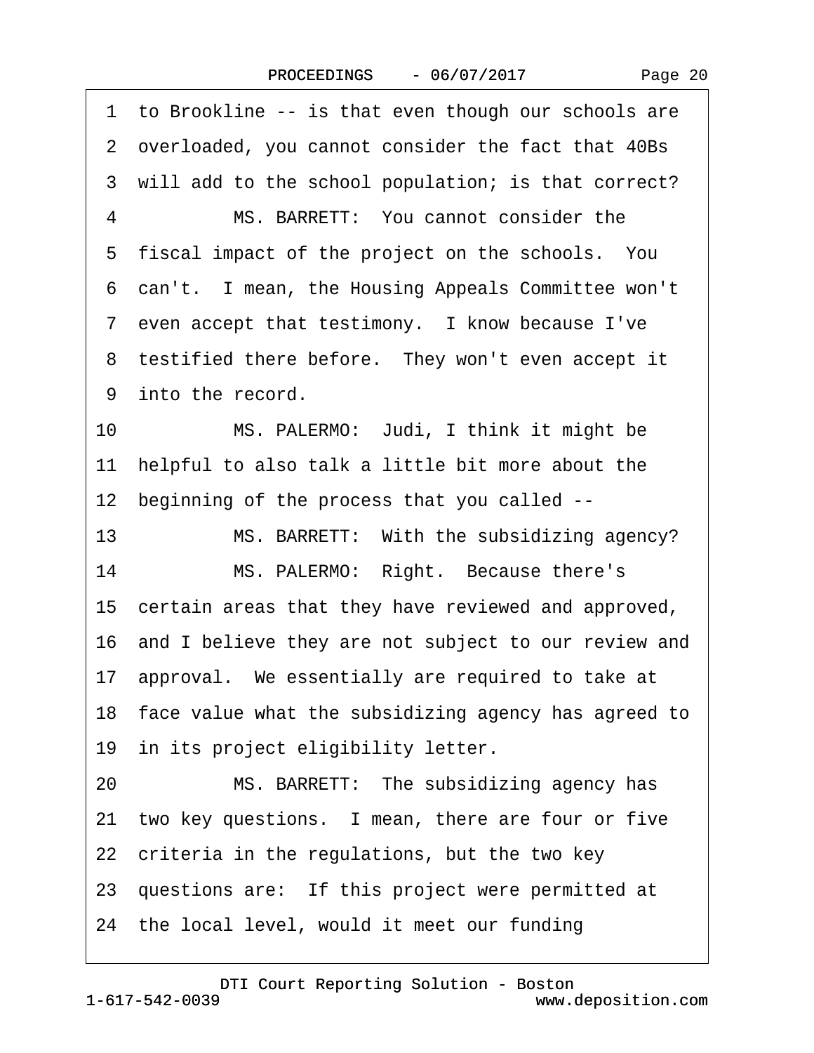1 to Brookline -- is that even though our schools are
2 overloaded, you cannot consider the fact that 40Bs
3 will add to the school population; is that correct?
4 MS. BARRETT: You cannot consider the
5 fiscal impact of the project on the schools. You
6 can't. I mean, the Housing Appeals Committee won't
7 even accept that testimony. I know because I've
8 testified there before. They won't even accept it
9 into the record.
10 MS. PALERMO: Judi, I think it might be
11 helpful to also talk a little bit more about the
12 beginning of the process that you called --
13 MS. BARRETT: With the subsidizing agency?
14 MS. PALERMO: Right. Because there's
15 certain areas that they have reviewed and approved,
16 and I believe they are not subject to our review and
17 approval. We essentially are required to take at
18 face value what the subsidizing agency has agreed to
19 in its project eligibility letter.
20 MS. BARRETT: The subsidizing agency has
21 two key questions. I mean, there are four or five
22 criteria in the regulations, but the two key
23 questions are: If this project were permitted at
24 the local level, would it meet our funding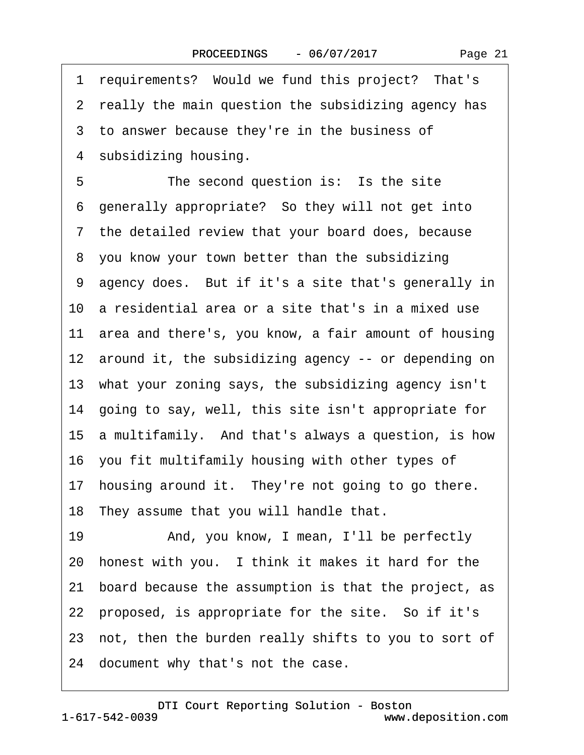1 requirements? Would we fund this project? That's
2 really the main question the subsidizing agency has
3 to answer because they're in the business of
4 subsidizing housing.

5 The second question is: Is the site
6 generally appropriate? So they will not get into
7 the detailed review that your board does, because
8 you know your town better than the subsidizing
9 agency does. But if it's a site that's generally in
10 a residential area or a site that's in a mixed use
11 area and there's, you know, a fair amount of housing
12 around it, the subsidizing agency -- or depending on
13 what your zoning says, the subsidizing agency isn't
14 going to say, well, this site isn't appropriate for
15 a multifamily. And that's always a question, is how
16 you fit multifamily housing with other types of
17 housing around it. They're not going to go there.
18 They assume that you will handle that.

19 And, you know, I mean, I'll be perfectly
20 honest with you. I think it makes it hard for the
21 board because the assumption is that the project, as
22 proposed, is appropriate for the site. So if it's
23 not, then the burden really shifts to you to sort of
24 document why that's not the case.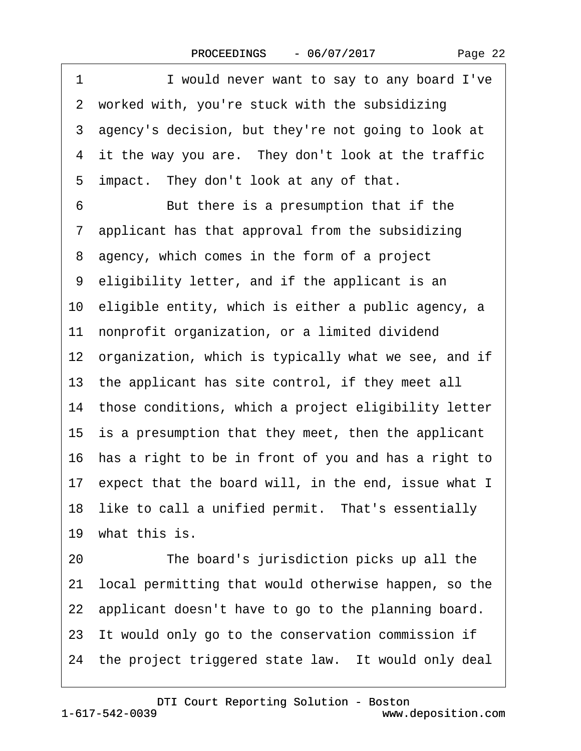I would never want to say to any board I've worked with, you're stuck with the subsidizing agency's decision, but they're not going to look at it the way you are. They don't look at the traffic impact. They don't look at any of that.

But there is a presumption that if the applicant has that approval from the subsidizing agency, which comes in the form of a project eligibility letter, and if the applicant is an eligible entity, which is either a public agency, a nonprofit organization, or a limited dividend organization, which is typically what we see, and if the applicant has site control, if they meet all those conditions, which a project eligibility letter is a presumption that they meet, then the applicant has a right to be in front of you and has a right to expect that the board will, in the end, issue what I like to call a unified permit. That's essentially what this is.

The board's jurisdiction picks up all the local permitting that would otherwise happen, so the applicant doesn't have to go to the planning board. It would only go to the conservation commission if the project triggered state law. It would only deal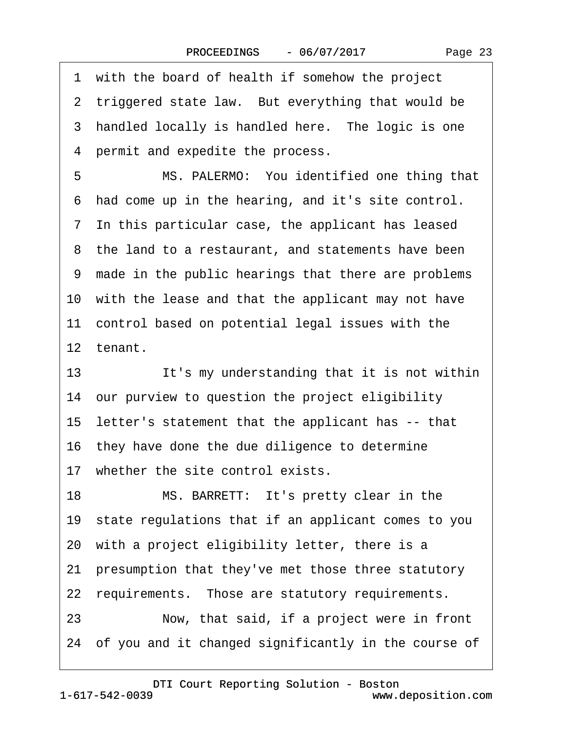1 with the board of health if somehow the project
2 triggered state law. But everything that would be
3 handled locally is handled here. The logic is one
4 permit and expedite the process.

5 MS. PALERMO: You identified one thing that
6 had come up in the hearing, and it's site control.
7 In this particular case, the applicant has leased
8 the land to a restaurant, and statements have been
9 made in the public hearings that there are problems
10 with the lease and that the applicant may not have
11 control based on potential legal issues with the
12 tenant.

13 It's my understanding that it is not within
14 our purview to question the project eligibility
15 letter's statement that the applicant has -- that
16 they have done the due diligence to determine
17 whether the site control exists.

18 MS. BARRETT: It's pretty clear in the
19 state regulations that if an applicant comes to you
20 with a project eligibility letter, there is a
21 presumption that they've met those three statutory
22 requirements. Those are statutory requirements.

23 Now, that said, if a project were in front
24 of you and it changed significantly in the course of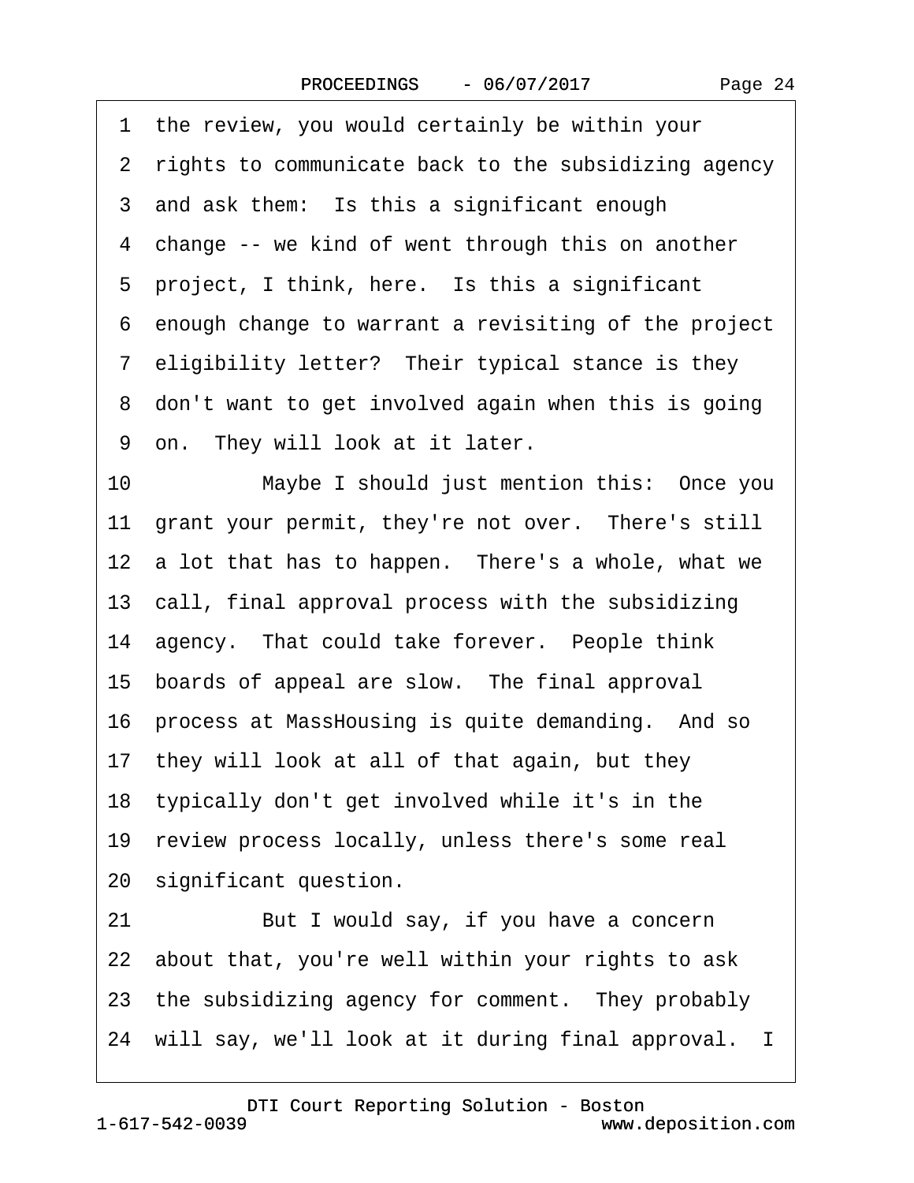1 the review, you would certainly be within your
2 rights to communicate back to the subsidizing agency
3 and ask them: Is this a significant enough
4 change -- we kind of went through this on another
5 project, I think, here. Is this a significant
6 enough change to warrant a revisiting of the project
7 eligibility letter? Their typical stance is they
8 don't want to get involved again when this is going
9 on. They will look at it later.

10 Maybe I should just mention this: Once you
11 grant your permit, they're not over. There's still
12 a lot that has to happen. There's a whole, what we
13 call, final approval process with the subsidizing
14 agency. That could take forever. People think
15 boards of appeal are slow. The final approval
16 process at MassHousing is quite demanding. And so
17 they will look at all of that again, but they
18 typically don't get involved while it's in the
19 review process locally, unless there's some real
20 significant question.

21 But I would say, if you have a concern
22 about that, you're well within your rights to ask
23 the subsidizing agency for comment. They probably
24 will say, we'll look at it during final approval. I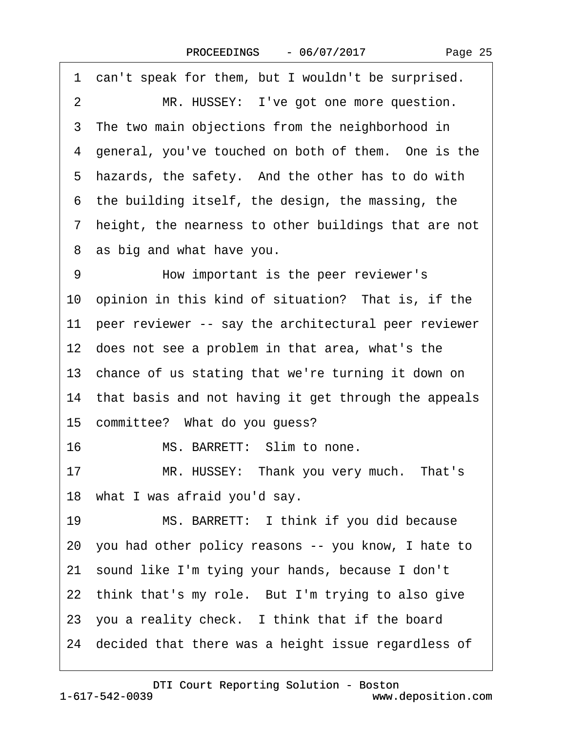1 can't speak for them, but I wouldn't be surprised.

2 MR. HUSSEY: I've got one more question.

3 The two main objections from the neighborhood in

4 general, you've touched on both of them. One is the

5 hazards, the safety. And the other has to do with

6 the building itself, the design, the massing, the

7 height, the nearness to other buildings that are not

8 as big and what have you.

9 How important is the peer reviewer's

10 opinion in this kind of situation? That is, if the

11 peer reviewer -- say the architectural peer reviewer

12 does not see a problem in that area, what's the

13 chance of us stating that we're turning it down on

14 that basis and not having it get through the appeals

15 committee? What do you guess?

16 MS. BARRETT: Slim to none.

17 MR. HUSSEY: Thank you very much. That's

18 what I was afraid you'd say.

19 MS. BARRETT: I think if you did because

20 you had other policy reasons -- you know, I hate to

21 sound like I'm tying your hands, because I don't

22 think that's my role. But I'm trying to also give

23 you a reality check. I think that if the board

24 decided that there was a height issue regardless of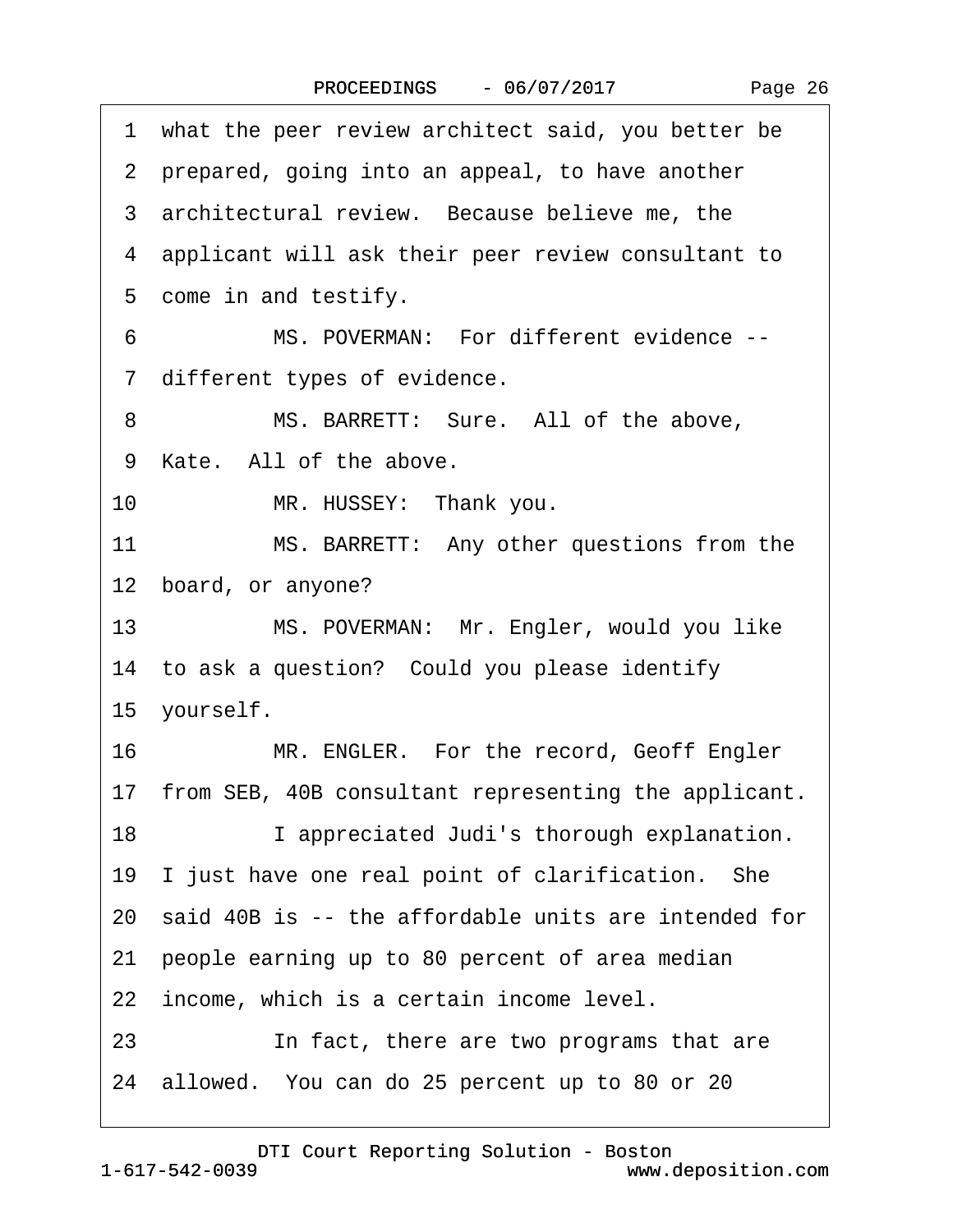1 what the peer review architect said, you better be
2 prepared, going into an appeal, to have another
3 architectural review. Because believe me, the
4 applicant will ask their peer review consultant to
5 come in and testify.

6 MS. POVERMAN: For different evidence --
7 different types of evidence.

8 MS. BARRETT: Sure. All of the above,
9 Kate. All of the above.

10 MR. HUSSEY: Thank you.

11 MS. BARRETT: Any other questions from the
12 board, or anyone?

13 MS. POVERMAN: Mr. Engler, would you like
14 to ask a question? Could you please identify
15 yourself.

16 MR. ENGLER. For the record, Geoff Engler
17 from SEB, 40B consultant representing the applicant.

18 I appreciated Judi's thorough explanation.
19 I just have one real point of clarification. She
20 said 40B is -- the affordable units are intended for
21 people earning up to 80 percent of area median
22 income, which is a certain income level.

23 In fact, there are two programs that are
24 allowed. You can do 25 percent up to 80 or 20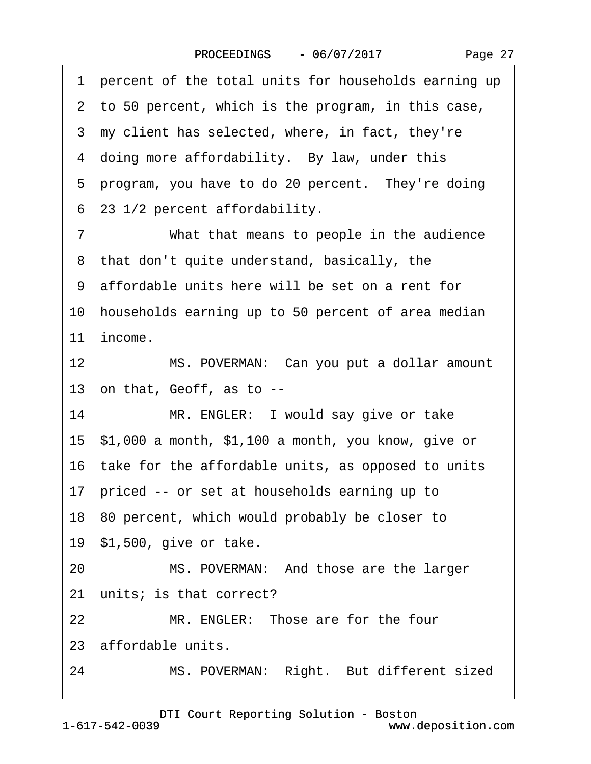1 percent of the total units for households earning up

2 to 50 percent, which is the program, in this case,

3 my client has selected, where, in fact, they're

4 doing more affordability. By law, under this

5 program, you have to do 20 percent. They're doing

6 23 1/2 percent affordability.

7 What that means to people in the audience

8 that don't quite understand, basically, the

9 affordable units here will be set on a rent for

10 households earning up to 50 percent of area median

11 income.

12 MS. POVERMAN: Can you put a dollar amount

13 on that, Geoff, as to --

14 MR. ENGLER: I would say give or take

15 $1,000 a month, $1,100 a month, you know, give or

16 take for the affordable units, as opposed to units

17 priced -- or set at households earning up to

18 80 percent, which would probably be closer to

19 $1,500, give or take.

20 MS. POVERMAN: And those are the larger

21 units; is that correct?

22 MR. ENGLER: Those are for the four

23 affordable units.

24 MS. POVERMAN: Right. But different sized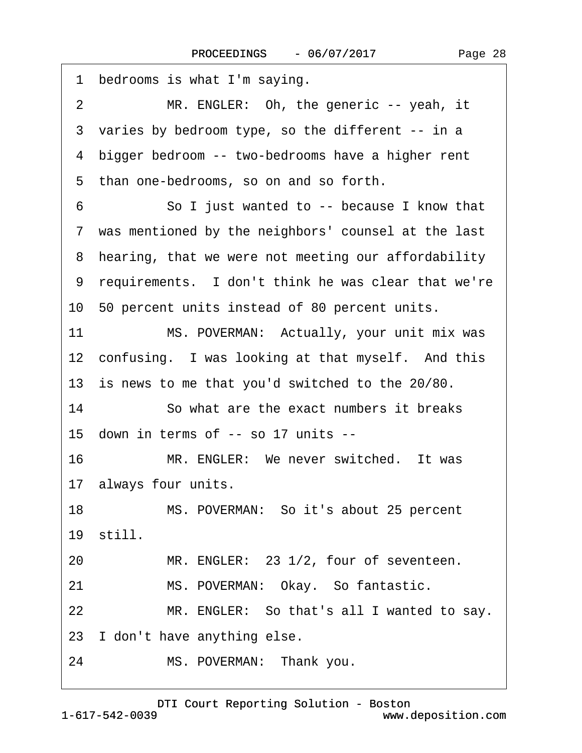1 bedrooms is what I'm saying.

2 MR. ENGLER: Oh, the generic -- yeah, it

3 varies by bedroom type, so the different -- in a

4 bigger bedroom -- two-bedrooms have a higher rent

5 than one-bedrooms, so on and so forth.

6 So I just wanted to -- because I know that

7 was mentioned by the neighbors' counsel at the last

8 hearing, that we were not meeting our affordability

9 requirements. I don't think he was clear that we're

10 50 percent units instead of 80 percent units.

11 MS. POVERMAN: Actually, your unit mix was

12 confusing. I was looking at that myself. And this

13 is news to me that you'd switched to the 20/80.

14 So what are the exact numbers it breaks

15 down in terms of -- so 17 units --

16 MR. ENGLER: We never switched. It was

17 always four units.

18 MS. POVERMAN: So it's about 25 percent

19 still.

20 MR. ENGLER: 23 1/2, four of seventeen.

21 MS. POVERMAN: Okay. So fantastic.

22 MR. ENGLER: So that's all I wanted to say.

23 I don't have anything else.

24 MS. POVERMAN: Thank you.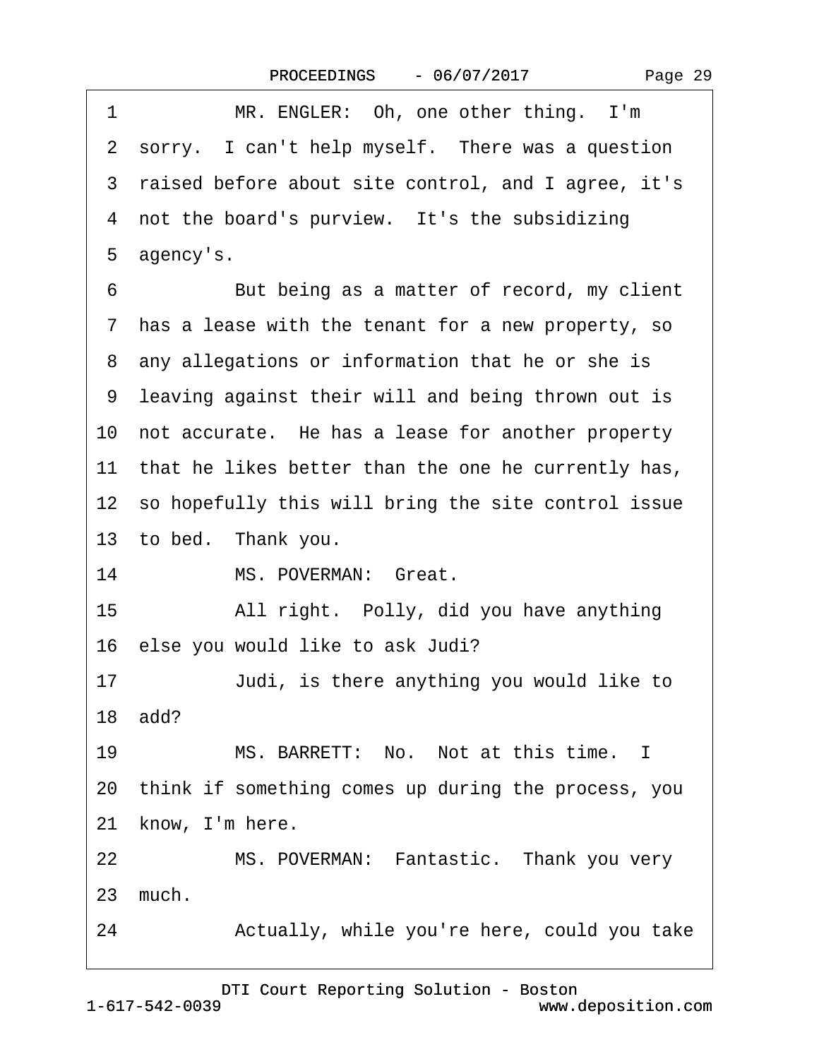1 MR. ENGLER: Oh, one other thing. I'm
2 sorry. I can't help myself. There was a question
3 raised before about site control, and I agree, it's
4 not the board's purview. It's the subsidizing
5 agency's.
6 But being as a matter of record, my client
7 has a lease with the tenant for a new property, so
8 any allegations or information that he or she is
9 leaving against their will and being thrown out is
10 not accurate. He has a lease for another property
11 that he likes better than the one he currently has,
12 so hopefully this will bring the site control issue
13 to bed. Thank you.
14 MS. POVERMAN: Great.
15 All right. Polly, did you have anything
16 else you would like to ask Judi?
17 Judi, is there anything you would like to
18 add?
19 MS. BARRETT: No. Not at this time. I
20 think if something comes up during the process, you
21 know, I'm here.
22 MS. POVERMAN: Fantastic. Thank you very
23 much.
24 Actually, while you're here, could you take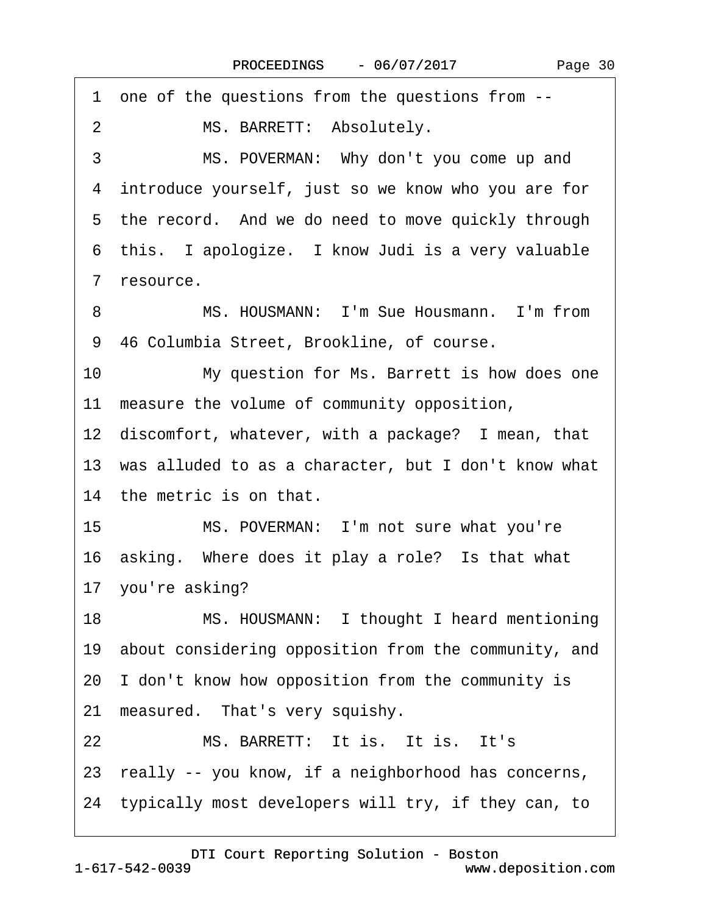1 one of the questions from the questions from --

2 MS. BARRETT: Absolutely.

3 MS. POVERMAN: Why don't you come up and

4 introduce yourself, just so we know who you are for

5 the record. And we do need to move quickly through

6 this. I apologize. I know Judi is a very valuable

7 resource.

8 MS. HOUSMANN: I'm Sue Housmann. I'm from

9 46 Columbia Street, Brookline, of course.

10 My question for Ms. Barrett is how does one

11 measure the volume of community opposition,

12 discomfort, whatever, with a package? I mean, that

13 was alluded to as a character, but I don't know what

14 the metric is on that.

15 MS. POVERMAN: I'm not sure what you're

16 asking. Where does it play a role? Is that what

17 you're asking?

18 MS. HOUSMANN: I thought I heard mentioning

19 about considering opposition from the community, and

20 I don't know how opposition from the community is

21 measured. That's very squishy.

22 MS. BARRETT: It is. It is. It's

23 really -- you know, if a neighborhood has concerns,

24 typically most developers will try, if they can, to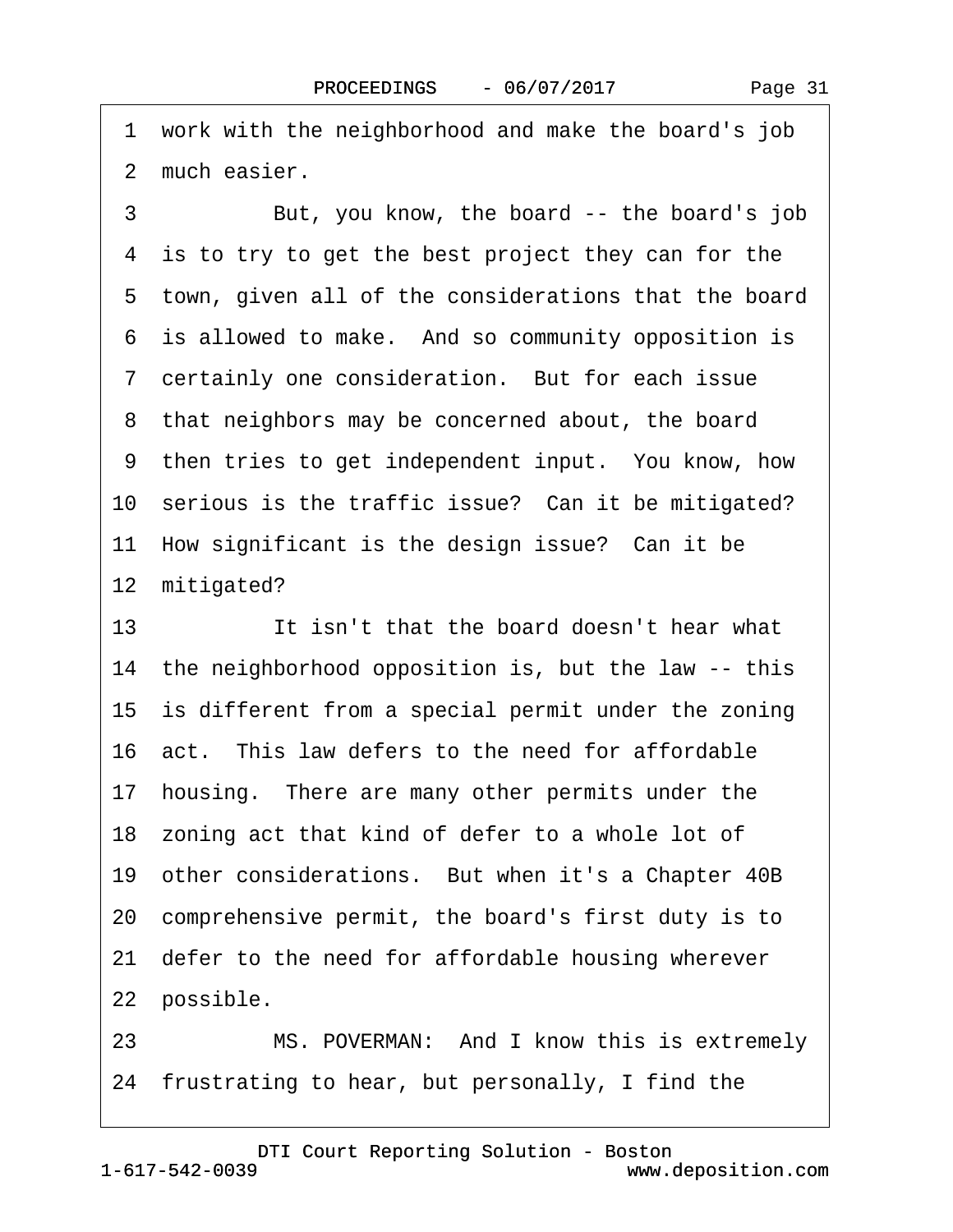work with the neighborhood and make the board's job much easier.

But, you know, the board -- the board's job is to try to get the best project they can for the town, given all of the considerations that the board is allowed to make. And so community opposition is certainly one consideration. But for each issue that neighbors may be concerned about, the board then tries to get independent input. You know, how serious is the traffic issue? Can it be mitigated? How significant is the design issue? Can it be mitigated?

It isn't that the board doesn't hear what the neighborhood opposition is, but the law -- this is different from a special permit under the zoning act. This law defers to the need for affordable housing. There are many other permits under the zoning act that kind of defer to a whole lot of other considerations. But when it's a Chapter 40B comprehensive permit, the board's first duty is to defer to the need for affordable housing wherever possible.

MS. POVERMAN: And I know this is extremely frustrating to hear, but personally, I find the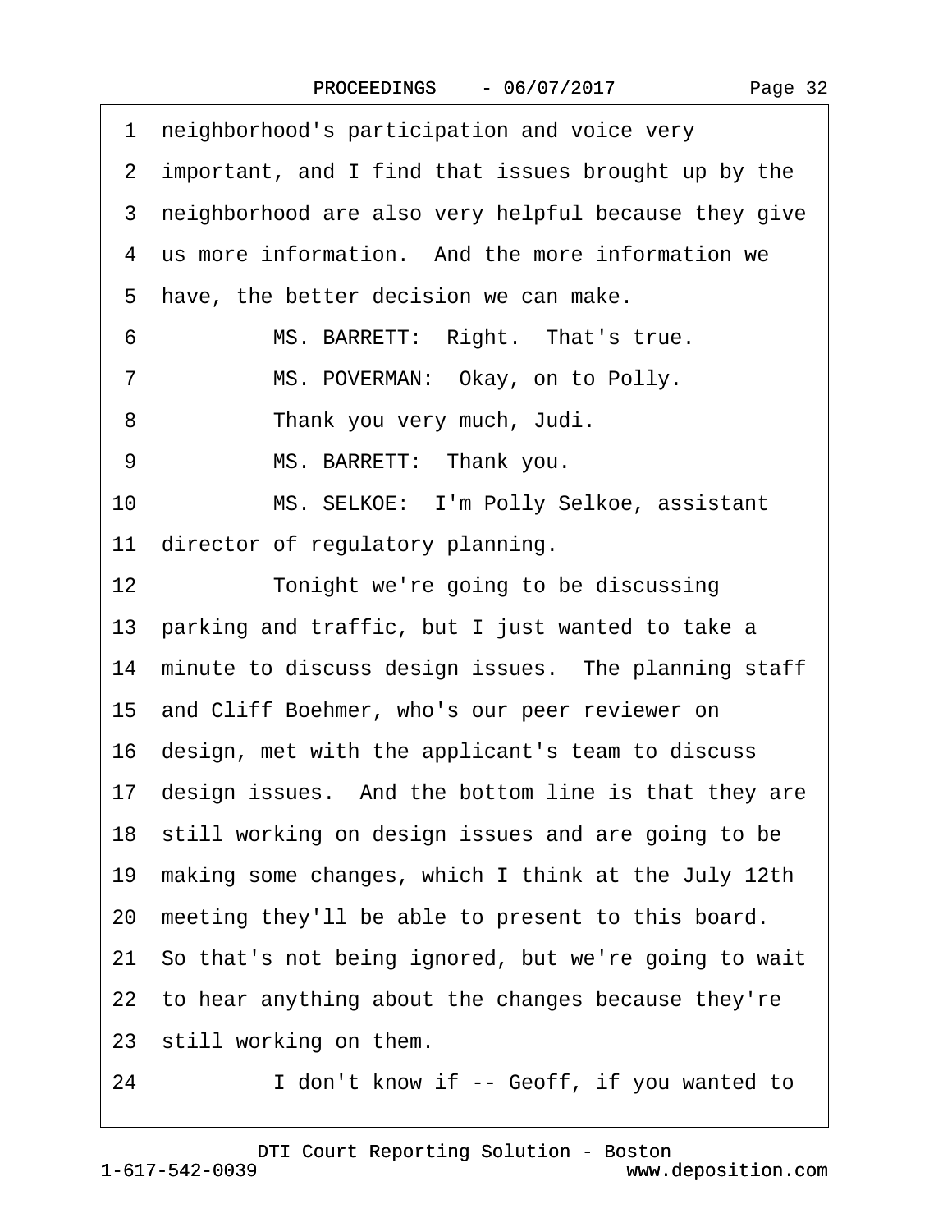1 neighborhood's participation and voice very
2 important, and I find that issues brought up by the
3 neighborhood are also very helpful because they give
4 us more information. And the more information we
5 have, the better decision we can make.

6 MS. BARRETT: Right. That's true.

7 MS. POVERMAN: Okay, on to Polly.

8 Thank you very much, Judi.

9 MS. BARRETT: Thank you.

10 MS. SELKOE: I'm Polly Selkoe, assistant
11 director of regulatory planning.

12 Tonight we're going to be discussing
13 parking and traffic, but I just wanted to take a
14 minute to discuss design issues. The planning staff
15 and Cliff Boehmer, who's our peer reviewer on
16 design, met with the applicant's team to discuss
17 design issues. And the bottom line is that they are
18 still working on design issues and are going to be
19 making some changes, which I think at the July 12th
20 meeting they'll be able to present to this board.
21 So that's not being ignored, but we're going to wait
22 to hear anything about the changes because they're
23 still working on them.

24 I don't know if -- Geoff, if you wanted to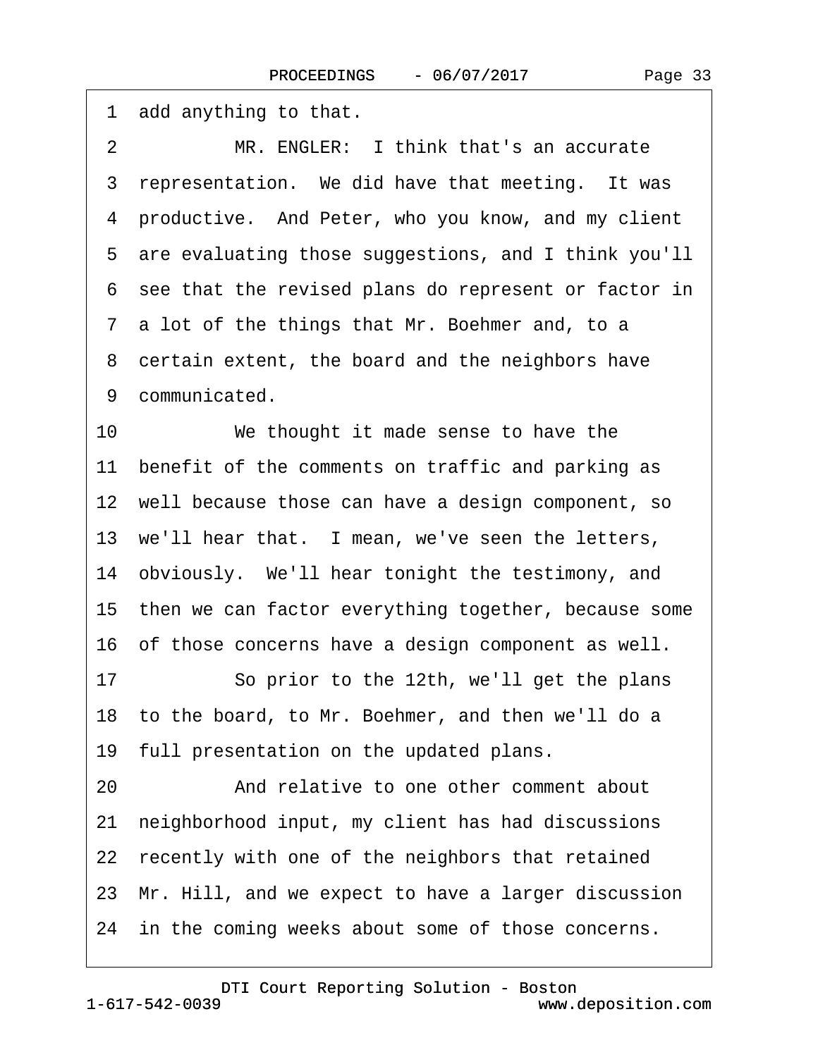1 add anything to that.

2 MR. ENGLER: I think that's an accurate

3 representation. We did have that meeting. It was

4 productive. And Peter, who you know, and my client

5 are evaluating those suggestions, and I think you'll

6 see that the revised plans do represent or factor in

7 a lot of the things that Mr. Boehmer and, to a

8 certain extent, the board and the neighbors have

9 communicated.

10 We thought it made sense to have the

11 benefit of the comments on traffic and parking as

12 well because those can have a design component, so

13 we'll hear that. I mean, we've seen the letters,

14 obviously. We'll hear tonight the testimony, and

15 then we can factor everything together, because some

16 of those concerns have a design component as well.

17 So prior to the 12th, we'll get the plans

18 to the board, to Mr. Boehmer, and then we'll do a

19 full presentation on the updated plans.

20 And relative to one other comment about

21 neighborhood input, my client has had discussions

22 recently with one of the neighbors that retained

23 Mr. Hill, and we expect to have a larger discussion

24 in the coming weeks about some of those concerns.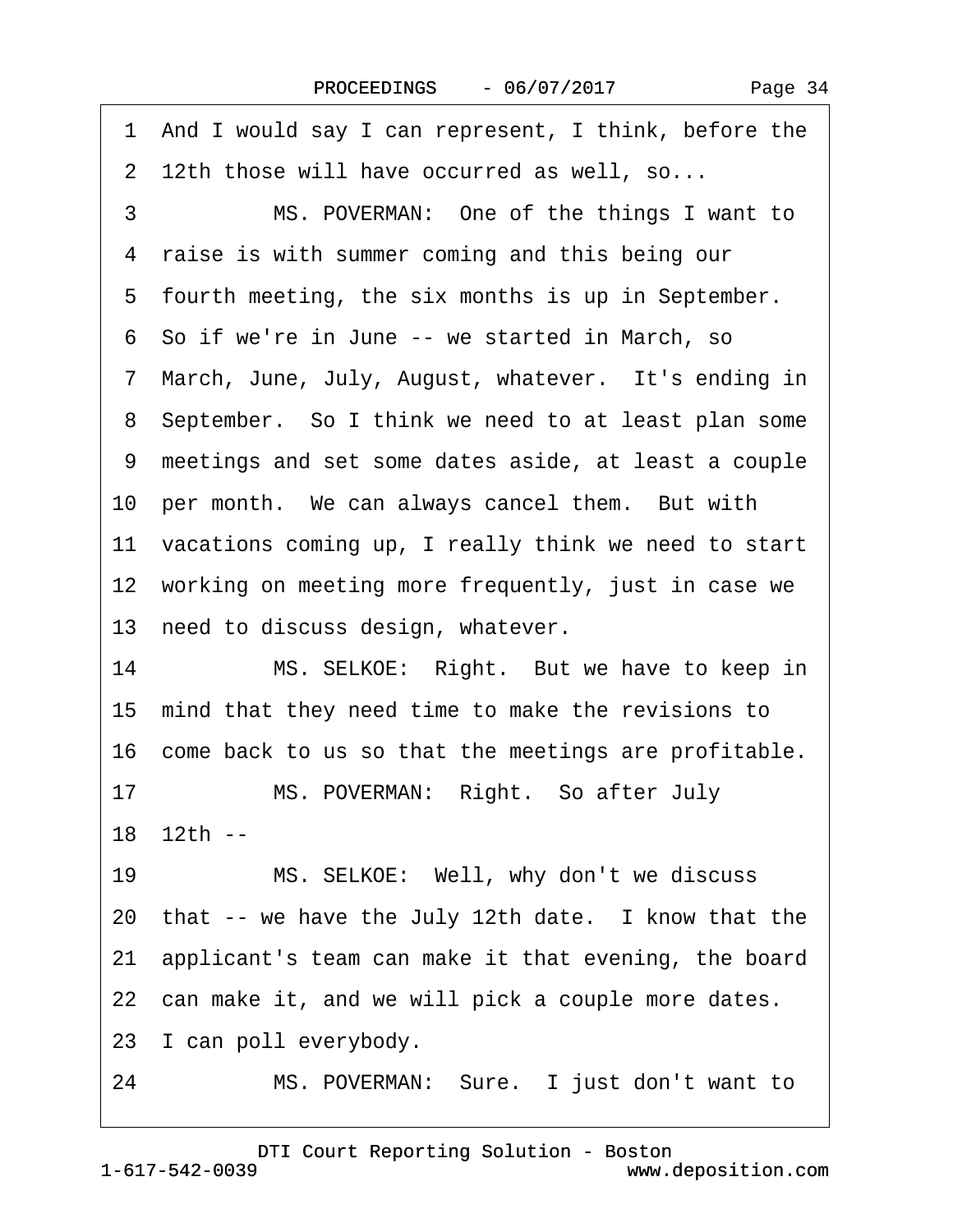1 And I would say I can represent, I think, before the
2 12th those will have occurred as well, so...
3 MS. POVERMAN: One of the things I want to
4 raise is with summer coming and this being our
5 fourth meeting, the six months is up in September.
6 So if we're in June -- we started in March, so
7 March, June, July, August, whatever. It's ending in
8 September. So I think we need to at least plan some
9 meetings and set some dates aside, at least a couple
10 per month. We can always cancel them. But with
11 vacations coming up, I really think we need to start
12 working on meeting more frequently, just in case we
13 need to discuss design, whatever.
14 MS. SELKOE: Right. But we have to keep in
15 mind that they need time to make the revisions to
16 come back to us so that the meetings are profitable.
17 MS. POVERMAN: Right. So after July
18 12th --
19 MS. SELKOE: Well, why don't we discuss
20 that -- we have the July 12th date. I know that the
21 applicant's team can make it that evening, the board
22 can make it, and we will pick a couple more dates.
23 I can poll everybody.
24 MS. POVERMAN: Sure. I just don't want to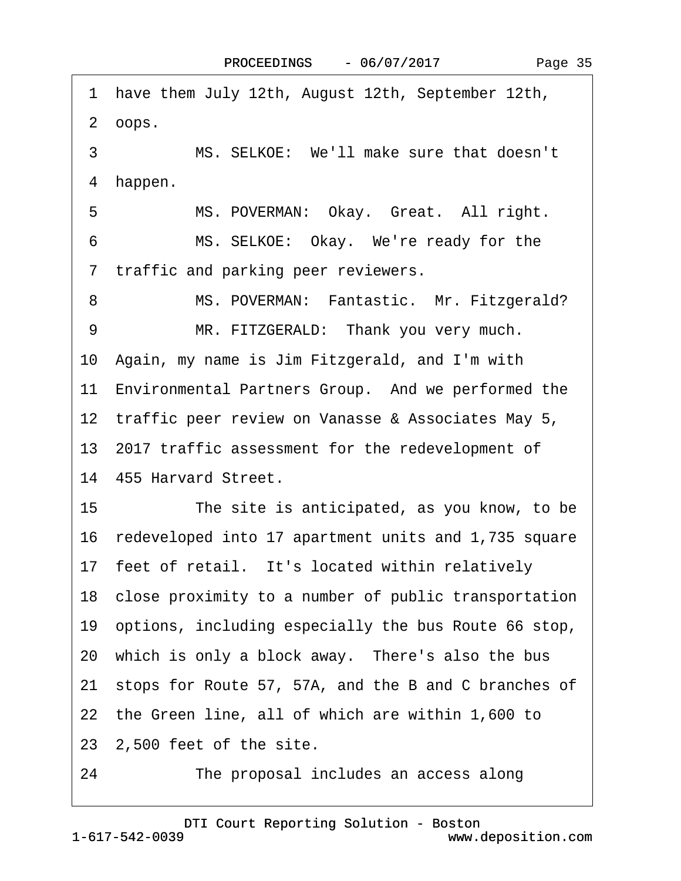1 have them July 12th, August 12th, September 12th,

2 oops.

3 MS. SELKOE: We'll make sure that doesn't

4 happen.

5 MS. POVERMAN: Okay. Great. All right.

6 MS. SELKOE: Okay. We're ready for the

7 traffic and parking peer reviewers.

8 MS. POVERMAN: Fantastic. Mr. Fitzgerald?

9 MR. FITZGERALD: Thank you very much.

10 Again, my name is Jim Fitzgerald, and I'm with

11 Environmental Partners Group. And we performed the

12 traffic peer review on Vanasse & Associates May 5,

13 2017 traffic assessment for the redevelopment of

14 455 Harvard Street.

15 The site is anticipated, as you know, to be

16 redeveloped into 17 apartment units and 1,735 square

17 feet of retail. It's located within relatively

18 close proximity to a number of public transportation

19 options, including especially the bus Route 66 stop,

20 which is only a block away. There's also the bus

21 stops for Route 57, 57A, and the B and C branches of

22 the Green line, all of which are within 1,600 to

23 2,500 feet of the site.

24 The proposal includes an access along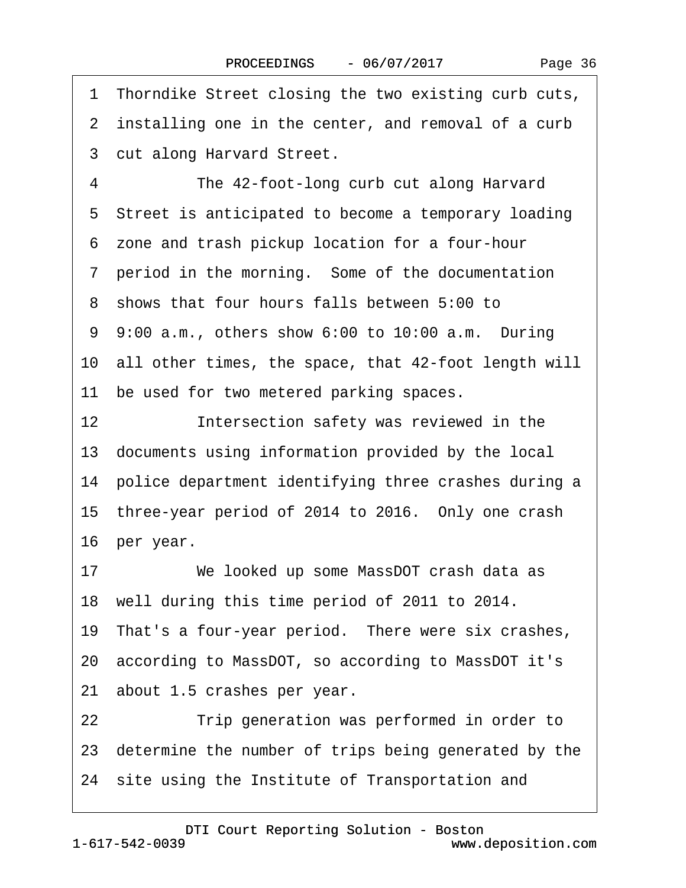1 Thorndike Street closing the two existing curb cuts,

2 installing one in the center, and removal of a curb

3 cut along Harvard Street.

4 The 42-foot-long curb cut along Harvard

5 Street is anticipated to become a temporary loading

6 zone and trash pickup location for a four-hour

7 period in the morning. Some of the documentation

8 shows that four hours falls between 5:00 to

9 9:00 a.m., others show 6:00 to 10:00 a.m. During

10 all other times, the space, that 42-foot length will

11 be used for two metered parking spaces.

12 Intersection safety was reviewed in the

13 documents using information provided by the local

14 police department identifying three crashes during a

15 three-year period of 2014 to 2016. Only one crash

16 per year.

17 We looked up some MassDOT crash data as

18 well during this time period of 2011 to 2014.

19 That's a four-year period. There were six crashes,

20 according to MassDOT, so according to MassDOT it's

21 about 1.5 crashes per year.

22 Trip generation was performed in order to

23 determine the number of trips being generated by the

24 site using the Institute of Transportation and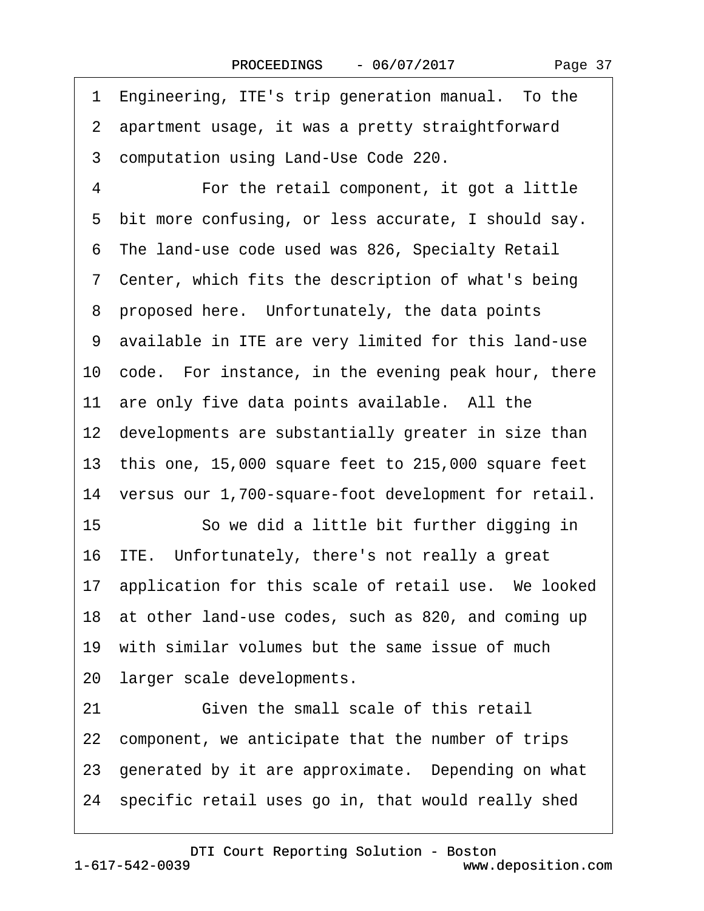1 Engineering, ITE's trip generation manual. To the
2 apartment usage, it was a pretty straightforward
3 computation using Land-Use Code 220.

4 For the retail component, it got a little
5 bit more confusing, or less accurate, I should say.
6 The land-use code used was 826, Specialty Retail
7 Center, which fits the description of what's being
8 proposed here. Unfortunately, the data points
9 available in ITE are very limited for this land-use
10 code. For instance, in the evening peak hour, there
11 are only five data points available. All the
12 developments are substantially greater in size than
13 this one, 15,000 square feet to 215,000 square feet
14 versus our 1,700-square-foot development for retail.

15 So we did a little bit further digging in
16 ITE. Unfortunately, there's not really a great
17 application for this scale of retail use. We looked
18 at other land-use codes, such as 820, and coming up
19 with similar volumes but the same issue of much
20 larger scale developments.

21 Given the small scale of this retail
22 component, we anticipate that the number of trips
23 generated by it are approximate. Depending on what
24 specific retail uses go in, that would really shed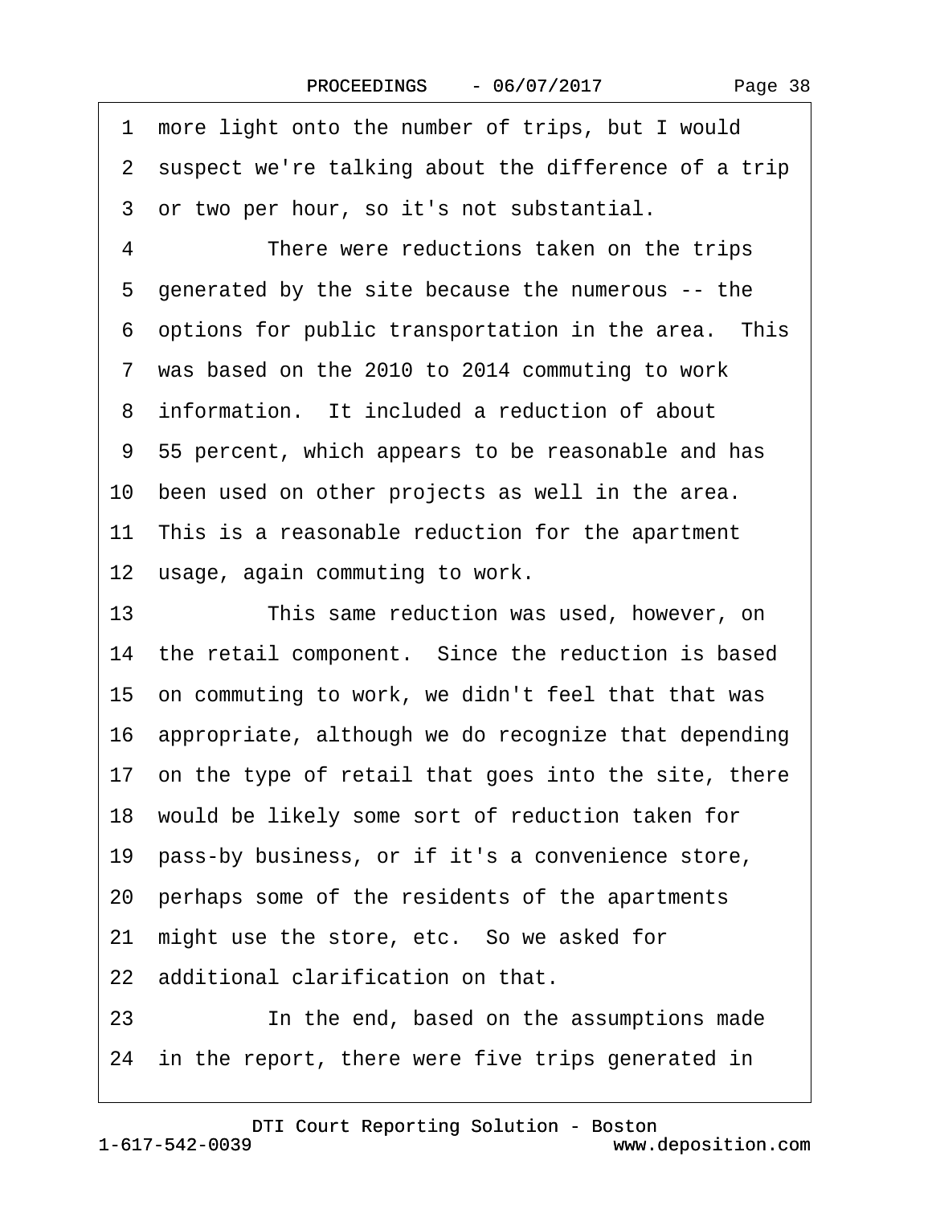1 more light onto the number of trips, but I would
2 suspect we're talking about the difference of a trip
3 or two per hour, so it's not substantial.
4 There were reductions taken on the trips
5 generated by the site because the numerous -- the
6 options for public transportation in the area. This
7 was based on the 2010 to 2014 commuting to work
8 information. It included a reduction of about
9 55 percent, which appears to be reasonable and has
10 been used on other projects as well in the area.
11 This is a reasonable reduction for the apartment
12 usage, again commuting to work.
13 This same reduction was used, however, on
14 the retail component. Since the reduction is based
15 on commuting to work, we didn't feel that that was
16 appropriate, although we do recognize that depending
17 on the type of retail that goes into the site, there
18 would be likely some sort of reduction taken for
19 pass-by business, or if it's a convenience store,
20 perhaps some of the residents of the apartments
21 might use the store, etc. So we asked for
22 additional clarification on that.
23 In the end, based on the assumptions made
24 in the report, there were five trips generated in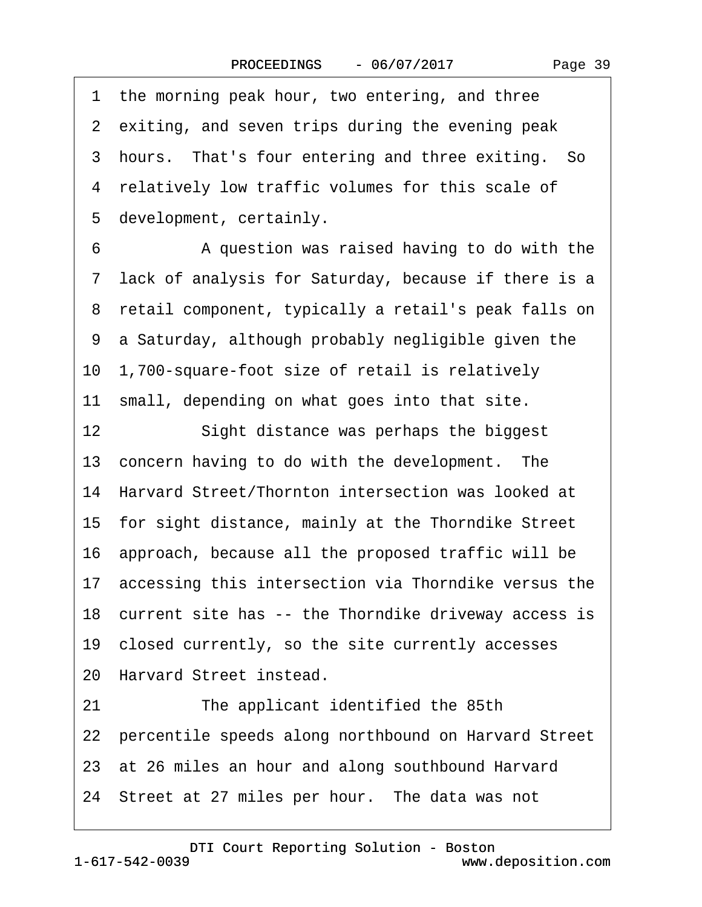1 the morning peak hour, two entering, and three

2 exiting, and seven trips during the evening peak

3 hours. That's four entering and three exiting. So

4 relatively low traffic volumes for this scale of

5 development, certainly.

6 A question was raised having to do with the

7 lack of analysis for Saturday, because if there is a

8 retail component, typically a retail's peak falls on

9 a Saturday, although probably negligible given the

10 1,700-square-foot size of retail is relatively

11 small, depending on what goes into that site.

12 Sight distance was perhaps the biggest

13 concern having to do with the development. The

14 Harvard Street/Thornton intersection was looked at

15 for sight distance, mainly at the Thorndike Street

16 approach, because all the proposed traffic will be

17 accessing this intersection via Thorndike versus the

18 current site has -- the Thorndike driveway access is

19 closed currently, so the site currently accesses

20 Harvard Street instead.

21 The applicant identified the 85th

22 percentile speeds along northbound on Harvard Street

23 at 26 miles an hour and along southbound Harvard

24 Street at 27 miles per hour. The data was not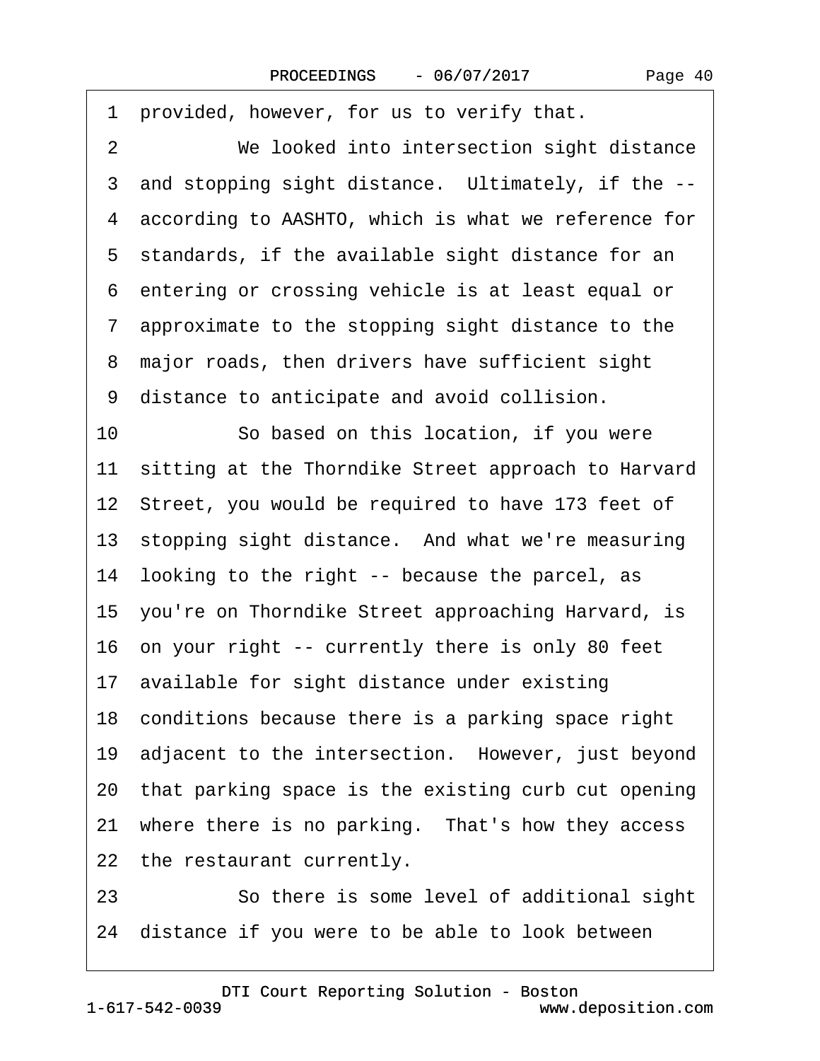1 provided, however, for us to verify that.

2 We looked into intersection sight distance

3 and stopping sight distance. Ultimately, if the --

4 according to AASHTO, which is what we reference for

5 standards, if the available sight distance for an

6 entering or crossing vehicle is at least equal or

7 approximate to the stopping sight distance to the

8 major roads, then drivers have sufficient sight

9 distance to anticipate and avoid collision.

10 So based on this location, if you were

11 sitting at the Thorndike Street approach to Harvard

12 Street, you would be required to have 173 feet of

13 stopping sight distance. And what we're measuring

14 looking to the right -- because the parcel, as

15 you're on Thorndike Street approaching Harvard, is

16 on your right -- currently there is only 80 feet

17 available for sight distance under existing

18 conditions because there is a parking space right

19 adjacent to the intersection. However, just beyond

20 that parking space is the existing curb cut opening

21 where there is no parking. That's how they access

22 the restaurant currently.

23 So there is some level of additional sight

24 distance if you were to be able to look between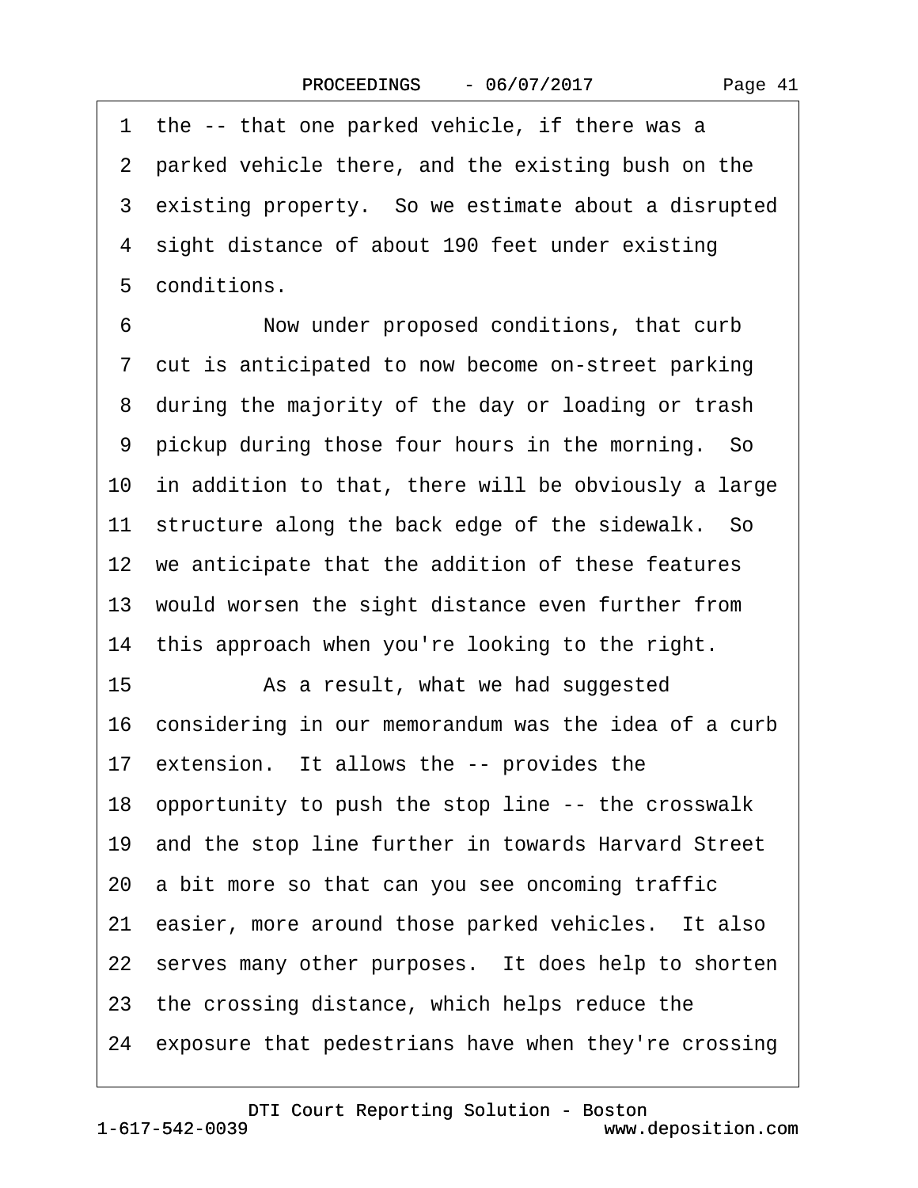1 the -- that one parked vehicle, if there was a
2 parked vehicle there, and the existing bush on the
3 existing property. So we estimate about a disrupted
4 sight distance of about 190 feet under existing
5 conditions.

6 Now under proposed conditions, that curb
7 cut is anticipated to now become on-street parking
8 during the majority of the day or loading or trash
9 pickup during those four hours in the morning. So
10 in addition to that, there will be obviously a large
11 structure along the back edge of the sidewalk. So
12 we anticipate that the addition of these features
13 would worsen the sight distance even further from
14 this approach when you're looking to the right.

15 As a result, what we had suggested
16 considering in our memorandum was the idea of a curb
17 extension. It allows the -- provides the
18 opportunity to push the stop line -- the crosswalk
19 and the stop line further in towards Harvard Street
20 a bit more so that can you see oncoming traffic
21 easier, more around those parked vehicles. It also
22 serves many other purposes. It does help to shorten
23 the crossing distance, which helps reduce the
24 exposure that pedestrians have when they're crossing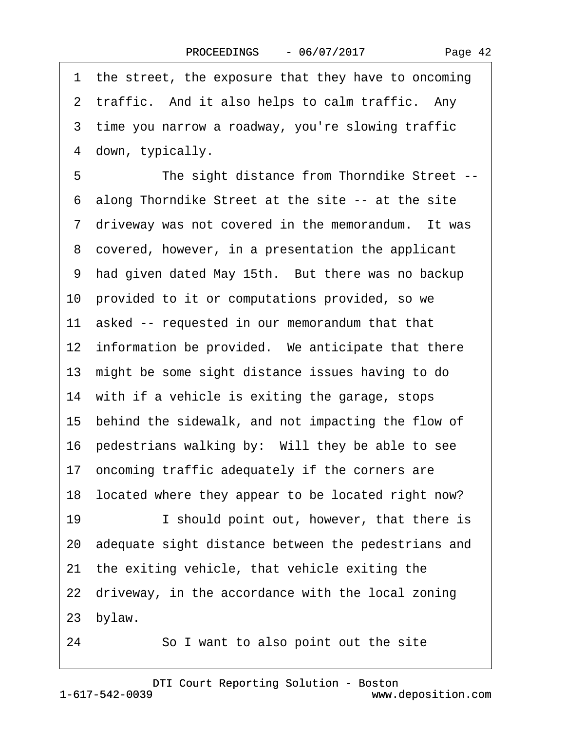1 the street, the exposure that they have to oncoming
2 traffic. And it also helps to calm traffic. Any
3 time you narrow a roadway, you're slowing traffic
4 down, typically.
5 The sight distance from Thorndike Street --
6 along Thorndike Street at the site -- at the site
7 driveway was not covered in the memorandum. It was
8 covered, however, in a presentation the applicant
9 had given dated May 15th. But there was no backup
10 provided to it or computations provided, so we
11 asked -- requested in our memorandum that that
12 information be provided. We anticipate that there
13 might be some sight distance issues having to do
14 with if a vehicle is exiting the garage, stops
15 behind the sidewalk, and not impacting the flow of
16 pedestrians walking by: Will they be able to see
17 oncoming traffic adequately if the corners are
18 located where they appear to be located right now?
19 I should point out, however, that there is
20 adequate sight distance between the pedestrians and
21 the exiting vehicle, that vehicle exiting the
22 driveway, in the accordance with the local zoning
23 bylaw.
24 So I want to also point out the site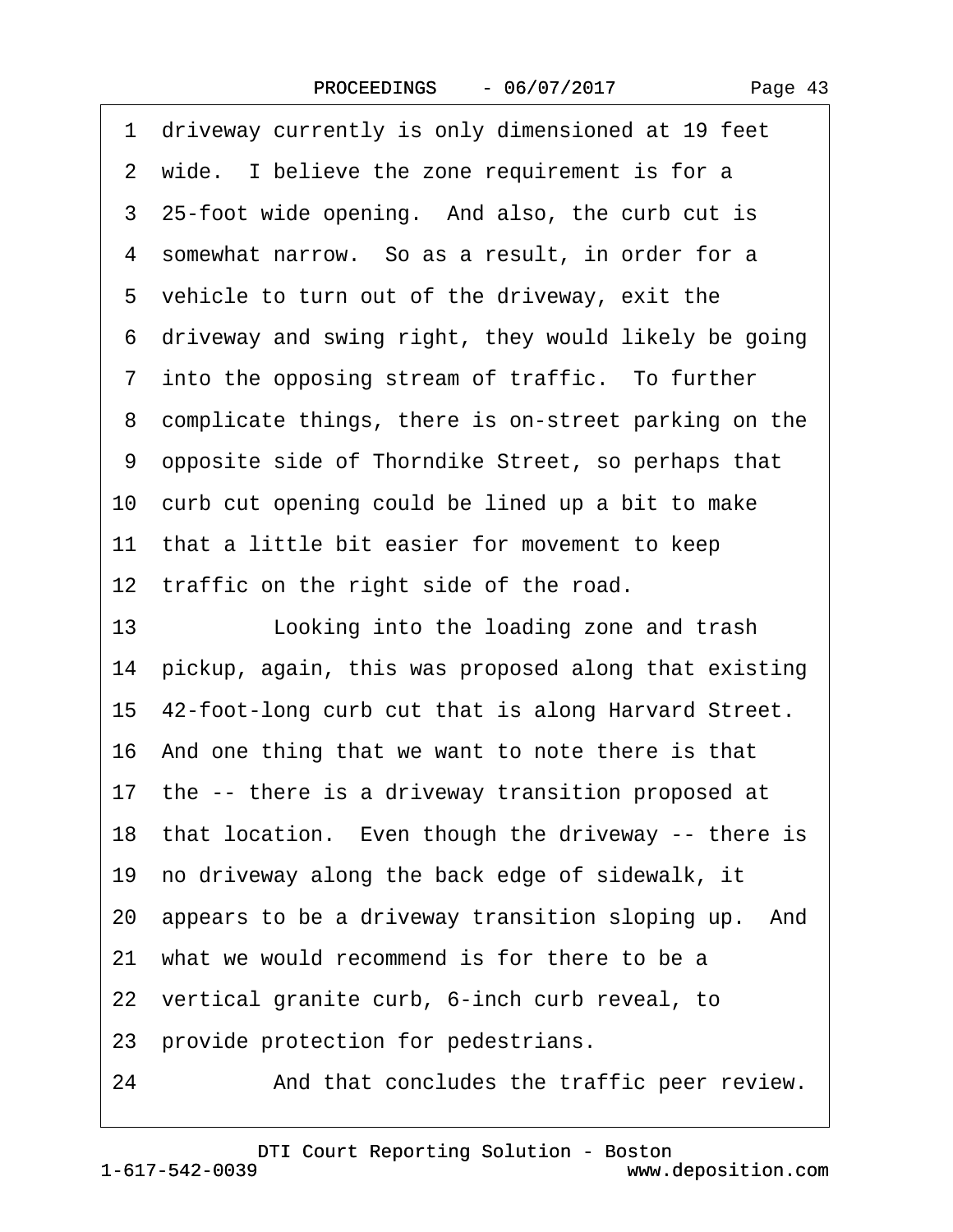1 driveway currently is only dimensioned at 19 feet
2 wide. I believe the zone requirement is for a
3 25-foot wide opening. And also, the curb cut is
4 somewhat narrow. So as a result, in order for a
5 vehicle to turn out of the driveway, exit the
6 driveway and swing right, they would likely be going
7 into the opposing stream of traffic. To further
8 complicate things, there is on-street parking on the
9 opposite side of Thorndike Street, so perhaps that
10 curb cut opening could be lined up a bit to make
11 that a little bit easier for movement to keep
12 traffic on the right side of the road.
13 Looking into the loading zone and trash
14 pickup, again, this was proposed along that existing
15 42-foot-long curb cut that is along Harvard Street.
16 And one thing that we want to note there is that
17 the -- there is a driveway transition proposed at
18 that location. Even though the driveway -- there is
19 no driveway along the back edge of sidewalk, it
20 appears to be a driveway transition sloping up. And
21 what we would recommend is for there to be a
22 vertical granite curb, 6-inch curb reveal, to
23 provide protection for pedestrians.
24 And that concludes the traffic peer review.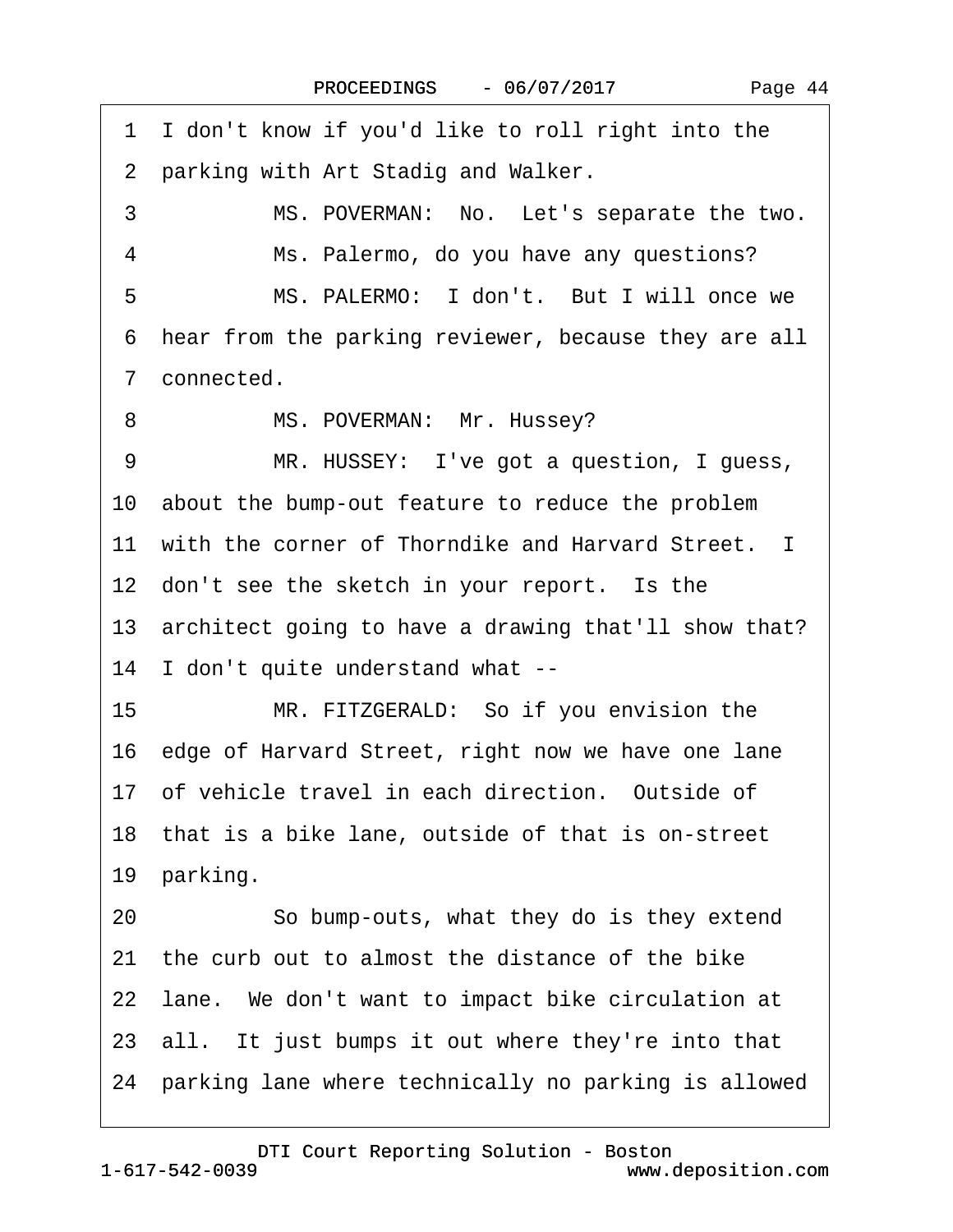1 I don't know if you'd like to roll right into the
2 parking with Art Stadig and Walker.
3 MS. POVERMAN: No. Let's separate the two.
4 Ms. Palermo, do you have any questions?
5 MS. PALERMO: I don't. But I will once we
6 hear from the parking reviewer, because they are all
7 connected.
8 MS. POVERMAN: Mr. Hussey?
9 MR. HUSSEY: I've got a question, I guess,
10 about the bump-out feature to reduce the problem
11 with the corner of Thorndike and Harvard Street. I
12 don't see the sketch in your report. Is the
13 architect going to have a drawing that'll show that?
14 I don't quite understand what --
15 MR. FITZGERALD: So if you envision the
16 edge of Harvard Street, right now we have one lane
17 of vehicle travel in each direction. Outside of
18 that is a bike lane, outside of that is on-street
19 parking.
20 So bump-outs, what they do is they extend
21 the curb out to almost the distance of the bike
22 lane. We don't want to impact bike circulation at
23 all. It just bumps it out where they're into that
24 parking lane where technically no parking is allowed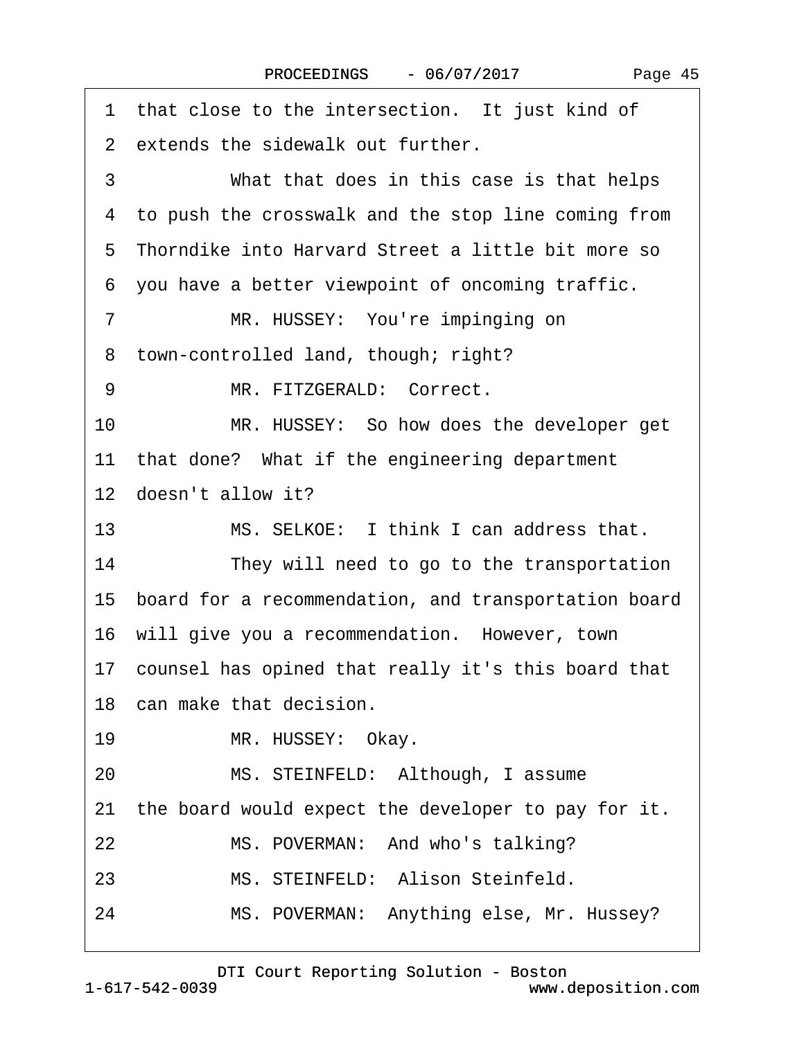1 that close to the intersection. It just kind of
2 extends the sidewalk out further.
3 What that does in this case is that helps
4 to push the crosswalk and the stop line coming from
5 Thorndike into Harvard Street a little bit more so
6 you have a better viewpoint of oncoming traffic.
7 MR. HUSSEY: You're impinging on
8 town-controlled land, though; right?
9 MR. FITZGERALD: Correct.
10 MR. HUSSEY: So how does the developer get
11 that done? What if the engineering department
12 doesn't allow it?
13 MS. SELKOE: I think I can address that.
14 They will need to go to the transportation
15 board for a recommendation, and transportation board
16 will give you a recommendation. However, town
17 counsel has opined that really it's this board that
18 can make that decision.
19 MR. HUSSEY: Okay.
20 MS. STEINFELD: Although, I assume
21 the board would expect the developer to pay for it.
22 MS. POVERMAN: And who's talking?
23 MS. STEINFELD: Alison Steinfeld.
24 MS. POVERMAN: Anything else, Mr. Hussey?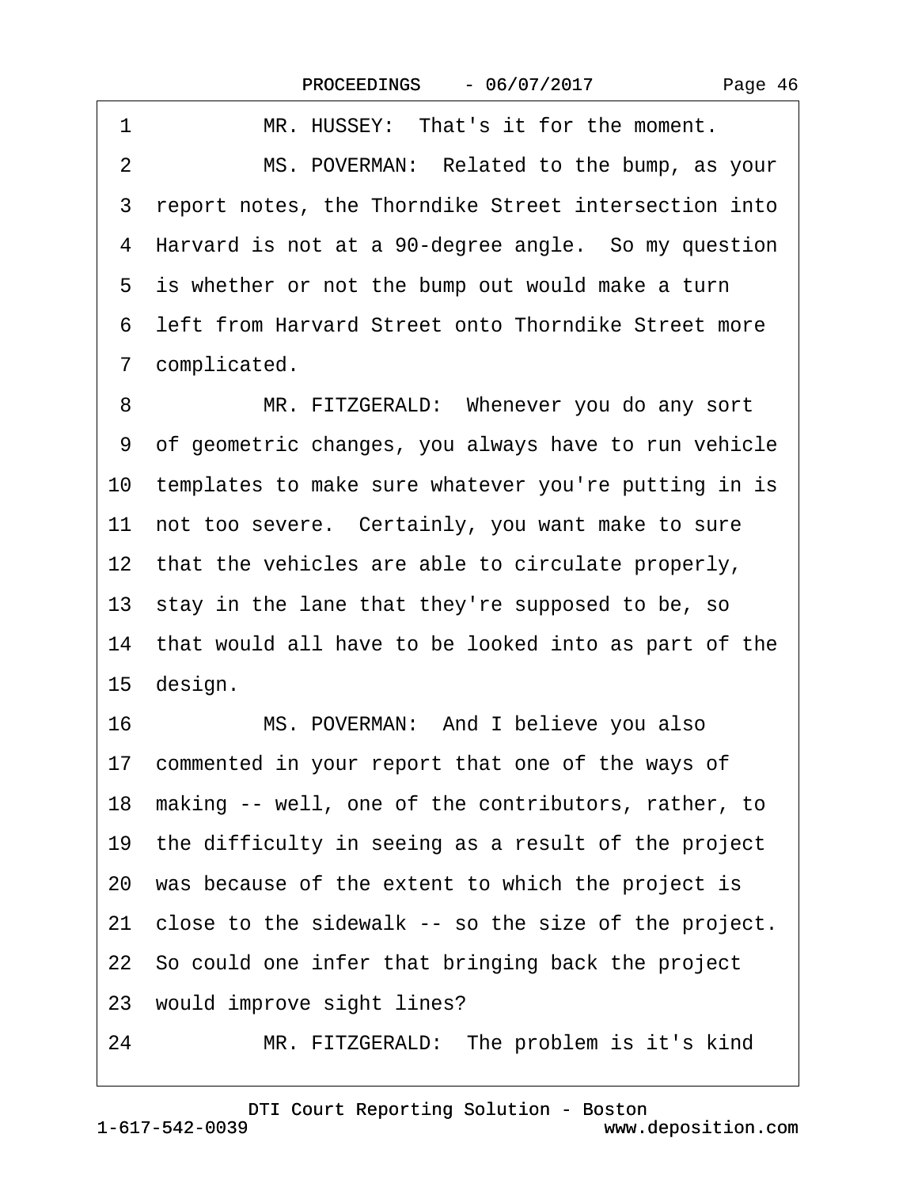1 MR. HUSSEY: That's it for the moment.

2 MS. POVERMAN: Related to the bump, as your

3 report notes, the Thorndike Street intersection into

4 Harvard is not at a 90-degree angle. So my question

5 is whether or not the bump out would make a turn

6 left from Harvard Street onto Thorndike Street more

7 complicated.

8 MR. FITZGERALD: Whenever you do any sort

9 of geometric changes, you always have to run vehicle

10 templates to make sure whatever you're putting in is

11 not too severe. Certainly, you want make to sure

12 that the vehicles are able to circulate properly,

13 stay in the lane that they're supposed to be, so

14 that would all have to be looked into as part of the

15 design.

16 MS. POVERMAN: And I believe you also

17 commented in your report that one of the ways of

18 making -- well, one of the contributors, rather, to

19 the difficulty in seeing as a result of the project

20 was because of the extent to which the project is

21 close to the sidewalk -- so the size of the project.

22 So could one infer that bringing back the project

23 would improve sight lines?

24 MR. FITZGERALD: The problem is it's kind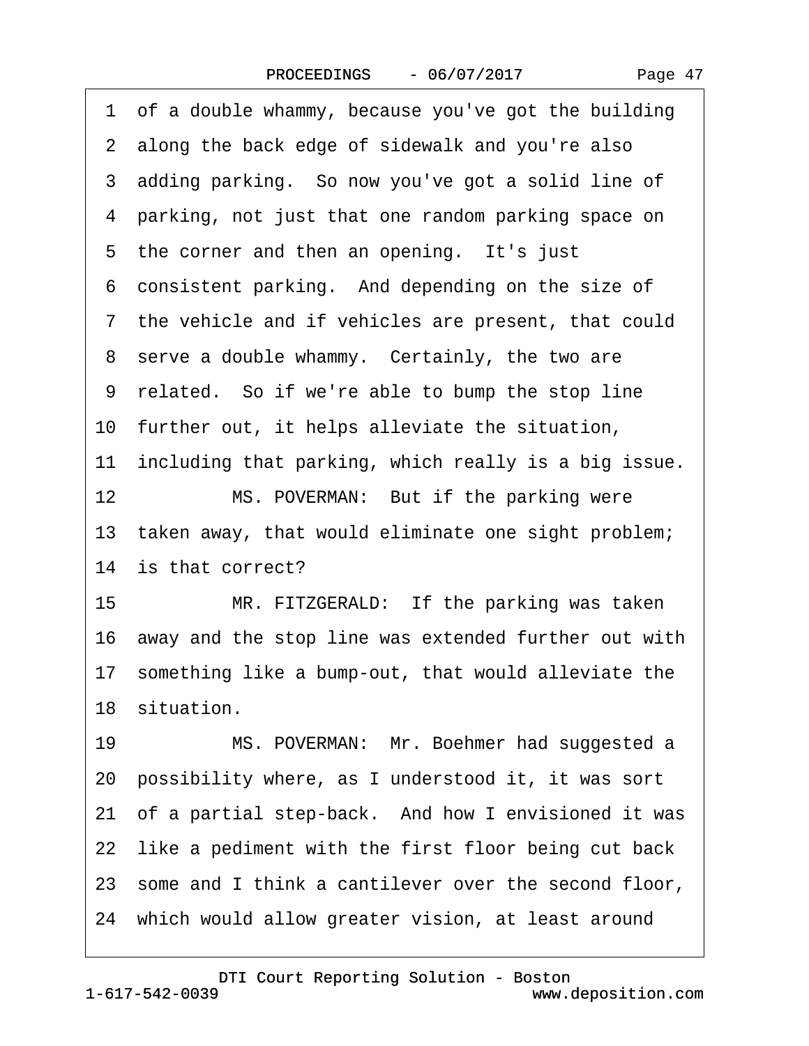1 of a double whammy, because you've got the building
2 along the back edge of sidewalk and you're also
3 adding parking. So now you've got a solid line of
4 parking, not just that one random parking space on
5 the corner and then an opening. It's just
6 consistent parking. And depending on the size of
7 the vehicle and if vehicles are present, that could
8 serve a double whammy. Certainly, the two are
9 related. So if we're able to bump the stop line
10 further out, it helps alleviate the situation,
11 including that parking, which really is a big issue.
12 MS. POVERMAN: But if the parking were
13 taken away, that would eliminate one sight problem;
14 is that correct?
15 MR. FITZGERALD: If the parking was taken
16 away and the stop line was extended further out with
17 something like a bump-out, that would alleviate the
18 situation.
19 MS. POVERMAN: Mr. Boehmer had suggested a
20 possibility where, as I understood it, it was sort
21 of a partial step-back. And how I envisioned it was
22 like a pediment with the first floor being cut back
23 some and I think a cantilever over the second floor,
24 which would allow greater vision, at least around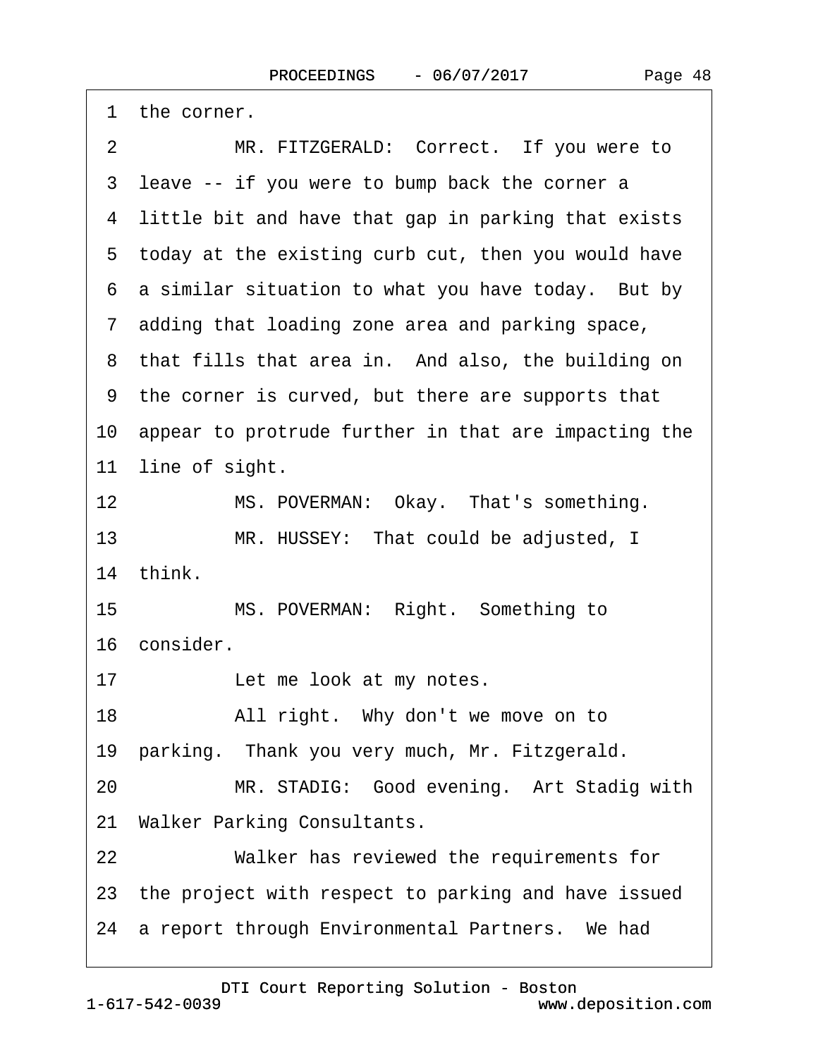1 the corner.

2 MR. FITZGERALD: Correct. If you were to

3 leave -- if you were to bump back the corner a

4 little bit and have that gap in parking that exists

5 today at the existing curb cut, then you would have

6 a similar situation to what you have today. But by

7 adding that loading zone area and parking space,

8 that fills that area in. And also, the building on

9 the corner is curved, but there are supports that

10 appear to protrude further in that are impacting the

11 line of sight.

12 MS. POVERMAN: Okay. That's something.

13 MR. HUSSEY: That could be adjusted, I

14 think.

15 MS. POVERMAN: Right. Something to

16 consider.

17 Let me look at my notes.

18 All right. Why don't we move on to

19 parking. Thank you very much, Mr. Fitzgerald.

20 MR. STADIG: Good evening. Art Stadig with

21 Walker Parking Consultants.

22 Walker has reviewed the requirements for

23 the project with respect to parking and have issued

24 a report through Environmental Partners. We had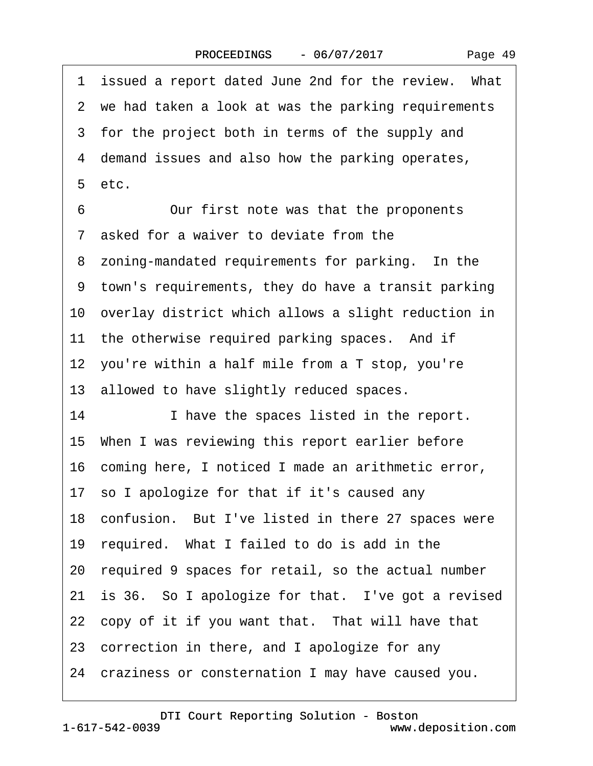1 issued a report dated June 2nd for the review. What
2 we had taken a look at was the parking requirements
3 for the project both in terms of the supply and
4 demand issues and also how the parking operates,
5 etc.

6 Our first note was that the proponents
7 asked for a waiver to deviate from the
8 zoning-mandated requirements for parking. In the
9 town's requirements, they do have a transit parking
10 overlay district which allows a slight reduction in
11 the otherwise required parking spaces. And if
12 you're within a half mile from a T stop, you're
13 allowed to have slightly reduced spaces.

14 I have the spaces listed in the report.
15 When I was reviewing this report earlier before
16 coming here, I noticed I made an arithmetic error,
17 so I apologize for that if it's caused any
18 confusion. But I've listed in there 27 spaces were
19 required. What I failed to do is add in the
20 required 9 spaces for retail, so the actual number
21 is 36. So I apologize for that. I've got a revised
22 copy of it if you want that. That will have that
23 correction in there, and I apologize for any
24 craziness or consternation I may have caused you.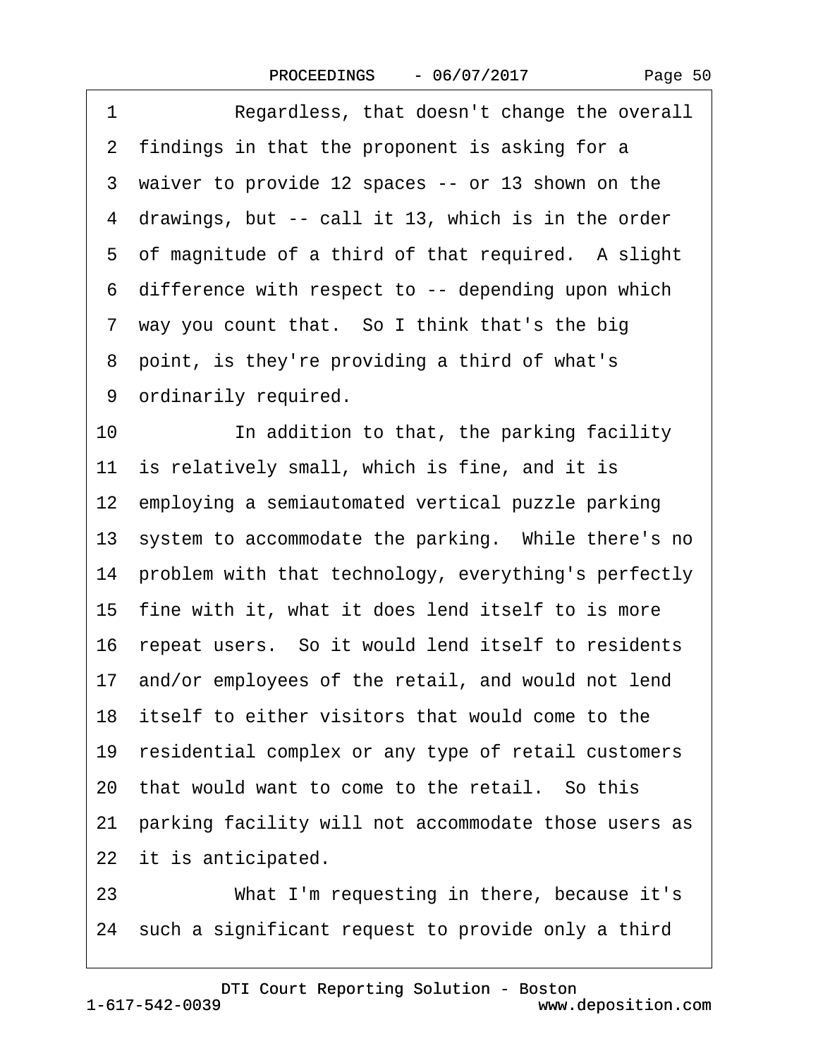1 Regardless, that doesn't change the overall
2 findings in that the proponent is asking for a
3 waiver to provide 12 spaces -- or 13 shown on the
4 drawings, but -- call it 13, which is in the order
5 of magnitude of a third of that required. A slight
6 difference with respect to -- depending upon which
7 way you count that. So I think that's the big
8 point, is they're providing a third of what's
9 ordinarily required.
10 In addition to that, the parking facility
11 is relatively small, which is fine, and it is
12 employing a semiautomated vertical puzzle parking
13 system to accommodate the parking. While there's no
14 problem with that technology, everything's perfectly
15 fine with it, what it does lend itself to is more
16 repeat users. So it would lend itself to residents
17 and/or employees of the retail, and would not lend
18 itself to either visitors that would come to the
19 residential complex or any type of retail customers
20 that would want to come to the retail. So this
21 parking facility will not accommodate those users as
22 it is anticipated.
23 What I'm requesting in there, because it's
24 such a significant request to provide only a third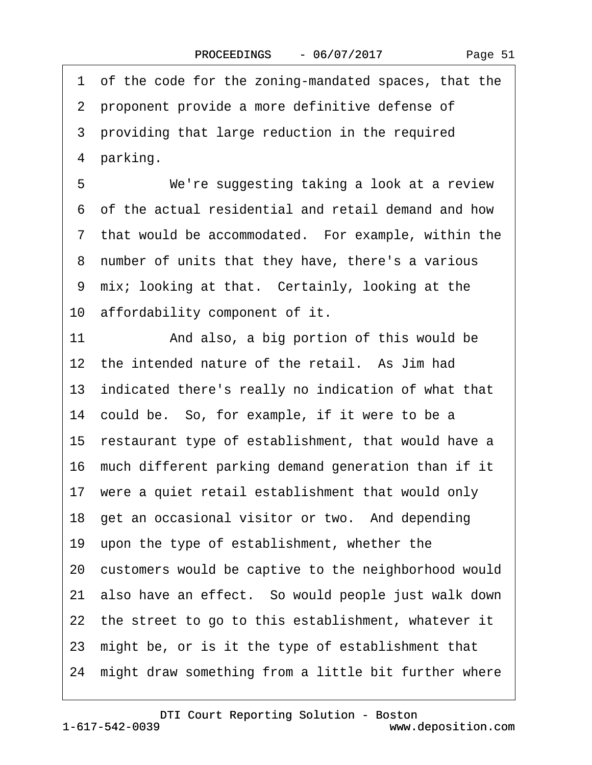1 of the code for the zoning-mandated spaces, that the
2 proponent provide a more definitive defense of
3 providing that large reduction in the required
4 parking.

5 We're suggesting taking a look at a review
6 of the actual residential and retail demand and how
7 that would be accommodated. For example, within the
8 number of units that they have, there's a various
9 mix; looking at that. Certainly, looking at the
10 affordability component of it.

11 And also, a big portion of this would be
12 the intended nature of the retail. As Jim had
13 indicated there's really no indication of what that
14 could be. So, for example, if it were to be a
15 restaurant type of establishment, that would have a
16 much different parking demand generation than if it
17 were a quiet retail establishment that would only
18 get an occasional visitor or two. And depending
19 upon the type of establishment, whether the
20 customers would be captive to the neighborhood would
21 also have an effect. So would people just walk down
22 the street to go to this establishment, whatever it
23 might be, or is it the type of establishment that
24 might draw something from a little bit further where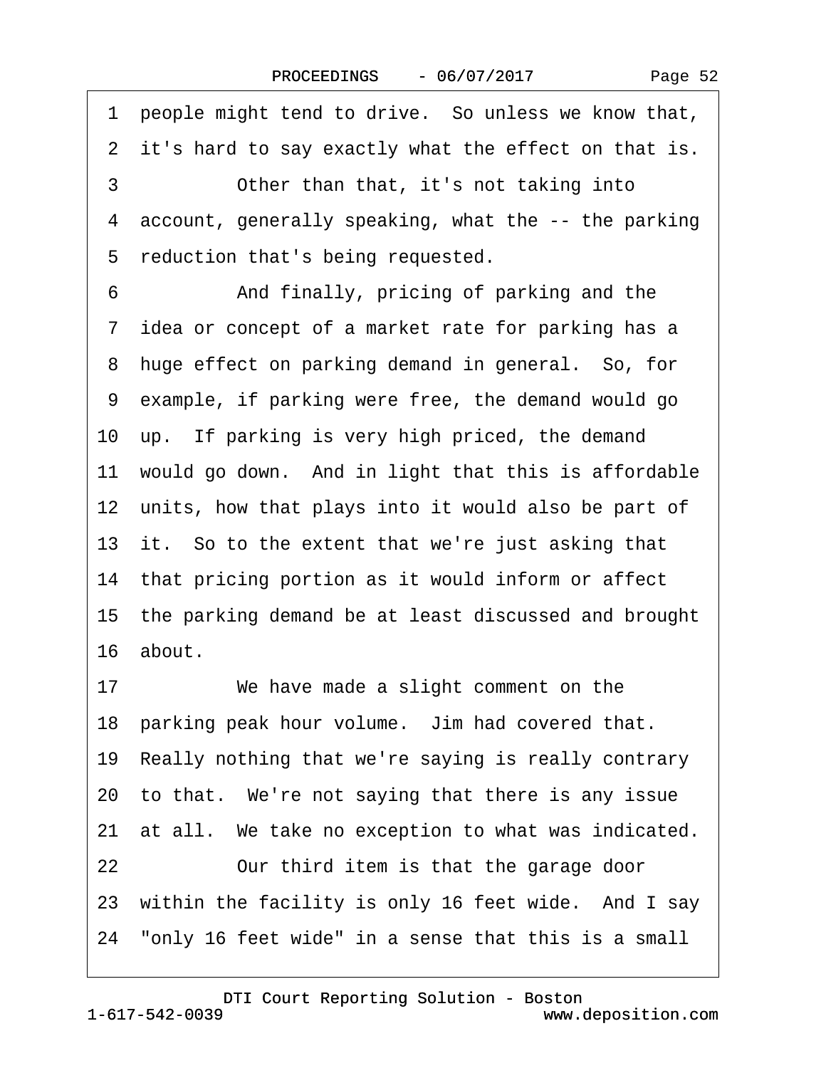1 people might tend to drive. So unless we know that,
2 it's hard to say exactly what the effect on that is.
3 Other than that, it's not taking into
4 account, generally speaking, what the -- the parking
5 reduction that's being requested.
6 And finally, pricing of parking and the
7 idea or concept of a market rate for parking has a
8 huge effect on parking demand in general. So, for
9 example, if parking were free, the demand would go
10 up. If parking is very high priced, the demand
11 would go down. And in light that this is affordable
12 units, how that plays into it would also be part of
13 it. So to the extent that we're just asking that
14 that pricing portion as it would inform or affect
15 the parking demand be at least discussed and brought
16 about.
17 We have made a slight comment on the
18 parking peak hour volume. Jim had covered that.
19 Really nothing that we're saying is really contrary
20 to that. We're not saying that there is any issue
21 at all. We take no exception to what was indicated.
22 Our third item is that the garage door
23 within the facility is only 16 feet wide. And I say
24 "only 16 feet wide" in a sense that this is a small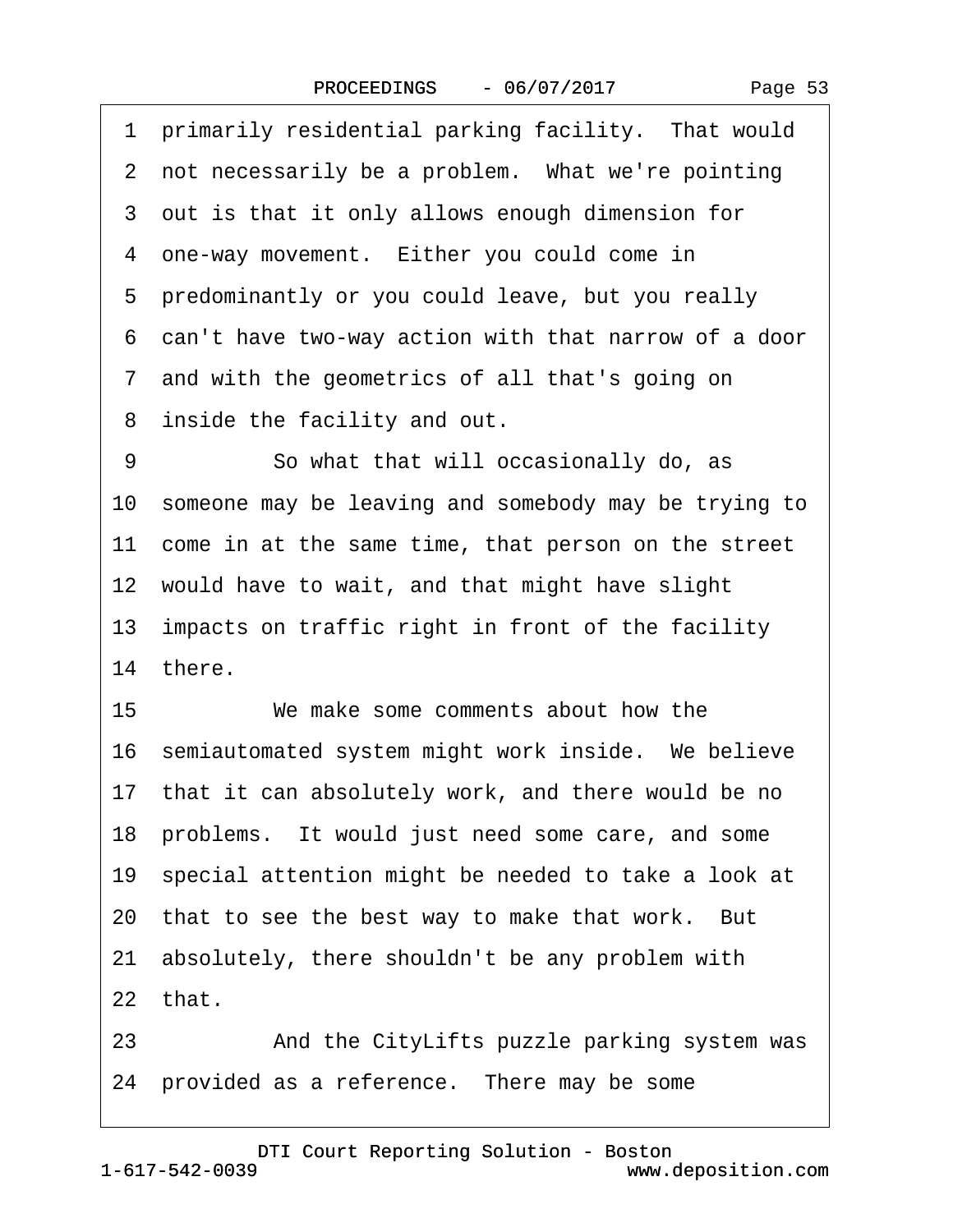1 primarily residential parking facility. That would
2 not necessarily be a problem. What we're pointing
3 out is that it only allows enough dimension for
4 one-way movement. Either you could come in
5 predominantly or you could leave, but you really
6 can't have two-way action with that narrow of a door
7 and with the geometrics of all that's going on
8 inside the facility and out.
9 So what that will occasionally do, as
10 someone may be leaving and somebody may be trying to
11 come in at the same time, that person on the street
12 would have to wait, and that might have slight
13 impacts on traffic right in front of the facility
14 there.
15 We make some comments about how the
16 semiautomated system might work inside. We believe
17 that it can absolutely work, and there would be no
18 problems. It would just need some care, and some
19 special attention might be needed to take a look at
20 that to see the best way to make that work. But
21 absolutely, there shouldn't be any problem with
22 that.
23 And the CityLifts puzzle parking system was
24 provided as a reference. There may be some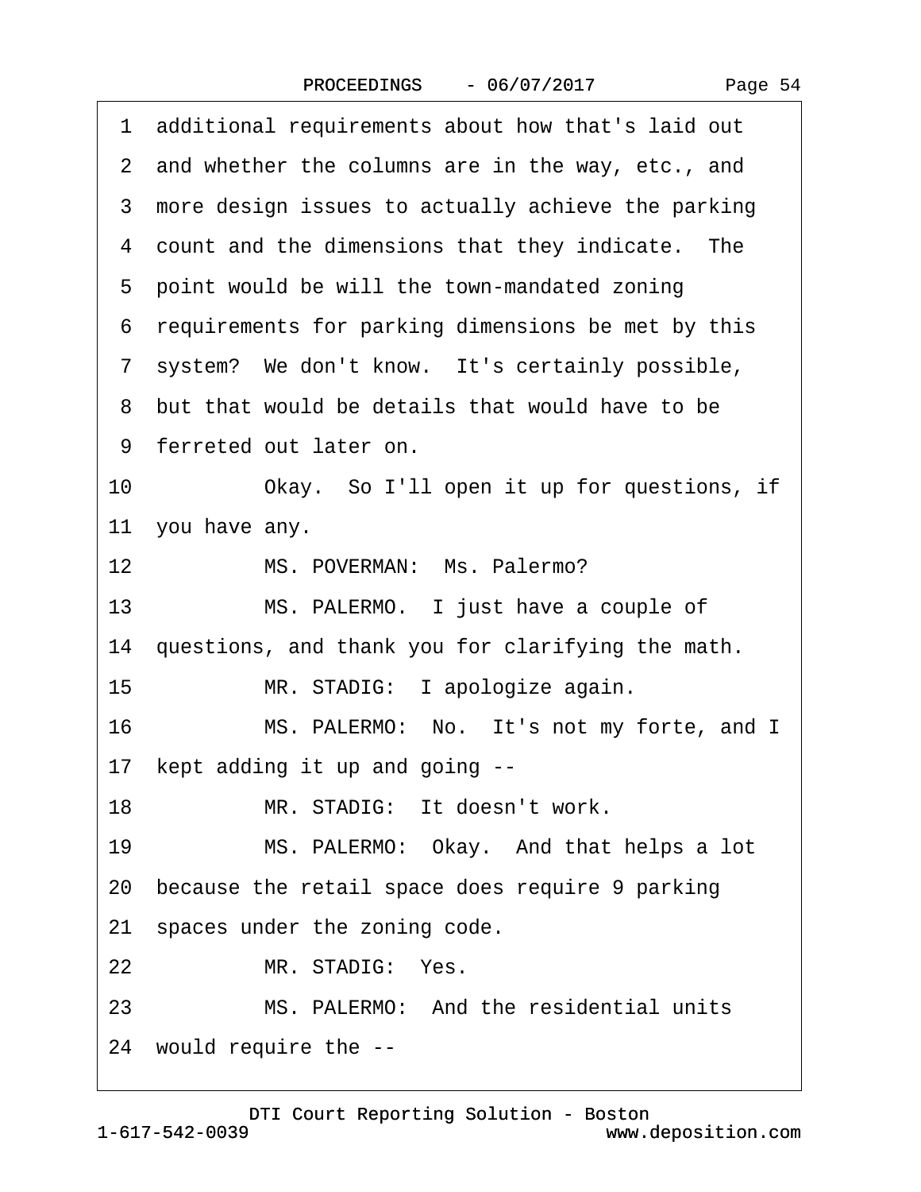1 additional requirements about how that's laid out

2 and whether the columns are in the way, etc., and

3 more design issues to actually achieve the parking

4 count and the dimensions that they indicate.  The

5 point would be will the town-mandated zoning

6 requirements for parking dimensions be met by this

7 system?  We don't know.  It's certainly possible,

8 but that would be details that would have to be

9 ferreted out later on.

10           Okay.  So I'll open it up for questions, if

11 you have any.

12           MS. POVERMAN:  Ms. Palermo?

13           MS. PALERMO.  I just have a couple of

14 questions, and thank you for clarifying the math.

15           MR. STADIG:  I apologize again.

16           MS. PALERMO:  No.  It's not my forte, and I

17 kept adding it up and going --

18           MR. STADIG:  It doesn't work.

19           MS. PALERMO:  Okay.  And that helps a lot

20 because the retail space does require 9 parking

21 spaces under the zoning code.

22           MR. STADIG:  Yes.

23           MS. PALERMO:  And the residential units

24 would require the --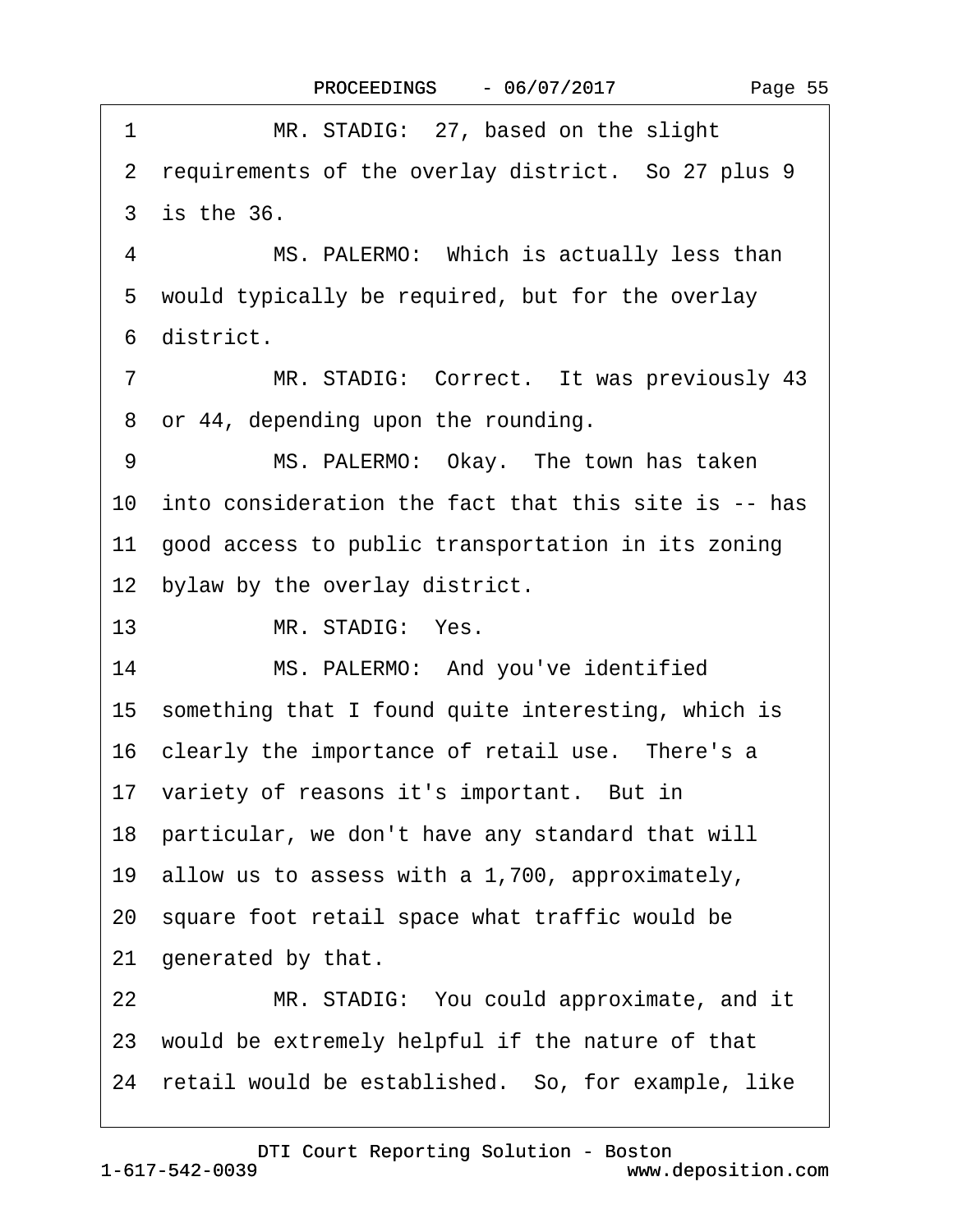1 MR. STADIG: 27, based on the slight
2 requirements of the overlay district. So 27 plus 9
3 is the 36.
4 MS. PALERMO: Which is actually less than
5 would typically be required, but for the overlay
6 district.
7 MR. STADIG: Correct. It was previously 43
8 or 44, depending upon the rounding.
9 MS. PALERMO: Okay. The town has taken
10 into consideration the fact that this site is -- has
11 good access to public transportation in its zoning
12 bylaw by the overlay district.
13 MR. STADIG: Yes.
14 MS. PALERMO: And you've identified
15 something that I found quite interesting, which is
16 clearly the importance of retail use. There's a
17 variety of reasons it's important. But in
18 particular, we don't have any standard that will
19 allow us to assess with a 1,700, approximately,
20 square foot retail space what traffic would be
21 generated by that.
22 MR. STADIG: You could approximate, and it
23 would be extremely helpful if the nature of that
24 retail would be established. So, for example, like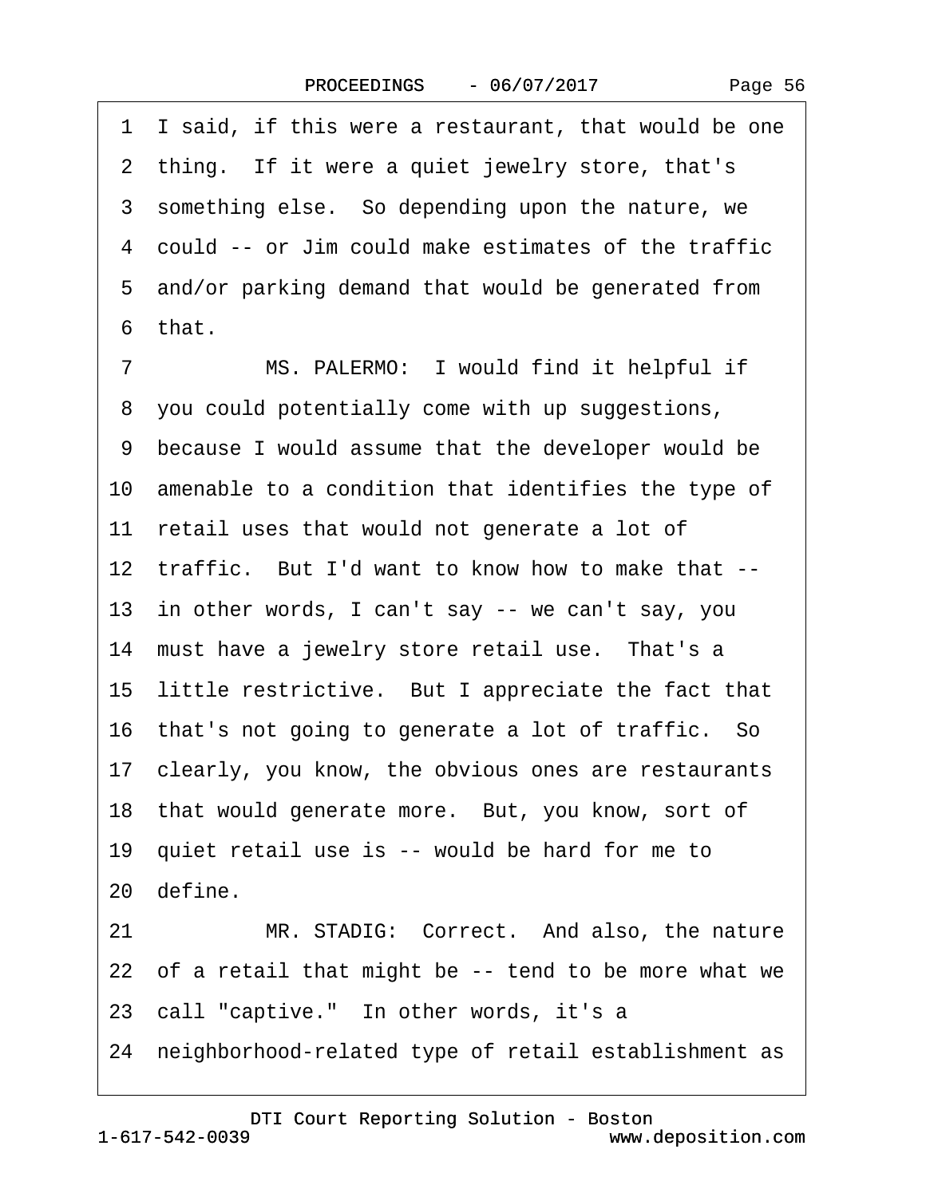1 I said, if this were a restaurant, that would be one
2 thing. If it were a quiet jewelry store, that's
3 something else. So depending upon the nature, we
4 could -- or Jim could make estimates of the traffic
5 and/or parking demand that would be generated from
6 that.

7 MS. PALERMO: I would find it helpful if
8 you could potentially come with up suggestions,
9 because I would assume that the developer would be
10 amenable to a condition that identifies the type of
11 retail uses that would not generate a lot of
12 traffic. But I'd want to know how to make that --
13 in other words, I can't say -- we can't say, you
14 must have a jewelry store retail use. That's a
15 little restrictive. But I appreciate the fact that
16 that's not going to generate a lot of traffic. So
17 clearly, you know, the obvious ones are restaurants
18 that would generate more. But, you know, sort of
19 quiet retail use is -- would be hard for me to
20 define.

21 MR. STADIG: Correct. And also, the nature
22 of a retail that might be -- tend to be more what we
23 call "captive." In other words, it's a
24 neighborhood-related type of retail establishment as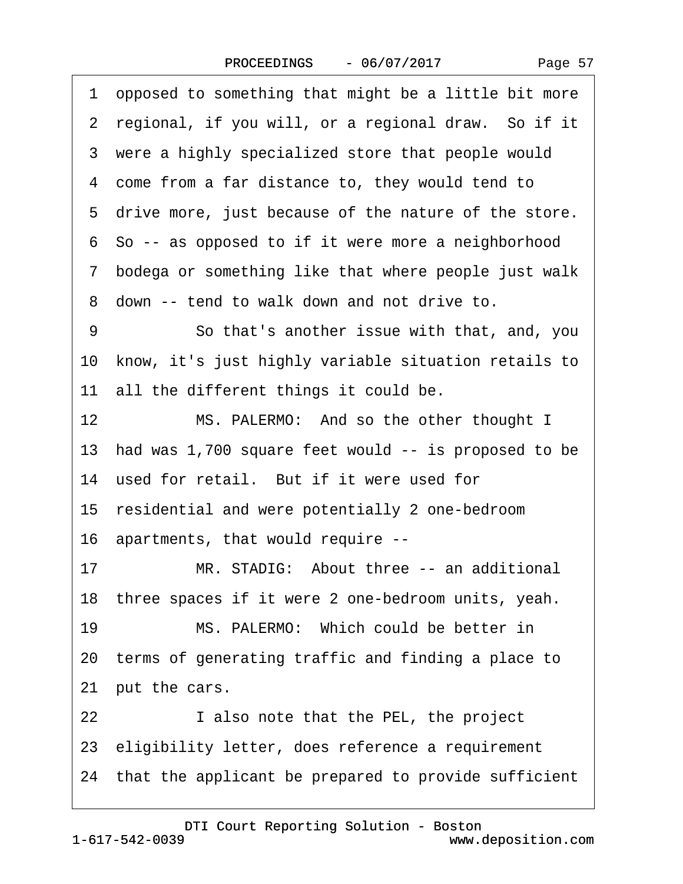1 opposed to something that might be a little bit more
2 regional, if you will, or a regional draw. So if it
3 were a highly specialized store that people would
4 come from a far distance to, they would tend to
5 drive more, just because of the nature of the store.
6 So -- as opposed to if it were more a neighborhood
7 bodega or something like that where people just walk
8 down -- tend to walk down and not drive to.
9 So that's another issue with that, and, you
10 know, it's just highly variable situation retails to
11 all the different things it could be.
12 MS. PALERMO: And so the other thought I
13 had was 1,700 square feet would -- is proposed to be
14 used for retail. But if it were used for
15 residential and were potentially 2 one-bedroom
16 apartments, that would require --
17 MR. STADIG: About three -- an additional
18 three spaces if it were 2 one-bedroom units, yeah.
19 MS. PALERMO: Which could be better in
20 terms of generating traffic and finding a place to
21 put the cars.
22 I also note that the PEL, the project
23 eligibility letter, does reference a requirement
24 that the applicant be prepared to provide sufficient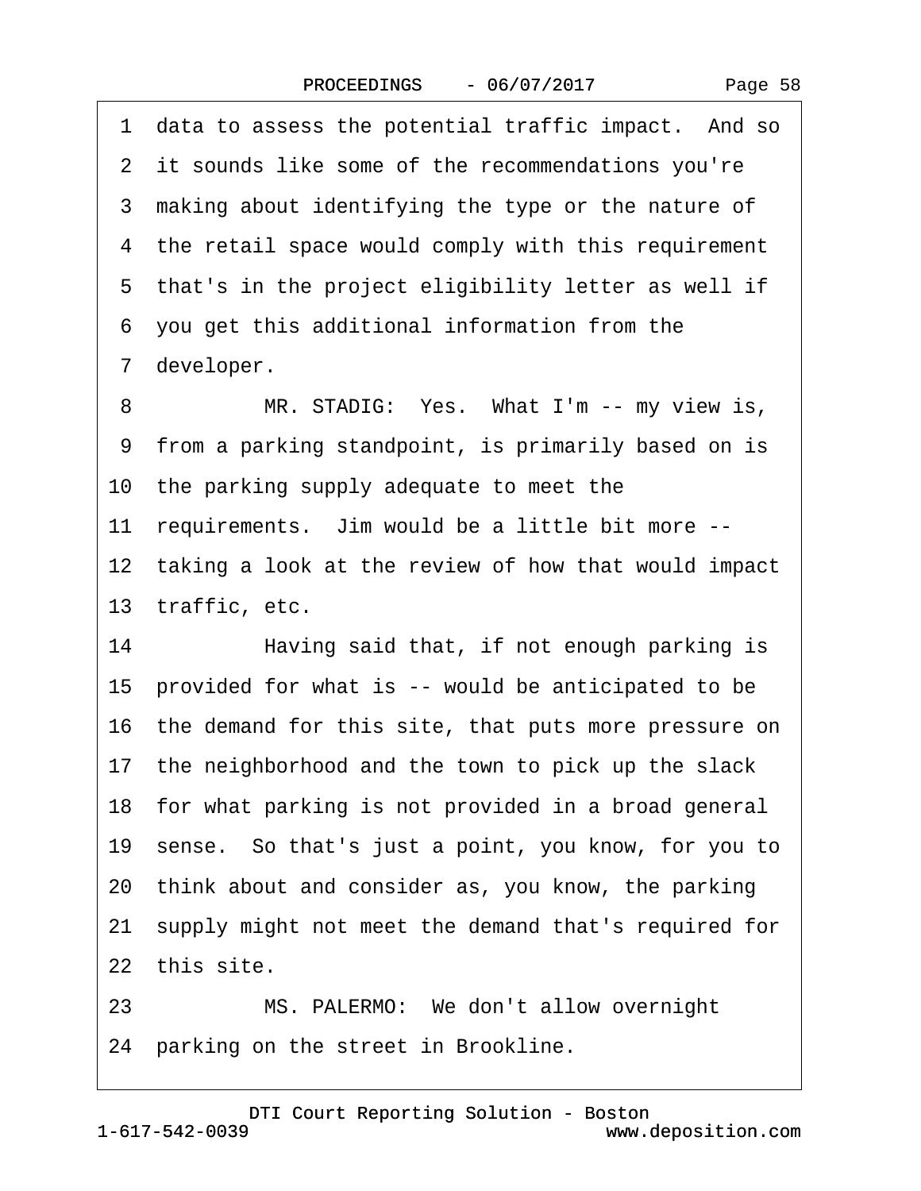1 data to assess the potential traffic impact. And so
2 it sounds like some of the recommendations you're
3 making about identifying the type or the nature of
4 the retail space would comply with this requirement
5 that's in the project eligibility letter as well if
6 you get this additional information from the
7 developer.

8 MR. STADIG: Yes. What I'm -- my view is,
9 from a parking standpoint, is primarily based on is
10 the parking supply adequate to meet the
11 requirements. Jim would be a little bit more --
12 taking a look at the review of how that would impact
13 traffic, etc.

14 Having said that, if not enough parking is
15 provided for what is -- would be anticipated to be
16 the demand for this site, that puts more pressure on
17 the neighborhood and the town to pick up the slack
18 for what parking is not provided in a broad general
19 sense. So that's just a point, you know, for you to
20 think about and consider as, you know, the parking
21 supply might not meet the demand that's required for
22 this site.

23 MS. PALERMO: We don't allow overnight
24 parking on the street in Brookline.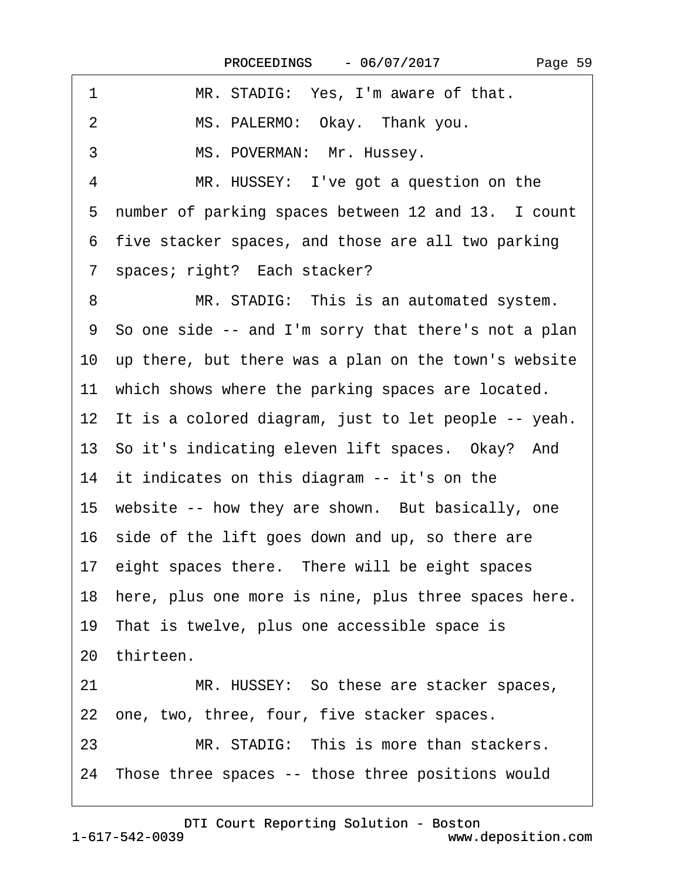1 MR. STADIG: Yes, I'm aware of that.

2 MS. PALERMO: Okay. Thank you.

3 MS. POVERMAN: Mr. Hussey.

4 MR. HUSSEY: I've got a question on the
5 number of parking spaces between 12 and 13. I count
6 five stacker spaces, and those are all two parking
7 spaces; right? Each stacker?

8 MR. STADIG: This is an automated system.
9 So one side -- and I'm sorry that there's not a plan
10 up there, but there was a plan on the town's website
11 which shows where the parking spaces are located.
12 It is a colored diagram, just to let people -- yeah.
13 So it's indicating eleven lift spaces. Okay? And
14 it indicates on this diagram -- it's on the
15 website -- how they are shown. But basically, one
16 side of the lift goes down and up, so there are
17 eight spaces there. There will be eight spaces
18 here, plus one more is nine, plus three spaces here.
19 That is twelve, plus one accessible space is
20 thirteen.

21 MR. HUSSEY: So these are stacker spaces,
22 one, two, three, four, five stacker spaces.

23 MR. STADIG: This is more than stackers.
24 Those three spaces -- those three positions would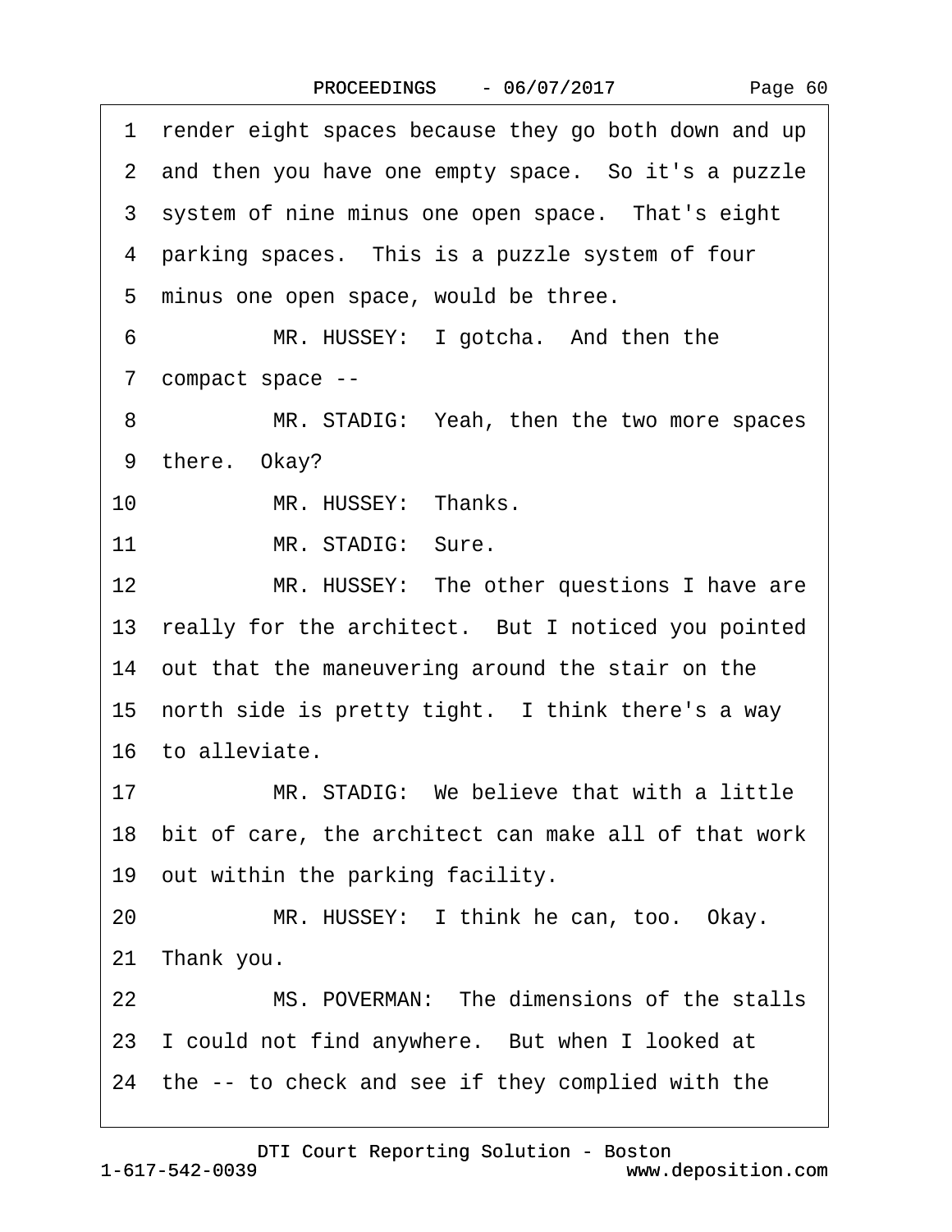1 render eight spaces because they go both down and up

2 and then you have one empty space. So it's a puzzle

3 system of nine minus one open space. That's eight

4 parking spaces. This is a puzzle system of four

5 minus one open space, would be three.

6 MR. HUSSEY: I gotcha. And then the

7 compact space --

8 MR. STADIG: Yeah, then the two more spaces

9 there. Okay?

10 MR. HUSSEY: Thanks.

11 MR. STADIG: Sure.

12 MR. HUSSEY: The other questions I have are

13 really for the architect. But I noticed you pointed

14 out that the maneuvering around the stair on the

15 north side is pretty tight. I think there's a way

16 to alleviate.

17 MR. STADIG: We believe that with a little

18 bit of care, the architect can make all of that work

19 out within the parking facility.

20 MR. HUSSEY: I think he can, too. Okay.

21 Thank you.

22 MS. POVERMAN: The dimensions of the stalls

23 I could not find anywhere. But when I looked at

24 the -- to check and see if they complied with the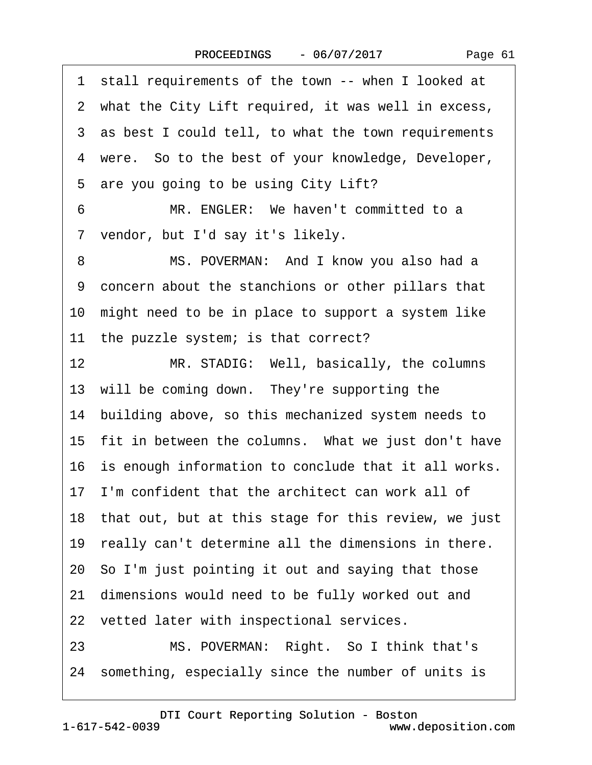1 stall requirements of the town -- when I looked at
2 what the City Lift required, it was well in excess,
3 as best I could tell, to what the town requirements
4 were. So to the best of your knowledge, Developer,
5 are you going to be using City Lift?
6 MR. ENGLER: We haven't committed to a
7 vendor, but I'd say it's likely.
8 MS. POVERMAN: And I know you also had a
9 concern about the stanchions or other pillars that
10 might need to be in place to support a system like
11 the puzzle system; is that correct?
12 MR. STADIG: Well, basically, the columns
13 will be coming down. They're supporting the
14 building above, so this mechanized system needs to
15 fit in between the columns. What we just don't have
16 is enough information to conclude that it all works.
17 I'm confident that the architect can work all of
18 that out, but at this stage for this review, we just
19 really can't determine all the dimensions in there.
20 So I'm just pointing it out and saying that those
21 dimensions would need to be fully worked out and
22 vetted later with inspectional services.
23 MS. POVERMAN: Right. So I think that's
24 something, especially since the number of units is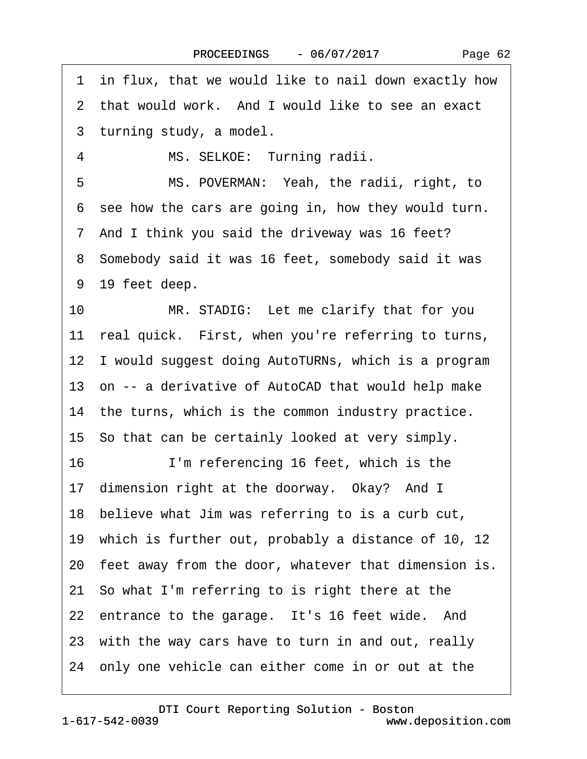1 in flux, that we would like to nail down exactly how
2 that would work. And I would like to see an exact
3 turning study, a model.

4 MS. SELKOE: Turning radii.

5 MS. POVERMAN: Yeah, the radii, right, to
6 see how the cars are going in, how they would turn.
7 And I think you said the driveway was 16 feet?
8 Somebody said it was 16 feet, somebody said it was
9 19 feet deep.

10 MR. STADIG: Let me clarify that for you
11 real quick. First, when you're referring to turns,
12 I would suggest doing AutoTURNs, which is a program
13 on -- a derivative of AutoCAD that would help make
14 the turns, which is the common industry practice.
15 So that can be certainly looked at very simply.

16 I'm referencing 16 feet, which is the
17 dimension right at the doorway. Okay? And I
18 believe what Jim was referring to is a curb cut,
19 which is further out, probably a distance of 10, 12
20 feet away from the door, whatever that dimension is.
21 So what I'm referring to is right there at the
22 entrance to the garage. It's 16 feet wide. And
23 with the way cars have to turn in and out, really
24 only one vehicle can either come in or out at the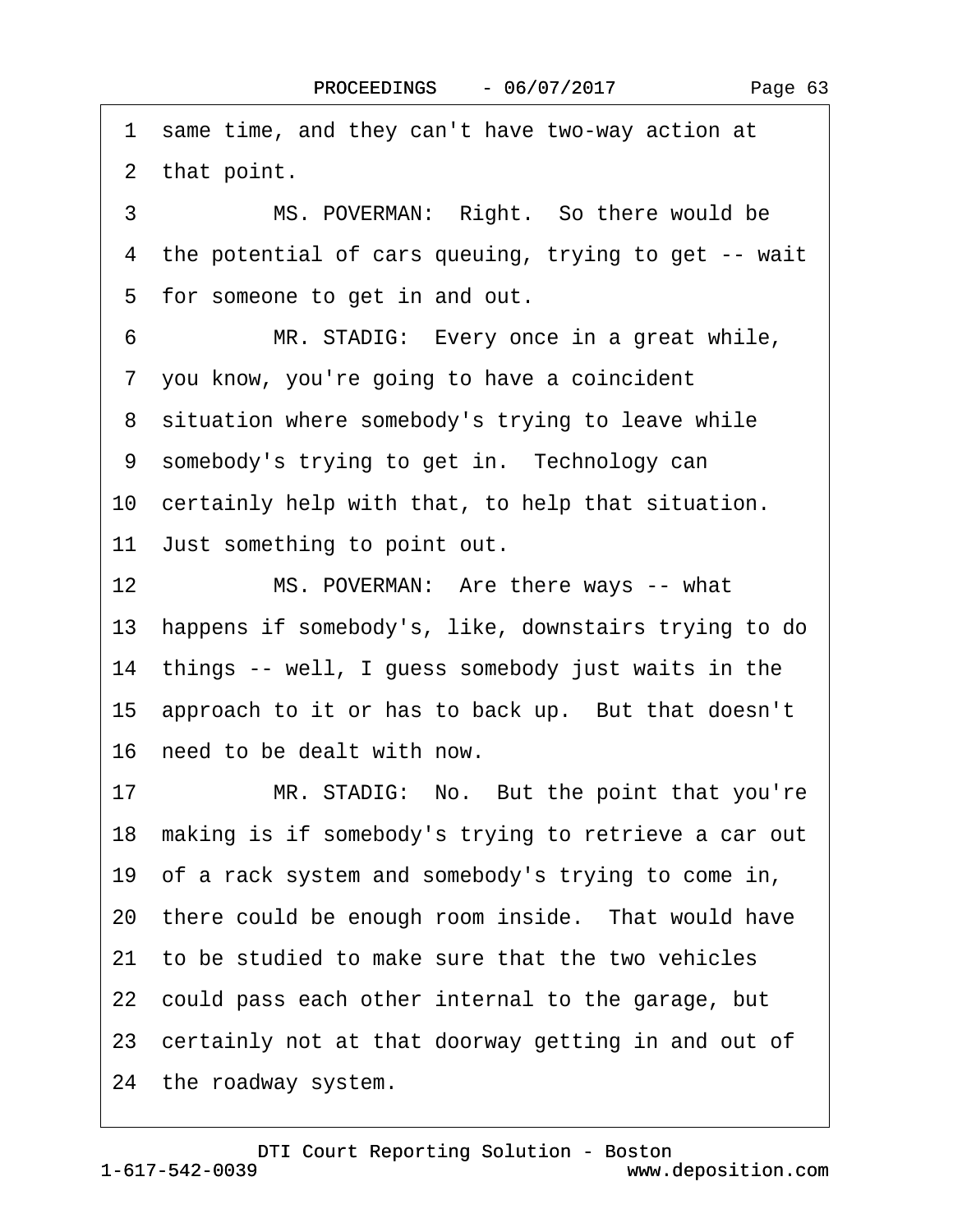1 same time, and they can't have two-way action at
2 that point.

3 MS. POVERMAN: Right. So there would be
4 the potential of cars queuing, trying to get -- wait
5 for someone to get in and out.

6 MR. STADIG: Every once in a great while,
7 you know, you're going to have a coincident
8 situation where somebody's trying to leave while
9 somebody's trying to get in. Technology can
10 certainly help with that, to help that situation.
11 Just something to point out.

12 MS. POVERMAN: Are there ways -- what
13 happens if somebody's, like, downstairs trying to do
14 things -- well, I guess somebody just waits in the
15 approach to it or has to back up. But that doesn't
16 need to be dealt with now.

17 MR. STADIG: No. But the point that you're
18 making is if somebody's trying to retrieve a car out
19 of a rack system and somebody's trying to come in,
20 there could be enough room inside. That would have
21 to be studied to make sure that the two vehicles
22 could pass each other internal to the garage, but
23 certainly not at that doorway getting in and out of
24 the roadway system.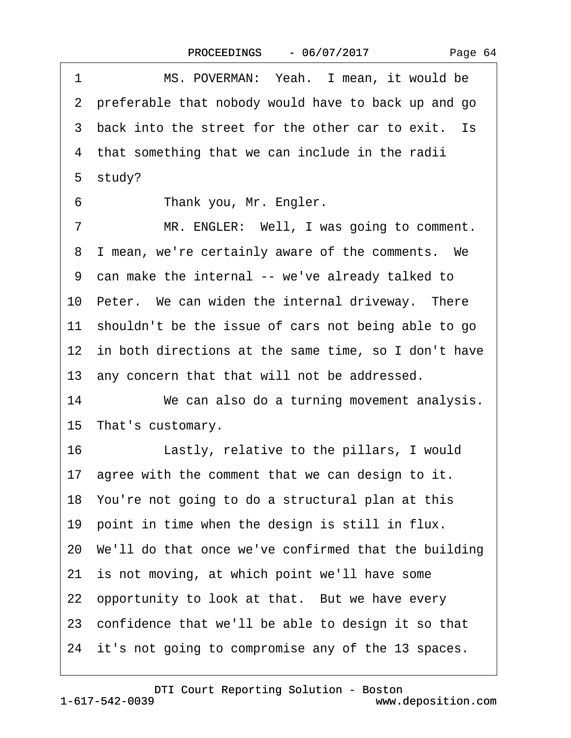1 MS. POVERMAN: Yeah. I mean, it would be
2 preferable that nobody would have to back up and go
3 back into the street for the other car to exit. Is
4 that something that we can include in the radii
5 study?
6 Thank you, Mr. Engler.
7 MR. ENGLER: Well, I was going to comment.
8 I mean, we're certainly aware of the comments. We
9 can make the internal -- we've already talked to
10 Peter. We can widen the internal driveway. There
11 shouldn't be the issue of cars not being able to go
12 in both directions at the same time, so I don't have
13 any concern that that will not be addressed.
14 We can also do a turning movement analysis.
15 That's customary.
16 Lastly, relative to the pillars, I would
17 agree with the comment that we can design to it.
18 You're not going to do a structural plan at this
19 point in time when the design is still in flux.
20 We'll do that once we've confirmed that the building
21 is not moving, at which point we'll have some
22 opportunity to look at that. But we have every
23 confidence that we'll be able to design it so that
24 it's not going to compromise any of the 13 spaces.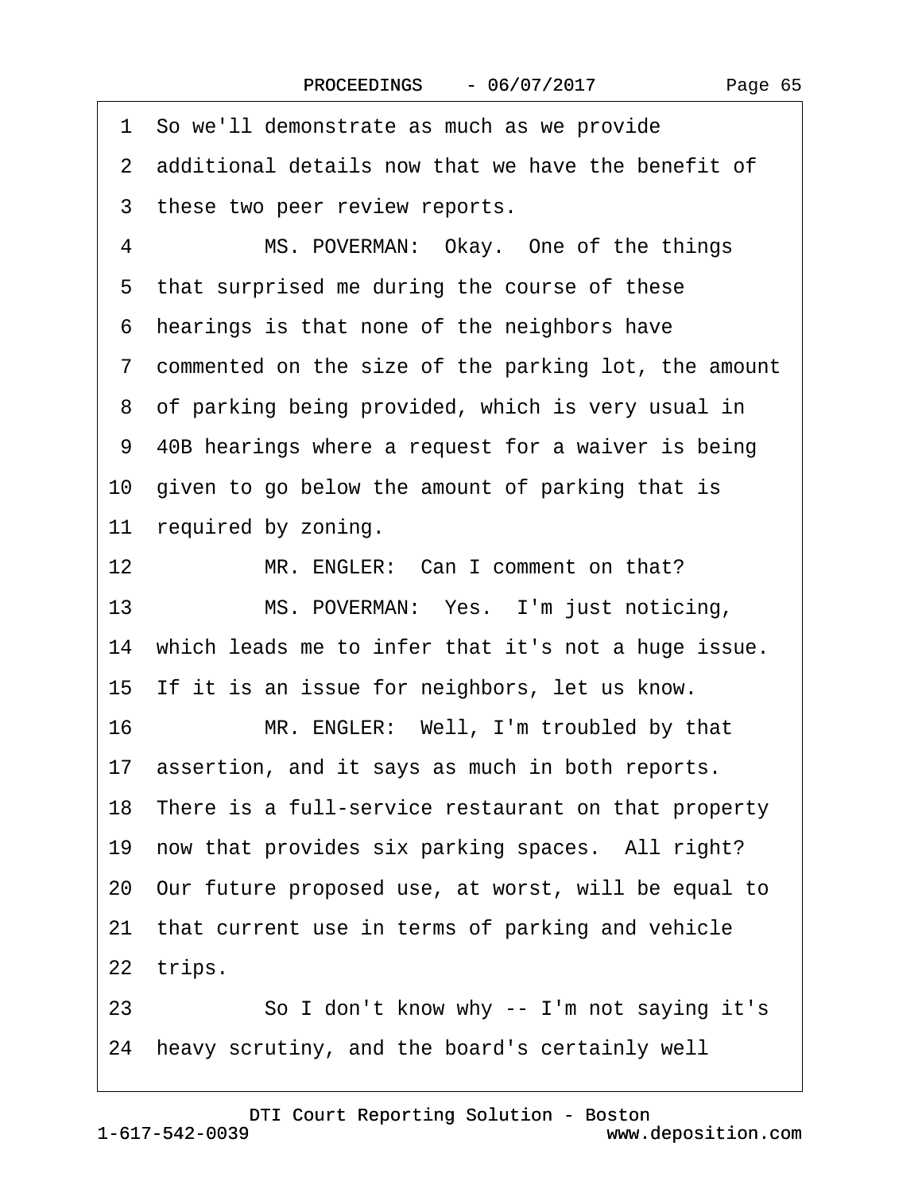1 So we'll demonstrate as much as we provide
2 additional details now that we have the benefit of
3 these two peer review reports.
4 MS. POVERMAN: Okay. One of the things
5 that surprised me during the course of these
6 hearings is that none of the neighbors have
7 commented on the size of the parking lot, the amount
8 of parking being provided, which is very usual in
9 40B hearings where a request for a waiver is being
10 given to go below the amount of parking that is
11 required by zoning.
12 MR. ENGLER: Can I comment on that?
13 MS. POVERMAN: Yes. I'm just noticing,
14 which leads me to infer that it's not a huge issue.
15 If it is an issue for neighbors, let us know.
16 MR. ENGLER: Well, I'm troubled by that
17 assertion, and it says as much in both reports.
18 There is a full-service restaurant on that property
19 now that provides six parking spaces. All right?
20 Our future proposed use, at worst, will be equal to
21 that current use in terms of parking and vehicle
22 trips.
23 So I don't know why -- I'm not saying it's
24 heavy scrutiny, and the board's certainly well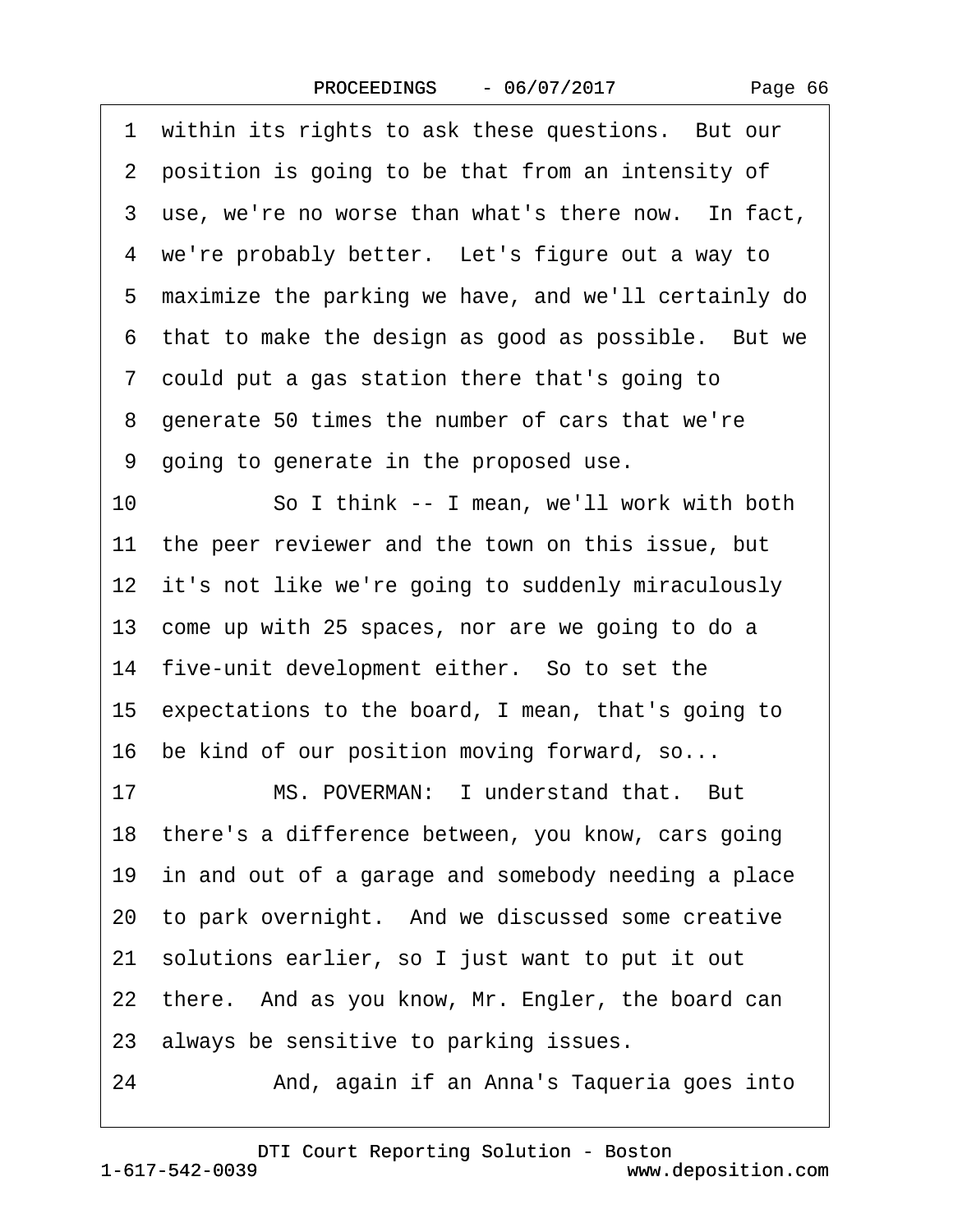1 within its rights to ask these questions. But our
2 position is going to be that from an intensity of
3 use, we're no worse than what's there now. In fact,
4 we're probably better. Let's figure out a way to
5 maximize the parking we have, and we'll certainly do
6 that to make the design as good as possible. But we
7 could put a gas station there that's going to
8 generate 50 times the number of cars that we're
9 going to generate in the proposed use.

10 So I think -- I mean, we'll work with both
11 the peer reviewer and the town on this issue, but
12 it's not like we're going to suddenly miraculously
13 come up with 25 spaces, nor are we going to do a
14 five-unit development either. So to set the
15 expectations to the board, I mean, that's going to
16 be kind of our position moving forward, so...

17 MS. POVERMAN: I understand that. But
18 there's a difference between, you know, cars going
19 in and out of a garage and somebody needing a place
20 to park overnight. And we discussed some creative
21 solutions earlier, so I just want to put it out
22 there. And as you know, Mr. Engler, the board can
23 always be sensitive to parking issues.

24 And, again if an Anna's Taqueria goes into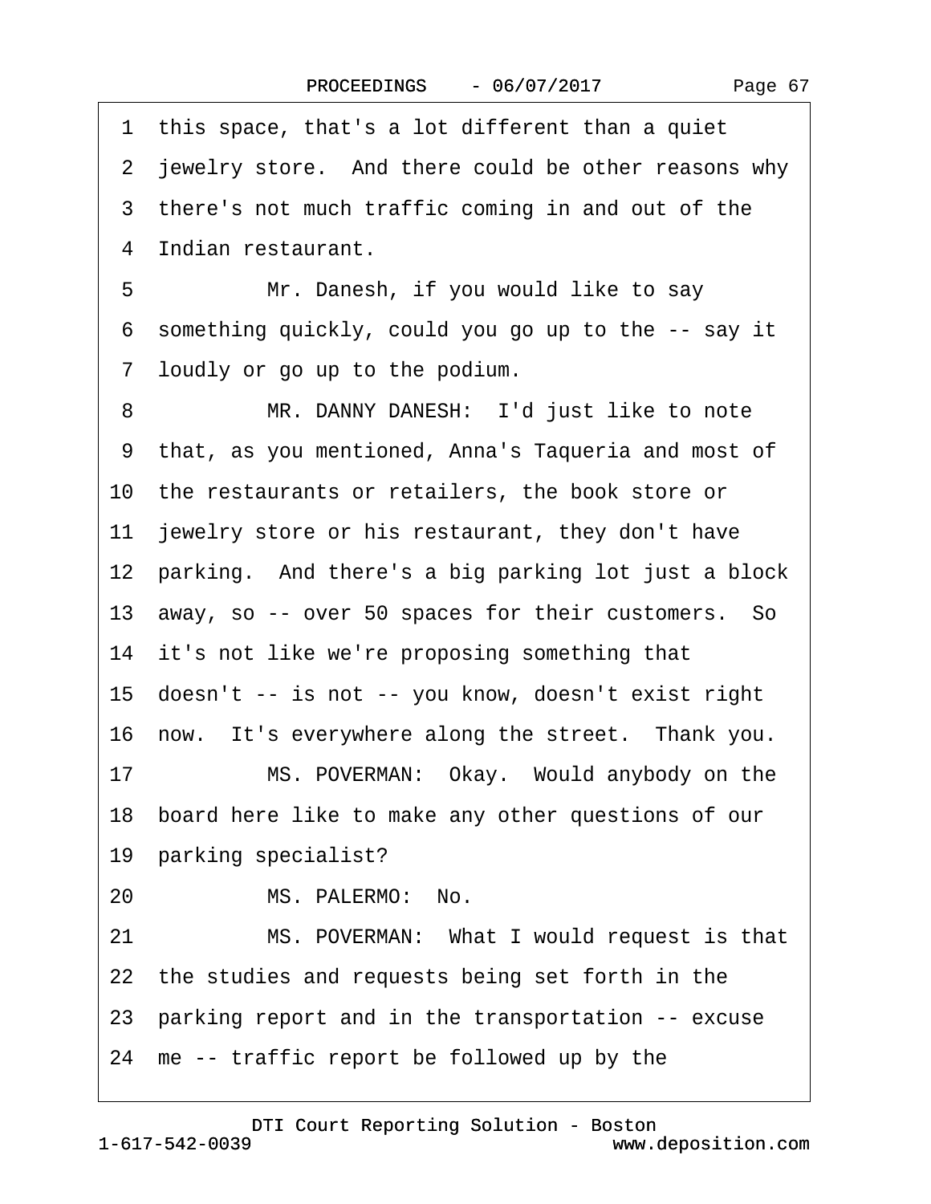1 this space, that's a lot different than a quiet
2 jewelry store. And there could be other reasons why
3 there's not much traffic coming in and out of the
4 Indian restaurant.

5 Mr. Danesh, if you would like to say
6 something quickly, could you go up to the -- say it
7 loudly or go up to the podium.

8 MR. DANNY DANESH: I'd just like to note
9 that, as you mentioned, Anna's Taqueria and most of
10 the restaurants or retailers, the book store or
11 jewelry store or his restaurant, they don't have
12 parking. And there's a big parking lot just a block
13 away, so -- over 50 spaces for their customers. So
14 it's not like we're proposing something that
15 doesn't -- is not -- you know, doesn't exist right
16 now. It's everywhere along the street. Thank you.

17 MS. POVERMAN: Okay. Would anybody on the
18 board here like to make any other questions of our
19 parking specialist?

20 MS. PALERMO: No.

21 MS. POVERMAN: What I would request is that
22 the studies and requests being set forth in the
23 parking report and in the transportation -- excuse
24 me -- traffic report be followed up by the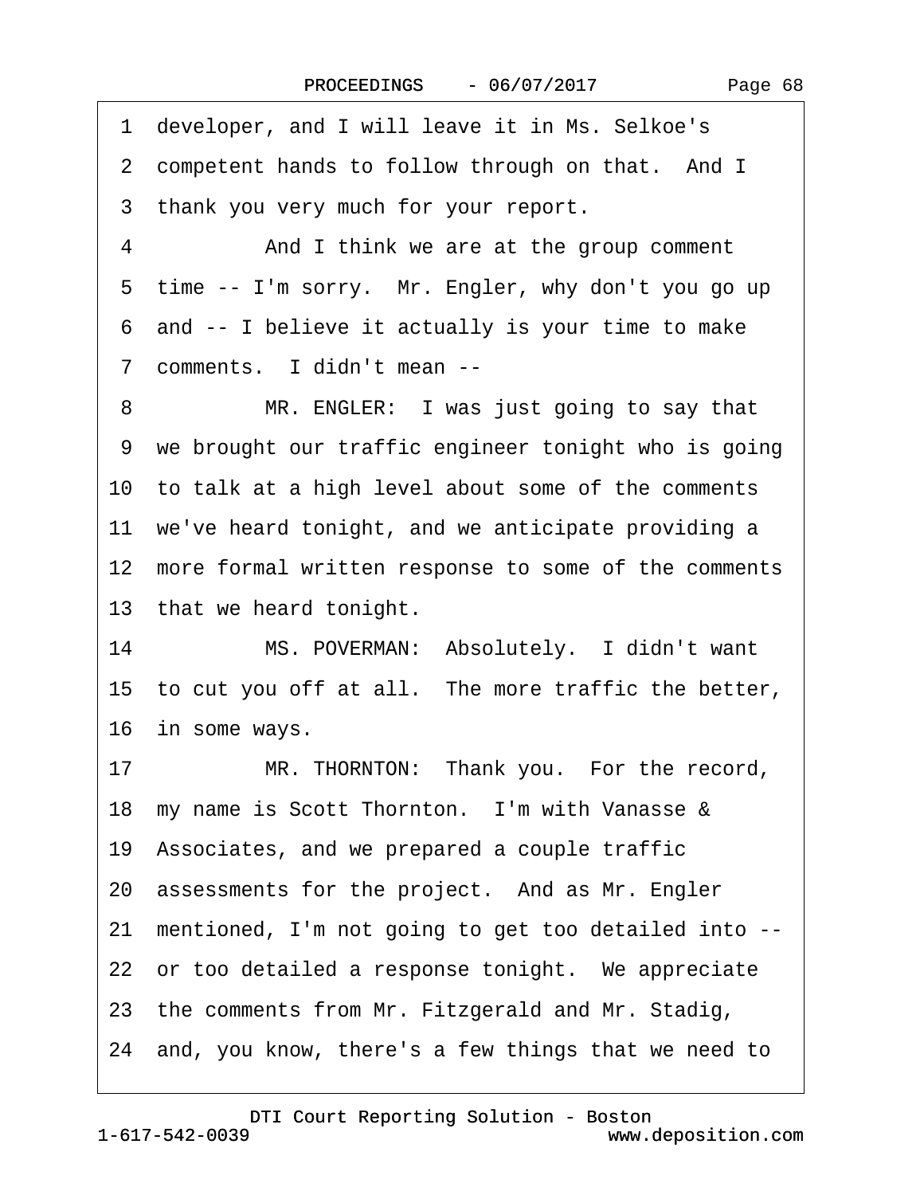1 developer, and I will leave it in Ms. Selkoe's

2 competent hands to follow through on that. And I

3 thank you very much for your report.

4 And I think we are at the group comment

5 time -- I'm sorry. Mr. Engler, why don't you go up

6 and -- I believe it actually is your time to make

7 comments. I didn't mean --

8 MR. ENGLER: I was just going to say that

9 we brought our traffic engineer tonight who is going

10 to talk at a high level about some of the comments

11 we've heard tonight, and we anticipate providing a

12 more formal written response to some of the comments

13 that we heard tonight.

14 MS. POVERMAN: Absolutely. I didn't want

15 to cut you off at all. The more traffic the better,

16 in some ways.

17 MR. THORNTON: Thank you. For the record,

18 my name is Scott Thornton. I'm with Vanasse &

19 Associates, and we prepared a couple traffic

20 assessments for the project. And as Mr. Engler

21 mentioned, I'm not going to get too detailed into --

22 or too detailed a response tonight. We appreciate

23 the comments from Mr. Fitzgerald and Mr. Stadig,

24 and, you know, there's a few things that we need to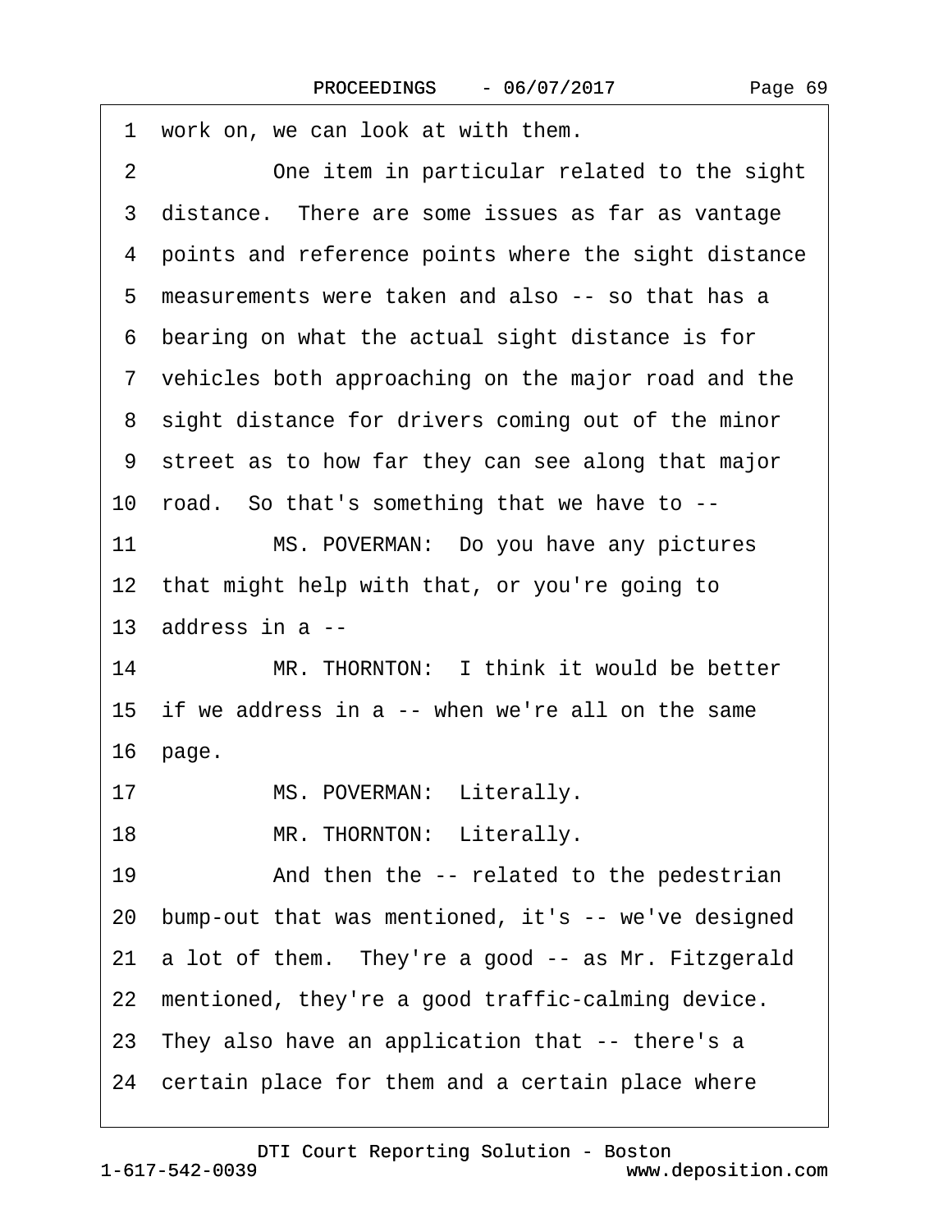1 work on, we can look at with them.

2 One item in particular related to the sight

3 distance. There are some issues as far as vantage

4 points and reference points where the sight distance

5 measurements were taken and also -- so that has a

6 bearing on what the actual sight distance is for

7 vehicles both approaching on the major road and the

8 sight distance for drivers coming out of the minor

9 street as to how far they can see along that major

10 road. So that's something that we have to --

11 MS. POVERMAN: Do you have any pictures

12 that might help with that, or you're going to

13 address in a --

14 MR. THORNTON: I think it would be better

15 if we address in a -- when we're all on the same

16 page.

17 MS. POVERMAN: Literally.

18 MR. THORNTON: Literally.

19 And then the -- related to the pedestrian

20 bump-out that was mentioned, it's -- we've designed

21 a lot of them. They're a good -- as Mr. Fitzgerald

22 mentioned, they're a good traffic-calming device.

23 They also have an application that -- there's a

24 certain place for them and a certain place where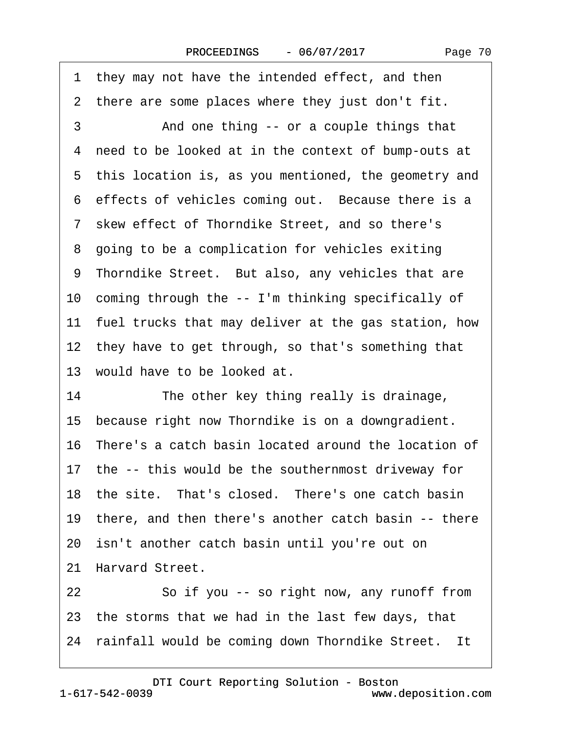1 they may not have the intended effect, and then
2 there are some places where they just don't fit.
3 And one thing -- or a couple things that
4 need to be looked at in the context of bump-outs at
5 this location is, as you mentioned, the geometry and
6 effects of vehicles coming out. Because there is a
7 skew effect of Thorndike Street, and so there's
8 going to be a complication for vehicles exiting
9 Thorndike Street. But also, any vehicles that are
10 coming through the -- I'm thinking specifically of
11 fuel trucks that may deliver at the gas station, how
12 they have to get through, so that's something that
13 would have to be looked at.
14 The other key thing really is drainage,
15 because right now Thorndike is on a downgradient.
16 There's a catch basin located around the location of
17 the -- this would be the southernmost driveway for
18 the site. That's closed. There's one catch basin
19 there, and then there's another catch basin -- there
20 isn't another catch basin until you're out on
21 Harvard Street.
22 So if you -- so right now, any runoff from
23 the storms that we had in the last few days, that
24 rainfall would be coming down Thorndike Street. It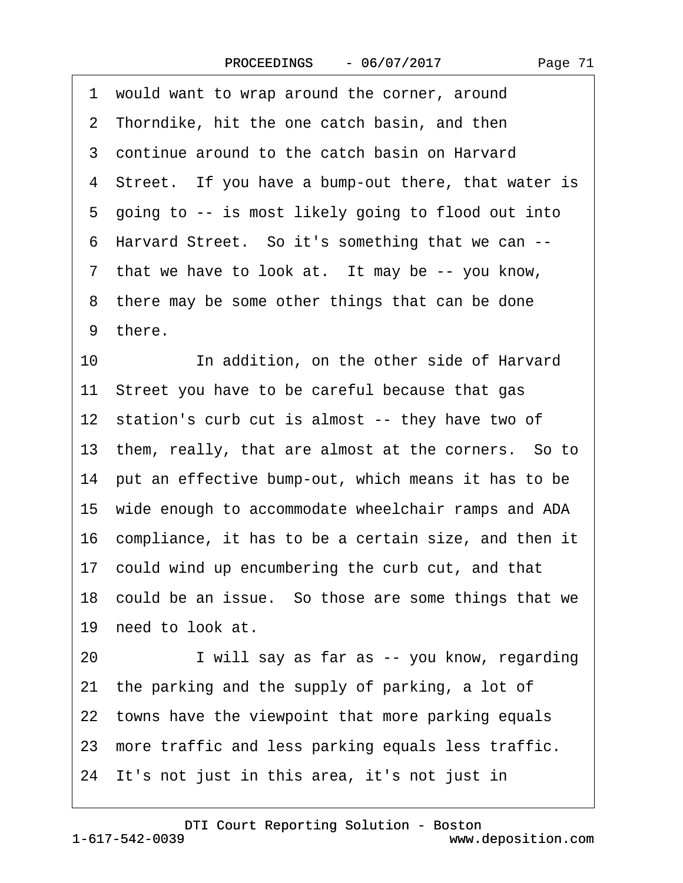1 would want to wrap around the corner, around
2 Thorndike, hit the one catch basin, and then
3 continue around to the catch basin on Harvard
4 Street. If you have a bump-out there, that water is
5 going to -- is most likely going to flood out into
6 Harvard Street. So it's something that we can --
7 that we have to look at. It may be -- you know,
8 there may be some other things that can be done
9 there.

10 In addition, on the other side of Harvard
11 Street you have to be careful because that gas
12 station's curb cut is almost -- they have two of
13 them, really, that are almost at the corners. So to
14 put an effective bump-out, which means it has to be
15 wide enough to accommodate wheelchair ramps and ADA
16 compliance, it has to be a certain size, and then it
17 could wind up encumbering the curb cut, and that
18 could be an issue. So those are some things that we
19 need to look at.

20 I will say as far as -- you know, regarding
21 the parking and the supply of parking, a lot of
22 towns have the viewpoint that more parking equals
23 more traffic and less parking equals less traffic.
24 It's not just in this area, it's not just in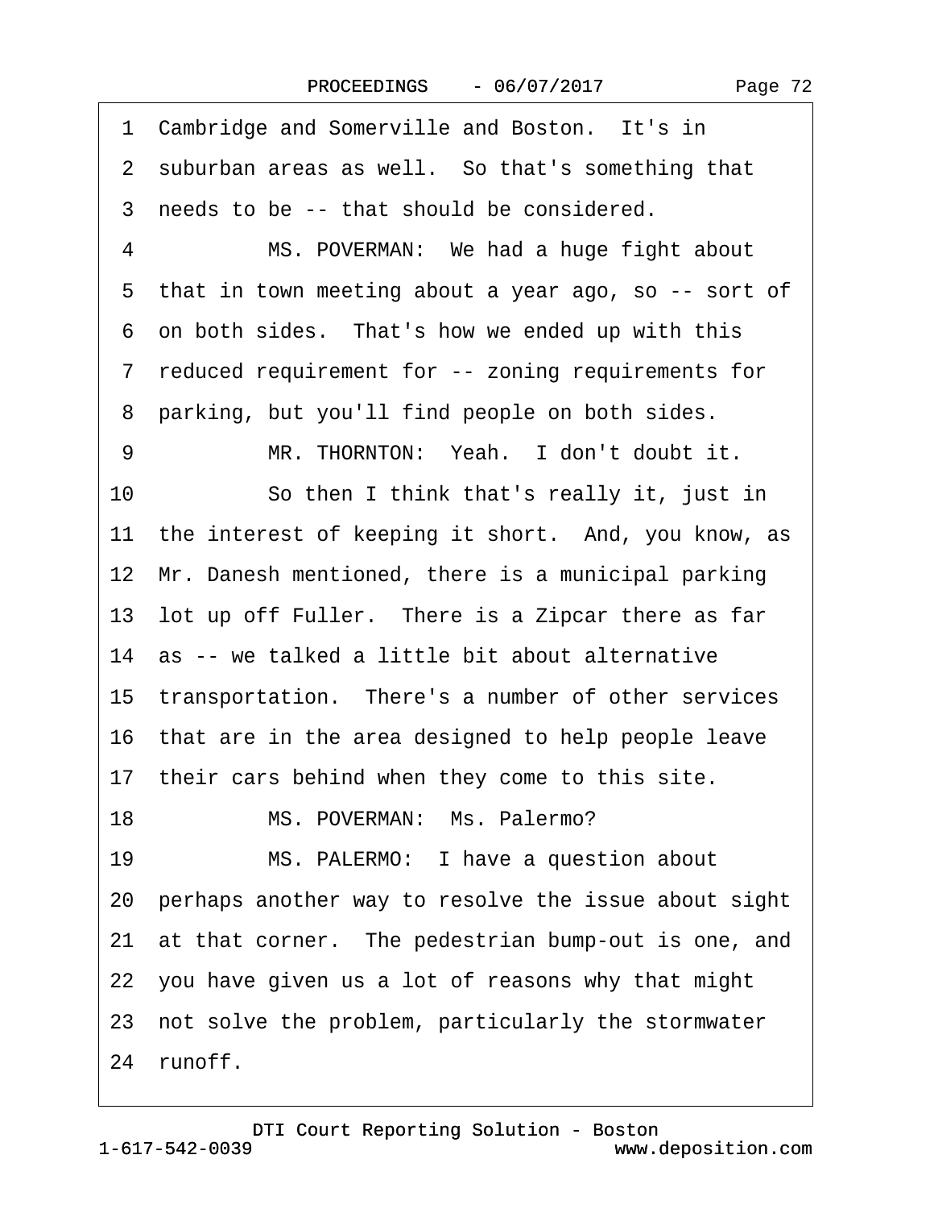1 Cambridge and Somerville and Boston. It's in
2 suburban areas as well. So that's something that
3 needs to be -- that should be considered.
4 MS. POVERMAN: We had a huge fight about
5 that in town meeting about a year ago, so -- sort of
6 on both sides. That's how we ended up with this
7 reduced requirement for -- zoning requirements for
8 parking, but you'll find people on both sides.
9 MR. THORNTON: Yeah. I don't doubt it.
10 So then I think that's really it, just in
11 the interest of keeping it short. And, you know, as
12 Mr. Danesh mentioned, there is a municipal parking
13 lot up off Fuller. There is a Zipcar there as far
14 as -- we talked a little bit about alternative
15 transportation. There's a number of other services
16 that are in the area designed to help people leave
17 their cars behind when they come to this site.
18 MS. POVERMAN: Ms. Palermo?
19 MS. PALERMO: I have a question about
20 perhaps another way to resolve the issue about sight
21 at that corner. The pedestrian bump-out is one, and
22 you have given us a lot of reasons why that might
23 not solve the problem, particularly the stormwater
24 runoff.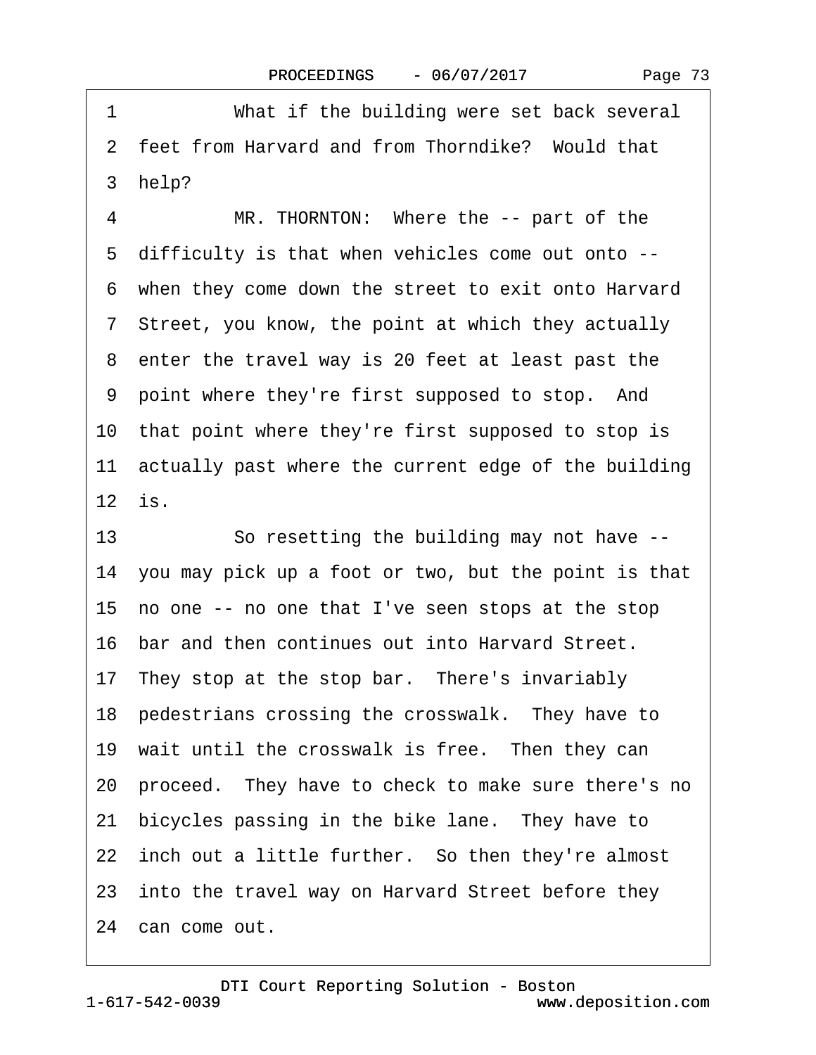1 What if the building were set back several
2 feet from Harvard and from Thorndike? Would that
3 help?
4 MR. THORNTON: Where the -- part of the
5 difficulty is that when vehicles come out onto --
6 when they come down the street to exit onto Harvard
7 Street, you know, the point at which they actually
8 enter the travel way is 20 feet at least past the
9 point where they're first supposed to stop. And
10 that point where they're first supposed to stop is
11 actually past where the current edge of the building
12 is.
13 So resetting the building may not have --
14 you may pick up a foot or two, but the point is that
15 no one -- no one that I've seen stops at the stop
16 bar and then continues out into Harvard Street.
17 They stop at the stop bar. There's invariably
18 pedestrians crossing the crosswalk. They have to
19 wait until the crosswalk is free. Then they can
20 proceed. They have to check to make sure there's no
21 bicycles passing in the bike lane. They have to
22 inch out a little further. So then they're almost
23 into the travel way on Harvard Street before they
24 can come out.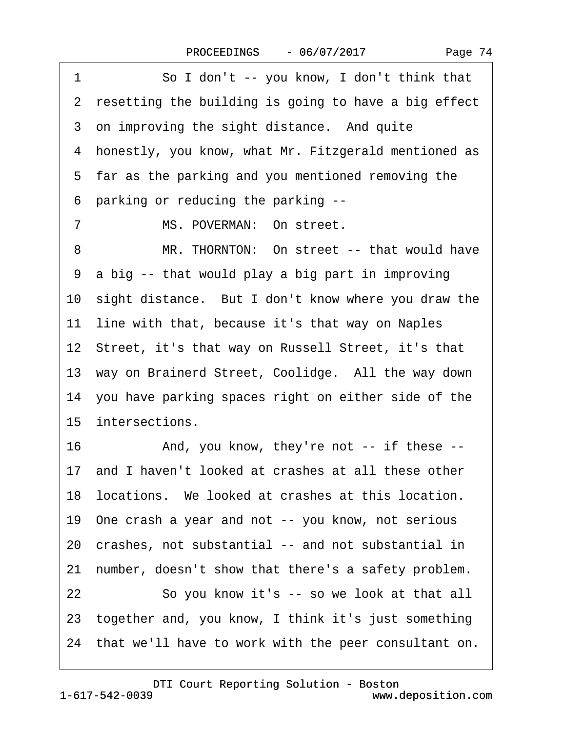1 So I don't -- you know, I don't think that
2 resetting the building is going to have a big effect
3 on improving the sight distance. And quite
4 honestly, you know, what Mr. Fitzgerald mentioned as
5 far as the parking and you mentioned removing the
6 parking or reducing the parking --
7 MS. POVERMAN: On street.
8 MR. THORNTON: On street -- that would have
9 a big -- that would play a big part in improving
10 sight distance. But I don't know where you draw the
11 line with that, because it's that way on Naples
12 Street, it's that way on Russell Street, it's that
13 way on Brainerd Street, Coolidge. All the way down
14 you have parking spaces right on either side of the
15 intersections.
16 And, you know, they're not -- if these --
17 and I haven't looked at crashes at all these other
18 locations. We looked at crashes at this location.
19 One crash a year and not -- you know, not serious
20 crashes, not substantial -- and not substantial in
21 number, doesn't show that there's a safety problem.
22 So you know it's -- so we look at that all
23 together and, you know, I think it's just something
24 that we'll have to work with the peer consultant on.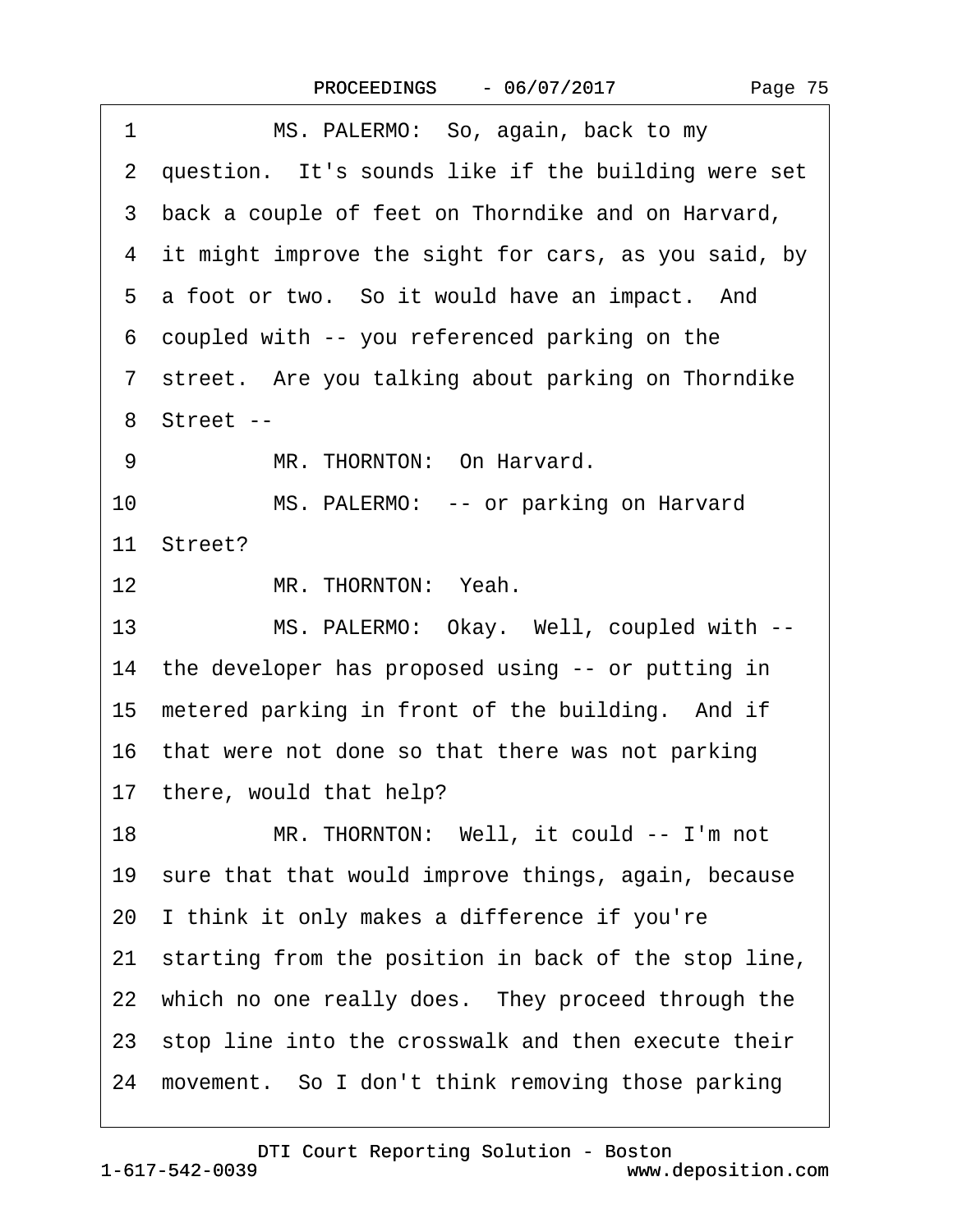1 MS. PALERMO: So, again, back to my
2 question. It's sounds like if the building were set
3 back a couple of feet on Thorndike and on Harvard,
4 it might improve the sight for cars, as you said, by
5 a foot or two. So it would have an impact. And
6 coupled with -- you referenced parking on the
7 street. Are you talking about parking on Thorndike
8 Street --
9 MR. THORNTON: On Harvard.
10 MS. PALERMO: -- or parking on Harvard
11 Street?
12 MR. THORNTON: Yeah.
13 MS. PALERMO: Okay. Well, coupled with --
14 the developer has proposed using -- or putting in
15 metered parking in front of the building. And if
16 that were not done so that there was not parking
17 there, would that help?
18 MR. THORNTON: Well, it could -- I'm not
19 sure that that would improve things, again, because
20 I think it only makes a difference if you're
21 starting from the position in back of the stop line,
22 which no one really does. They proceed through the
23 stop line into the crosswalk and then execute their
24 movement. So I don't think removing those parking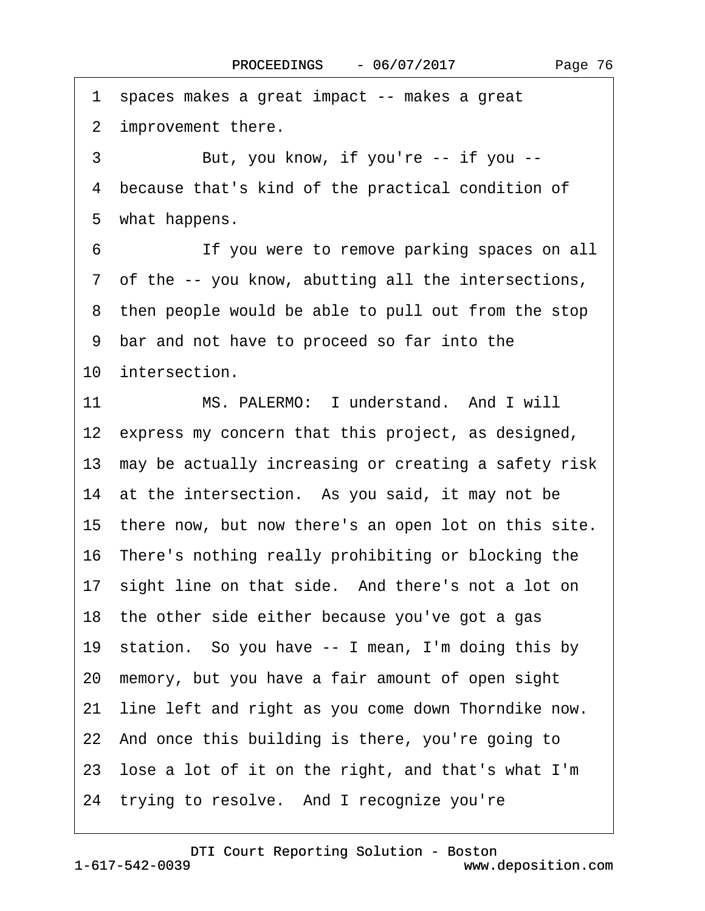1 spaces makes a great impact -- makes a great
2 improvement there.
3 But, you know, if you're -- if you --
4 because that's kind of the practical condition of
5 what happens.
6 If you were to remove parking spaces on all
7 of the -- you know, abutting all the intersections,
8 then people would be able to pull out from the stop
9 bar and not have to proceed so far into the
10 intersection.
11 MS. PALERMO: I understand. And I will
12 express my concern that this project, as designed,
13 may be actually increasing or creating a safety risk
14 at the intersection. As you said, it may not be
15 there now, but now there's an open lot on this site.
16 There's nothing really prohibiting or blocking the
17 sight line on that side. And there's not a lot on
18 the other side either because you've got a gas
19 station. So you have -- I mean, I'm doing this by
20 memory, but you have a fair amount of open sight
21 line left and right as you come down Thorndike now.
22 And once this building is there, you're going to
23 lose a lot of it on the right, and that's what I'm
24 trying to resolve. And I recognize you're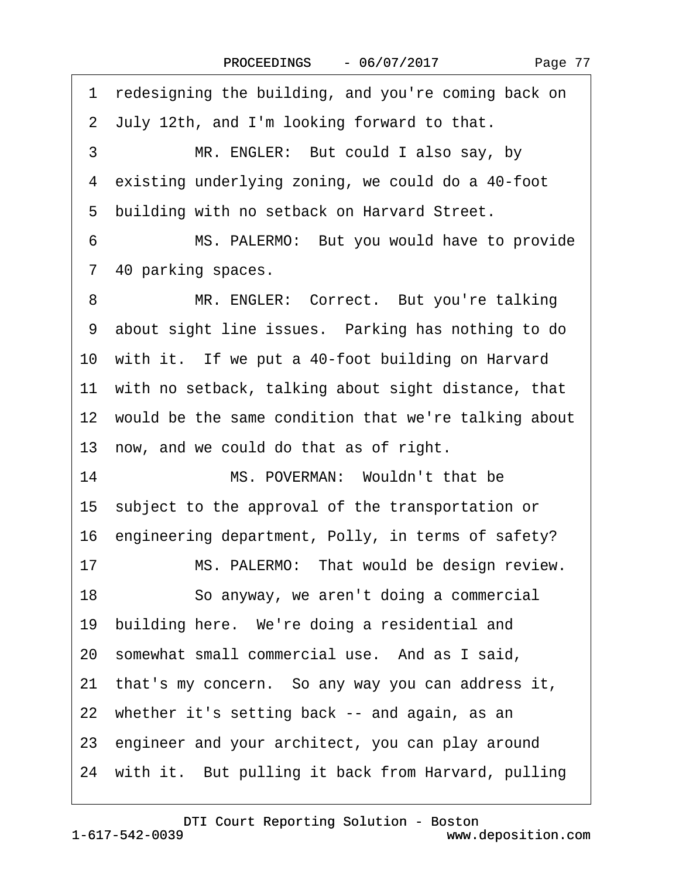1 redesigning the building, and you're coming back on

2 July 12th, and I'm looking forward to that.

3 MR. ENGLER: But could I also say, by

4 existing underlying zoning, we could do a 40-foot

5 building with no setback on Harvard Street.

6 MS. PALERMO: But you would have to provide

7 40 parking spaces.

8 MR. ENGLER: Correct. But you're talking

9 about sight line issues. Parking has nothing to do

10 with it. If we put a 40-foot building on Harvard

11 with no setback, talking about sight distance, that

12 would be the same condition that we're talking about

13 now, and we could do that as of right.

14 MS. POVERMAN: Wouldn't that be

15 subject to the approval of the transportation or

16 engineering department, Polly, in terms of safety?

17 MS. PALERMO: That would be design review.

18 So anyway, we aren't doing a commercial

19 building here. We're doing a residential and

20 somewhat small commercial use. And as I said,

21 that's my concern. So any way you can address it,

22 whether it's setting back -- and again, as an

23 engineer and your architect, you can play around

24 with it. But pulling it back from Harvard, pulling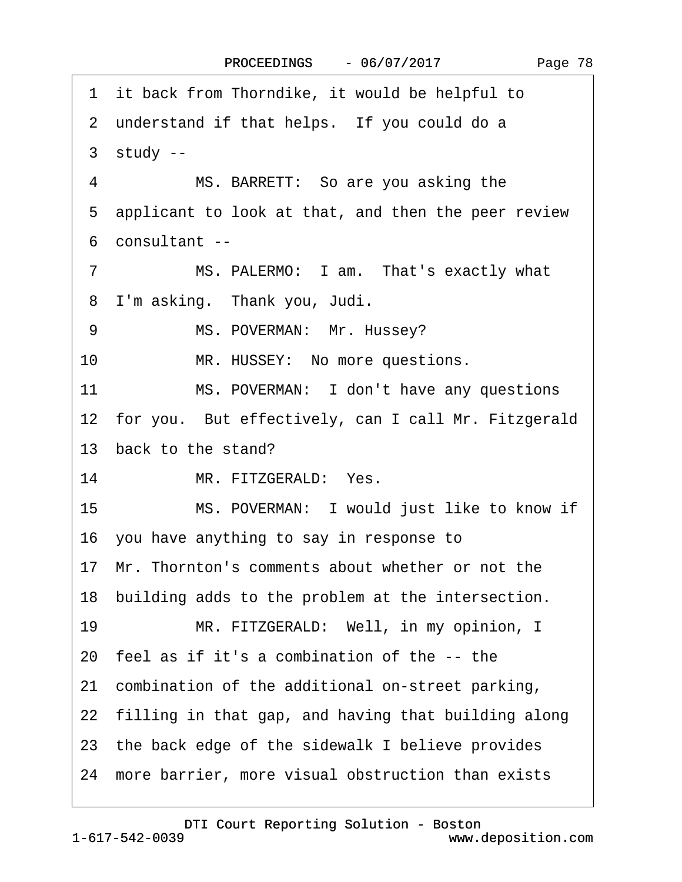1 it back from Thorndike, it would be helpful to

2 understand if that helps. If you could do a

3 study --

4 MS. BARRETT: So are you asking the

5 applicant to look at that, and then the peer review

6 consultant --

7 MS. PALERMO: I am. That's exactly what

8 I'm asking. Thank you, Judi.

9 MS. POVERMAN: Mr. Hussey?

10 MR. HUSSEY: No more questions.

11 MS. POVERMAN: I don't have any questions

12 for you. But effectively, can I call Mr. Fitzgerald

13 back to the stand?

14 MR. FITZGERALD: Yes.

15 MS. POVERMAN: I would just like to know if

16 you have anything to say in response to

17 Mr. Thornton's comments about whether or not the

18 building adds to the problem at the intersection.

19 MR. FITZGERALD: Well, in my opinion, I

20 feel as if it's a combination of the -- the

21 combination of the additional on-street parking,

22 filling in that gap, and having that building along

23 the back edge of the sidewalk I believe provides

24 more barrier, more visual obstruction than exists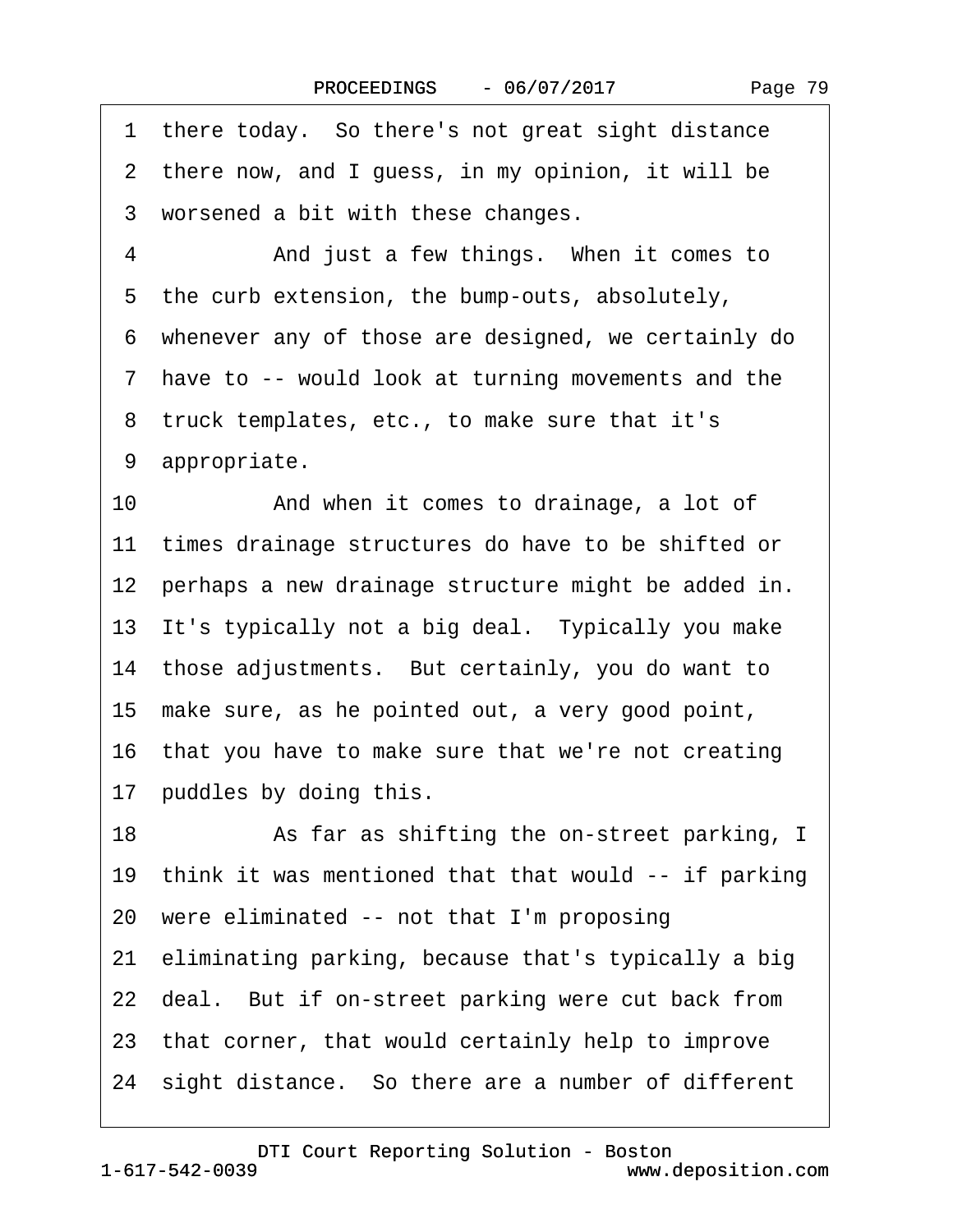1 there today. So there's not great sight distance
2 there now, and I guess, in my opinion, it will be
3 worsened a bit with these changes.
4 And just a few things. When it comes to
5 the curb extension, the bump-outs, absolutely,
6 whenever any of those are designed, we certainly do
7 have to -- would look at turning movements and the
8 truck templates, etc., to make sure that it's
9 appropriate.
10 And when it comes to drainage, a lot of
11 times drainage structures do have to be shifted or
12 perhaps a new drainage structure might be added in.
13 It's typically not a big deal. Typically you make
14 those adjustments. But certainly, you do want to
15 make sure, as he pointed out, a very good point,
16 that you have to make sure that we're not creating
17 puddles by doing this.
18 As far as shifting the on-street parking, I
19 think it was mentioned that that would -- if parking
20 were eliminated -- not that I'm proposing
21 eliminating parking, because that's typically a big
22 deal. But if on-street parking were cut back from
23 that corner, that would certainly help to improve
24 sight distance. So there are a number of different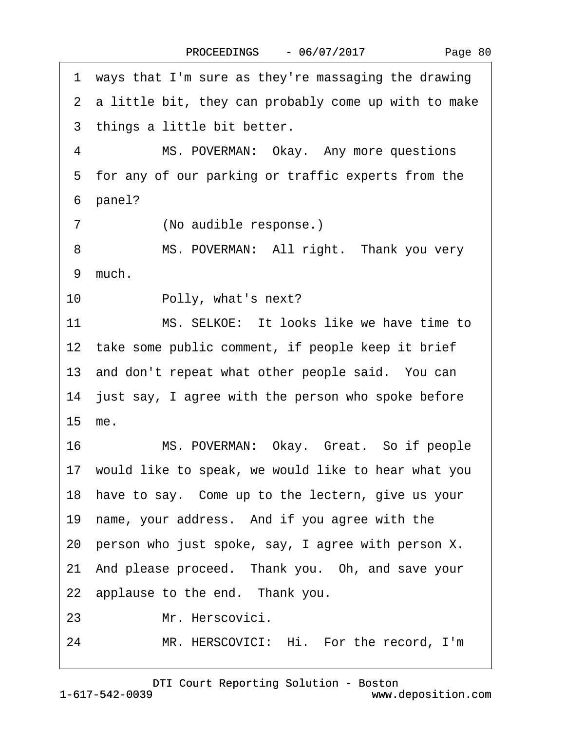1 ways that I'm sure as they're massaging the drawing
2 a little bit, they can probably come up with to make
3 things a little bit better.
4 MS. POVERMAN: Okay. Any more questions
5 for any of our parking or traffic experts from the
6 panel?
7 (No audible response.)
8 MS. POVERMAN: All right. Thank you very
9 much.
10 Polly, what's next?
11 MS. SELKOE: It looks like we have time to
12 take some public comment, if people keep it brief
13 and don't repeat what other people said. You can
14 just say, I agree with the person who spoke before
15 me.
16 MS. POVERMAN: Okay. Great. So if people
17 would like to speak, we would like to hear what you
18 have to say. Come up to the lectern, give us your
19 name, your address. And if you agree with the
20 person who just spoke, say, I agree with person X.
21 And please proceed. Thank you. Oh, and save your
22 applause to the end. Thank you.
23 Mr. Herscovici.
24 MR. HERSCOVICI: Hi. For the record, I'm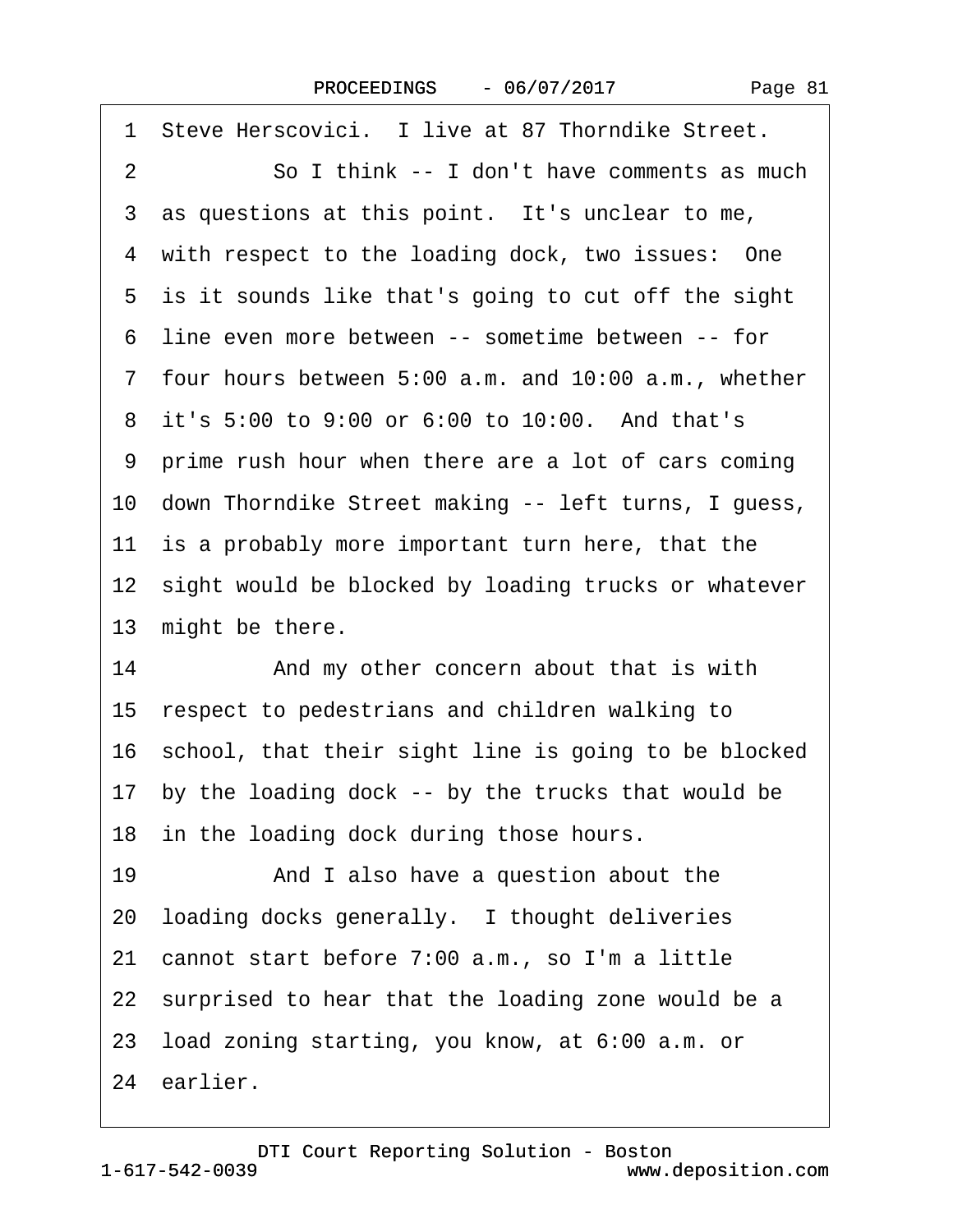1 Steve Herscovici. I live at 87 Thorndike Street.
2 So I think -- I don't have comments as much
3 as questions at this point. It's unclear to me,
4 with respect to the loading dock, two issues: One
5 is it sounds like that's going to cut off the sight
6 line even more between -- sometime between -- for
7 four hours between 5:00 a.m. and 10:00 a.m., whether
8 it's 5:00 to 9:00 or 6:00 to 10:00. And that's
9 prime rush hour when there are a lot of cars coming
10 down Thorndike Street making -- left turns, I guess,
11 is a probably more important turn here, that the
12 sight would be blocked by loading trucks or whatever
13 might be there.
14 And my other concern about that is with
15 respect to pedestrians and children walking to
16 school, that their sight line is going to be blocked
17 by the loading dock -- by the trucks that would be
18 in the loading dock during those hours.
19 And I also have a question about the
20 loading docks generally. I thought deliveries
21 cannot start before 7:00 a.m., so I'm a little
22 surprised to hear that the loading zone would be a
23 load zoning starting, you know, at 6:00 a.m. or
24 earlier.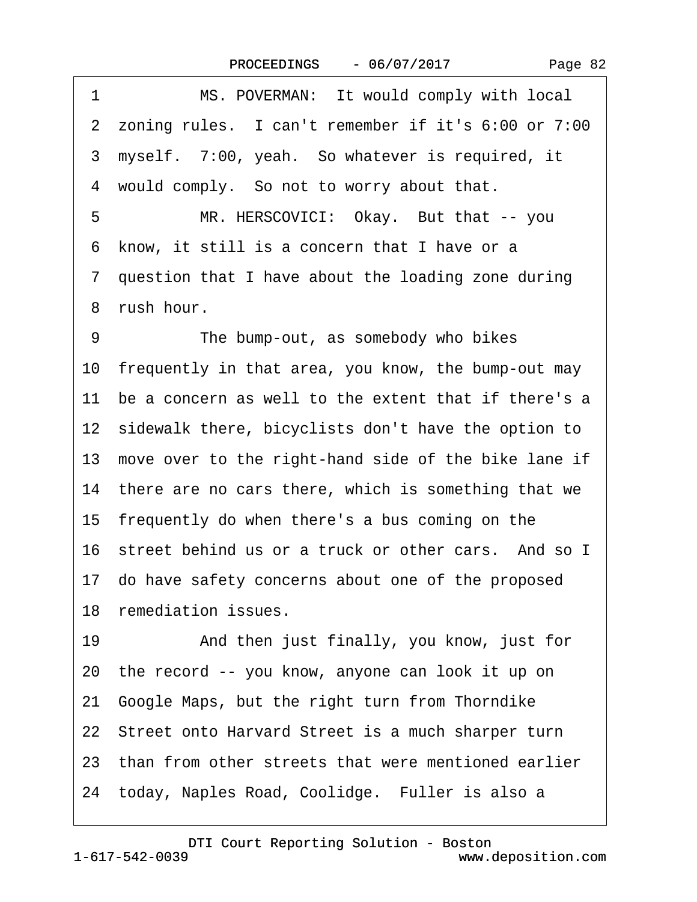1 MS. POVERMAN: It would comply with local
2 zoning rules. I can't remember if it's 6:00 or 7:00
3 myself. 7:00, yeah. So whatever is required, it
4 would comply. So not to worry about that.
5 MR. HERSCOVICI: Okay. But that -- you
6 know, it still is a concern that I have or a
7 question that I have about the loading zone during
8 rush hour.
9 The bump-out, as somebody who bikes
10 frequently in that area, you know, the bump-out may
11 be a concern as well to the extent that if there's a
12 sidewalk there, bicyclists don't have the option to
13 move over to the right-hand side of the bike lane if
14 there are no cars there, which is something that we
15 frequently do when there's a bus coming on the
16 street behind us or a truck or other cars. And so I
17 do have safety concerns about one of the proposed
18 remediation issues.
19 And then just finally, you know, just for
20 the record -- you know, anyone can look it up on
21 Google Maps, but the right turn from Thorndike
22 Street onto Harvard Street is a much sharper turn
23 than from other streets that were mentioned earlier
24 today, Naples Road, Coolidge. Fuller is also a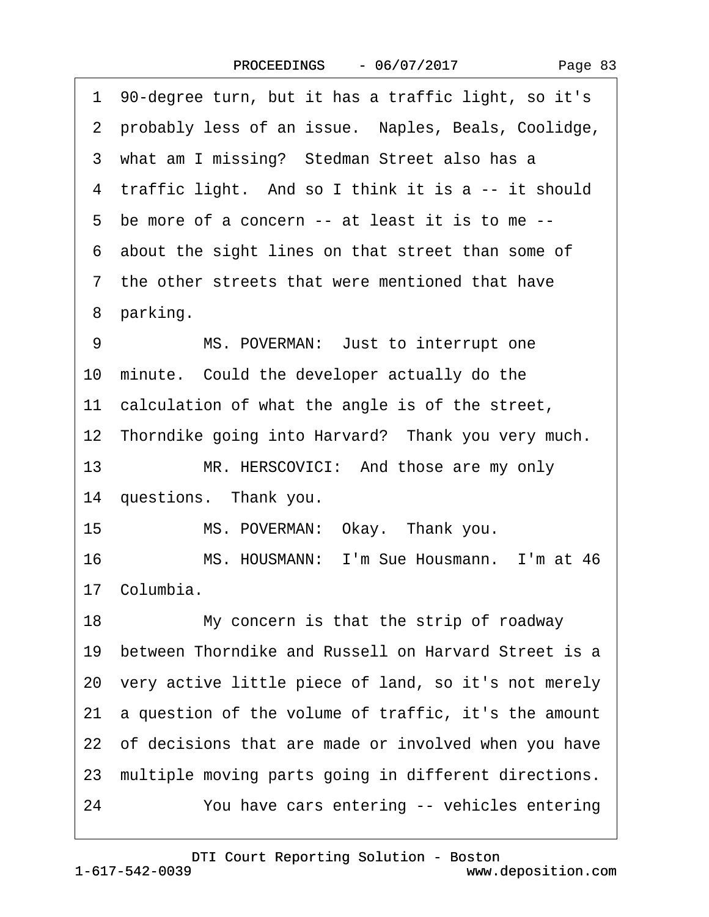1 90-degree turn, but it has a traffic light, so it's
2 probably less of an issue. Naples, Beals, Coolidge,
3 what am I missing? Stedman Street also has a
4 traffic light. And so I think it is a -- it should
5 be more of a concern -- at least it is to me --
6 about the sight lines on that street than some of
7 the other streets that were mentioned that have
8 parking.

9 MS. POVERMAN: Just to interrupt one
10 minute. Could the developer actually do the
11 calculation of what the angle is of the street,
12 Thorndike going into Harvard? Thank you very much.

13 MR. HERSCOVICI: And those are my only
14 questions. Thank you.

15 MS. POVERMAN: Okay. Thank you.

16 MS. HOUSMANN: I'm Sue Housmann. I'm at 46
17 Columbia.

18 My concern is that the strip of roadway
19 between Thorndike and Russell on Harvard Street is a
20 very active little piece of land, so it's not merely
21 a question of the volume of traffic, it's the amount
22 of decisions that are made or involved when you have
23 multiple moving parts going in different directions.

24 You have cars entering -- vehicles entering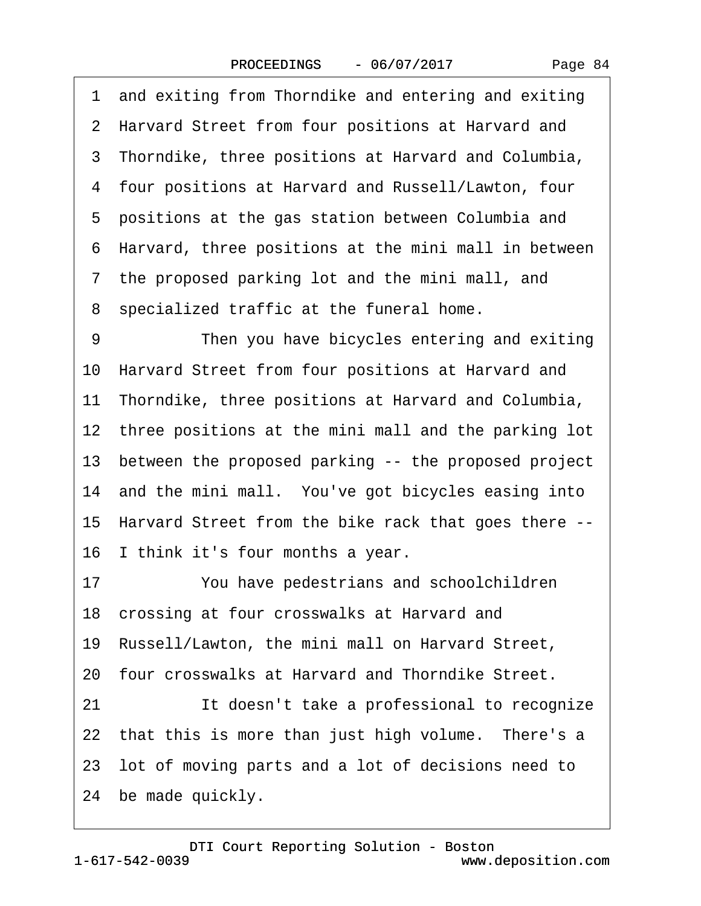1 and exiting from Thorndike and entering and exiting
2 Harvard Street from four positions at Harvard and
3 Thorndike, three positions at Harvard and Columbia,
4 four positions at Harvard and Russell/Lawton, four
5 positions at the gas station between Columbia and
6 Harvard, three positions at the mini mall in between
7 the proposed parking lot and the mini mall, and
8 specialized traffic at the funeral home.

9 Then you have bicycles entering and exiting
10 Harvard Street from four positions at Harvard and
11 Thorndike, three positions at Harvard and Columbia,
12 three positions at the mini mall and the parking lot
13 between the proposed parking -- the proposed project
14 and the mini mall. You've got bicycles easing into
15 Harvard Street from the bike rack that goes there --
16 I think it's four months a year.

17 You have pedestrians and schoolchildren
18 crossing at four crosswalks at Harvard and
19 Russell/Lawton, the mini mall on Harvard Street,
20 four crosswalks at Harvard and Thorndike Street.

21 It doesn't take a professional to recognize
22 that this is more than just high volume. There's a
23 lot of moving parts and a lot of decisions need to
24 be made quickly.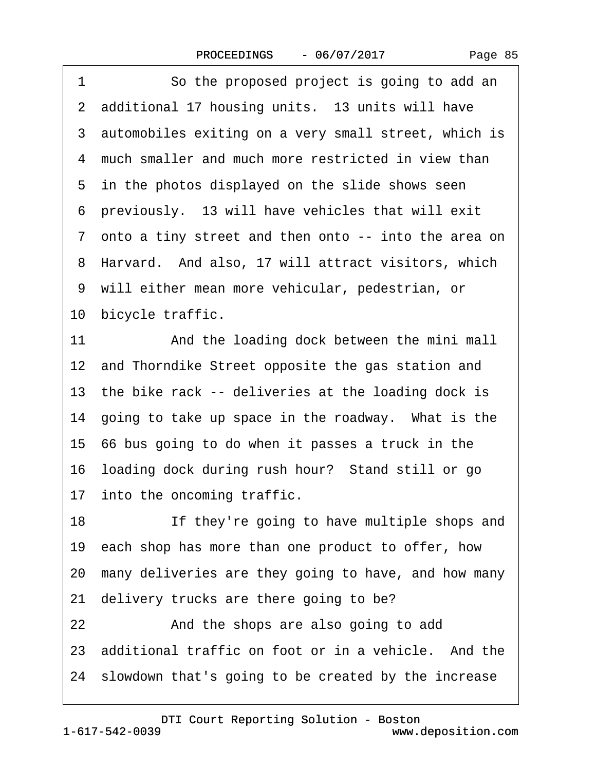1 So the proposed project is going to add an
2 additional 17 housing units. 13 units will have
3 automobiles exiting on a very small street, which is
4 much smaller and much more restricted in view than
5 in the photos displayed on the slide shows seen
6 previously. 13 will have vehicles that will exit
7 onto a tiny street and then onto -- into the area on
8 Harvard. And also, 17 will attract visitors, which
9 will either mean more vehicular, pedestrian, or
10 bicycle traffic.
11 And the loading dock between the mini mall
12 and Thorndike Street opposite the gas station and
13 the bike rack -- deliveries at the loading dock is
14 going to take up space in the roadway. What is the
15 66 bus going to do when it passes a truck in the
16 loading dock during rush hour? Stand still or go
17 into the oncoming traffic.
18 If they're going to have multiple shops and
19 each shop has more than one product to offer, how
20 many deliveries are they going to have, and how many
21 delivery trucks are there going to be?
22 And the shops are also going to add
23 additional traffic on foot or in a vehicle. And the
24 slowdown that's going to be created by the increase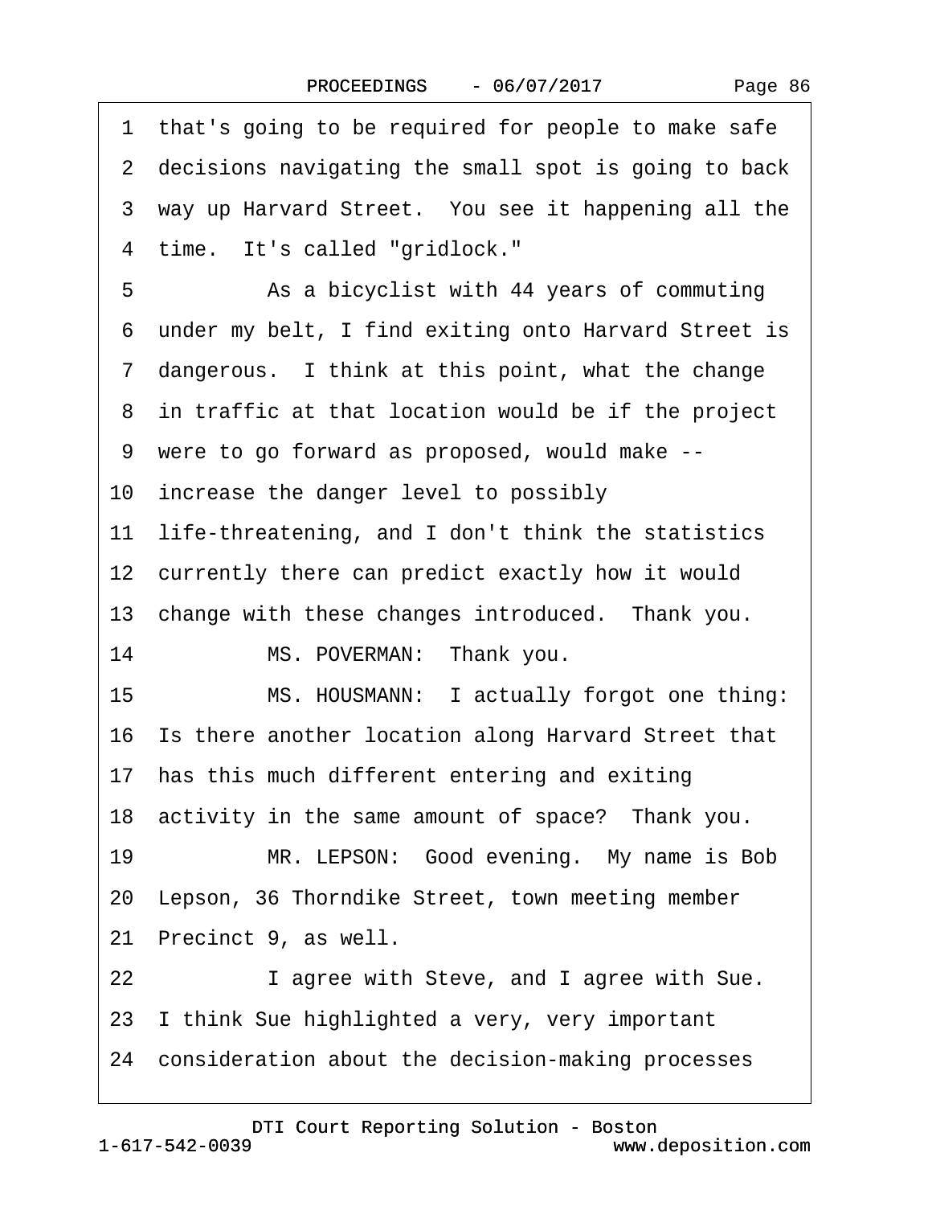1 that's going to be required for people to make safe
2 decisions navigating the small spot is going to back
3 way up Harvard Street. You see it happening all the
4 time. It's called "gridlock."

5 As a bicyclist with 44 years of commuting
6 under my belt, I find exiting onto Harvard Street is
7 dangerous. I think at this point, what the change
8 in traffic at that location would be if the project
9 were to go forward as proposed, would make --
10 increase the danger level to possibly
11 life-threatening, and I don't think the statistics
12 currently there can predict exactly how it would
13 change with these changes introduced. Thank you.

14 MS. POVERMAN: Thank you.

15 MS. HOUSMANN: I actually forgot one thing:
16 Is there another location along Harvard Street that
17 has this much different entering and exiting
18 activity in the same amount of space? Thank you.

19 MR. LEPSON: Good evening. My name is Bob
20 Lepson, 36 Thorndike Street, town meeting member
21 Precinct 9, as well.

22 I agree with Steve, and I agree with Sue.
23 I think Sue highlighted a very, very important
24 consideration about the decision-making processes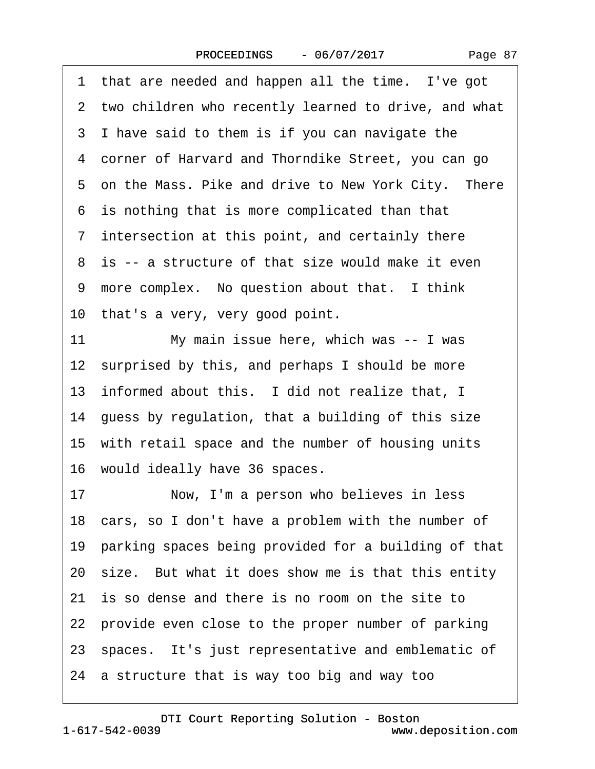1 that are needed and happen all the time. I've got
2 two children who recently learned to drive, and what
3 I have said to them is if you can navigate the
4 corner of Harvard and Thorndike Street, you can go
5 on the Mass. Pike and drive to New York City. There
6 is nothing that is more complicated than that
7 intersection at this point, and certainly there
8 is -- a structure of that size would make it even
9 more complex. No question about that. I think
10 that's a very, very good point.
11 My main issue here, which was -- I was
12 surprised by this, and perhaps I should be more
13 informed about this. I did not realize that, I
14 guess by regulation, that a building of this size
15 with retail space and the number of housing units
16 would ideally have 36 spaces.
17 Now, I'm a person who believes in less
18 cars, so I don't have a problem with the number of
19 parking spaces being provided for a building of that
20 size. But what it does show me is that this entity
21 is so dense and there is no room on the site to
22 provide even close to the proper number of parking
23 spaces. It's just representative and emblematic of
24 a structure that is way too big and way too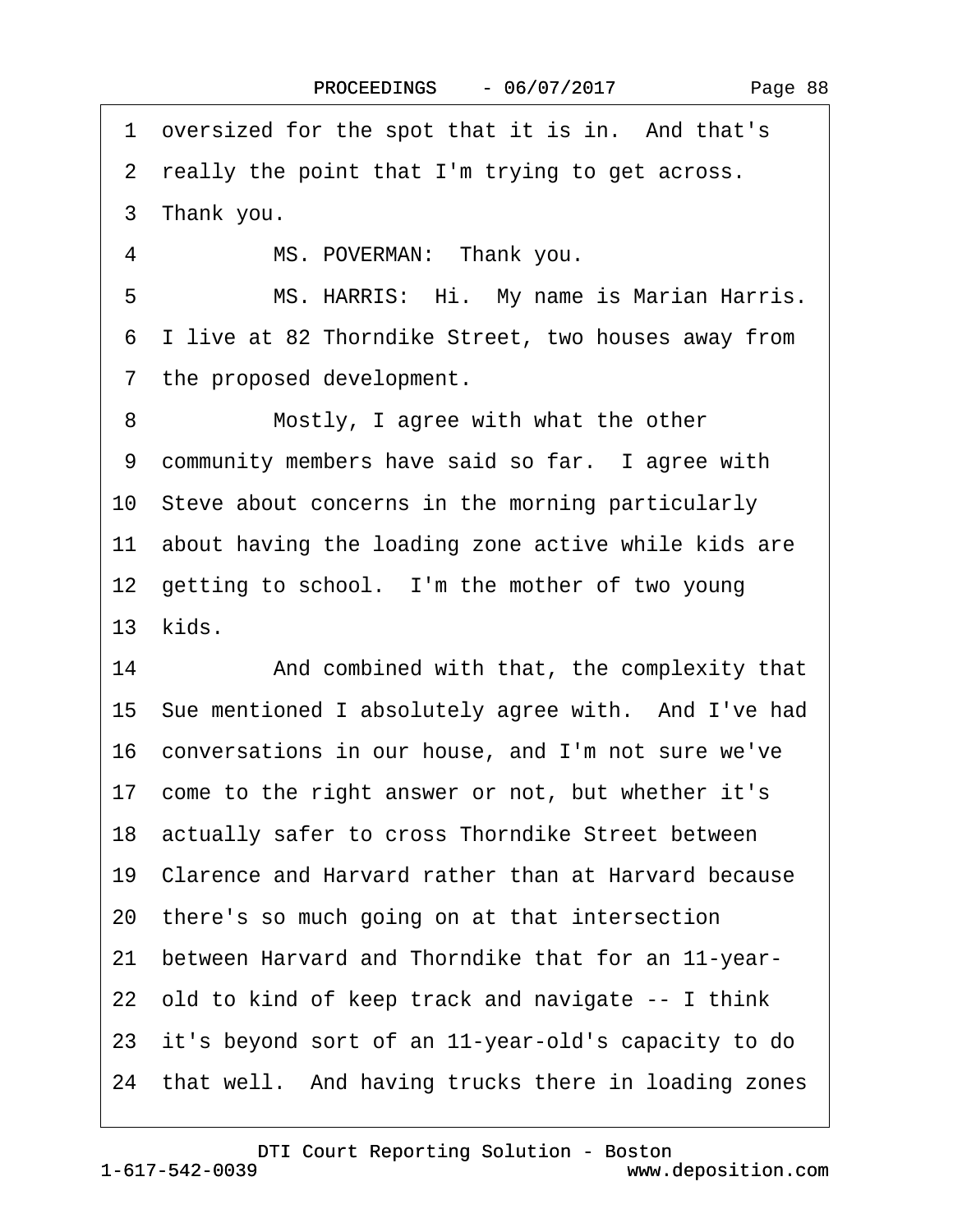1 oversized for the spot that it is in. And that's
2 really the point that I'm trying to get across.
3 Thank you.
4 MS. POVERMAN: Thank you.
5 MS. HARRIS: Hi. My name is Marian Harris.
6 I live at 82 Thorndike Street, two houses away from
7 the proposed development.
8 Mostly, I agree with what the other
9 community members have said so far. I agree with
10 Steve about concerns in the morning particularly
11 about having the loading zone active while kids are
12 getting to school. I'm the mother of two young
13 kids.
14 And combined with that, the complexity that
15 Sue mentioned I absolutely agree with. And I've had
16 conversations in our house, and I'm not sure we've
17 come to the right answer or not, but whether it's
18 actually safer to cross Thorndike Street between
19 Clarence and Harvard rather than at Harvard because
20 there's so much going on at that intersection
21 between Harvard and Thorndike that for an 11-year-
22 old to kind of keep track and navigate -- I think
23 it's beyond sort of an 11-year-old's capacity to do
24 that well. And having trucks there in loading zones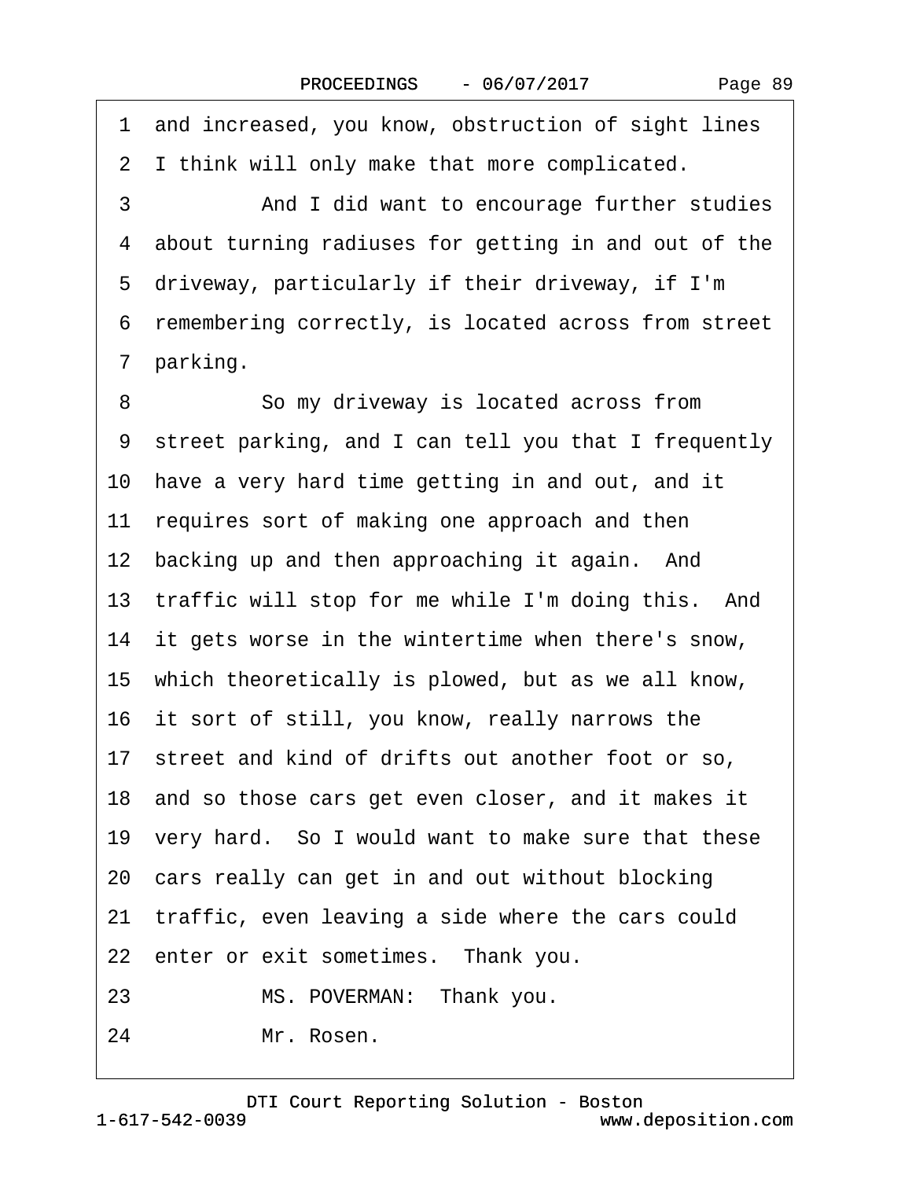1 and increased, you know, obstruction of sight lines
2 I think will only make that more complicated.
3 And I did want to encourage further studies
4 about turning radiuses for getting in and out of the
5 driveway, particularly if their driveway, if I'm
6 remembering correctly, is located across from street
7 parking.
8 So my driveway is located across from
9 street parking, and I can tell you that I frequently
10 have a very hard time getting in and out, and it
11 requires sort of making one approach and then
12 backing up and then approaching it again. And
13 traffic will stop for me while I'm doing this. And
14 it gets worse in the wintertime when there's snow,
15 which theoretically is plowed, but as we all know,
16 it sort of still, you know, really narrows the
17 street and kind of drifts out another foot or so,
18 and so those cars get even closer, and it makes it
19 very hard. So I would want to make sure that these
20 cars really can get in and out without blocking
21 traffic, even leaving a side where the cars could
22 enter or exit sometimes. Thank you.
23 MS. POVERMAN: Thank you.
24 Mr. Rosen.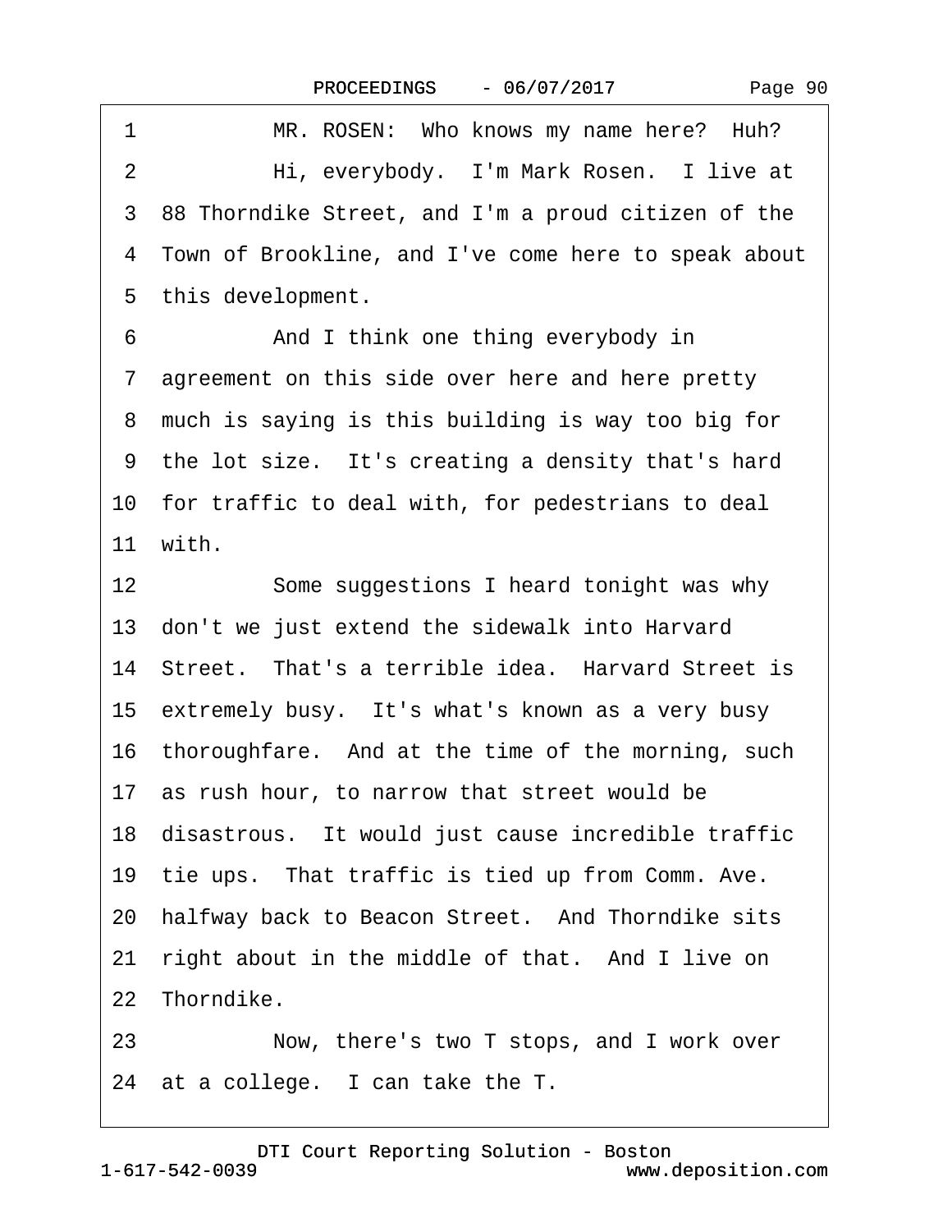1 MR. ROSEN: Who knows my name here? Huh?

2 Hi, everybody. I'm Mark Rosen. I live at

3 88 Thorndike Street, and I'm a proud citizen of the

4 Town of Brookline, and I've come here to speak about

5 this development.

6 And I think one thing everybody in

7 agreement on this side over here and here pretty

8 much is saying is this building is way too big for

9 the lot size. It's creating a density that's hard

10 for traffic to deal with, for pedestrians to deal

11 with.

12 Some suggestions I heard tonight was why

13 don't we just extend the sidewalk into Harvard

14 Street. That's a terrible idea. Harvard Street is

15 extremely busy. It's what's known as a very busy

16 thoroughfare. And at the time of the morning, such

17 as rush hour, to narrow that street would be

18 disastrous. It would just cause incredible traffic

19 tie ups. That traffic is tied up from Comm. Ave.

20 halfway back to Beacon Street. And Thorndike sits

21 right about in the middle of that. And I live on

22 Thorndike.

23 Now, there's two T stops, and I work over

24 at a college. I can take the T.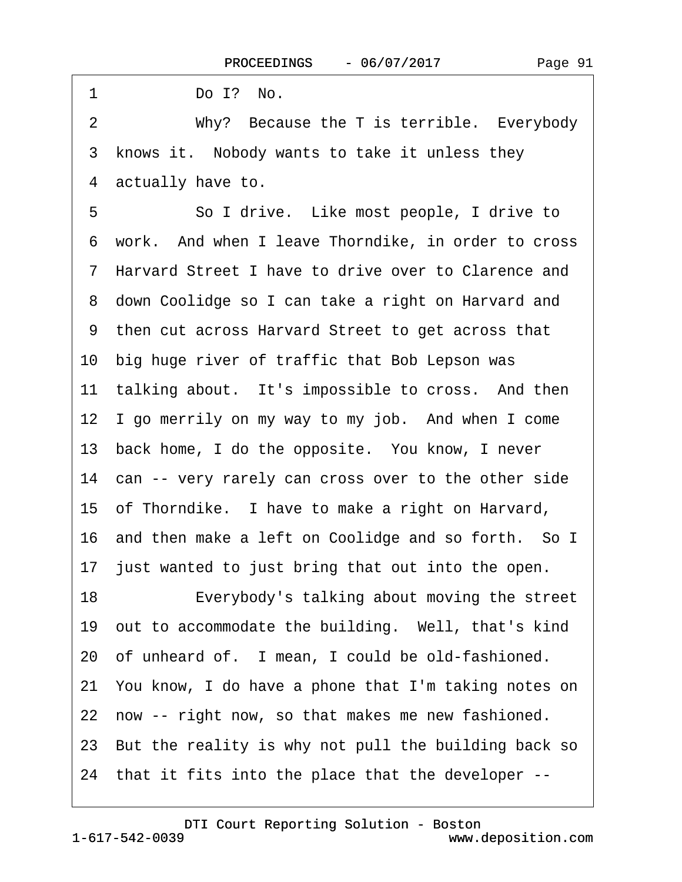1 Do I? No.

2 Why? Because the T is terrible. Everybody

3 knows it. Nobody wants to take it unless they

4 actually have to.

5 So I drive. Like most people, I drive to

6 work. And when I leave Thorndike, in order to cross

7 Harvard Street I have to drive over to Clarence and

8 down Coolidge so I can take a right on Harvard and

9 then cut across Harvard Street to get across that

10 big huge river of traffic that Bob Lepson was

11 talking about. It's impossible to cross. And then

12 I go merrily on my way to my job. And when I come

13 back home, I do the opposite. You know, I never

14 can -- very rarely can cross over to the other side

15 of Thorndike. I have to make a right on Harvard,

16 and then make a left on Coolidge and so forth. So I

17 just wanted to just bring that out into the open.

18 Everybody's talking about moving the street

19 out to accommodate the building. Well, that's kind

20 of unheard of. I mean, I could be old-fashioned.

21 You know, I do have a phone that I'm taking notes on

22 now -- right now, so that makes me new fashioned.

23 But the reality is why not pull the building back so

24 that it fits into the place that the developer --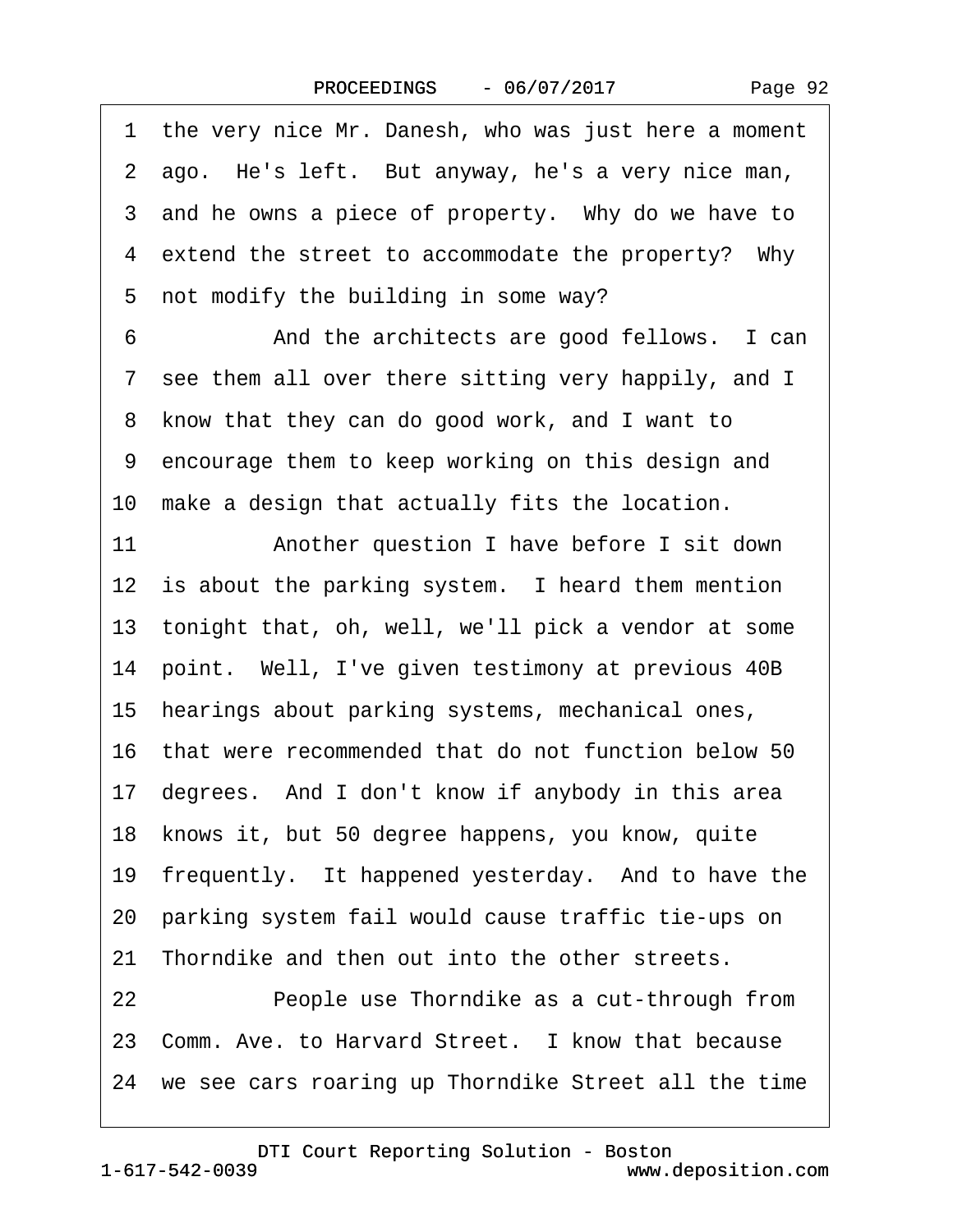1 the very nice Mr. Danesh, who was just here a moment
2 ago. He's left. But anyway, he's a very nice man,
3 and he owns a piece of property. Why do we have to
4 extend the street to accommodate the property? Why
5 not modify the building in some way?
6 And the architects are good fellows. I can
7 see them all over there sitting very happily, and I
8 know that they can do good work, and I want to
9 encourage them to keep working on this design and
10 make a design that actually fits the location.
11 Another question I have before I sit down
12 is about the parking system. I heard them mention
13 tonight that, oh, well, we'll pick a vendor at some
14 point. Well, I've given testimony at previous 40B
15 hearings about parking systems, mechanical ones,
16 that were recommended that do not function below 50
17 degrees. And I don't know if anybody in this area
18 knows it, but 50 degree happens, you know, quite
19 frequently. It happened yesterday. And to have the
20 parking system fail would cause traffic tie-ups on
21 Thorndike and then out into the other streets.
22 People use Thorndike as a cut-through from
23 Comm. Ave. to Harvard Street. I know that because
24 we see cars roaring up Thorndike Street all the time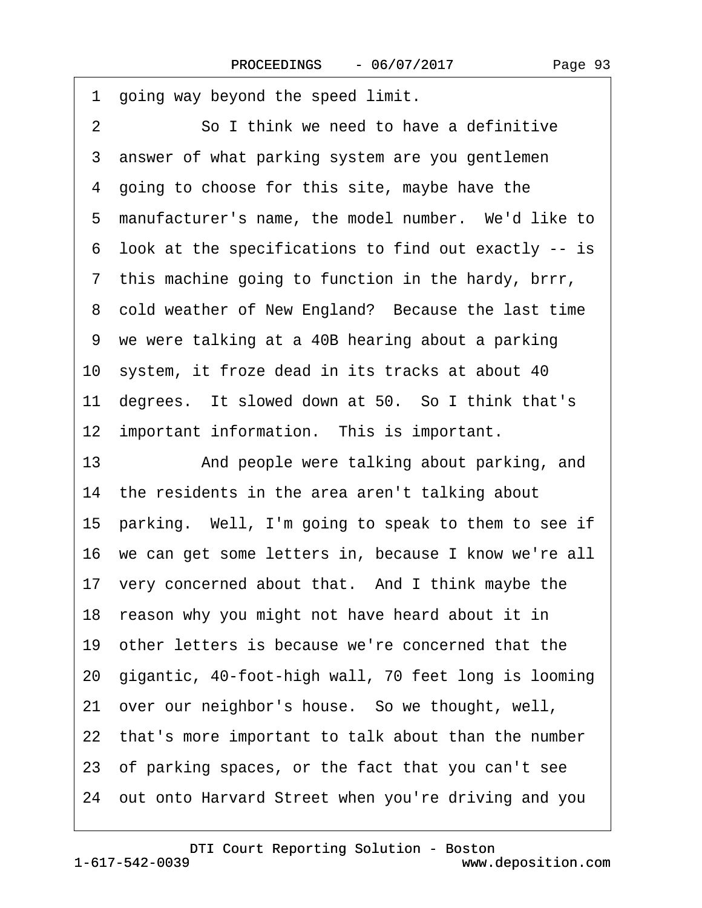1 going way beyond the speed limit.

2 So I think we need to have a definitive

3 answer of what parking system are you gentlemen

4 going to choose for this site, maybe have the

5 manufacturer's name, the model number. We'd like to

6 look at the specifications to find out exactly -- is

7 this machine going to function in the hardy, brrr,

8 cold weather of New England? Because the last time

9 we were talking at a 40B hearing about a parking

10 system, it froze dead in its tracks at about 40

11 degrees. It slowed down at 50. So I think that's

12 important information. This is important.

13 And people were talking about parking, and

14 the residents in the area aren't talking about

15 parking. Well, I'm going to speak to them to see if

16 we can get some letters in, because I know we're all

17 very concerned about that. And I think maybe the

18 reason why you might not have heard about it in

19 other letters is because we're concerned that the

20 gigantic, 40-foot-high wall, 70 feet long is looming

21 over our neighbor's house. So we thought, well,

22 that's more important to talk about than the number

23 of parking spaces, or the fact that you can't see

24 out onto Harvard Street when you're driving and you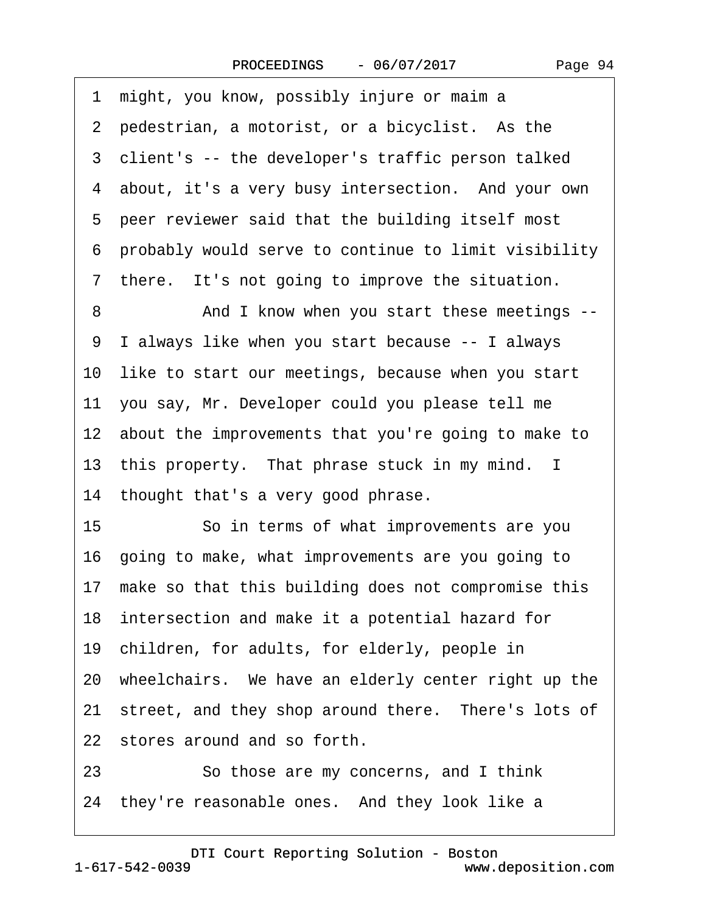1 might, you know, possibly injure or maim a
2 pedestrian, a motorist, or a bicyclist. As the
3 client's -- the developer's traffic person talked
4 about, it's a very busy intersection. And your own
5 peer reviewer said that the building itself most
6 probably would serve to continue to limit visibility
7 there. It's not going to improve the situation.
8 And I know when you start these meetings --
9 I always like when you start because -- I always
10 like to start our meetings, because when you start
11 you say, Mr. Developer could you please tell me
12 about the improvements that you're going to make to
13 this property. That phrase stuck in my mind. I
14 thought that's a very good phrase.
15 So in terms of what improvements are you
16 going to make, what improvements are you going to
17 make so that this building does not compromise this
18 intersection and make it a potential hazard for
19 children, for adults, for elderly, people in
20 wheelchairs. We have an elderly center right up the
21 street, and they shop around there. There's lots of
22 stores around and so forth.
23 So those are my concerns, and I think
24 they're reasonable ones. And they look like a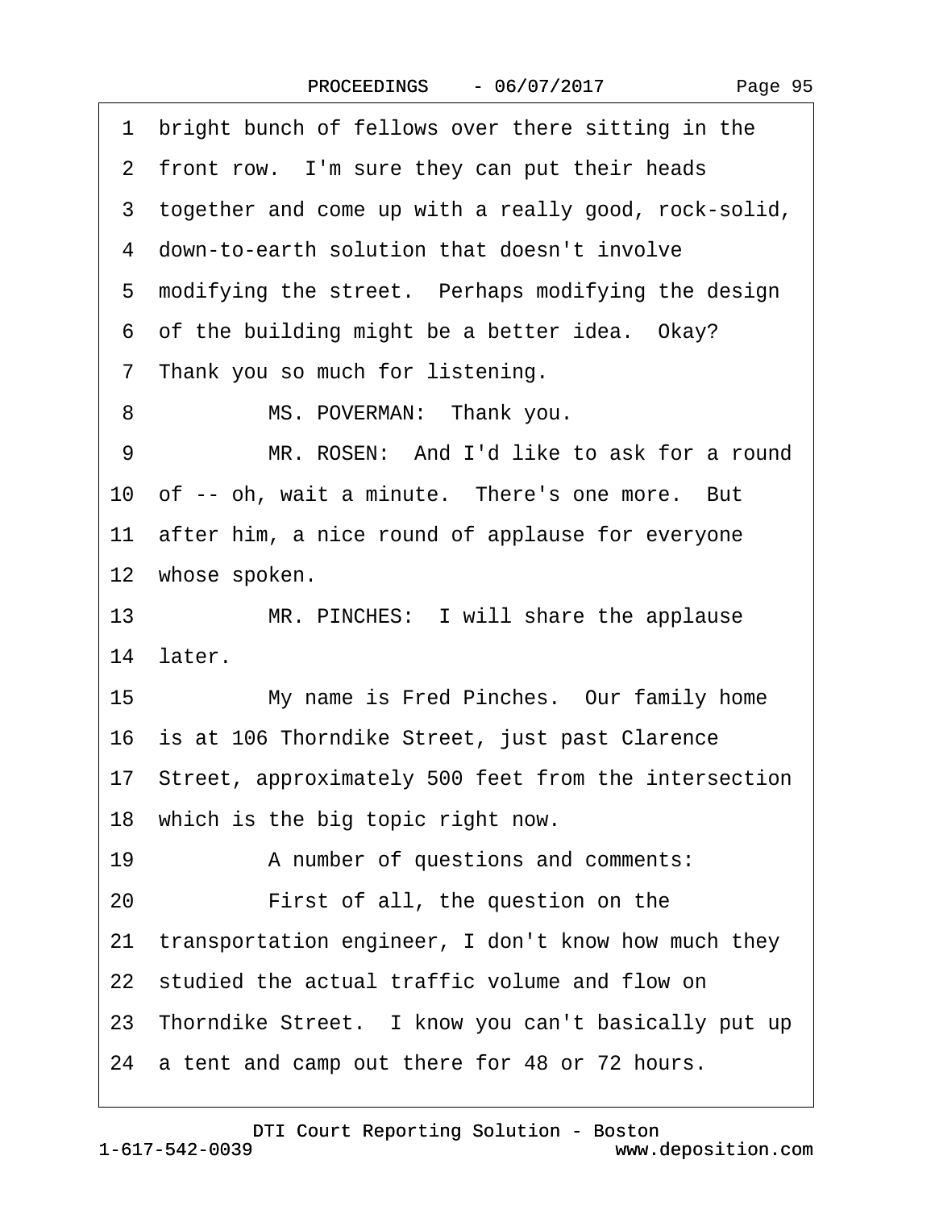1 bright bunch of fellows over there sitting in the

2 front row. I'm sure they can put their heads

3 together and come up with a really good, rock-solid,

4 down-to-earth solution that doesn't involve

5 modifying the street. Perhaps modifying the design

6 of the building might be a better idea. Okay?

7 Thank you so much for listening.

8 MS. POVERMAN: Thank you.

9 MR. ROSEN: And I'd like to ask for a round

10 of -- oh, wait a minute. There's one more. But

11 after him, a nice round of applause for everyone

12 whose spoken.

13 MR. PINCHES: I will share the applause

14 later.

15 My name is Fred Pinches. Our family home

16 is at 106 Thorndike Street, just past Clarence

17 Street, approximately 500 feet from the intersection

18 which is the big topic right now.

19 A number of questions and comments:

20 First of all, the question on the

21 transportation engineer, I don't know how much they

22 studied the actual traffic volume and flow on

23 Thorndike Street. I know you can't basically put up

24 a tent and camp out there for 48 or 72 hours.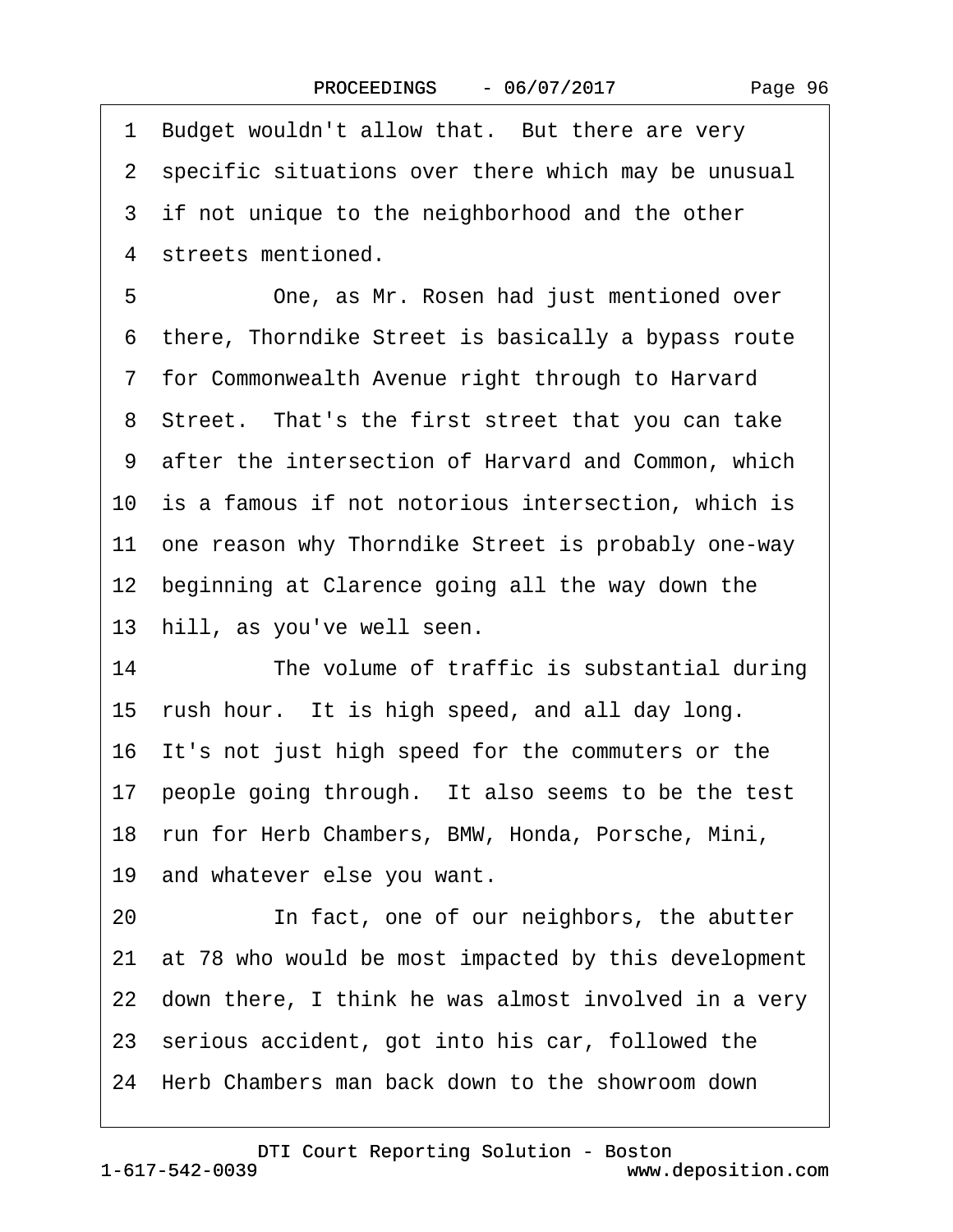1 Budget wouldn't allow that. But there are very
2 specific situations over there which may be unusual
3 if not unique to the neighborhood and the other
4 streets mentioned.
5 One, as Mr. Rosen had just mentioned over
6 there, Thorndike Street is basically a bypass route
7 for Commonwealth Avenue right through to Harvard
8 Street. That's the first street that you can take
9 after the intersection of Harvard and Common, which
10 is a famous if not notorious intersection, which is
11 one reason why Thorndike Street is probably one-way
12 beginning at Clarence going all the way down the
13 hill, as you've well seen.
14 The volume of traffic is substantial during
15 rush hour. It is high speed, and all day long.
16 It's not just high speed for the commuters or the
17 people going through. It also seems to be the test
18 run for Herb Chambers, BMW, Honda, Porsche, Mini,
19 and whatever else you want.
20 In fact, one of our neighbors, the abutter
21 at 78 who would be most impacted by this development
22 down there, I think he was almost involved in a very
23 serious accident, got into his car, followed the
24 Herb Chambers man back down to the showroom down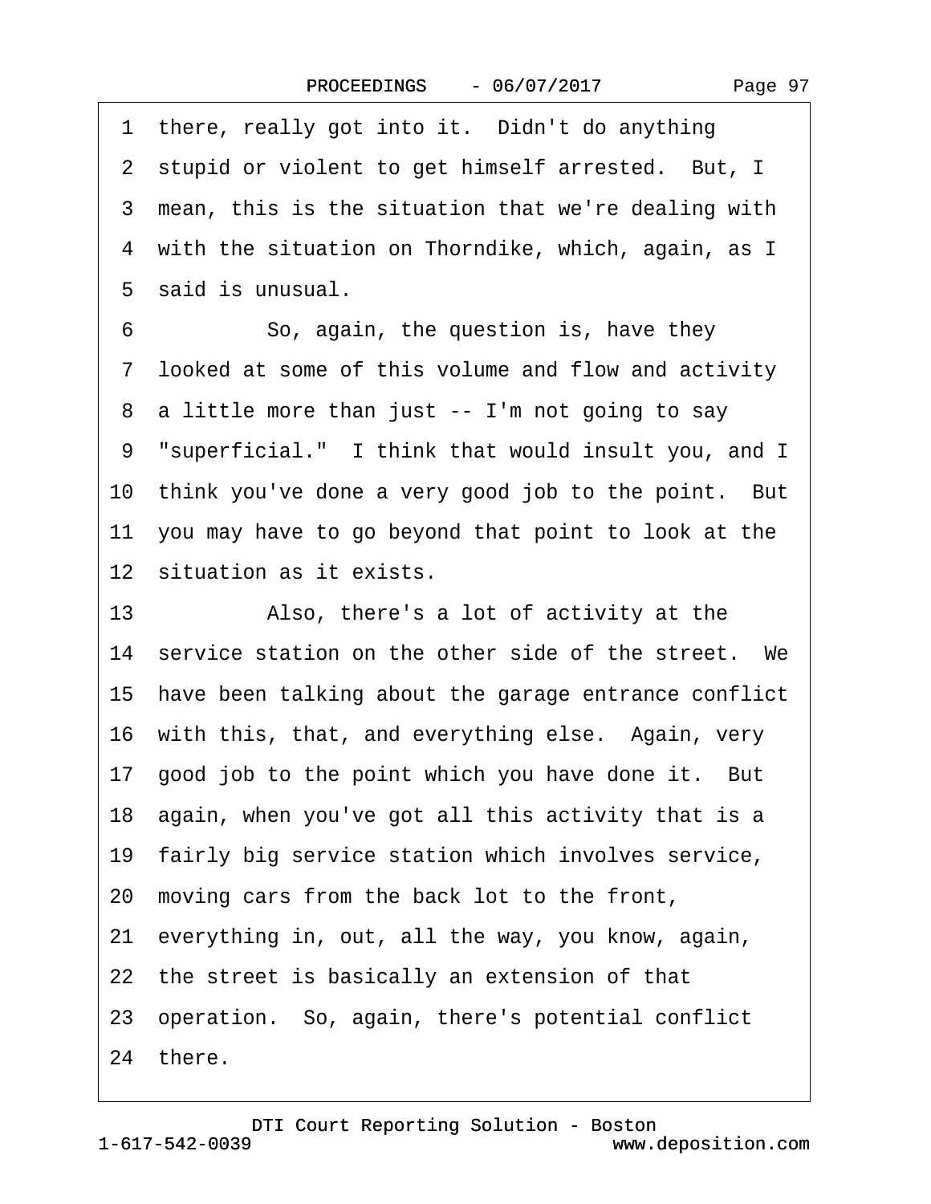1 there, really got into it. Didn't do anything
2 stupid or violent to get himself arrested. But, I
3 mean, this is the situation that we're dealing with
4 with the situation on Thorndike, which, again, as I
5 said is unusual.
6 So, again, the question is, have they
7 looked at some of this volume and flow and activity
8 a little more than just -- I'm not going to say
9 "superficial." I think that would insult you, and I
10 think you've done a very good job to the point. But
11 you may have to go beyond that point to look at the
12 situation as it exists.
13 Also, there's a lot of activity at the
14 service station on the other side of the street. We
15 have been talking about the garage entrance conflict
16 with this, that, and everything else. Again, very
17 good job to the point which you have done it. But
18 again, when you've got all this activity that is a
19 fairly big service station which involves service,
20 moving cars from the back lot to the front,
21 everything in, out, all the way, you know, again,
22 the street is basically an extension of that
23 operation. So, again, there's potential conflict
24 there.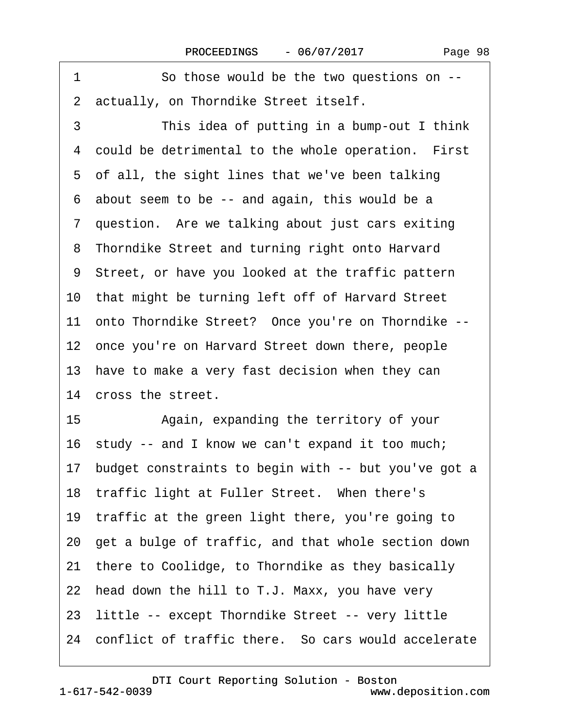1 So those would be the two questions on --
2 actually, on Thorndike Street itself.
3 This idea of putting in a bump-out I think
4 could be detrimental to the whole operation. First
5 of all, the sight lines that we've been talking
6 about seem to be -- and again, this would be a
7 question. Are we talking about just cars exiting
8 Thorndike Street and turning right onto Harvard
9 Street, or have you looked at the traffic pattern
10 that might be turning left off of Harvard Street
11 onto Thorndike Street? Once you're on Thorndike --
12 once you're on Harvard Street down there, people
13 have to make a very fast decision when they can
14 cross the street.
15 Again, expanding the territory of your
16 study -- and I know we can't expand it too much;
17 budget constraints to begin with -- but you've got a
18 traffic light at Fuller Street. When there's
19 traffic at the green light there, you're going to
20 get a bulge of traffic, and that whole section down
21 there to Coolidge, to Thorndike as they basically
22 head down the hill to T.J. Maxx, you have very
23 little -- except Thorndike Street -- very little
24 conflict of traffic there. So cars would accelerate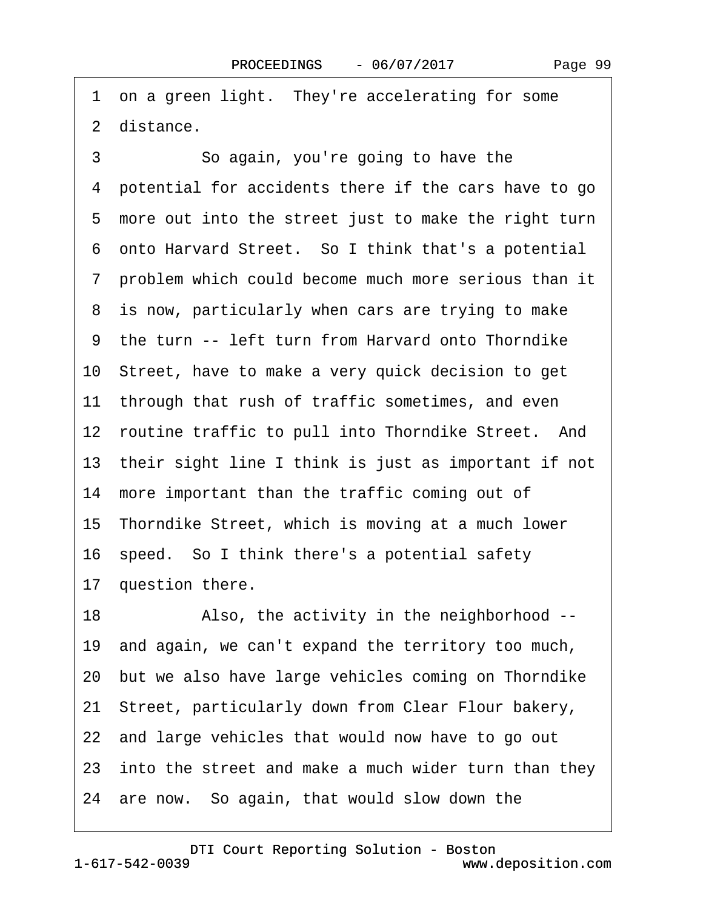1 on a green light. They're accelerating for some
2 distance.

3 So again, you're going to have the
4 potential for accidents there if the cars have to go
5 more out into the street just to make the right turn
6 onto Harvard Street. So I think that's a potential
7 problem which could become much more serious than it
8 is now, particularly when cars are trying to make
9 the turn -- left turn from Harvard onto Thorndike
10 Street, have to make a very quick decision to get
11 through that rush of traffic sometimes, and even
12 routine traffic to pull into Thorndike Street. And
13 their sight line I think is just as important if not
14 more important than the traffic coming out of
15 Thorndike Street, which is moving at a much lower
16 speed. So I think there's a potential safety
17 question there.

18 Also, the activity in the neighborhood --
19 and again, we can't expand the territory too much,
20 but we also have large vehicles coming on Thorndike
21 Street, particularly down from Clear Flour bakery,
22 and large vehicles that would now have to go out
23 into the street and make a much wider turn than they
24 are now. So again, that would slow down the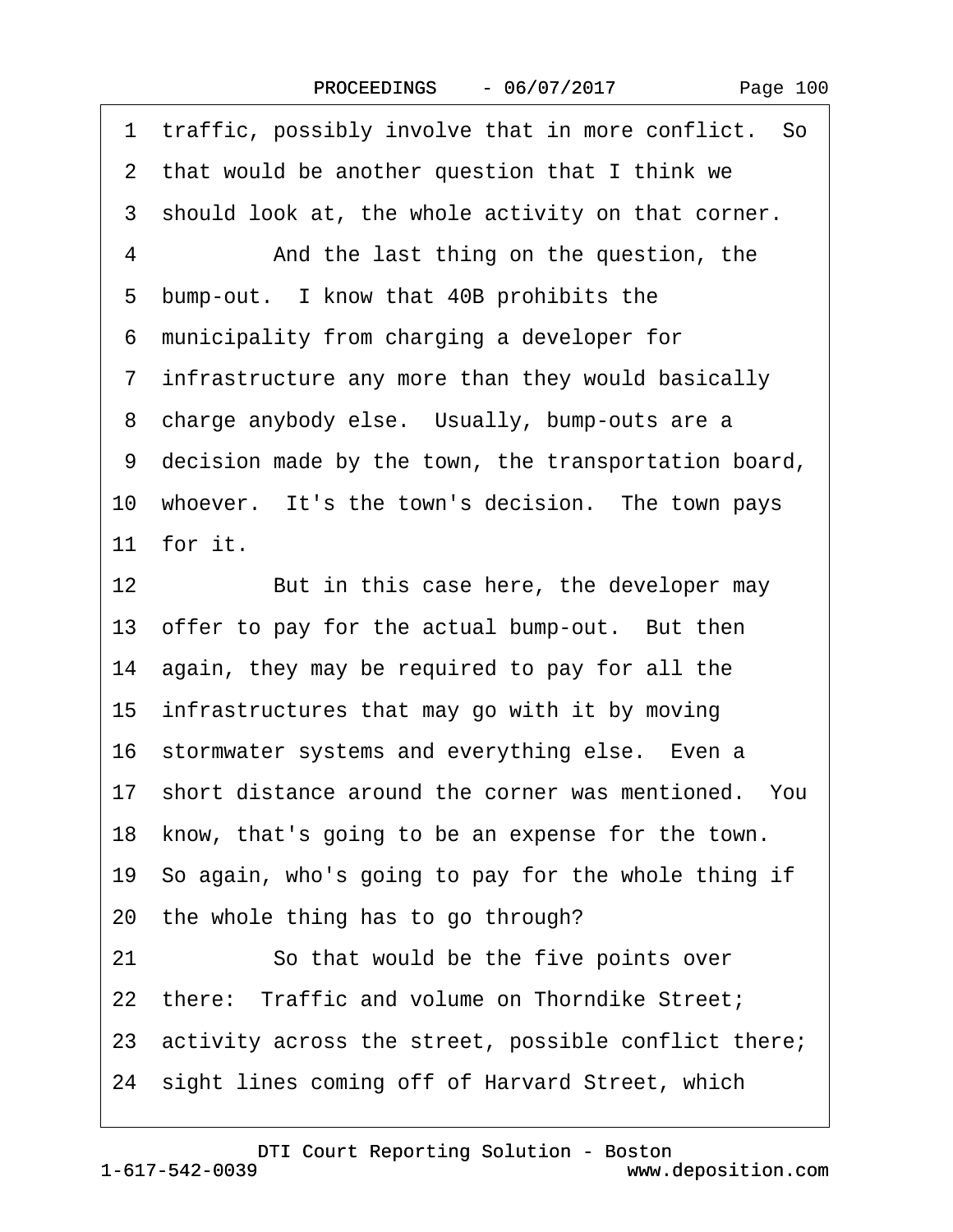1 traffic, possibly involve that in more conflict. So
2 that would be another question that I think we
3 should look at, the whole activity on that corner.
4 And the last thing on the question, the
5 bump-out. I know that 40B prohibits the
6 municipality from charging a developer for
7 infrastructure any more than they would basically
8 charge anybody else. Usually, bump-outs are a
9 decision made by the town, the transportation board,
10 whoever. It's the town's decision. The town pays
11 for it.
12 But in this case here, the developer may
13 offer to pay for the actual bump-out. But then
14 again, they may be required to pay for all the
15 infrastructures that may go with it by moving
16 stormwater systems and everything else. Even a
17 short distance around the corner was mentioned. You
18 know, that's going to be an expense for the town.
19 So again, who's going to pay for the whole thing if
20 the whole thing has to go through?
21 So that would be the five points over
22 there: Traffic and volume on Thorndike Street;
23 activity across the street, possible conflict there;
24 sight lines coming off of Harvard Street, which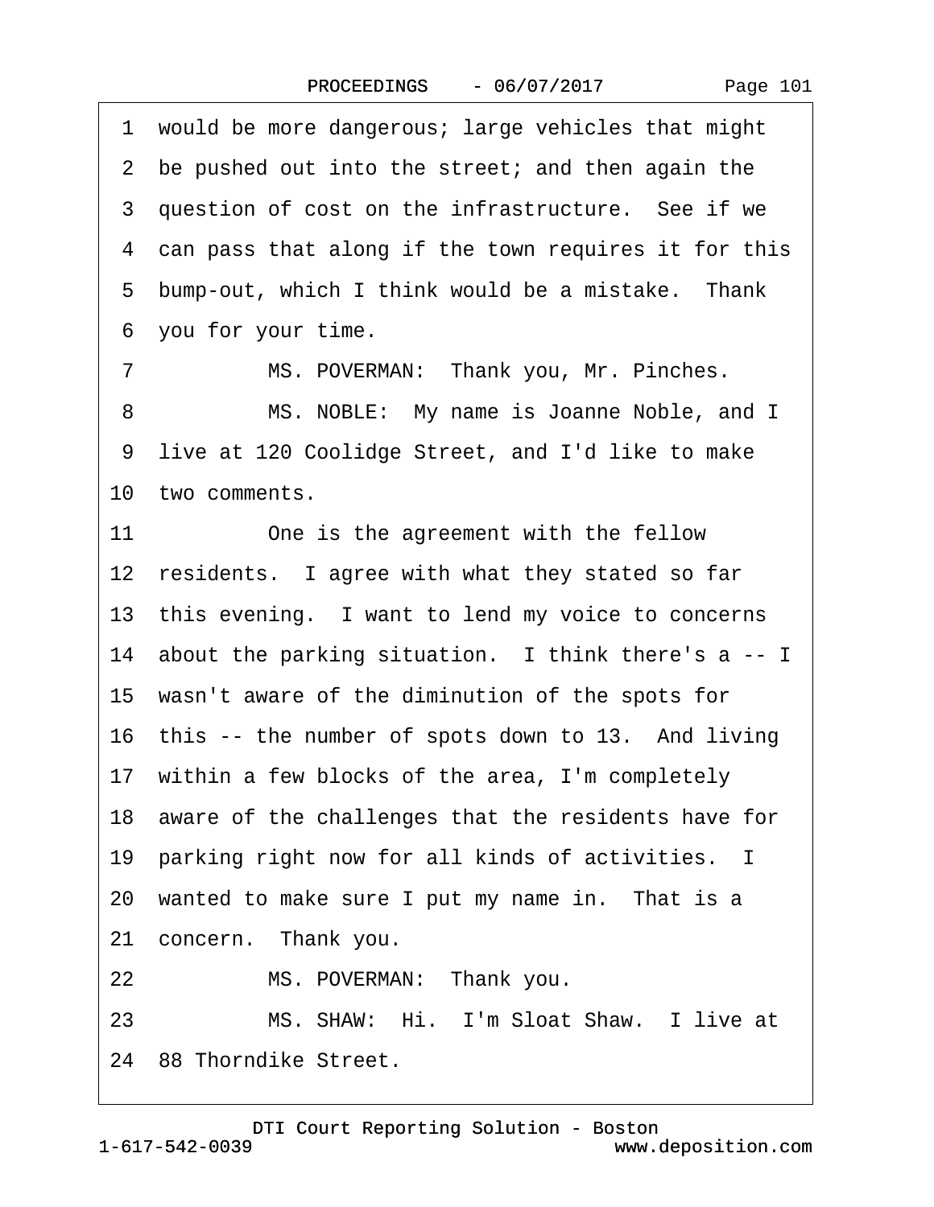1 would be more dangerous; large vehicles that might
2 be pushed out into the street; and then again the
3 question of cost on the infrastructure. See if we
4 can pass that along if the town requires it for this
5 bump-out, which I think would be a mistake. Thank
6 you for your time.
7 MS. POVERMAN: Thank you, Mr. Pinches.
8 MS. NOBLE: My name is Joanne Noble, and I
9 live at 120 Coolidge Street, and I'd like to make
10 two comments.
11 One is the agreement with the fellow
12 residents. I agree with what they stated so far
13 this evening. I want to lend my voice to concerns
14 about the parking situation. I think there's a -- I
15 wasn't aware of the diminution of the spots for
16 this -- the number of spots down to 13. And living
17 within a few blocks of the area, I'm completely
18 aware of the challenges that the residents have for
19 parking right now for all kinds of activities. I
20 wanted to make sure I put my name in. That is a
21 concern. Thank you.
22 MS. POVERMAN: Thank you.
23 MS. SHAW: Hi. I'm Sloat Shaw. I live at
24 88 Thorndike Street.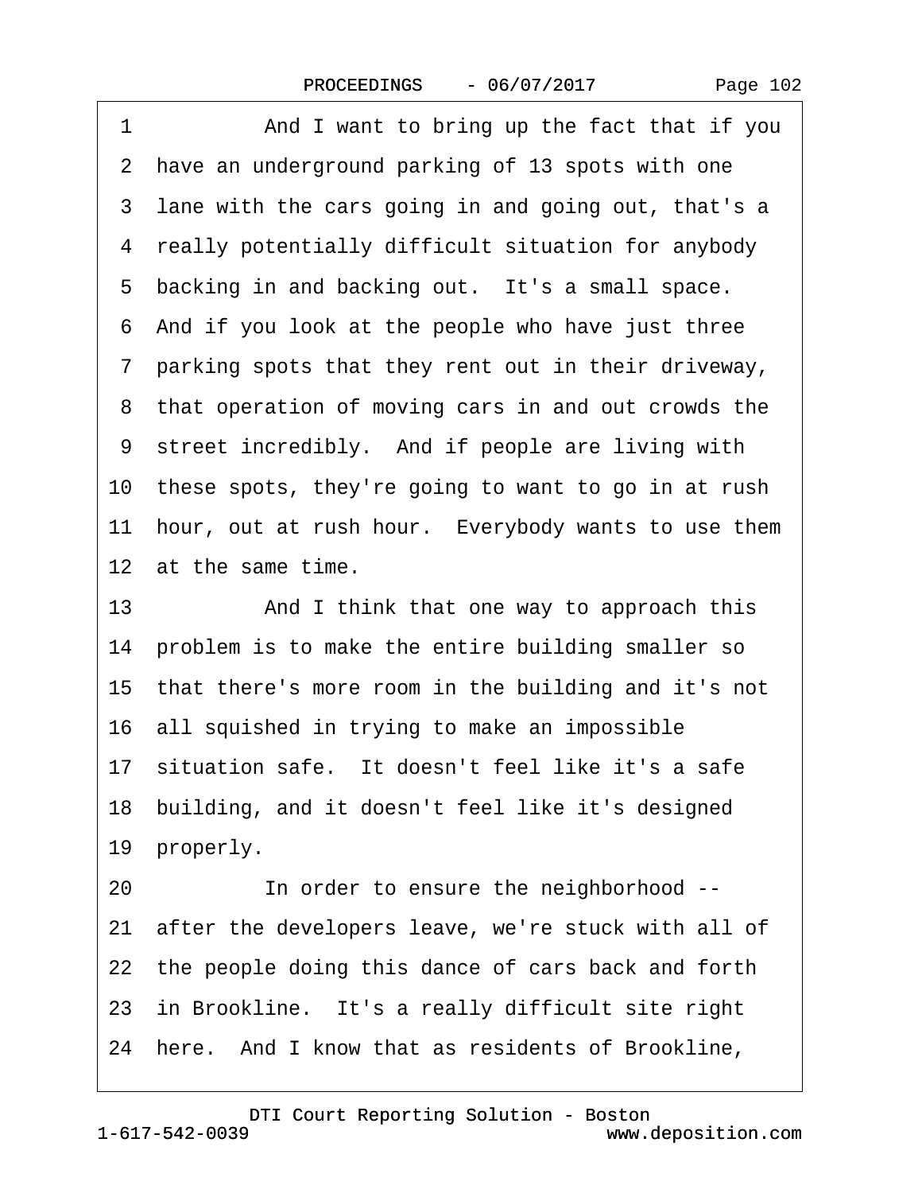1 And I want to bring up the fact that if you
2 have an underground parking of 13 spots with one
3 lane with the cars going in and going out, that's a
4 really potentially difficult situation for anybody
5 backing in and backing out. It's a small space.
6 And if you look at the people who have just three
7 parking spots that they rent out in their driveway,
8 that operation of moving cars in and out crowds the
9 street incredibly. And if people are living with
10 these spots, they're going to want to go in at rush
11 hour, out at rush hour. Everybody wants to use them
12 at the same time.
13 And I think that one way to approach this
14 problem is to make the entire building smaller so
15 that there's more room in the building and it's not
16 all squished in trying to make an impossible
17 situation safe. It doesn't feel like it's a safe
18 building, and it doesn't feel like it's designed
19 properly.
20 In order to ensure the neighborhood --
21 after the developers leave, we're stuck with all of
22 the people doing this dance of cars back and forth
23 in Brookline. It's a really difficult site right
24 here. And I know that as residents of Brookline,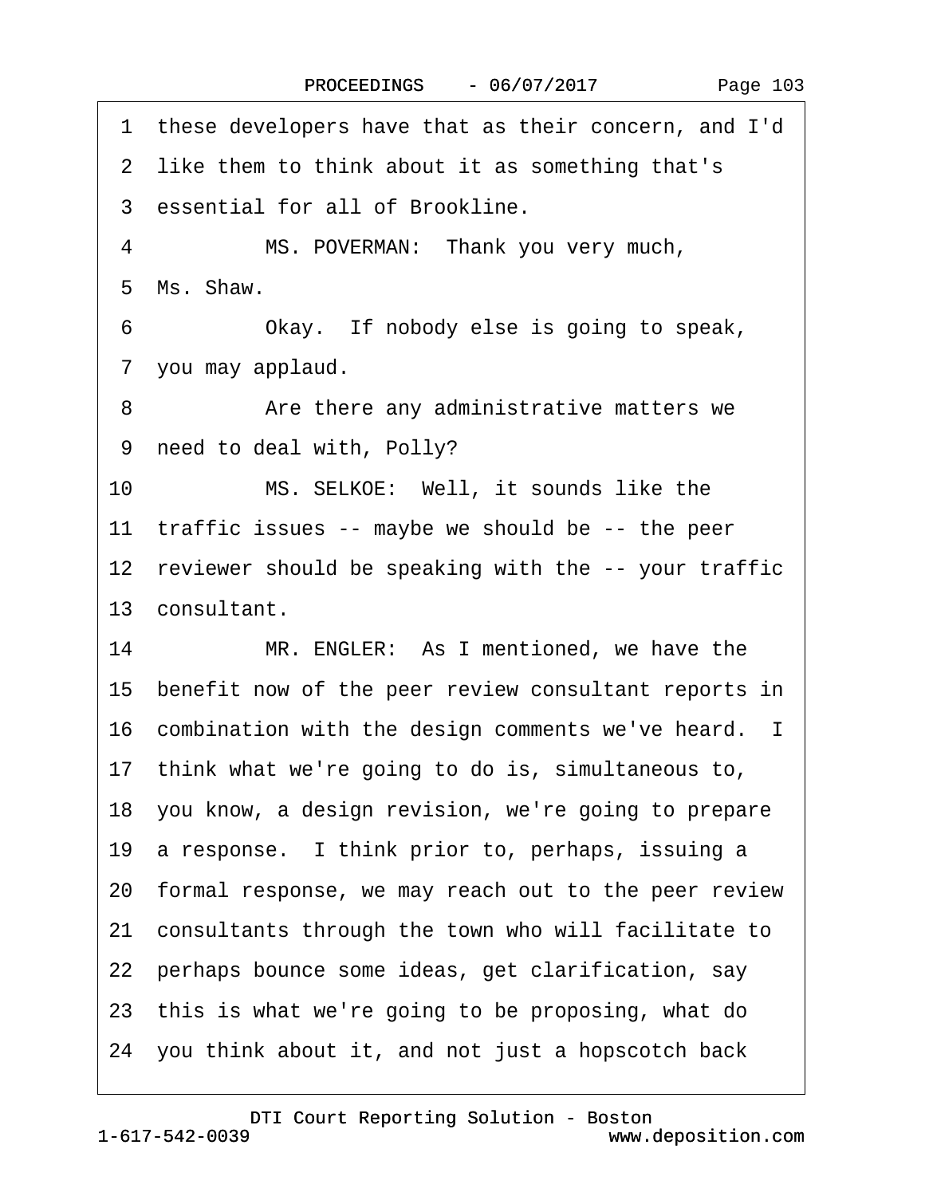1 these developers have that as their concern, and I'd

2 like them to think about it as something that's

3 essential for all of Brookline.

4 MS. POVERMAN: Thank you very much,

5 Ms. Shaw.

6 Okay. If nobody else is going to speak,

7 you may applaud.

8 Are there any administrative matters we

9 need to deal with, Polly?

10 MS. SELKOE: Well, it sounds like the

11 traffic issues -- maybe we should be -- the peer

12 reviewer should be speaking with the -- your traffic

13 consultant.

14 MR. ENGLER: As I mentioned, we have the

15 benefit now of the peer review consultant reports in

16 combination with the design comments we've heard. I

17 think what we're going to do is, simultaneous to,

18 you know, a design revision, we're going to prepare

19 a response. I think prior to, perhaps, issuing a

20 formal response, we may reach out to the peer review

21 consultants through the town who will facilitate to

22 perhaps bounce some ideas, get clarification, say

23 this is what we're going to be proposing, what do

24 you think about it, and not just a hopscotch back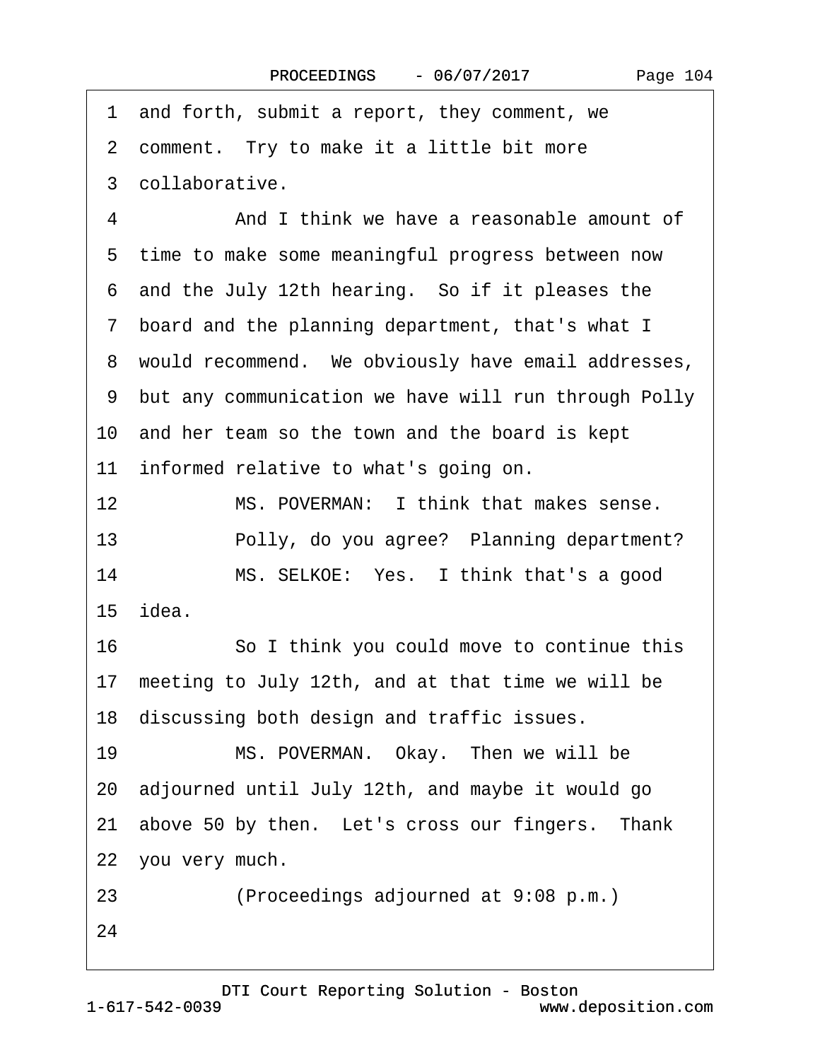1 and forth, submit a report, they comment, we

2 comment. Try to make it a little bit more

3 collaborative.

4 And I think we have a reasonable amount of

5 time to make some meaningful progress between now

6 and the July 12th hearing. So if it pleases the

7 board and the planning department, that's what I

8 would recommend. We obviously have email addresses,

9 but any communication we have will run through Polly

10 and her team so the town and the board is kept

11 informed relative to what's going on.

12 MS. POVERMAN: I think that makes sense.

13 Polly, do you agree? Planning department?

14 MS. SELKOE: Yes. I think that's a good

15 idea.

16 So I think you could move to continue this

17 meeting to July 12th, and at that time we will be

18 discussing both design and traffic issues.

19 MS. POVERMAN. Okay. Then we will be

20 adjourned until July 12th, and maybe it would go

21 above 50 by then. Let's cross our fingers. Thank

22 you very much.

23 (Proceedings adjourned at 9:08 p.m.)

24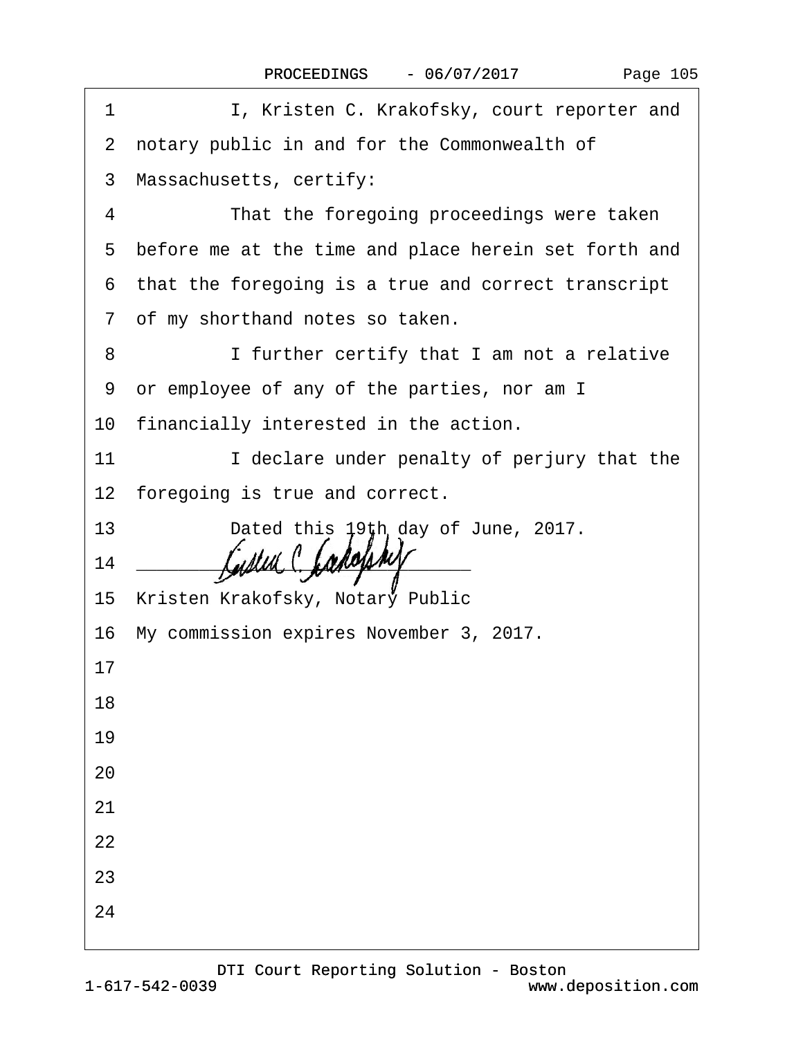I, Kristen C. Krakofsky, court reporter and notary public in and for the Commonwealth of Massachusetts, certify:

That the foregoing proceedings were taken before me at the time and place herein set forth and that the foregoing is a true and correct transcript of my shorthand notes so taken.

I further certify that I am not a relative or employee of any of the parties, nor am I financially interested in the action.

I declare under penalty of perjury that the foregoing is true and correct.

Dated this 19th day of June, 2017.

\_\_\_\_\_\_\_\_\_\_\_\_\_\_\_\_\_\_\_\_\_\_\_\_\_\_\_\_\_\_

Kristen Krakofsky, Notary Public

My commission expires November 3, 2017.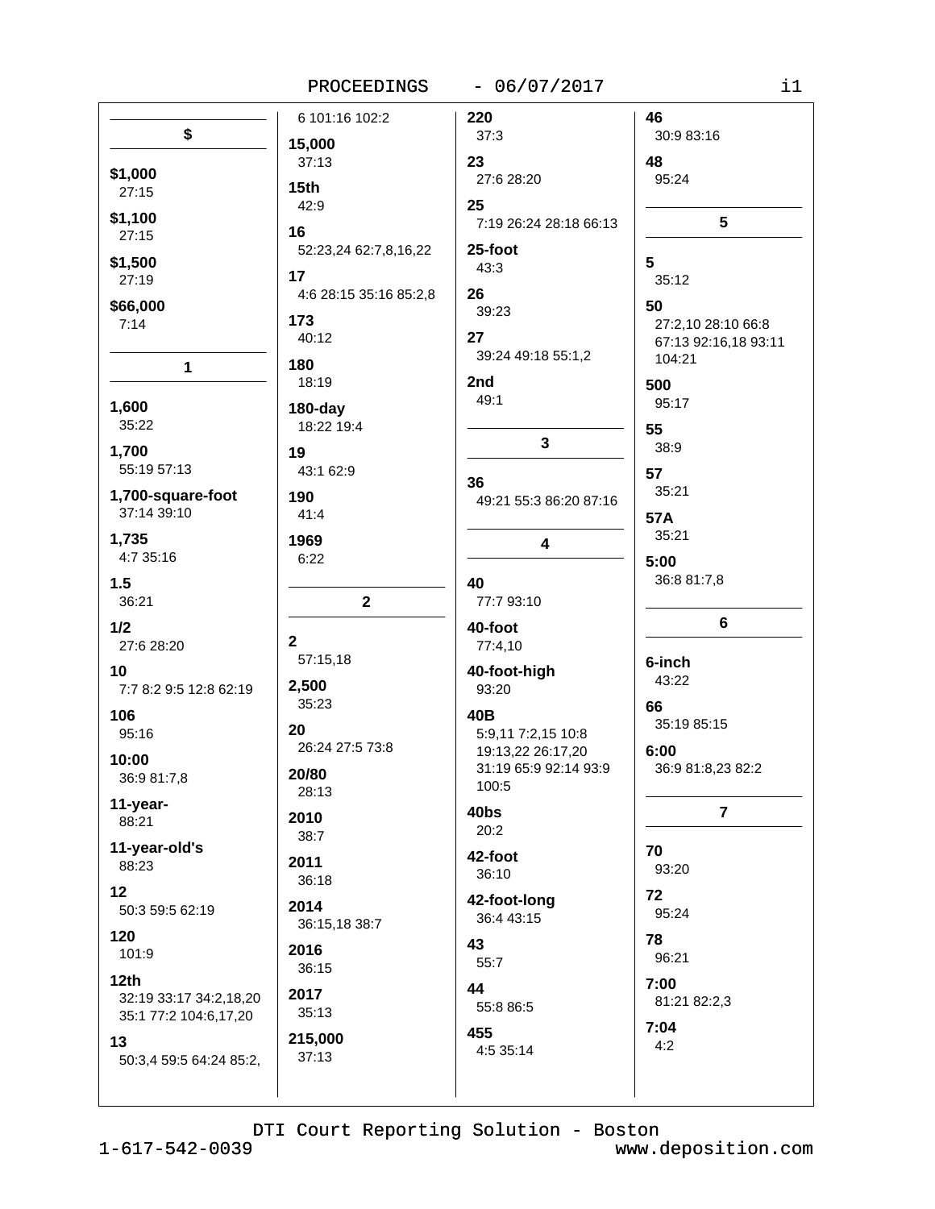## $

**$1,000**
27:15

**$1,100**
27:15

**$1,500**
27:19

**$66,000**
7:14

## 1

**1,600**
35:22

**1,700**
55:19 57:13

**1,700-square-foot**
37:14 39:10

**1,735**
4:7 35:16

**1.5**
36:21

**1/2**
27:6 28:20

**10**
7:7 8:2 9:5 12:8 62:19

**106**
95:16

**10:00**
36:9 81:7,8

**11-year-**
88:21

**11-year-old's**
88:23

**12**
50:3 59:5 62:19

**120**
101:9

**12th**
32:19 33:17 34:2,18,20 35:1 77:2 104:6,17,20

**13**
50:3,4 59:5 64:24 85:2,6 101:16 102:2

**15,000**
37:13

**15th**
42:9

**16**
52:23,24 62:7,8,16,22

**17**
4:6 28:15 35:16 85:2,8

**173**
40:12

**180**
18:19

**180-day**
18:22 19:4

**19**
43:1 62:9

**190**
41:4

**1969**
6:22

## 2

**2**
57:15,18

**2,500**
35:23

**20**
26:24 27:5 73:8

**20/80**
28:13

**2010**
38:7

**2011**
36:18

**2014**
36:15,18 38:7

**2016**
36:15

**2017**
35:13

**215,000**
37:13

**220**
37:3

**23**
27:6 28:20

**25**
7:19 26:24 28:18 66:13

**25-foot**
43:3

**26**
39:23

**27**
39:24 49:18 55:1,2

**2nd**
49:1

## 3

**36**
49:21 55:3 86:20 87:16

## 4

**40**
77:7 93:10

**40-foot**
77:4,10

**40-foot-high**
93:20

**40B**
5:9,11 7:2,15 10:8 19:13,22 26:17,20 31:19 65:9 92:14 93:9 100:5

**40bs**
20:2

**42-foot**
36:10

**42-foot-long**
36:4 43:15

**43**
55:7

**44**
55:8 86:5

**455**
4:5 35:14

**46**
30:9 83:16

**48**
95:24

## 5

**5**
35:12

**50**
27:2,10 28:10 66:8 67:13 92:16,18 93:11 104:21

**500**
95:17

**55**
38:9

**57**
35:21

**57A**
35:21

**5:00**
36:8 81:7,8

## 6

**6-inch**
43:22

**66**
35:19 85:15

**6:00**
36:9 81:8,23 82:2

## 7

**70**
93:20

**72**
95:24

**78**
96:21

**7:00**
81:21 82:2,3

**7:04**
4:2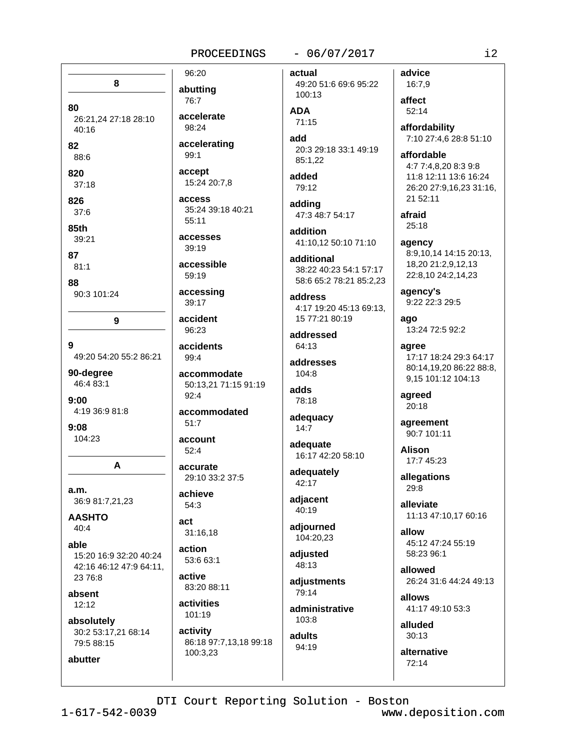## 8

**80**
26:21,24 27:18 28:10 40:16

**82**
88:6

**820**
37:18

**826**
37:6

**85th**
39:21

**87**
81:1

**88**
90:3 101:24

## 9

**9**
49:20 54:20 55:2 86:21

**90-degree**
46:4 83:1

**9:00**
4:19 36:9 81:8

**9:08**
104:23

## A

**a.m.**
36:9 81:7,21,23

**AASHTO**
40:4

**able**
15:20 16:9 32:20 40:24 42:16 46:12 47:9 64:11, 23 76:8

**absent**
12:12

**absolutely**
30:2 53:17,21 68:14 79:5 88:15

**abutter**
96:20

**abutting**
76:7

**accelerate**
98:24

**accelerating**
99:1

**accept**
15:24 20:7,8

**access**
35:24 39:18 40:21 55:11

**accesses**
39:19

**accessible**
59:19

**accessing**
39:17

**accident**
96:23

**accidents**
99:4

**accommodate**
50:13,21 71:15 91:19 92:4

**accommodated**
51:7

**account**
52:4

**accurate**
29:10 33:2 37:5

**achieve**
54:3

**act**
31:16,18

**action**
53:6 63:1

**active**
83:20 88:11

**activities**
101:19

**activity**
86:18 97:7,13,18 99:18 100:3,23

**actual**
49:20 51:6 69:6 95:22 100:13

**ADA**
71:15

**add**
20:3 29:18 33:1 49:19 85:1,22

**added**
79:12

**adding**
47:3 48:7 54:17

**addition**
41:10,12 50:10 71:10

**additional**
38:22 40:23 54:1 57:17 58:6 65:2 78:21 85:2,23

**address**
4:17 19:20 45:13 69:13, 15 77:21 80:19

**addressed**
64:13

**addresses**
104:8

**adds**
78:18

**adequacy**
14:7

**adequate**
16:17 42:20 58:10

**adequately**
42:17

**adjacent**
40:19

**adjourned**
104:20,23

**adjusted**
48:13

**adjustments**
79:14

**administrative**
103:8

**adults**
94:19

**advice**
16:7,9

**affect**
52:14

**affordability**
7:10 27:4,6 28:8 51:10

**affordable**
4:7 7:4,8,20 8:3 9:8 11:8 12:11 13:6 16:24 26:20 27:9,16,23 31:16, 21 52:11

**afraid**
25:18

**agency**
8:9,10,14 14:15 20:13, 18,20 21:2,9,12,13 22:8,10 24:2,14,23

**agency's**
9:22 22:3 29:5

**ago**
13:24 72:5 92:2

**agree**
17:17 18:24 29:3 64:17 80:14,19,20 86:22 88:8, 9,15 101:12 104:13

**agreed**
20:18

**agreement**
90:7 101:11

**Alison**
17:7 45:23

**allegations**
29:8

**alleviate**
11:13 47:10,17 60:16

**allow**
45:12 47:24 55:19 58:23 96:1

**allowed**
26:24 31:6 44:24 49:13

**allows**
41:17 49:10 53:3

**alluded**
30:13

**alternative**
72:14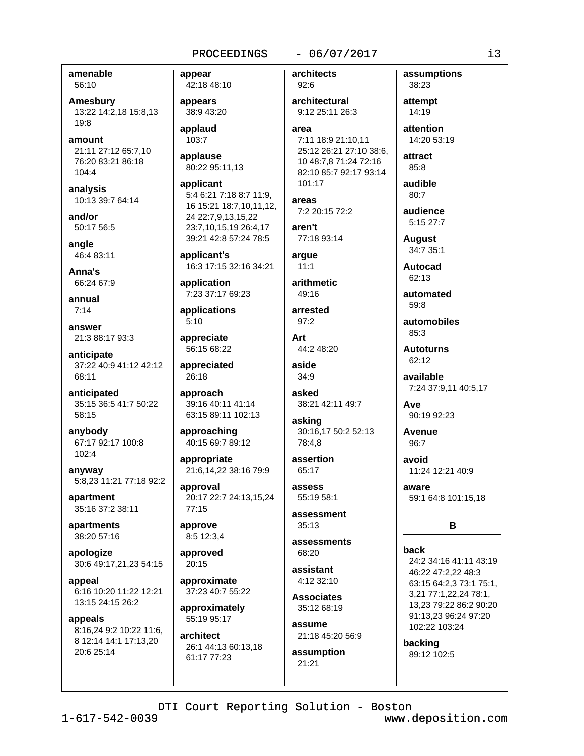**amenable**
56:10

**Amesbury**
13:22 14:2,18 15:8,13 19:8

**amount**
21:11 27:12 65:7,10 76:20 83:21 86:18 104:4

**analysis**
10:13 39:7 64:14

**and/or**
50:17 56:5

**angle**
46:4 83:11

**Anna's**
66:24 67:9

**annual**
7:14

**answer**
21:3 88:17 93:3

**anticipate**
37:22 40:9 41:12 42:12 68:11

**anticipated**
35:15 36:5 41:7 50:22 58:15

**anybody**
67:17 92:17 100:8 102:4

**anyway**
5:8,23 11:21 77:18 92:2

**apartment**
35:16 37:2 38:11

**apartments**
38:20 57:16

**apologize**
30:6 49:17,21,23 54:15

**appeal**
6:16 10:20 11:22 12:21 13:15 24:15 26:2

**appeals**
8:16,24 9:2 10:22 11:6, 8 12:14 14:1 17:13,20 20:6 25:14

**appear**
42:18 48:10

**appears**
38:9 43:20

**applaud**
103:7

**applause**
80:22 95:11,13

**applicant**
5:4 6:21 7:18 8:7 11:9, 16 15:21 18:7,10,11,12, 24 22:7,9,13,15,22 23:7,10,15,19 26:4,17 39:21 42:8 57:24 78:5

**applicant's**
16:3 17:15 32:16 34:21

**application**
7:23 37:17 69:23

**applications**
5:10

**appreciate**
56:15 68:22

**appreciated**
26:18

**approach**
39:16 40:11 41:14 63:15 89:11 102:13

**approaching**
40:15 69:7 89:12

**appropriate**
21:6,14,22 38:16 79:9

**approval**
20:17 22:7 24:13,15,24 77:15

**approve**
8:5 12:3,4

**approved**
20:15

**approximate**
37:23 40:7 55:22

**approximately**
55:19 95:17

**architect**
26:1 44:13 60:13,18 61:17 77:23

**architects**
92:6

**architectural**
9:12 25:11 26:3

**area**
7:11 18:9 21:10,11 25:12 26:21 27:10 38:6, 10 48:7,8 71:24 72:16 82:10 85:7 92:17 93:14 101:17

**areas**
7:2 20:15 72:2

**aren't**
77:18 93:14

**argue**
11:1

**arithmetic**
49:16

**arrested**
97:2

**Art**
44:2 48:20

**aside**
34:9

**asked**
38:21 42:11 49:7

**asking**
30:16,17 50:2 52:13 78:4,8

**assertion**
65:17

**assess**
55:19 58:1

**assessment**
35:13

**assessments**
68:20

**assistant**
4:12 32:10

**Associates**
35:12 68:19

**assume**
21:18 45:20 56:9

**assumption**
21:21

**assumptions**
38:23

**attempt**
14:19

**attention**
14:20 53:19

**attract**
85:8

**audible**
80:7

**audience**
5:15 27:7

**August**
34:7 35:1

**Autocad**
62:13

**automated**
59:8

**automobiles**
85:3

**Autoturns**
62:12

**available**
7:24 37:9,11 40:5,17

**Ave**
90:19 92:23

**Avenue**
96:7

**avoid**
11:24 12:21 40:9

**aware**
59:1 64:8 101:15,18

## B

**back**
24:2 34:16 41:11 43:19 46:22 47:2,22 48:3 63:15 64:2,3 73:1 75:1, 3,21 77:1,22,24 78:1, 13,23 79:22 86:2 90:20 91:13,23 96:24 97:20 102:22 103:24

**backing**
89:12 102:5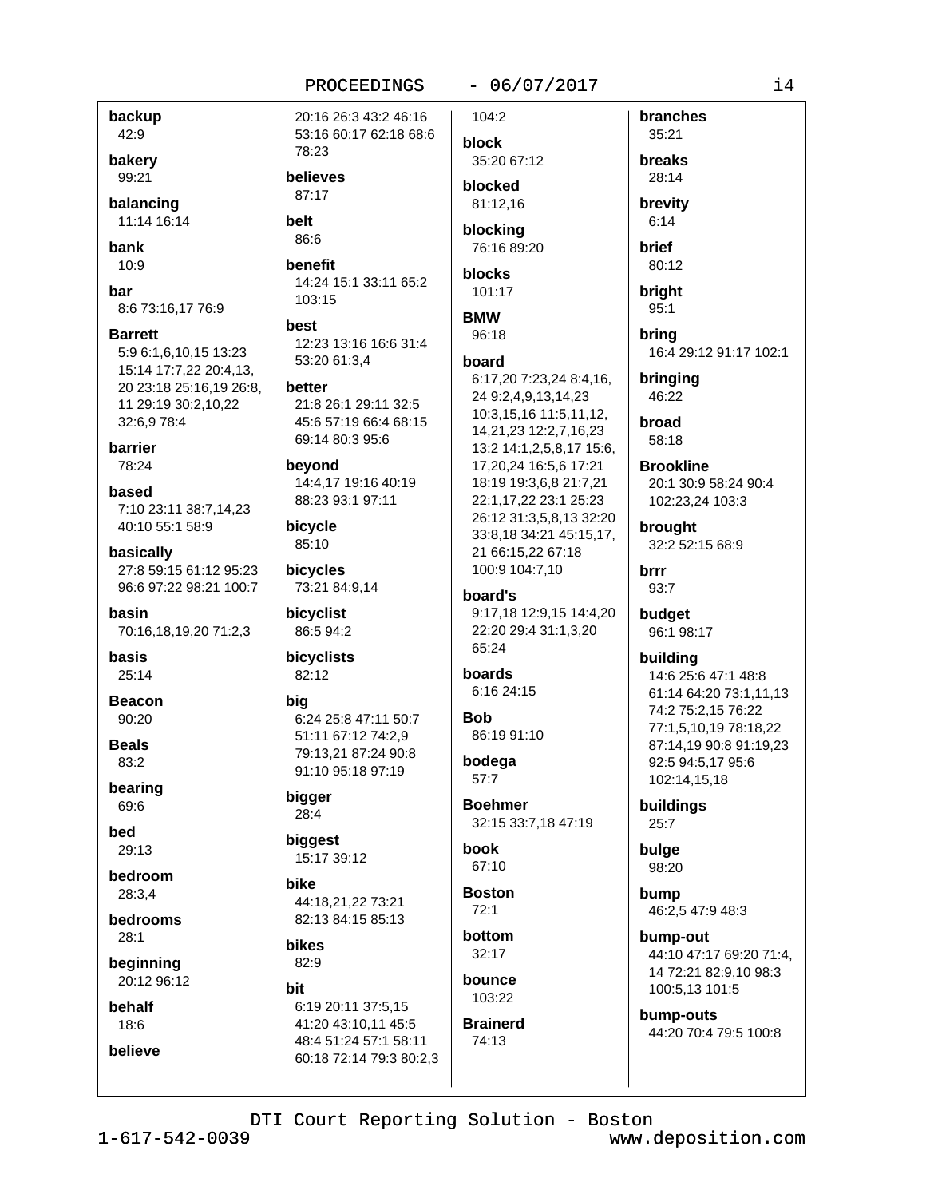**backup**
42:9

**bakery**
99:21

**balancing**
11:14 16:14

**bank**
10:9

**bar**
8:6 73:16,17 76:9

**Barrett**
5:9 6:1,6,10,15 13:23 15:14 17:7,22 20:4,13, 20 23:18 25:16,19 26:8, 11 29:19 30:2,10,22 32:6,9 78:4

**barrier**
78:24

**based**
7:10 23:11 38:7,14,23 40:10 55:1 58:9

**basically**
27:8 59:15 61:12 95:23 96:6 97:22 98:21 100:7

**basin**
70:16,18,19,20 71:2,3

**basis**
25:14

**Beacon**
90:20

**Beals**
83:2

**bearing**
69:6

**bed**
29:13

**bedroom**
28:3,4

**bedrooms**
28:1

**beginning**
20:12 96:12

**behalf**
18:6

**believe**
20:16 26:3 43:2 46:16 53:16 60:17 62:18 68:6 78:23

**believes**
87:17

**belt**
86:6

**benefit**
14:24 15:1 33:11 65:2 103:15

**best**
12:23 13:16 16:6 31:4 53:20 61:3,4

**better**
21:8 26:1 29:11 32:5 45:6 57:19 66:4 68:15 69:14 80:3 95:6

**beyond**
14:4,17 19:16 40:19 88:23 93:1 97:11

**bicycle**
85:10

**bicycles**
73:21 84:9,14

**bicyclist**
86:5 94:2

**bicyclists**
82:12

**big**
6:24 25:8 47:11 50:7 51:11 67:12 74:2,9 79:13,21 87:24 90:8 91:10 95:18 97:19

**bigger**
28:4

**biggest**
15:17 39:12

**bike**
44:18,21,22 73:21 82:13 84:15 85:13

**bikes**
82:9

**bit**
6:19 20:11 37:5,15 41:20 43:10,11 45:5 48:4 51:24 57:1 58:11 60:18 72:14 79:3 80:2,3 104:2

**block**
35:20 67:12

**blocked**
81:12,16

**blocking**
76:16 89:20

**blocks**
101:17

**BMW**
96:18

**board**
6:17,20 7:23,24 8:4,16, 24 9:2,4,9,13,14,23 10:3,15,16 11:5,11,12, 14,21,23 12:2,7,16,23 13:2 14:1,2,5,8,17 15:6, 17,20,24 16:5,6 17:21 18:19 19:3,6,8 21:7,21 22:1,17,22 23:1 25:23 26:12 31:3,5,8,13 32:20 33:8,18 34:21 45:15,17, 21 66:15,22 67:18 100:9 104:7,10

**board's**
9:17,18 12:9,15 14:4,20 22:20 29:4 31:1,3,20 65:24

**boards**
6:16 24:15

**Bob**
86:19 91:10

**bodega**
57:7

**Boehmer**
32:15 33:7,18 47:19

**book**
67:10

**Boston**
72:1

**bottom**
32:17

**bounce**
103:22

**Brainerd**
74:13

**branches**
35:21

**breaks**
28:14

**brevity**
6:14

**brief**
80:12

**bright**
95:1

**bring**
16:4 29:12 91:17 102:1

**bringing**
46:22

**broad**
58:18

**Brookline**
20:1 30:9 58:24 90:4 102:23,24 103:3

**brought**
32:2 52:15 68:9

**brrr**
93:7

**budget**
96:1 98:17

**building**
14:6 25:6 47:1 48:8 61:14 64:20 73:1,11,13 74:2 75:2,15 76:22 77:1,5,10,19 78:18,22 87:14,19 90:8 91:19,23 92:5 94:5,17 95:6 102:14,15,18

**buildings**
25:7

**bulge**
98:20

**bump**
46:2,5 47:9 48:3

**bump-out**
44:10 47:17 69:20 71:4, 14 72:21 82:9,10 98:3 100:5,13 101:5

**bump-outs**
44:20 70:4 79:5 100:8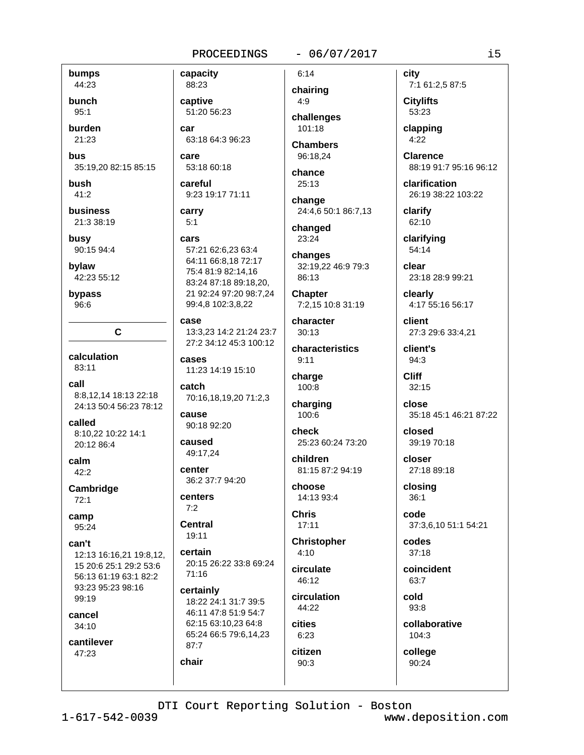**bumps**
44:23

**bunch**
95:1

**burden**
21:23

**bus**
35:19,20 82:15 85:15

**bush**
41:2

**business**
21:3 38:19

**busy**
90:15 94:4

**bylaw**
42:23 55:12

**bypass**
96:6

## C

**calculation**
83:11

**call**
8:8,12,14 18:13 22:18 24:13 50:4 56:23 78:12

**called**
8:10,22 10:22 14:1 20:12 86:4

**calm**
42:2

**Cambridge**
72:1

**camp**
95:24

**can't**
12:13 16:16,21 19:8,12, 15 20:6 25:1 29:2 53:6 56:13 61:19 63:1 82:2 93:23 95:23 98:16 99:19

**cancel**
34:10

**cantilever**
47:23

**capacity**
88:23

**captive**
51:20 56:23

**car**
63:18 64:3 96:23

**care**
53:18 60:18

**careful**
9:23 19:17 71:11

**carry**
5:1

**cars**
57:21 62:6,23 63:4 64:11 66:8,18 72:17 75:4 81:9 82:14,16 83:24 87:18 89:18,20, 21 92:24 97:20 98:7,24 99:4,8 102:3,8,22

**case**
13:3,23 14:2 21:24 23:7 27:2 34:12 45:3 100:12

**cases**
11:23 14:19 15:10

**catch**
70:16,18,19,20 71:2,3

**cause**
90:18 92:20

**caused**
49:17,24

**center**
36:2 37:7 94:20

**centers**
7:2

**Central**
19:11

**certain**
20:15 26:22 33:8 69:24 71:16

**certainly**
18:22 24:1 31:7 39:5 46:11 47:8 51:9 54:7 62:15 63:10,23 64:8 65:24 66:5 79:6,14,23 87:7

**chair**
6:14

**chairing**
4:9

**challenges**
101:18

**Chambers**
96:18,24

**chance**
25:13

**change**
24:4,6 50:1 86:7,13

**changed**
23:24

**changes**
32:19,22 46:9 79:3 86:13

**Chapter**
7:2,15 10:8 31:19

**character**
30:13

**characteristics**
9:11

**charge**
100:8

**charging**
100:6

**check**
25:23 60:24 73:20

**children**
81:15 87:2 94:19

**choose**
14:13 93:4

**Chris**
17:11

**Christopher**
4:10

**circulate**
46:12

**circulation**
44:22

**cities**
6:23

**citizen**
90:3

**city**
7:1 61:2,5 87:5

**Citylifts**
53:23

**clapping**
4:22

**Clarence**
88:19 91:7 95:16 96:12

**clarification**
26:19 38:22 103:22

**clarify**
62:10

**clarifying**
54:14

**clear**
23:18 28:9 99:21

**clearly**
4:17 55:16 56:17

**client**
27:3 29:6 33:4,21

**client's**
94:3

**Cliff**
32:15

**close**
35:18 45:1 46:21 87:22

**closed**
39:19 70:18

**closer**
27:18 89:18

**closing**
36:1

**code**
37:3,6,10 51:1 54:21

**codes**
37:18

**coincident**
63:7

**cold**
93:8

**collaborative**
104:3

**college**
90:24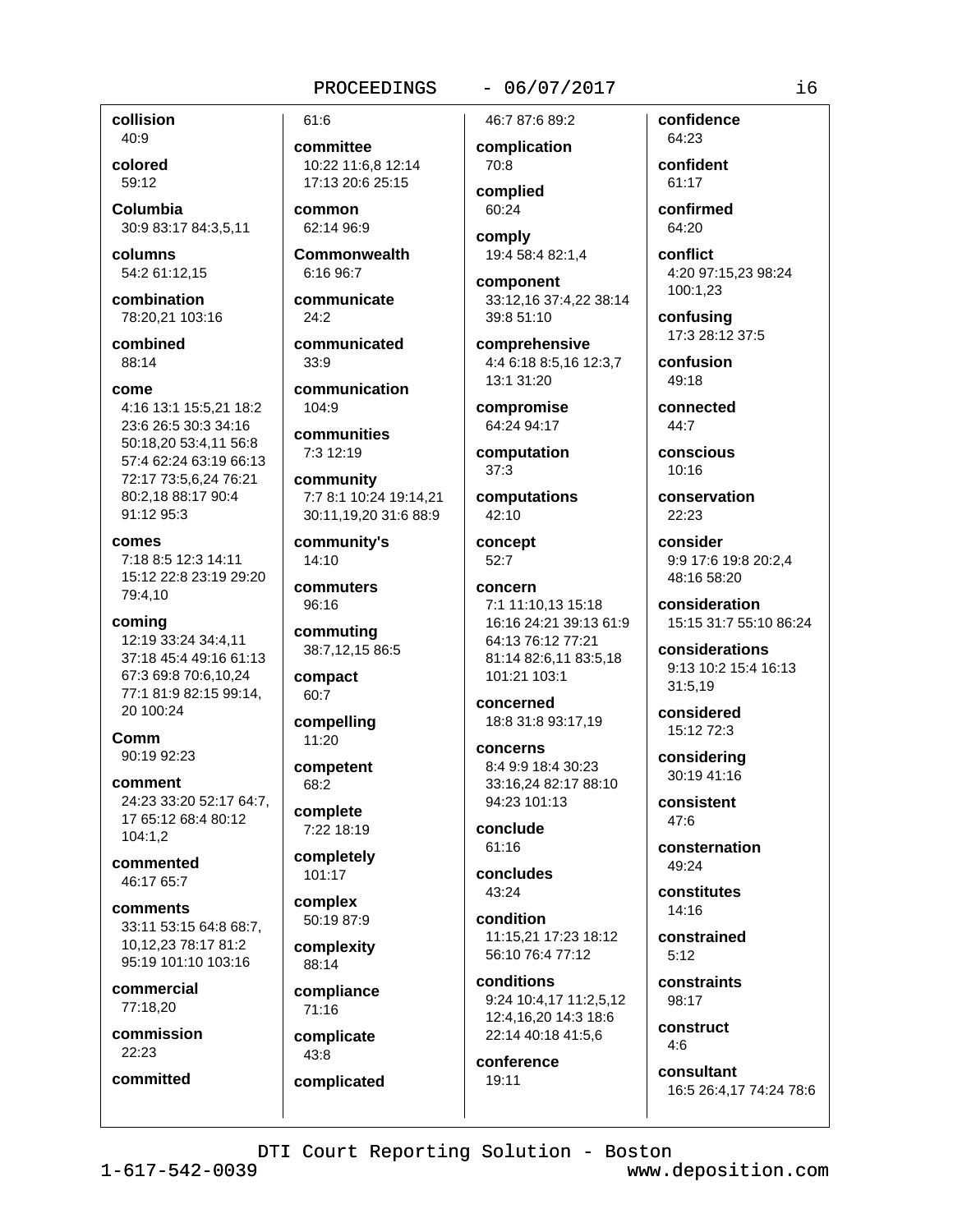**collision**
40:9

**colored**
59:12

**Columbia**
30:9 83:17 84:3,5,11

**columns**
54:2 61:12,15

**combination**
78:20,21 103:16

**combined**
88:14

**come**
4:16 13:1 15:5,21 18:2 23:6 26:5 30:3 34:16 50:18,20 53:4,11 56:8 57:4 62:24 63:19 66:13 72:17 73:5,6,24 76:21 80:2,18 88:17 90:4 91:12 95:3

**comes**
7:18 8:5 12:3 14:11 15:12 22:8 23:19 29:20 79:4,10

**coming**
12:19 33:24 34:4,11 37:18 45:4 49:16 61:13 67:3 69:8 70:6,10,24 77:1 81:9 82:15 99:14, 20 100:24

**Comm**
90:19 92:23

**comment**
24:23 33:20 52:17 64:7, 17 65:12 68:4 80:12 104:1,2

**commented**
46:17 65:7

**comments**
33:11 53:15 64:8 68:7, 10,12,23 78:17 81:2 95:19 101:10 103:16

**commercial**
77:18,20

**commission**
22:23

**committed**
61:6

**committee**
10:22 11:6,8 12:14 17:13 20:6 25:15

**common**
62:14 96:9

**Commonwealth**
6:16 96:7

**communicate**
24:2

**communicated**
33:9

**communication**
104:9

**communities**
7:3 12:19

**community**
7:7 8:1 10:24 19:14,21 30:11,19,20 31:6 88:9

**community's**
14:10

**commuters**
96:16

**commuting**
38:7,12,15 86:5

**compact**
60:7

**compelling**
11:20

**competent**
68:2

**complete**
7:22 18:19

**completely**
101:17

**complex**
50:19 87:9

**complexity**
88:14

**compliance**
71:16

**complicate**
43:8

**complicated**
46:7 87:6 89:2

**complication**
70:8

**complied**
60:24

**comply**
19:4 58:4 82:1,4

**component**
33:12,16 37:4,22 38:14 39:8 51:10

**comprehensive**
4:4 6:18 8:5,16 12:3,7 13:1 31:20

**compromise**
64:24 94:17

**computation**
37:3

**computations**
42:10

**concept**
52:7

**concern**
7:1 11:10,13 15:18 16:16 24:21 39:13 61:9 64:13 76:12 77:21 81:14 82:6,11 83:5,18 101:21 103:1

**concerned**
18:8 31:8 93:17,19

**concerns**
8:4 9:9 18:4 30:23 33:16,24 82:17 88:10 94:23 101:13

**conclude**
61:16

**concludes**
43:24

**condition**
11:15,21 17:23 18:12 56:10 76:4 77:12

**conditions**
9:24 10:4,17 11:2,5,12 12:4,16,20 14:3 18:6 22:14 40:18 41:5,6

**conference**
19:11

**confidence**
64:23

**confident**
61:17

**confirmed**
64:20

**conflict**
4:20 97:15,23 98:24 100:1,23

**confusing**
17:3 28:12 37:5

**confusion**
49:18

**connected**
44:7

**conscious**
10:16

**conservation**
22:23

**consider**
9:9 17:6 19:8 20:2,4 48:16 58:20

**consideration**
15:15 31:7 55:10 86:24

**considerations**
9:13 10:2 15:4 16:13 31:5,19

**considered**
15:12 72:3

**considering**
30:19 41:16

**consistent**
47:6

**consternation**
49:24

**constitutes**
14:16

**constrained**
5:12

**constraints**
98:17

**construct**
4:6

**consultant**
16:5 26:4,17 74:24 78:6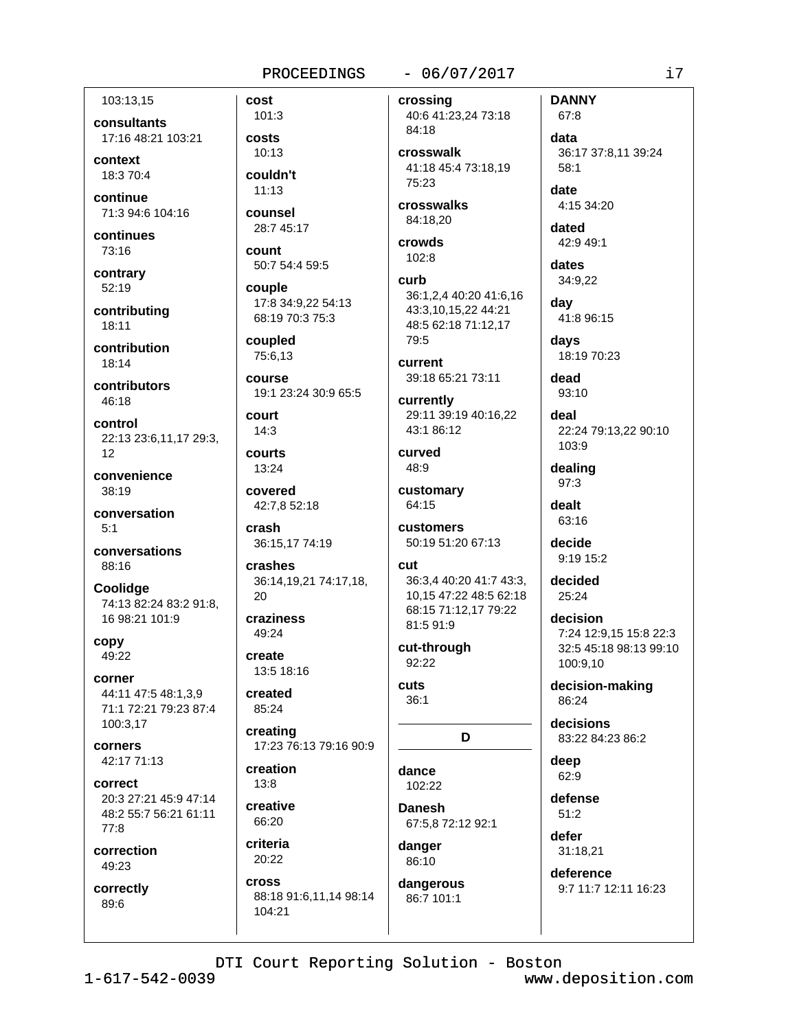103:13,15

**consultants**
17:16 48:21 103:21

**context**
18:3 70:4

**continue**
71:3 94:6 104:16

**continues**
73:16

**contrary**
52:19

**contributing**
18:11

**contribution**
18:14

**contributors**
46:18

**control**
22:13 23:6,11,17 29:3, 12

**convenience**
38:19

**conversation**
5:1

**conversations**
88:16

**Coolidge**
74:13 82:24 83:2 91:8, 16 98:21 101:9

**copy**
49:22

**corner**
44:11 47:5 48:1,3,9 71:1 72:21 79:23 87:4 100:3,17

**corners**
42:17 71:13

**correct**
20:3 27:21 45:9 47:14 48:2 55:7 56:21 61:11 77:8

**correction**
49:23

**correctly**
89:6

**cost**
101:3

**costs**
10:13

**couldn't**
11:13

**counsel**
28:7 45:17

**count**
50:7 54:4 59:5

**couple**
17:8 34:9,22 54:13 68:19 70:3 75:3

**coupled**
75:6,13

**course**
19:1 23:24 30:9 65:5

**court**
14:3

**courts**
13:24

**covered**
42:7,8 52:18

**crash**
36:15,17 74:19

**crashes**
36:14,19,21 74:17,18, 20

**craziness**
49:24

**create**
13:5 18:16

**created**
85:24

**creating**
17:23 76:13 79:16 90:9

**creation**
13:8

**creative**
66:20

**criteria**
20:22

**cross**
88:18 91:6,11,14 98:14 104:21

**crossing**
40:6 41:23,24 73:18 84:18

**crosswalk**
41:18 45:4 73:18,19 75:23

**crosswalks**
84:18,20

**crowds**
102:8

**curb**
36:1,2,4 40:20 41:6,16 43:3,10,15,22 44:21 48:5 62:18 71:12,17 79:5

**current**
39:18 65:21 73:11

**currently**
29:11 39:19 40:16,22 43:1 86:12

**curved**
48:9

**customary**
64:15

**customers**
50:19 51:20 67:13

**cut**
36:3,4 40:20 41:7 43:3, 10,15 47:22 48:5 62:18 68:15 71:12,17 79:22 81:5 91:9

**cut-through**
92:22

**cuts**
36:1

## D

**dance**
102:22

**Danesh**
67:5,8 72:12 92:1

**danger**
86:10

**dangerous**
86:7 101:1

**DANNY**
67:8

**data**
36:17 37:8,11 39:24 58:1

**date**
4:15 34:20

**dated**
42:9 49:1

**dates**
34:9,22

**day**
41:8 96:15

**days**
18:19 70:23

**dead**
93:10

**deal**
22:24 79:13,22 90:10 103:9

**dealing**
97:3

**dealt**
63:16

**decide**
9:19 15:2

**decided**
25:24

**decision**
7:24 12:9,15 15:8 22:3 32:5 45:18 98:13 99:10 100:9,10

**decision-making**
86:24

**decisions**
83:22 84:23 86:2

**deep**
62:9

**defense**
51:2

**defer**
31:18,21

**deference**
9:7 11:7 12:11 16:23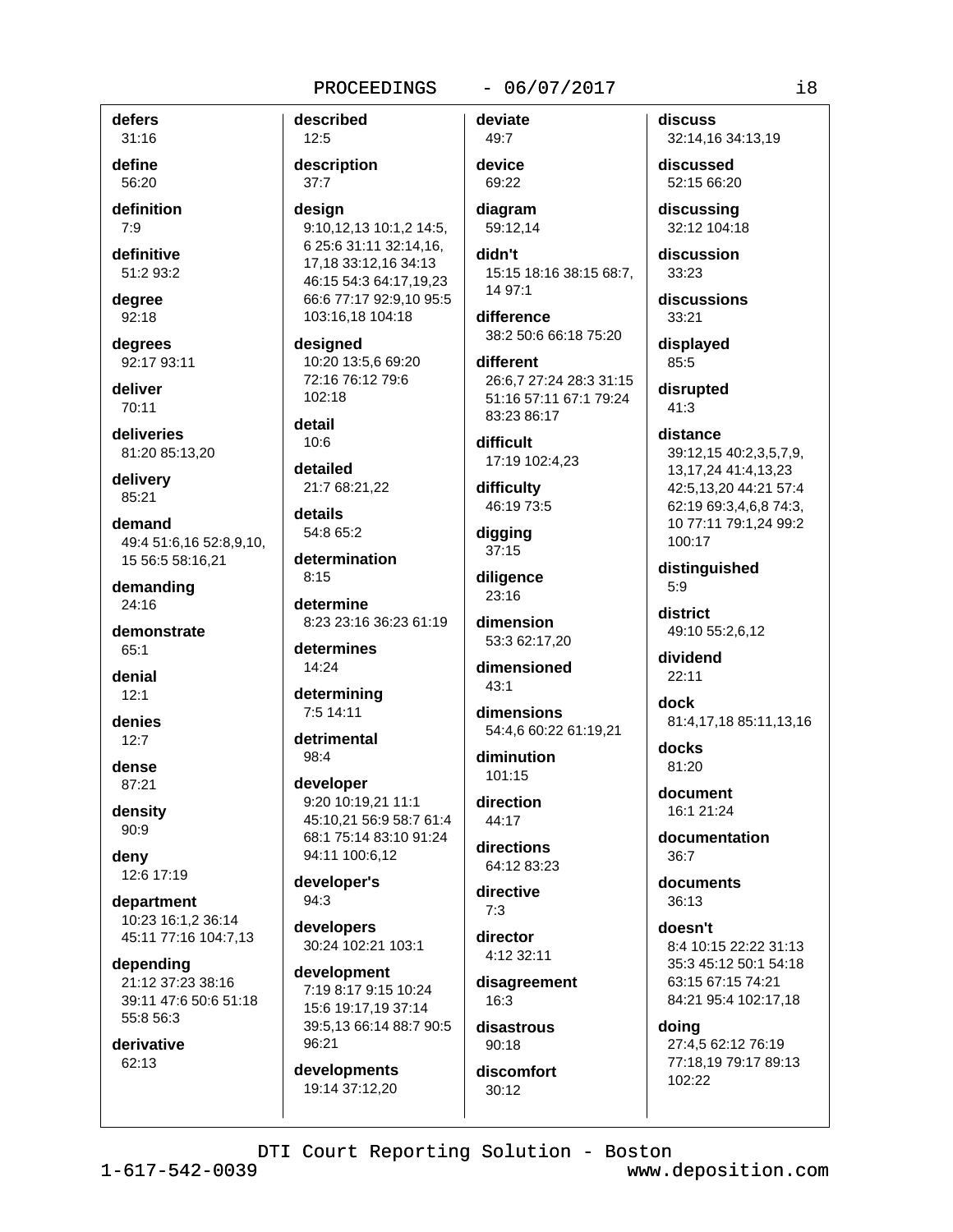**defers**
31:16

**define**
56:20

**definition**
7:9

**definitive**
51:2 93:2

**degree**
92:18

**degrees**
92:17 93:11

**deliver**
70:11

**deliveries**
81:20 85:13,20

**delivery**
85:21

**demand**
49:4 51:6,16 52:8,9,10, 15 56:5 58:16,21

**demanding**
24:16

**demonstrate**
65:1

**denial**
12:1

**denies**
12:7

**dense**
87:21

**density**
90:9

**deny**
12:6 17:19

**department**
10:23 16:1,2 36:14 45:11 77:16 104:7,13

**depending**
21:12 37:23 38:16 39:11 47:6 50:6 51:18 55:8 56:3

**derivative**
62:13

**described**
12:5

**description**
37:7

**design**
9:10,12,13 10:1,2 14:5, 6 25:6 31:11 32:14,16, 17,18 33:12,16 34:13 46:15 54:3 64:17,19,23 66:6 77:17 92:9,10 95:5 103:16,18 104:18

**designed**
10:20 13:5,6 69:20 72:16 76:12 79:6 102:18

**detail**
10:6

**detailed**
21:7 68:21,22

**details**
54:8 65:2

**determination**
8:15

**determine**
8:23 23:16 36:23 61:19

**determines**
14:24

**determining**
7:5 14:11

**detrimental**
98:4

**developer**
9:20 10:19,21 11:1 45:10,21 56:9 58:7 61:4 68:1 75:14 83:10 91:24 94:11 100:6,12

**developer's**
94:3

**developers**
30:24 102:21 103:1

**development**
7:19 8:17 9:15 10:24 15:6 19:17,19 37:14 39:5,13 66:14 88:7 90:5 96:21

**developments**
19:14 37:12,20

**deviate**
49:7

**device**
69:22

**diagram**
59:12,14

**didn't**
15:15 18:16 38:15 68:7, 14 97:1

**difference**
38:2 50:6 66:18 75:20

**different**
26:6,7 27:24 28:3 31:15 51:16 57:11 67:1 79:24 83:23 86:17

**difficult**
17:19 102:4,23

**difficulty**
46:19 73:5

**digging**
37:15

**diligence**
23:16

**dimension**
53:3 62:17,20

**dimensioned**
43:1

**dimensions**
54:4,6 60:22 61:19,21

**diminution**
101:15

**direction**
44:17

**directions**
64:12 83:23

**directive**
7:3

**director**
4:12 32:11

**disagreement**
16:3

**disastrous**
90:18

**discomfort**
30:12

**discuss**
32:14,16 34:13,19

**discussed**
52:15 66:20

**discussing**
32:12 104:18

**discussion**
33:23

**discussions**
33:21

**displayed**
85:5

**disrupted**
41:3

**distance**
39:12,15 40:2,3,5,7,9, 13,17,24 41:4,13,23 42:5,13,20 44:21 57:4 62:19 69:3,4,6,8 74:3, 10 77:11 79:1,24 99:2 100:17

**distinguished**
5:9

**district**
49:10 55:2,6,12

**dividend**
22:11

**dock**
81:4,17,18 85:11,13,16

**docks**
81:20

**document**
16:1 21:24

**documentation**
36:7

**documents**
36:13

**doesn't**
8:4 10:15 22:22 31:13 35:3 45:12 50:1 54:18 63:15 67:15 74:21 84:21 95:4 102:17,18

**doing**
27:4,5 62:12 76:19 77:18,19 79:17 89:13 102:22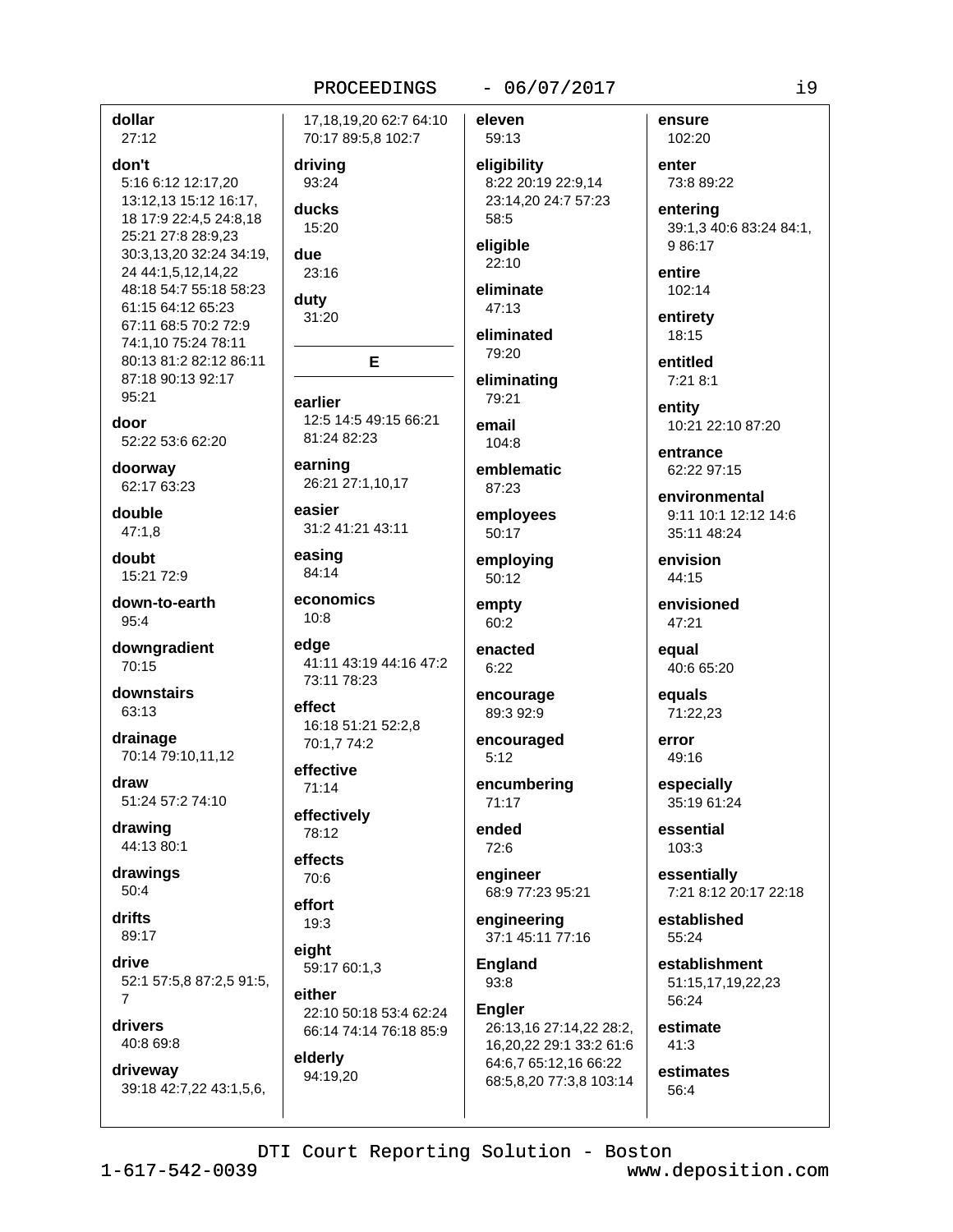**dollar**
27:12

**don't**
5:16 6:12 12:17,20 13:12,13 15:12 16:17, 18 17:9 22:4,5 24:8,18 25:21 27:8 28:9,23 30:3,13,20 32:24 34:19, 24 44:1,5,12,14,22 48:18 54:7 55:18 58:23 61:15 64:12 65:23 67:11 68:5 70:2 72:9 74:1,10 75:24 78:11 80:13 81:2 82:12 86:11 87:18 90:13 92:17 95:21

**door**
52:22 53:6 62:20

**doorway**
62:17 63:23

**double**
47:1,8

**doubt**
15:21 72:9

**down-to-earth**
95:4

**downgradient**
70:15

**downstairs**
63:13

**drainage**
70:14 79:10,11,12

**draw**
51:24 57:2 74:10

**drawing**
44:13 80:1

**drawings**
50:4

**drifts**
89:17

**drive**
52:1 57:5,8 87:2,5 91:5, 7

**drivers**
40:8 69:8

**driveway**
39:18 42:7,22 43:1,5,6, 17,18,19,20 62:7 64:10 70:17 89:5,8 102:7

**driving**
93:24

**ducks**
15:20

**due**
23:16

**duty**
31:20

## E

**earlier**
12:5 14:5 49:15 66:21 81:24 82:23

**earning**
26:21 27:1,10,17

**easier**
31:2 41:21 43:11

**easing**
84:14

**economics**
10:8

**edge**
41:11 43:19 44:16 47:2 73:11 78:23

**effect**
16:18 51:21 52:2,8 70:1,7 74:2

**effective**
71:14

**effectively**
78:12

**effects**
70:6

**effort**
19:3

**eight**
59:17 60:1,3

**either**
22:10 50:18 53:4 62:24 66:14 74:14 76:18 85:9

**elderly**
94:19,20

**eleven**
59:13

**eligibility**
8:22 20:19 22:9,14 23:14,20 24:7 57:23 58:5

**eligible**
22:10

**eliminate**
47:13

**eliminated**
79:20

**eliminating**
79:21

**email**
104:8

**emblematic**
87:23

**employees**
50:17

**employing**
50:12

**empty**
60:2

**enacted**
6:22

**encourage**
89:3 92:9

**encouraged**
5:12

**encumbering**
71:17

**ended**
72:6

**engineer**
68:9 77:23 95:21

**engineering**
37:1 45:11 77:16

**England**
93:8

**Engler**
26:13,16 27:14,22 28:2, 16,20,22 29:1 33:2 61:6 64:6,7 65:12,16 66:22 68:5,8,20 77:3,8 103:14

**ensure**
102:20

**enter**
73:8 89:22

**entering**
39:1,3 40:6 83:24 84:1, 9 86:17

**entire**
102:14

**entirety**
18:15

**entitled**
7:21 8:1

**entity**
10:21 22:10 87:20

**entrance**
62:22 97:15

**environmental**
9:11 10:1 12:12 14:6 35:11 48:24

**envision**
44:15

**envisioned**
47:21

**equal**
40:6 65:20

**equals**
71:22,23

**error**
49:16

**especially**
35:19 61:24

**essential**
103:3

**essentially**
7:21 8:12 20:17 22:18

**established**
55:24

**establishment**
51:15,17,19,22,23 56:24

**estimate**
41:3

**estimates**
56:4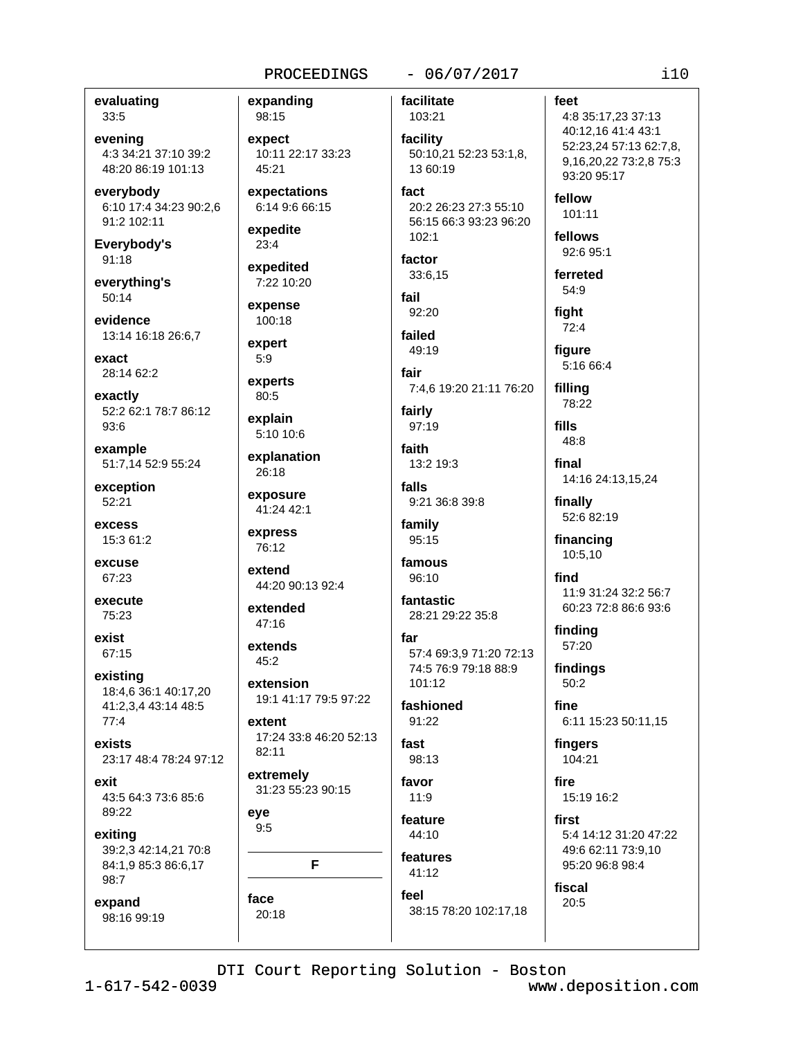**evaluating**
33:5

**evening**
4:3 34:21 37:10 39:2 48:20 86:19 101:13

**everybody**
6:10 17:4 34:23 90:2,6 91:2 102:11

**Everybody's**
91:18

**everything's**
50:14

**evidence**
13:14 16:18 26:6,7

**exact**
28:14 62:2

**exactly**
52:2 62:1 78:7 86:12 93:6

**example**
51:7,14 52:9 55:24

**exception**
52:21

**excess**
15:3 61:2

**excuse**
67:23

**execute**
75:23

**exist**
67:15

**existing**
18:4,6 36:1 40:17,20 41:2,3,4 43:14 48:5 77:4

**exists**
23:17 48:4 78:24 97:12

**exit**
43:5 64:3 73:6 85:6 89:22

**exiting**
39:2,3 42:14,21 70:8 84:1,9 85:3 86:6,17 98:7

**expand**
98:16 99:19

**expanding**
98:15

**expect**
10:11 22:17 33:23 45:21

**expectations**
6:14 9:6 66:15

**expedite**
23:4

**expedited**
7:22 10:20

**expense**
100:18

**expert**
5:9

**experts**
80:5

**explain**
5:10 10:6

**explanation**
26:18

**exposure**
41:24 42:1

**express**
76:12

**extend**
44:20 90:13 92:4

**extended**
47:16

**extends**
45:2

**extension**
19:1 41:17 79:5 97:22

**extent**
17:24 33:8 46:20 52:13 82:11

**extremely**
31:23 55:23 90:15

**eye**
9:5

## F

**face**
20:18

**facilitate**
103:21

**facility**
50:10,21 52:23 53:1,8,13 60:19

**fact**
20:2 26:23 27:3 55:10 56:15 66:3 93:23 96:20 102:1

**factor**
33:6,15

**fail**
92:20

**failed**
49:19

**fair**
7:4,6 19:20 21:11 76:20

**fairly**
97:19

**faith**
13:2 19:3

**falls**
9:21 36:8 39:8

**family**
95:15

**famous**
96:10

**fantastic**
28:21 29:22 35:8

**far**
57:4 69:3,9 71:20 72:13 74:5 76:9 79:18 88:9 101:12

**fashioned**
91:22

**fast**
98:13

**favor**
11:9

**feature**
44:10

**features**
41:12

**feel**
38:15 78:20 102:17,18

**feet**
4:8 35:17,23 37:13 40:12,16 41:4 43:1 52:23,24 57:13 62:7,8,9,16,20,22 73:2,8 75:3 93:20 95:17

**fellow**
101:11

**fellows**
92:6 95:1

**ferreted**
54:9

**fight**
72:4

**figure**
5:16 66:4

**filling**
78:22

**fills**
48:8

**final**
14:16 24:13,15,24

**finally**
52:6 82:19

**financing**
10:5,10

**find**
11:9 31:24 32:2 56:7 60:23 72:8 86:6 93:6

**finding**
57:20

**findings**
50:2

**fine**
6:11 15:23 50:11,15

**fingers**
104:21

**fire**
15:19 16:2

**first**
5:4 14:12 31:20 47:22 49:6 62:11 73:9,10 95:20 96:8 98:4

**fiscal**
20:5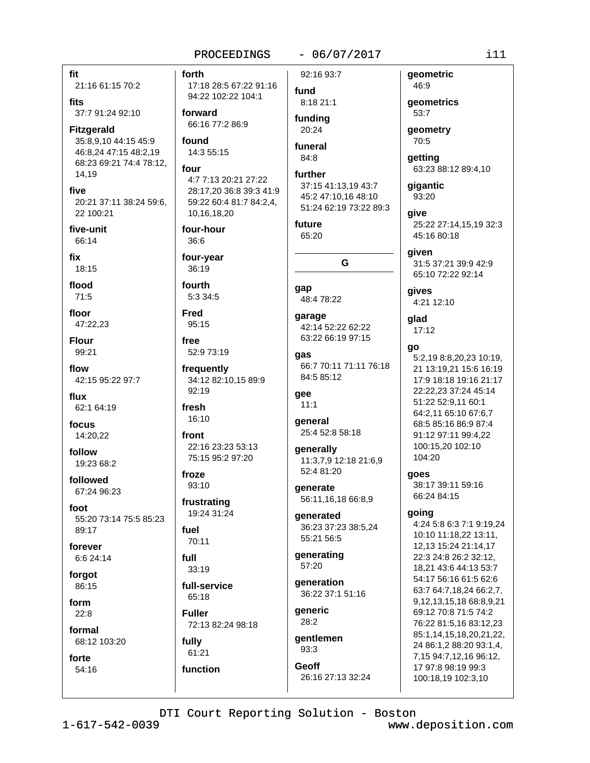**fit**
21:16 61:15 70:2

**fits**
37:7 91:24 92:10

**Fitzgerald**
35:8,9,10 44:15 45:9 46:8,24 47:15 48:2,19 68:23 69:21 74:4 78:12, 14,19

**five**
20:21 37:11 38:24 59:6, 22 100:21

**five-unit**
66:14

**fix**
18:15

**flood**
71:5

**floor**
47:22,23

**Flour**
99:21

**flow**
42:15 95:22 97:7

**flux**
62:1 64:19

**focus**
14:20,22

**follow**
19:23 68:2

**followed**
67:24 96:23

**foot**
55:20 73:14 75:5 85:23 89:17

**forever**
6:6 24:14

**forgot**
86:15

**form**
22:8

**formal**
68:12 103:20

**forte**
54:16

**forth**
17:18 28:5 67:22 91:16 94:22 102:22 104:1

**forward**
66:16 77:2 86:9

**found**
14:3 55:15

**four**
4:7 7:13 20:21 27:22 28:17,20 36:8 39:3 41:9 59:22 60:4 81:7 84:2,4, 10,16,18,20

**four-hour**
36:6

**four-year**
36:19

**fourth**
5:3 34:5

**Fred**
95:15

**free**
52:9 73:19

**frequently**
34:12 82:10,15 89:9 92:19

**fresh**
16:10

**front**
22:16 23:23 53:13 75:15 95:2 97:20

**froze**
93:10

**frustrating**
19:24 31:24

**fuel**
70:11

**full**
33:19

**full-service**
65:18

**Fuller**
72:13 82:24 98:18

**fully**
61:21

**function**
92:16 93:7

**fund**
8:18 21:1

**funding**
20:24

**funeral**
84:8

**further**
37:15 41:13,19 43:7 45:2 47:10,16 48:10 51:24 62:19 73:22 89:3

**future**
65:20

## G

**gap**
48:4 78:22

**garage**
42:14 52:22 62:22 63:22 66:19 97:15

**gas**
66:7 70:11 71:11 76:18 84:5 85:12

**gee**
11:1

**general**
25:4 52:8 58:18

**generally**
11:3,7,9 12:18 21:6,9 52:4 81:20

**generate**
56:11,16,18 66:8,9

**generated**
36:23 37:23 38:5,24 55:21 56:5

**generating**
57:20

**generation**
36:22 37:1 51:16

**generic**
28:2

**gentlemen**
93:3

**Geoff**
26:16 27:13 32:24

**geometric**
46:9

**geometrics**
53:7

**geometry**
70:5

**getting**
63:23 88:12 89:4,10

**gigantic**
93:20

**give**
25:22 27:14,15,19 32:3 45:16 80:18

**given**
31:5 37:21 39:9 42:9 65:10 72:22 92:14

**gives**
4:21 12:10

**glad**
17:12

**go**
5:2,19 8:8,20,23 10:19, 21 13:19,21 15:6 16:19 17:9 18:18 19:16 21:17 22:22,23 37:24 45:14 51:22 52:9,11 60:1 64:2,11 65:10 67:6,7 68:5 85:16 86:9 87:4 91:12 97:11 99:4,22 100:15,20 102:10 104:20

**goes**
38:17 39:11 59:16 66:24 84:15

**going**
4:24 5:8 6:3 7:1 9:19,24 10:10 11:18,22 13:11, 12,13 15:24 21:14,17 22:3 24:8 26:2 32:12, 18,21 43:6 44:13 53:7 54:17 56:16 61:5 62:6 63:7 64:7,18,24 66:2,7, 9,12,13,15,18 68:8,9,21 69:12 70:8 71:5 74:2 76:22 81:5,16 83:12,23 85:1,14,15,18,20,21,22, 24 86:1,2 88:20 93:1,4, 7,15 94:7,12,16 96:12, 17 97:8 98:19 99:3 100:18,19 102:3,10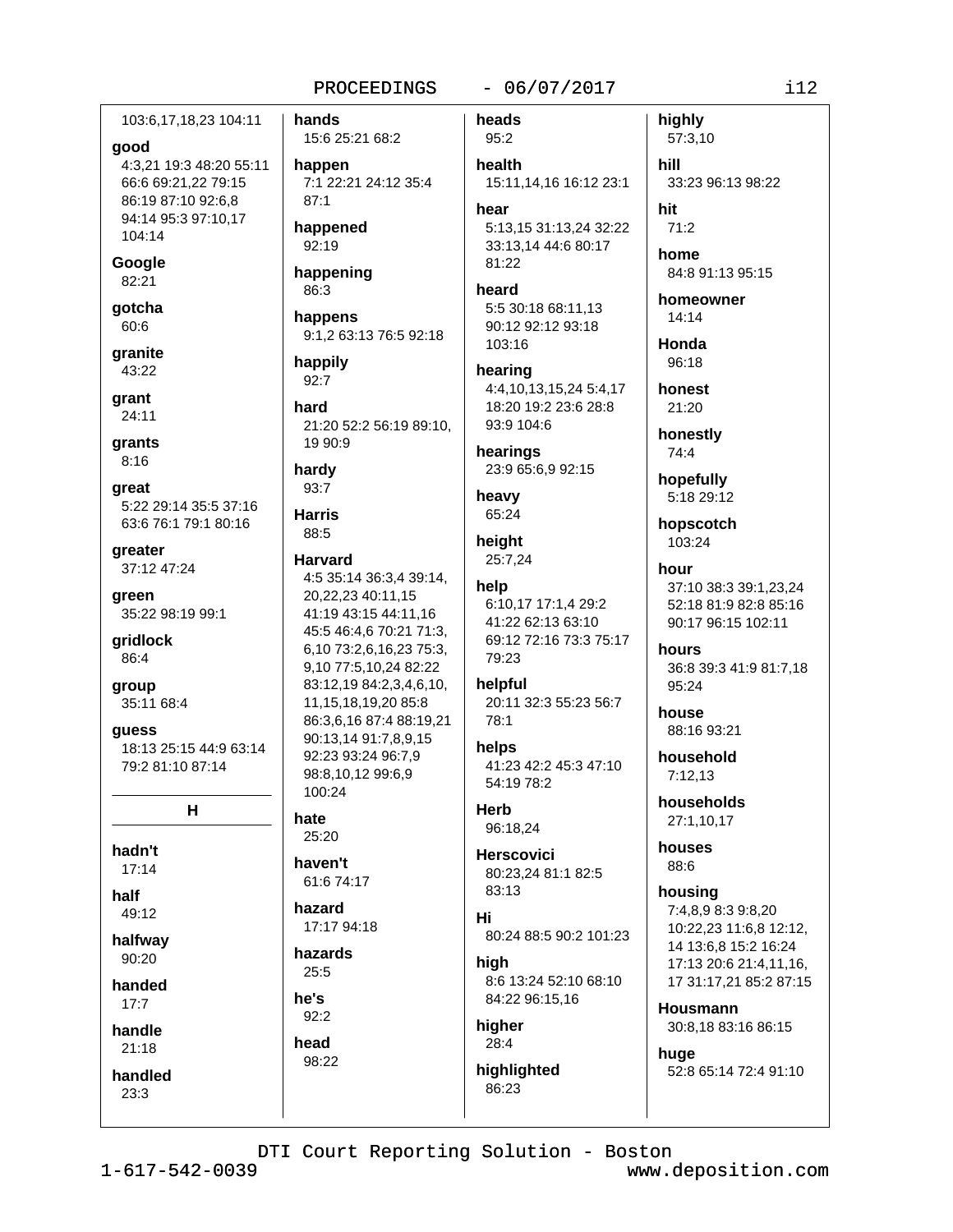103:6,17,18,23 104:11

**good**
4:3,21 19:3 48:20 55:11 66:6 69:21,22 79:15 86:19 87:10 92:6,8 94:14 95:3 97:10,17 104:14

**Google**
82:21

**gotcha**
60:6

**granite**
43:22

**grant**
24:11

**grants**
8:16

**great**
5:22 29:14 35:5 37:16 63:6 76:1 79:1 80:16

**greater**
37:12 47:24

**green**
35:22 98:19 99:1

**gridlock**
86:4

**group**
35:11 68:4

**guess**
18:13 25:15 44:9 63:14 79:2 81:10 87:14

## H

**hadn't**
17:14

**half**
49:12

**halfway**
90:20

**handed**
17:7

**handle**
21:18

**handled**
23:3

**hands**
15:6 25:21 68:2

**happen**
7:1 22:21 24:12 35:4 87:1

**happened**
92:19

**happening**
86:3

**happens**
9:1,2 63:13 76:5 92:18

**happily**
92:7

**hard**
21:20 52:2 56:19 89:10,19 90:9

**hardy**
93:7

**Harris**
88:5

**Harvard**
4:5 35:14 36:3,4 39:14,20,22,23 40:11,15 41:19 43:15 44:11,16 45:5 46:4,6 70:21 71:3,6,10 73:2,6,16,23 75:3,9,10 77:5,10,24 82:22 83:12,19 84:2,3,4,6,10,11,15,18,19,20 85:8 86:3,6,16 87:4 88:19,21 90:13,14 91:7,8,9,15 92:23 93:24 96:7,9 98:8,10,12 99:6,9 100:24

**hate**
25:20

**haven't**
61:6 74:17

**hazard**
17:17 94:18

**hazards**
25:5

**he's**
92:2

**head**
98:22

**heads**
95:2

**health**
15:11,14,16 16:12 23:1

**hear**
5:13,15 31:13,24 32:22 33:13,14 44:6 80:17 81:22

**heard**
5:5 30:18 68:11,13 90:12 92:12 93:18 103:16

**hearing**
4:4,10,13,15,24 5:4,17 18:20 19:2 23:6 28:8 93:9 104:6

**hearings**
23:9 65:6,9 92:15

**heavy**
65:24

**height**
25:7,24

**help**
6:10,17 17:1,4 29:2 41:22 62:13 63:10 69:12 72:16 73:3 75:17 79:23

**helpful**
20:11 32:3 55:23 56:7 78:1

**helps**
41:23 42:2 45:3 47:10 54:19 78:2

**Herb**
96:18,24

**Herscovici**
80:23,24 81:1 82:5 83:13

**Hi**
80:24 88:5 90:2 101:23

**high**
8:6 13:24 52:10 68:10 84:22 96:15,16

**higher**
28:4

**highlighted**
86:23

**highly**
57:3,10

**hill**
33:23 96:13 98:22

**hit**
71:2

**home**
84:8 91:13 95:15

**homeowner**
14:14

**Honda**
96:18

**honest**
21:20

**honestly**
74:4

**hopefully**
5:18 29:12

**hopscotch**
103:24

**hour**
37:10 38:3 39:1,23,24 52:18 81:9 82:8 85:16 90:17 96:15 102:11

**hours**
36:8 39:3 41:9 81:7,18 95:24

**house**
88:16 93:21

**household**
7:12,13

**households**
27:1,10,17

**houses**
88:6

**housing**
7:4,8,9 8:3 9:8,20 10:22,23 11:6,8 12:12,14 13:6,8 15:2 16:24 17:13 20:6 21:4,11,16,17 31:17,21 85:2 87:15

**Housmann**
30:8,18 83:16 86:15

**huge**
52:8 65:14 72:4 91:10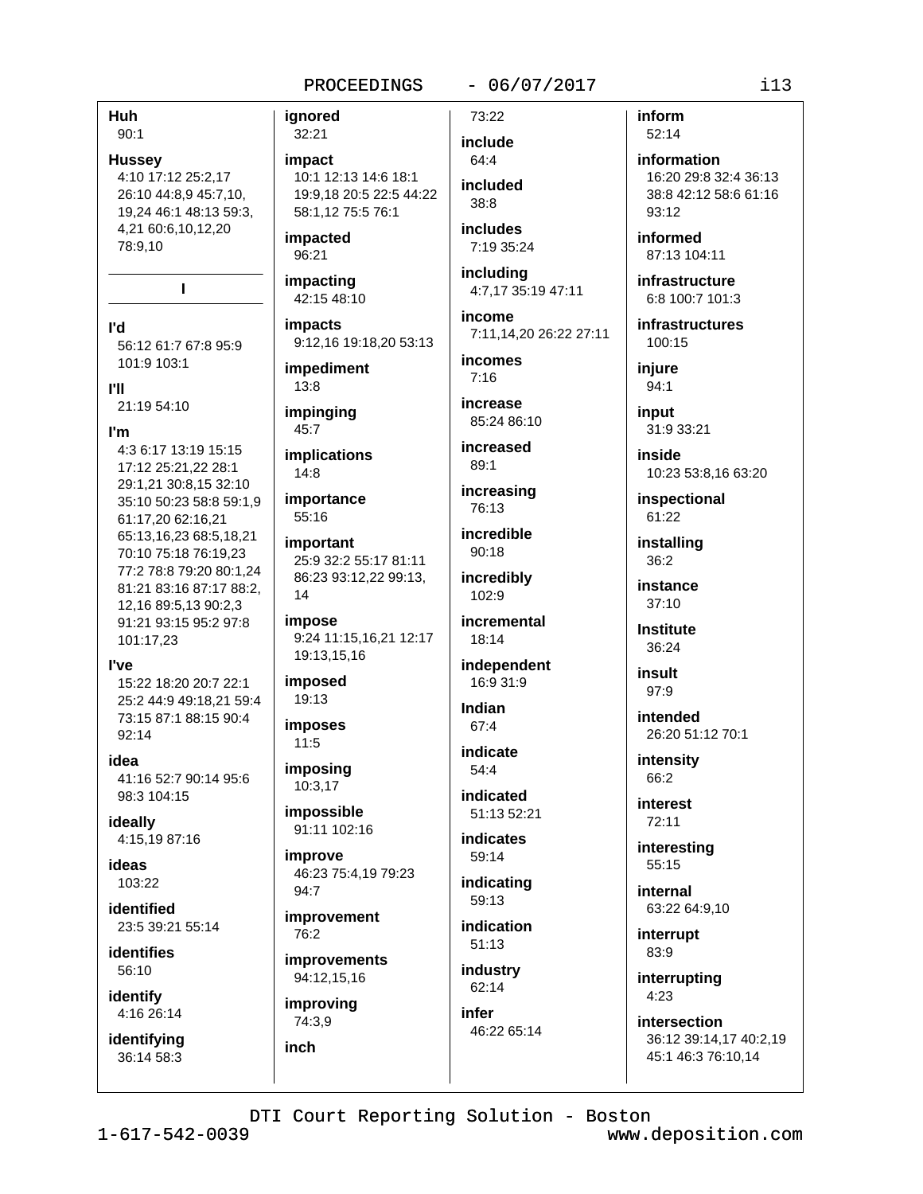**Huh**
90:1

**Hussey**
4:10 17:12 25:2,17 26:10 44:8,9 45:7,10, 19,24 46:1 48:13 59:3, 4,21 60:6,10,12,20 78:9,10

## I

**I'd**
56:12 61:7 67:8 95:9 101:9 103:1

**I'll**
21:19 54:10

**I'm**
4:3 6:17 13:19 15:15 17:12 25:21,22 28:1 29:1,21 30:8,15 32:10 35:10 50:23 58:8 59:1,9 61:17,20 62:16,21 65:13,16,23 68:5,18,21 70:10 75:18 76:19,23 77:2 78:8 79:20 80:1,24 81:21 83:16 87:17 88:2, 12,16 89:5,13 90:2,3 91:21 93:15 95:2 97:8 101:17,23

**I've**
15:22 18:20 20:7 22:1 25:2 44:9 49:18,21 59:4 73:15 87:1 88:15 90:4 92:14

**idea**
41:16 52:7 90:14 95:6 98:3 104:15

**ideally**
4:15,19 87:16

**ideas**
103:22

**identified**
23:5 39:21 55:14

**identifies**
56:10

**identify**
4:16 26:14

**identifying**
36:14 58:3

**ignored**
32:21

**impact**
10:1 12:13 14:6 18:1 19:9,18 20:5 22:5 44:22 58:1,12 75:5 76:1

**impacted**
96:21

**impacting**
42:15 48:10

**impacts**
9:12,16 19:18,20 53:13

**impediment**
13:8

**impinging**
45:7

**implications**
14:8

**importance**
55:16

**important**
25:9 32:2 55:17 81:11 86:23 93:12,22 99:13, 14

**impose**
9:24 11:15,16,21 12:17 19:13,15,16

**imposed**
19:13

**imposes**
11:5

**imposing**
10:3,17

**impossible**
91:11 102:16

**improve**
46:23 75:4,19 79:23 94:7

**improvement**
76:2

**improvements**
94:12,15,16

**improving**
74:3,9

**inch**
73:22

**include**
64:4

**included**
38:8

**includes**
7:19 35:24

**including**
4:7,17 35:19 47:11

**income**
7:11,14,20 26:22 27:11

**incomes**
7:16

**increase**
85:24 86:10

**increased**
89:1

**increasing**
76:13

**incredible**
90:18

**incredibly**
102:9

**incremental**
18:14

**independent**
16:9 31:9

**Indian**
67:4

**indicate**
54:4

**indicated**
51:13 52:21

**indicates**
59:14

**indicating**
59:13

**indication**
51:13

**industry**
62:14

**infer**
46:22 65:14

**inform**
52:14

**information**
16:20 29:8 32:4 36:13 38:8 42:12 58:6 61:16 93:12

**informed**
87:13 104:11

**infrastructure**
6:8 100:7 101:3

**infrastructures**
100:15

**injure**
94:1

**input**
31:9 33:21

**inside**
10:23 53:8,16 63:20

**inspectional**
61:22

**installing**
36:2

**instance**
37:10

**Institute**
36:24

**insult**
97:9

**intended**
26:20 51:12 70:1

**intensity**
66:2

**interest**
72:11

**interesting**
55:15

**internal**
63:22 64:9,10

**interrupt**
83:9

**interrupting**
4:23

**intersection**
36:12 39:14,17 40:2,19 45:1 46:3 76:10,14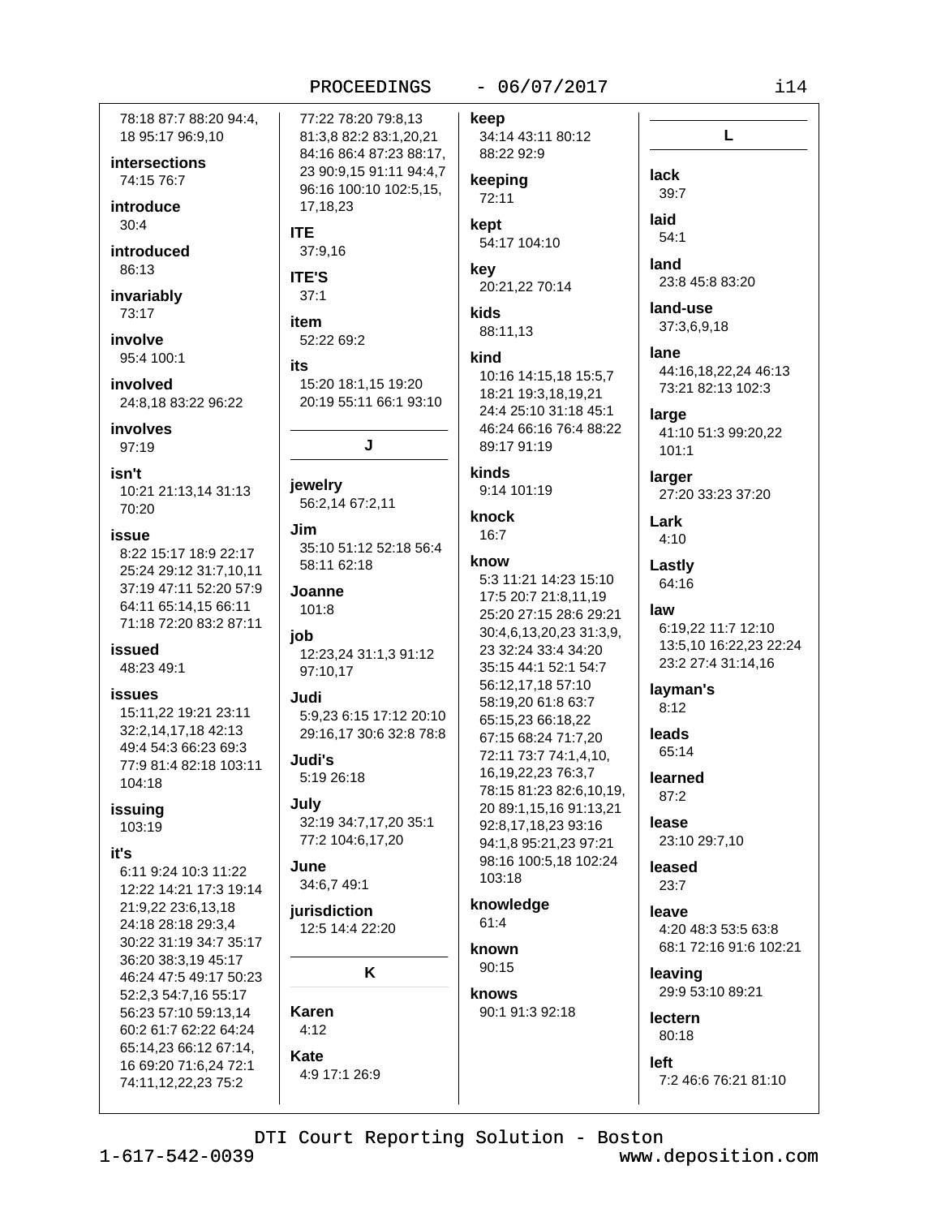78:18 87:7 88:20 94:4, 18 95:17 96:9,10

**intersections**
74:15 76:7

**introduce**
30:4

**introduced**
86:13

**invariably**
73:17

**involve**
95:4 100:1

**involved**
24:8,18 83:22 96:22

**involves**
97:19

**isn't**
10:21 21:13,14 31:13 70:20

**issue**
8:22 15:17 18:9 22:17 25:24 29:12 31:7,10,11 37:19 47:11 52:20 57:9 64:11 65:14,15 66:11 71:18 72:20 83:2 87:11

**issued**
48:23 49:1

**issues**
15:11,22 19:21 23:11 32:2,14,17,18 42:13 49:4 54:3 66:23 69:3 77:9 81:4 82:18 103:11 104:18

**issuing**
103:19

**it's**
6:11 9:24 10:3 11:22 12:22 14:21 17:3 19:14 21:9,22 23:6,13,18 24:18 28:18 29:3,4 30:22 31:19 34:7 35:17 36:20 38:3,19 45:17 46:24 47:5 49:17 50:23 52:2,3 54:7,16 55:17 56:23 57:10 59:13,14 60:2 61:7 62:22 64:24 65:14,23 66:12 67:14, 16 69:20 71:6,24 72:1 74:11,12,22,23 75:2 77:22 78:20 79:8,13 81:3,8 82:2 83:1,20,21 84:16 86:4 87:23 88:17, 23 90:9,15 91:11 94:4,7 96:16 100:10 102:5,15, 17,18,23

**ITE**
37:9,16

**ITE'S**
37:1

**item**
52:22 69:2

**its**
15:20 18:1,15 19:20 20:19 55:11 66:1 93:10

## J

**jewelry**
56:2,14 67:2,11

**Jim**
35:10 51:12 52:18 56:4 58:11 62:18

**Joanne**
101:8

**job**
12:23,24 31:1,3 91:12 97:10,17

**Judi**
5:9,23 6:15 17:12 20:10 29:16,17 30:6 32:8 78:8

**Judi's**
5:19 26:18

**July**
32:19 34:7,17,20 35:1 77:2 104:6,17,20

**June**
34:6,7 49:1

**jurisdiction**
12:5 14:4 22:20

## K

**Karen**
4:12

**Kate**
4:9 17:1 26:9

**keep**
34:14 43:11 80:12 88:22 92:9

**keeping**
72:11

**kept**
54:17 104:10

**key**
20:21,22 70:14

**kids**
88:11,13

**kind**
10:16 14:15,18 15:5,7 18:21 19:3,18,19,21 24:4 25:10 31:18 45:1 46:24 66:16 76:4 88:22 89:17 91:19

**kinds**
9:14 101:19

**knock**
16:7

**know**
5:3 11:21 14:23 15:10 17:5 20:7 21:8,11,19 25:20 27:15 28:6 29:21 30:4,6,13,20,23 31:3,9, 23 32:24 33:4 34:20 35:15 44:1 52:1 54:7 56:12,17,18 57:10 58:19,20 61:8 63:7 65:15,23 66:18,22 67:15 68:24 71:7,20 72:11 73:7 74:1,4,10, 16,19,22,23 76:3,7 78:15 81:23 82:6,10,19, 20 89:1,15,16 91:13,21 92:8,17,18,23 93:16 94:1,8 95:21,23 97:21 98:16 100:5,18 102:24 103:18

**knowledge**
61:4

**known**
90:15

**knows**
90:1 91:3 92:18

## L

**lack**
39:7

**laid**
54:1

**land**
23:8 45:8 83:20

**land-use**
37:3,6,9,18

**lane**
44:16,18,22,24 46:13 73:21 82:13 102:3

**large**
41:10 51:3 99:20,22 101:1

**larger**
27:20 33:23 37:20

**Lark**
4:10

**Lastly**
64:16

**law**
6:19,22 11:7 12:10 13:5,10 16:22,23 22:24 23:2 27:4 31:14,16

**layman's**
8:12

**leads**
65:14

**learned**
87:2

**lease**
23:10 29:7,10

**leased**
23:7

**leave**
4:20 48:3 53:5 63:8 68:1 72:16 91:6 102:21

**leaving**
29:9 53:10 89:21

**lectern**
80:18

**left**
7:2 46:6 76:21 81:10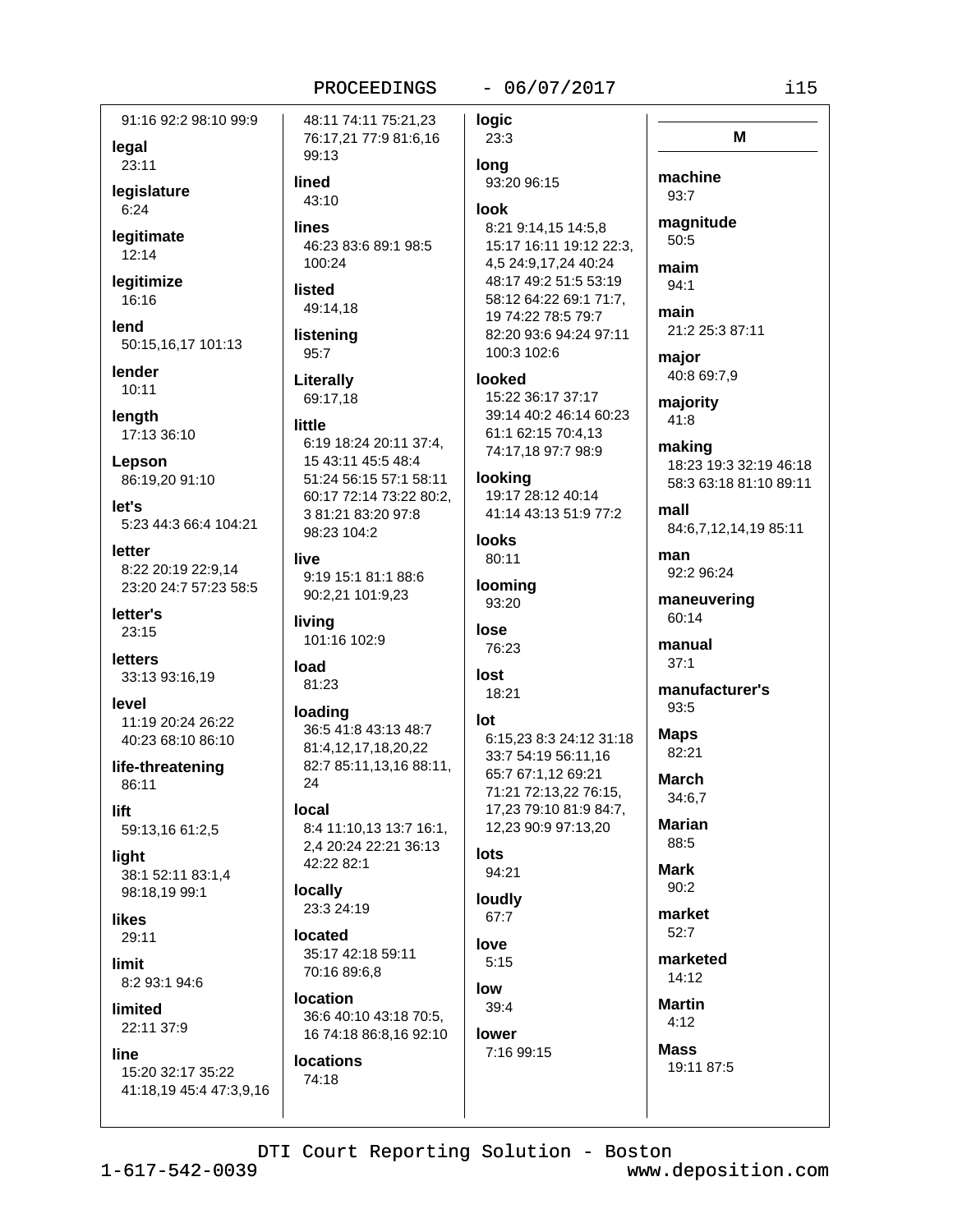91:16 92:2 98:10 99:9

**legal**
23:11

**legislature**
6:24

**legitimate**
12:14

**legitimize**
16:16

**lend**
50:15,16,17 101:13

**lender**
10:11

**length**
17:13 36:10

**Lepson**
86:19,20 91:10

**let's**
5:23 44:3 66:4 104:21

**letter**
8:22 20:19 22:9,14 23:20 24:7 57:23 58:5

**letter's**
23:15

**letters**
33:13 93:16,19

**level**
11:19 20:24 26:22 40:23 68:10 86:10

**life-threatening**
86:11

**lift**
59:13,16 61:2,5

**light**
38:1 52:11 83:1,4 98:18,19 99:1

**likes**
29:11

**limit**
8:2 93:1 94:6

**limited**
22:11 37:9

**line**
15:20 32:17 35:22 41:18,19 45:4 47:3,9,16 48:11 74:11 75:21,23 76:17,21 77:9 81:6,16 99:13

**lined**
43:10

**lines**
46:23 83:6 89:1 98:5 100:24

**listed**
49:14,18

**listening**
95:7

**Literally**
69:17,18

**little**
6:19 18:24 20:11 37:4, 15 43:11 45:5 48:4 51:24 56:15 57:1 58:11 60:17 72:14 73:22 80:2, 3 81:21 83:20 97:8 98:23 104:2

**live**
9:19 15:1 81:1 88:6 90:2,21 101:9,23

**living**
101:16 102:9

**load**
81:23

**loading**
36:5 41:8 43:13 48:7 81:4,12,17,18,20,22 82:7 85:11,13,16 88:11, 24

**local**
8:4 11:10,13 13:7 16:1, 2,4 20:24 22:21 36:13 42:22 82:1

**locally**
23:3 24:19

**located**
35:17 42:18 59:11 70:16 89:6,8

**location**
36:6 40:10 43:18 70:5, 16 74:18 86:8,16 92:10

**locations**
74:18

**logic**
23:3

**long**
93:20 96:15

**look**
8:21 9:14,15 14:5,8 15:17 16:11 19:12 22:3, 4,5 24:9,17,24 40:24 48:17 49:2 51:5 53:19 58:12 64:22 69:1 71:7, 19 74:22 78:5 79:7 82:20 93:6 94:24 97:11 100:3 102:6

**looked**
15:22 36:17 37:17 39:14 40:2 46:14 60:23 61:1 62:15 70:4,13 74:17,18 97:7 98:9

**looking**
19:17 28:12 40:14 41:14 43:13 51:9 77:2

**looks**
80:11

**looming**
93:20

**lose**
76:23

**lost**
18:21

**lot**
6:15,23 8:3 24:12 31:18 33:7 54:19 56:11,16 65:7 67:1,12 69:21 71:21 72:13,22 76:15, 17,23 79:10 81:9 84:7, 12,23 90:9 97:13,20

**lots**
94:21

**loudly**
67:7

**love**
5:15

**low**
39:4

**lower**
7:16 99:15

## M

**machine**
93:7

**magnitude**
50:5

**maim**
94:1

**main**
21:2 25:3 87:11

**major**
40:8 69:7,9

**majority**
41:8

**making**
18:23 19:3 32:19 46:18 58:3 63:18 81:10 89:11

**mall**
84:6,7,12,14,19 85:11

**man**
92:2 96:24

**maneuvering**
60:14

**manual**
37:1

**manufacturer's**
93:5

**Maps**
82:21

**March**
34:6,7

**Marian**
88:5

**Mark**
90:2

**market**
52:7

**marketed**
14:12

**Martin**
4:12

**Mass**
19:11 87:5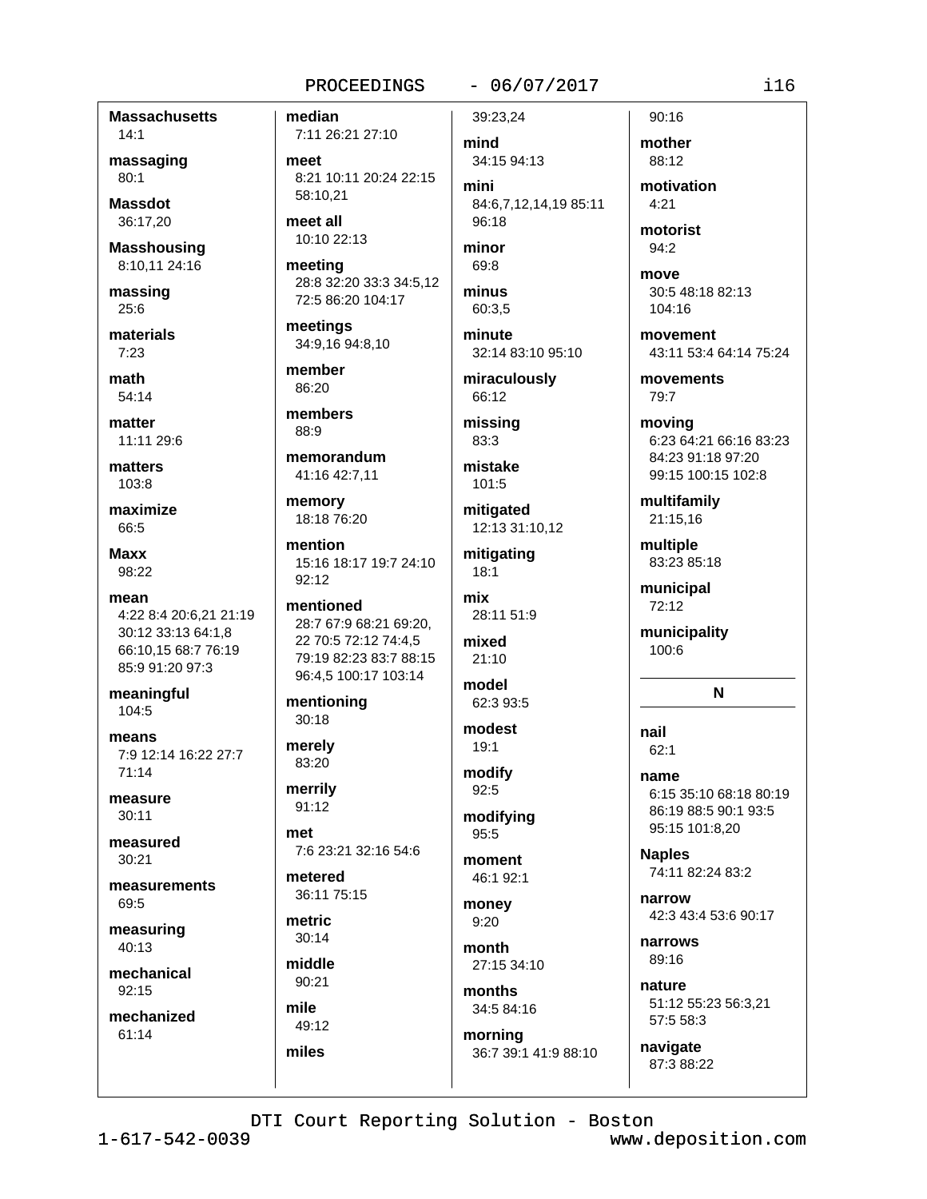**Massachusetts**
14:1

**massaging**
80:1

**Massdot**
36:17,20

**Masshousing**
8:10,11 24:16

**massing**
25:6

**materials**
7:23

**math**
54:14

**matter**
11:11 29:6

**matters**
103:8

**maximize**
66:5

**Maxx**
98:22

**mean**
4:22 8:4 20:6,21 21:19 30:12 33:13 64:1,8 66:10,15 68:7 76:19 85:9 91:20 97:3

**meaningful**
104:5

**means**
7:9 12:14 16:22 27:7 71:14

**measure**
30:11

**measured**
30:21

**measurements**
69:5

**measuring**
40:13

**mechanical**
92:15

**mechanized**
61:14

**median**
7:11 26:21 27:10

**meet**
8:21 10:11 20:24 22:15 58:10,21

**meet all**
10:10 22:13

**meeting**
28:8 32:20 33:3 34:5,12 72:5 86:20 104:17

**meetings**
34:9,16 94:8,10

**member**
86:20

**members**
88:9

**memorandum**
41:16 42:7,11

**memory**
18:18 76:20

**mention**
15:16 18:17 19:7 24:10 92:12

**mentioned**
28:7 67:9 68:21 69:20, 22 70:5 72:12 74:4,5 79:19 82:23 83:7 88:15 96:4,5 100:17 103:14

**mentioning**
30:18

**merely**
83:20

**merrily**
91:12

**met**
7:6 23:21 32:16 54:6

**metered**
36:11 75:15

**metric**
30:14

**middle**
90:21

**mile**
49:12

**miles**
39:23,24

**mind**
34:15 94:13

**mini**
84:6,7,12,14,19 85:11 96:18

**minor**
69:8

**minus**
60:3,5

**minute**
32:14 83:10 95:10

**miraculously**
66:12

**missing**
83:3

**mistake**
101:5

**mitigated**
12:13 31:10,12

**mitigating**
18:1

**mix**
28:11 51:9

**mixed**
21:10

**model**
62:3 93:5

**modest**
19:1

**modify**
92:5

**modifying**
95:5

**moment**
46:1 92:1

**money**
9:20

**month**
27:15 34:10

**months**
34:5 84:16

**morning**
36:7 39:1 41:9 88:10 90:16

**mother**
88:12

**motivation**
4:21

**motorist**
94:2

**move**
30:5 48:18 82:13 104:16

**movement**
43:11 53:4 64:14 75:24

**movements**
79:7

**moving**
6:23 64:21 66:16 83:23 84:23 91:18 97:20 99:15 100:15 102:8

**multifamily**
21:15,16

**multiple**
83:23 85:18

**municipal**
72:12

**municipality**
100:6

## N

**nail**
62:1

**name**
6:15 35:10 68:18 80:19 86:19 88:5 90:1 93:5 95:15 101:8,20

**Naples**
74:11 82:24 83:2

**narrow**
42:3 43:4 53:6 90:17

**narrows**
89:16

**nature**
51:12 55:23 56:3,21 57:5 58:3

**navigate**
87:3 88:22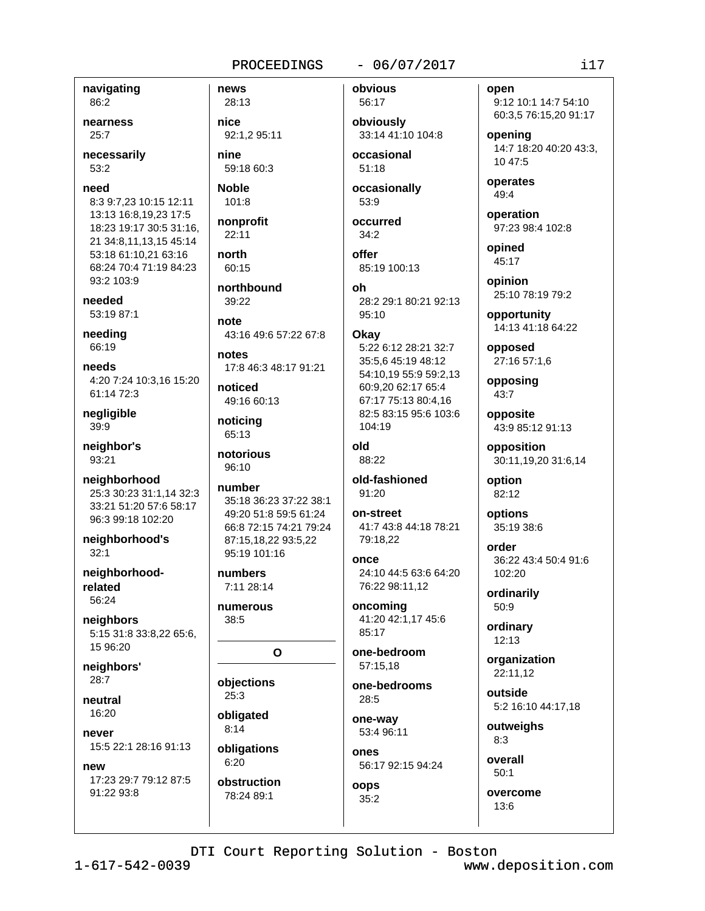**navigating**
86:2

**nearness**
25:7

**necessarily**
53:2

**need**
8:3 9:7,23 10:15 12:11 13:13 16:8,19,23 17:5 18:23 19:17 30:5 31:16, 21 34:8,11,13,15 45:14 53:18 61:10,21 63:16 68:24 70:4 71:19 84:23 93:2 103:9

**needed**
53:19 87:1

**needing**
66:19

**needs**
4:20 7:24 10:3,16 15:20 61:14 72:3

**negligible**
39:9

**neighbor's**
93:21

**neighborhood**
25:3 30:23 31:1,14 32:3 33:21 51:20 57:6 58:17 96:3 99:18 102:20

**neighborhood's**
32:1

**neighborhood-related**
56:24

**neighbors**
5:15 31:8 33:8,22 65:6, 15 96:20

**neighbors'**
28:7

**neutral**
16:20

**never**
15:5 22:1 28:16 91:13

**new**
17:23 29:7 79:12 87:5 91:22 93:8

**news**
28:13

**nice**
92:1,2 95:11

**nine**
59:18 60:3

**Noble**
101:8

**nonprofit**
22:11

**north**
60:15

**northbound**
39:22

**note**
43:16 49:6 57:22 67:8

**notes**
17:8 46:3 48:17 91:21

**noticed**
49:16 60:13

**noticing**
65:13

**notorious**
96:10

**number**
35:18 36:23 37:22 38:1 49:20 51:8 59:5 61:24 66:8 72:15 74:21 79:24 87:15,18,22 93:5,22 95:19 101:16

**numbers**
7:11 28:14

**numerous**
38:5

## O

**objections**
25:3

**obligated**
8:14

**obligations**
6:20

**obstruction**
78:24 89:1

**obvious**
56:17

**obviously**
33:14 41:10 104:8

**occasional**
51:18

**occasionally**
53:9

**occurred**
34:2

**offer**
85:19 100:13

**oh**
28:2 29:1 80:21 92:13 95:10

**Okay**
5:22 6:12 28:21 32:7 35:5,6 45:19 48:12 54:10,19 55:9 59:2,13 60:9,20 62:17 65:4 67:17 75:13 80:4,16 82:5 83:15 95:6 103:6 104:19

**old**
88:22

**old-fashioned**
91:20

**on-street**
41:7 43:8 44:18 78:21 79:18,22

**once**
24:10 44:5 63:6 64:20 76:22 98:11,12

**oncoming**
41:20 42:1,17 45:6 85:17

**one-bedroom**
57:15,18

**one-bedrooms**
28:5

**one-way**
53:4 96:11

**ones**
56:17 92:15 94:24

**oops**
35:2

**open**
9:12 10:1 14:7 54:10 60:3,5 76:15,20 91:17

**opening**
14:7 18:20 40:20 43:3, 10 47:5

**operates**
49:4

**operation**
97:23 98:4 102:8

**opined**
45:17

**opinion**
25:10 78:19 79:2

**opportunity**
14:13 41:18 64:22

**opposed**
27:16 57:1,6

**opposing**
43:7

**opposite**
43:9 85:12 91:13

**opposition**
30:11,19,20 31:6,14

**option**
82:12

**options**
35:19 38:6

**order**
36:22 43:4 50:4 91:6 102:20

**ordinarily**
50:9

**ordinary**
12:13

**organization**
22:11,12

**outside**
5:2 16:10 44:17,18

**outweighs**
8:3

**overall**
50:1

**overcome**
13:6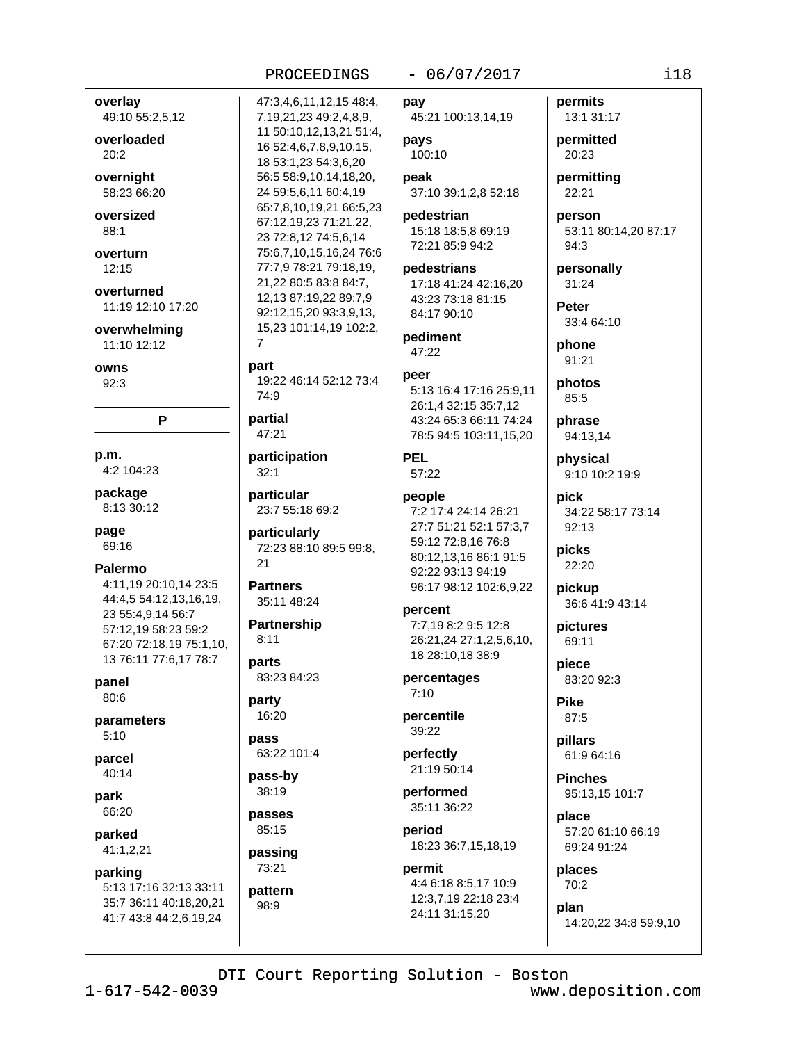**overlay**
49:10 55:2,5,12

**overloaded**
20:2

**overnight**
58:23 66:20

**oversized**
88:1

**overturn**
12:15

**overturned**
11:19 12:10 17:20

**overwhelming**
11:10 12:12

**owns**
92:3

## P

**p.m.**
4:2 104:23

**package**
8:13 30:12

**page**
69:16

**Palermo**
4:11,19 20:10,14 23:5 44:4,5 54:12,13,16,19, 23 55:4,9,14 56:7 57:12,19 58:23 59:2 67:20 72:18,19 75:1,10, 13 76:11 77:6,17 78:7

**panel**
80:6

**parameters**
5:10

**parcel**
40:14

**park**
66:20

**parked**
41:1,2,21

**parking**
5:13 17:16 32:13 33:11 35:7 36:11 40:18,20,21 41:7 43:8 44:2,6,19,24 47:3,4,6,11,12,15 48:4, 7,19,21,23 49:2,4,8,9, 11 50:10,12,13,21 51:4, 16 52:4,6,7,8,9,10,15, 18 53:1,23 54:3,6,20 56:5 58:9,10,14,18,20, 24 59:5,6,11 60:4,19 65:7,8,10,19,21 66:5,23 67:12,19,23 71:21,22, 23 72:8,12 74:5,6,14 75:6,7,10,15,16,24 76:6 77:7,9 78:21 79:18,19, 21,22 80:5 83:8 84:7, 12,13 87:19,22 89:7,9 92:12,15,20 93:3,9,13, 15,23 101:14,19 102:2, 7

**part**
19:22 46:14 52:12 73:4 74:9

**partial**
47:21

**participation**
32:1

**particular**
23:7 55:18 69:2

**particularly**
72:23 88:10 89:5 99:8, 21

**Partners**
35:11 48:24

**Partnership**
8:11

**parts**
83:23 84:23

**party**
16:20

**pass**
63:22 101:4

**pass-by**
38:19

**passes**
85:15

**passing**
73:21

**pattern**
98:9

**pay**
45:21 100:13,14,19

**pays**
100:10

**peak**
37:10 39:1,2,8 52:18

**pedestrian**
15:18 18:5,8 69:19 72:21 85:9 94:2

**pedestrians**
17:18 41:24 42:16,20 43:23 73:18 81:15 84:17 90:10

**pediment**
47:22

**peer**
5:13 16:4 17:16 25:9,11 26:1,4 32:15 35:7,12 43:24 65:3 66:11 74:24 78:5 94:5 103:11,15,20

**PEL**
57:22

**people**
7:2 17:4 24:14 26:21 27:7 51:21 52:1 57:3,7 59:12 72:8,16 76:8 80:12,13,16 86:1 91:5 92:22 93:13 94:19 96:17 98:12 102:6,9,22

**percent**
7:7,19 8:2 9:5 12:8 26:21,24 27:1,2,5,6,10, 18 28:10,18 38:9

**percentages**
7:10

**percentile**
39:22

**perfectly**
21:19 50:14

**performed**
35:11 36:22

**period**
18:23 36:7,15,18,19

**permit**
4:4 6:18 8:5,17 10:9 12:3,7,19 22:18 23:4 24:11 31:15,20

**permits**
13:1 31:17

**permitted**
20:23

**permitting**
22:21

**person**
53:11 80:14,20 87:17 94:3

**personally**
31:24

**Peter**
33:4 64:10

**phone**
91:21

**photos**
85:5

**phrase**
94:13,14

**physical**
9:10 10:2 19:9

**pick**
34:22 58:17 73:14 92:13

**picks**
22:20

**pickup**
36:6 41:9 43:14

**pictures**
69:11

**piece**
83:20 92:3

**Pike**
87:5

**pillars**
61:9 64:16

**Pinches**
95:13,15 101:7

**place**
57:20 61:10 66:19 69:24 91:24

**places**
70:2

**plan**
14:20,22 34:8 59:9,10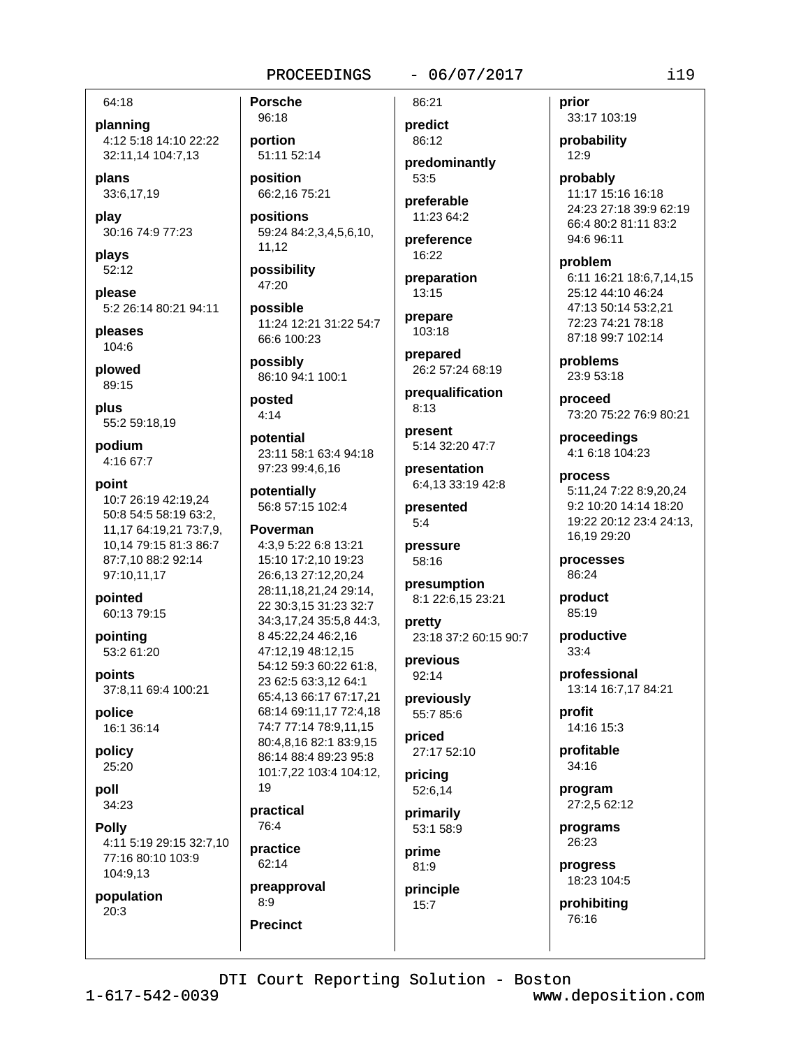64:18

**planning**
4:12 5:18 14:10 22:22 32:11,14 104:7,13

**plans**
33:6,17,19

**play**
30:16 74:9 77:23

**plays**
52:12

**please**
5:2 26:14 80:21 94:11

**pleases**
104:6

**plowed**
89:15

**plus**
55:2 59:18,19

**podium**
4:16 67:7

**point**
10:7 26:19 42:19,24 50:8 54:5 58:19 63:2, 11,17 64:19,21 73:7,9, 10,14 79:15 81:3 86:7 87:7,10 88:2 92:14 97:10,11,17

**pointed**
60:13 79:15

**pointing**
53:2 61:20

**points**
37:8,11 69:4 100:21

**police**
16:1 36:14

**policy**
25:20

**poll**
34:23

**Polly**
4:11 5:19 29:15 32:7,10 77:16 80:10 103:9 104:9,13

**population**
20:3

**Porsche**
96:18

**portion**
51:11 52:14

**position**
66:2,16 75:21

**positions**
59:24 84:2,3,4,5,6,10, 11,12

**possibility**
47:20

**possible**
11:24 12:21 31:22 54:7 66:6 100:23

**possibly**
86:10 94:1 100:1

**posted**
4:14

**potential**
23:11 58:1 63:4 94:18 97:23 99:4,6,16

**potentially**
56:8 57:15 102:4

**Poverman**
4:3,9 5:22 6:8 13:21 15:10 17:2,10 19:23 26:6,13 27:12,20,24 28:11,18,21,24 29:14, 22 30:3,15 31:23 32:7 34:3,17,24 35:5,8 44:3, 8 45:22,24 46:2,16 47:12,19 48:12,15 54:12 59:3 60:22 61:8, 23 62:5 63:3,12 64:1 65:4,13 66:17 67:17,21 68:14 69:11,17 72:4,18 74:7 77:14 78:9,11,15 80:4,8,16 82:1 83:9,15 86:14 88:4 89:23 95:8 101:7,22 103:4 104:12, 19

**practical**
76:4

**practice**
62:14

**preapproval**
8:9

**Precinct**
86:21

**predict**
86:12

**predominantly**
53:5

**preferable**
11:23 64:2

**preference**
16:22

**preparation**
13:15

**prepare**
103:18

**prepared**
26:2 57:24 68:19

**prequalification**
8:13

**present**
5:14 32:20 47:7

**presentation**
6:4,13 33:19 42:8

**presented**
5:4

**pressure**
58:16

**presumption**
8:1 22:6,15 23:21

**pretty**
23:18 37:2 60:15 90:7

**previous**
92:14

**previously**
55:7 85:6

**priced**
27:17 52:10

**pricing**
52:6,14

**primarily**
53:1 58:9

**prime**
81:9

**principle**
15:7

**prior**
33:17 103:19

**probability**
12:9

**probably**
11:17 15:16 16:18 24:23 27:18 39:9 62:19 66:4 80:2 81:11 83:2 94:6 96:11

**problem**
6:11 16:21 18:6,7,14,15 25:12 44:10 46:24 47:13 50:14 53:2,21 72:23 74:21 78:18 87:18 99:7 102:14

**problems**
23:9 53:18

**proceed**
73:20 75:22 76:9 80:21

**proceedings**
4:1 6:18 104:23

**process**
5:11,24 7:22 8:9,20,24 9:2 10:20 14:14 18:20 19:22 20:12 23:4 24:13, 16,19 29:20

**processes**
86:24

**product**
85:19

**productive**
33:4

**professional**
13:14 16:7,17 84:21

**profit**
14:16 15:3

**profitable**
34:16

**program**
27:2,5 62:12

**programs**
26:23

**progress**
18:23 104:5

**prohibiting**
76:16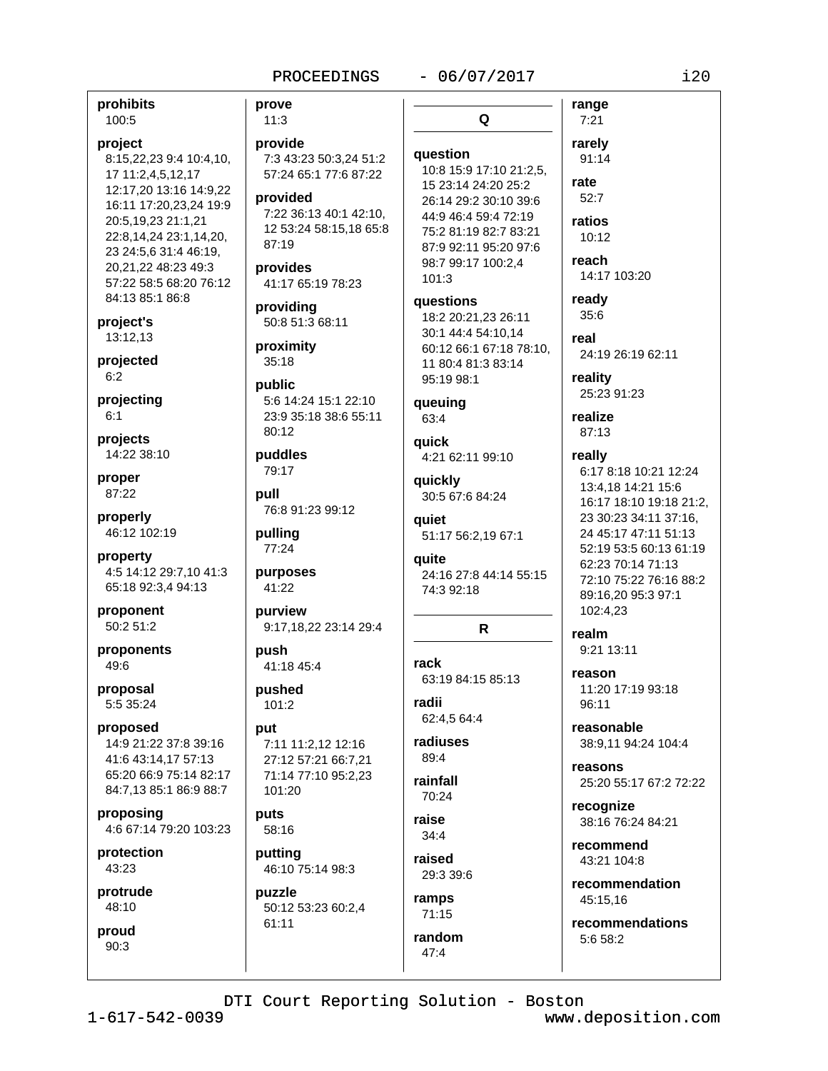**prohibits**
100:5

**project**
8:15,22,23 9:4 10:4,10, 17 11:2,4,5,12,17 12:17,20 13:16 14:9,22 16:11 17:20,23,24 19:9 20:5,19,23 21:1,21 22:8,14,24 23:1,14,20, 23 24:5,6 31:4 46:19, 20,21,22 48:23 49:3 57:22 58:5 68:20 76:12 84:13 85:1 86:8

**project's**
13:12,13

**projected**
6:2

**projecting**
6:1

**projects**
14:22 38:10

**proper**
87:22

**properly**
46:12 102:19

**property**
4:5 14:12 29:7,10 41:3 65:18 92:3,4 94:13

**proponent**
50:2 51:2

**proponents**
49:6

**proposal**
5:5 35:24

**proposed**
14:9 21:22 37:8 39:16 41:6 43:14,17 57:13 65:20 66:9 75:14 82:17 84:7,13 85:1 86:9 88:7

**proposing**
4:6 67:14 79:20 103:23

**protection**
43:23

**protrude**
48:10

**proud**
90:3

**prove**
11:3

**provide**
7:3 43:23 50:3,24 51:2 57:24 65:1 77:6 87:22

**provided**
7:22 36:13 40:1 42:10, 12 53:24 58:15,18 65:8 87:19

**provides**
41:17 65:19 78:23

**providing**
50:8 51:3 68:11

**proximity**
35:18

**public**
5:6 14:24 15:1 22:10 23:9 35:18 38:6 55:11 80:12

**puddles**
79:17

**pull**
76:8 91:23 99:12

**pulling**
77:24

**purposes**
41:22

**purview**
9:17,18,22 23:14 29:4

**push**
41:18 45:4

**pushed**
101:2

**put**
7:11 11:2,12 12:16 27:12 57:21 66:7,21 71:14 77:10 95:2,23 101:20

**puts**
58:16

**putting**
46:10 75:14 98:3

**puzzle**
50:12 53:23 60:2,4 61:11

## Q

**question**
10:8 15:9 17:10 21:2,5, 15 23:14 24:20 25:2 26:14 29:2 30:10 39:6 44:9 46:4 59:4 72:19 75:2 81:19 82:7 83:21 87:9 92:11 95:20 97:6 98:7 99:17 100:2,4 101:3

**questions**
18:2 20:21,23 26:11 30:1 44:4 54:10,14 60:12 66:1 67:18 78:10, 11 80:4 81:3 83:14 95:19 98:1

**queuing**
63:4

**quick**
4:21 62:11 99:10

**quickly**
30:5 67:6 84:24

**quiet**
51:17 56:2,19 67:1

**quite**
24:16 27:8 44:14 55:15 74:3 92:18

## R

**rack**
63:19 84:15 85:13

**radii**
62:4,5 64:4

**radiuses**
89:4

**rainfall**
70:24

**raise**
34:4

**raised**
29:3 39:6

**ramps**
71:15

**random**
47:4

**range**
7:21

**rarely**
91:14

**rate**
52:7

**ratios**
10:12

**reach**
14:17 103:20

**ready**
35:6

**real**
24:19 26:19 62:11

**reality**
25:23 91:23

**realize**
87:13

**really**
6:17 8:18 10:21 12:24 13:4,18 14:21 15:6 16:17 18:10 19:18 21:2, 23 30:23 34:11 37:16, 24 45:17 47:11 51:13 52:19 53:5 60:13 61:19 62:23 70:14 71:13 72:10 75:22 76:16 88:2 89:16,20 95:3 97:1 102:4,23

**realm**
9:21 13:11

**reason**
11:20 17:19 93:18 96:11

**reasonable**
38:9,11 94:24 104:4

**reasons**
25:20 55:17 67:2 72:22

**recognize**
38:16 76:24 84:21

**recommend**
43:21 104:8

**recommendation**
45:15,16

**recommendations**
5:6 58:2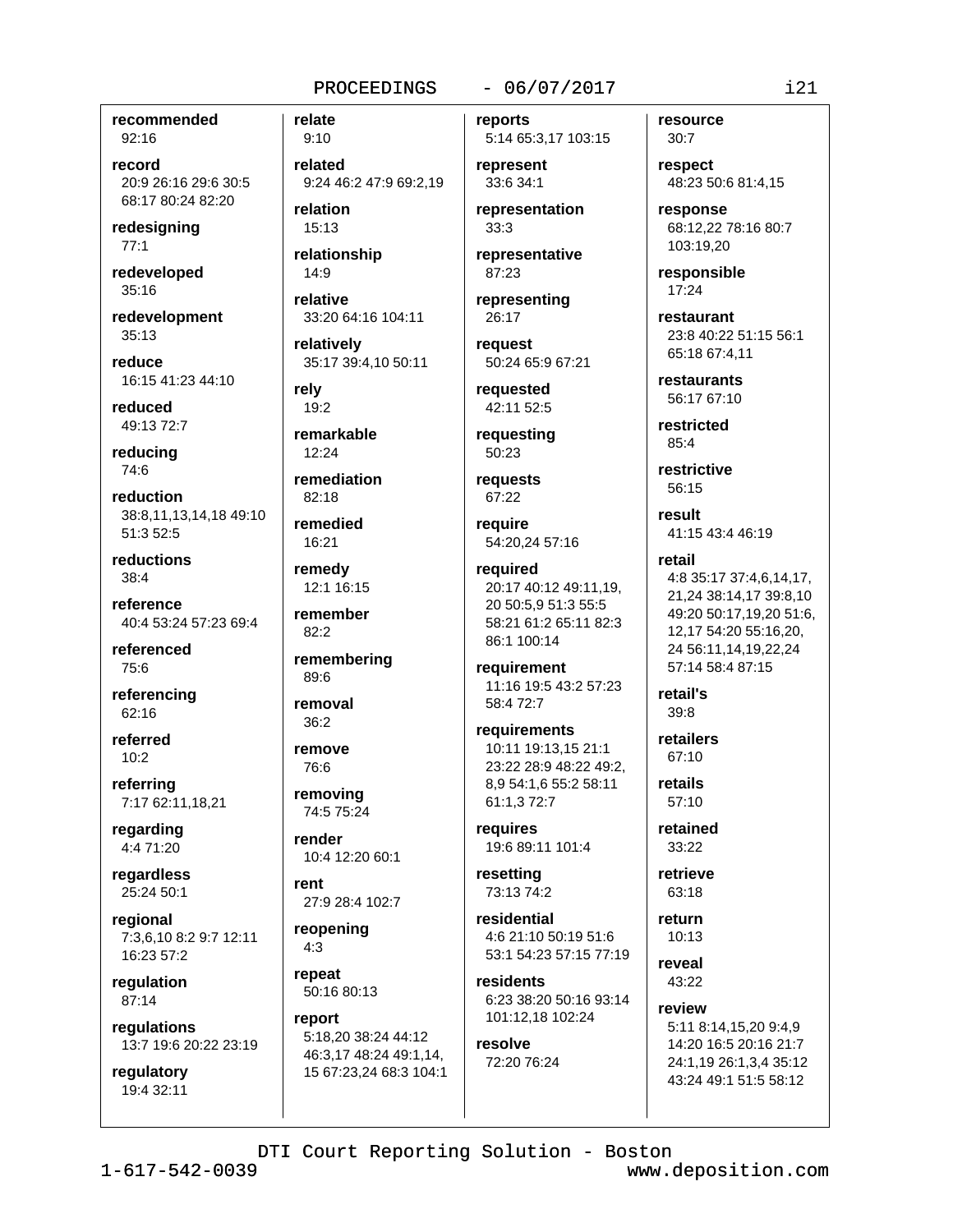**recommended**
92:16

**record**
20:9 26:16 29:6 30:5 68:17 80:24 82:20

**redesigning**
77:1

**redeveloped**
35:16

**redevelopment**
35:13

**reduce**
16:15 41:23 44:10

**reduced**
49:13 72:7

**reducing**
74:6

**reduction**
38:8,11,13,14,18 49:10 51:3 52:5

**reductions**
38:4

**reference**
40:4 53:24 57:23 69:4

**referenced**
75:6

**referencing**
62:16

**referred**
10:2

**referring**
7:17 62:11,18,21

**regarding**
4:4 71:20

**regardless**
25:24 50:1

**regional**
7:3,6,10 8:2 9:7 12:11 16:23 57:2

**regulation**
87:14

**regulations**
13:7 19:6 20:22 23:19

**regulatory**
19:4 32:11

**relate**
9:10

**related**
9:24 46:2 47:9 69:2,19

**relation**
15:13

**relationship**
14:9

**relative**
33:20 64:16 104:11

**relatively**
35:17 39:4,10 50:11

**rely**
19:2

**remarkable**
12:24

**remediation**
82:18

**remedied**
16:21

**remedy**
12:1 16:15

**remember**
82:2

**remembering**
89:6

**removal**
36:2

**remove**
76:6

**removing**
74:5 75:24

**render**
10:4 12:20 60:1

**rent**
27:9 28:4 102:7

**reopening**
4:3

**repeat**
50:16 80:13

**report**
5:18,20 38:24 44:12 46:3,17 48:24 49:1,14, 15 67:23,24 68:3 104:1

**reports**
5:14 65:3,17 103:15

**represent**
33:6 34:1

**representation**
33:3

**representative**
87:23

**representing**
26:17

**request**
50:24 65:9 67:21

**requested**
42:11 52:5

**requesting**
50:23

**requests**
67:22

**require**
54:20,24 57:16

**required**
20:17 40:12 49:11,19, 20 50:5,9 51:3 55:5 58:21 61:2 65:11 82:3 86:1 100:14

**requirement**
11:16 19:5 43:2 57:23 58:4 72:7

**requirements**
10:11 19:13,15 21:1 23:22 28:9 48:22 49:2, 8,9 54:1,6 55:2 58:11 61:1,3 72:7

**requires**
19:6 89:11 101:4

**resetting**
73:13 74:2

**residential**
4:6 21:10 50:19 51:6 53:1 54:23 57:15 77:19

**residents**
6:23 38:20 50:16 93:14 101:12,18 102:24

**resolve**
72:20 76:24

**resource**
30:7

**respect**
48:23 50:6 81:4,15

**response**
68:12,22 78:16 80:7 103:19,20

**responsible**
17:24

**restaurant**
23:8 40:22 51:15 56:1 65:18 67:4,11

**restaurants**
56:17 67:10

**restricted**
85:4

**restrictive**
56:15

**result**
41:15 43:4 46:19

**retail**
4:8 35:17 37:4,6,14,17, 21,24 38:14,17 39:8,10 49:20 50:17,19,20 51:6, 12,17 54:20 55:16,20, 24 56:11,14,19,22,24 57:14 58:4 87:15

**retail's**
39:8

**retailers**
67:10

**retails**
57:10

**retained**
33:22

**retrieve**
63:18

**return**
10:13

**reveal**
43:22

**review**
5:11 8:14,15,20 9:4,9 14:20 16:5 20:16 21:7 24:1,19 26:1,3,4 35:12 43:24 49:1 51:5 58:12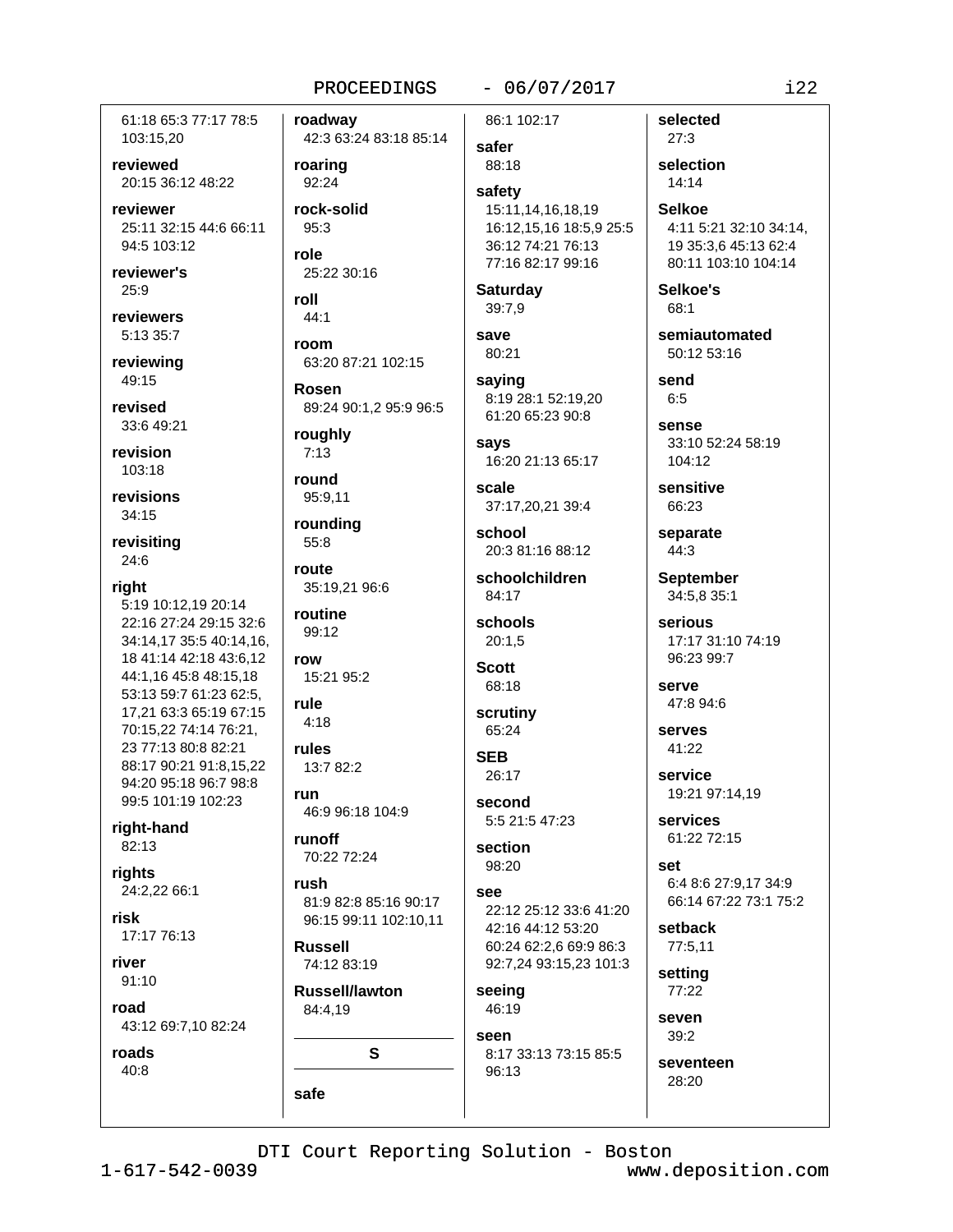61:18 65:3 77:17 78:5 103:15,20

**reviewed**
20:15 36:12 48:22

**reviewer**
25:11 32:15 44:6 66:11 94:5 103:12

**reviewer's**
25:9

**reviewers**
5:13 35:7

**reviewing**
49:15

**revised**
33:6 49:21

**revision**
103:18

**revisions**
34:15

**revisiting**
24:6

**right**
5:19 10:12,19 20:14 22:16 27:24 29:15 32:6 34:14,17 35:5 40:14,16, 18 41:14 42:18 43:6,12 44:1,16 45:8 48:15,18 53:13 59:7 61:23 62:5, 17,21 63:3 65:19 67:15 70:15,22 74:14 76:21, 23 77:13 80:8 82:21 88:17 90:21 91:8,15,22 94:20 95:18 96:7 98:8 99:5 101:19 102:23

**right-hand**
82:13

**rights**
24:2,22 66:1

**risk**
17:17 76:13

**river**
91:10

**road**
43:12 69:7,10 82:24

**roads**
40:8

**roadway**
42:3 63:24 83:18 85:14

**roaring**
92:24

**rock-solid**
95:3

**role**
25:22 30:16

**roll**
44:1

**room**
63:20 87:21 102:15

**Rosen**
89:24 90:1,2 95:9 96:5

**roughly**
7:13

**round**
95:9,11

**rounding**
55:8

**route**
35:19,21 96:6

**routine**
99:12

**row**
15:21 95:2

**rule**
4:18

**rules**
13:7 82:2

**run**
46:9 96:18 104:9

**runoff**
70:22 72:24

**rush**
81:9 82:8 85:16 90:17 96:15 99:11 102:10,11

**Russell**
74:12 83:19

**Russell/lawton**
84:4,19

## S

**safe**
86:1 102:17

**safer**
88:18

**safety**
15:11,14,16,18,19 16:12,15,16 18:5,9 25:5 36:12 74:21 76:13 77:16 82:17 99:16

**Saturday**
39:7,9

**save**
80:21

**saying**
8:19 28:1 52:19,20 61:20 65:23 90:8

**says**
16:20 21:13 65:17

**scale**
37:17,20,21 39:4

**school**
20:3 81:16 88:12

**schoolchildren**
84:17

**schools**
20:1,5

**Scott**
68:18

**scrutiny**
65:24

**SEB**
26:17

**second**
5:5 21:5 47:23

**section**
98:20

**see**
22:12 25:12 33:6 41:20 42:16 44:12 53:20 60:24 62:2,6 69:9 86:3 92:7,24 93:15,23 101:3

**seeing**
46:19

**seen**
8:17 33:13 73:15 85:5 96:13

**selected**
27:3

**selection**
14:14

**Selkoe**
4:11 5:21 32:10 34:14, 19 35:3,6 45:13 62:4 80:11 103:10 104:14

**Selkoe's**
68:1

**semiautomated**
50:12 53:16

**send**
6:5

**sense**
33:10 52:24 58:19 104:12

**sensitive**
66:23

**separate**
44:3

**September**
34:5,8 35:1

**serious**
17:17 31:10 74:19 96:23 99:7

**serve**
47:8 94:6

**serves**
41:22

**service**
19:21 97:14,19

**services**
61:22 72:15

**set**
6:4 8:6 27:9,17 34:9 66:14 67:22 73:1 75:2

**setback**
77:5,11

**setting**
77:22

**seven**
39:2

**seventeen**
28:20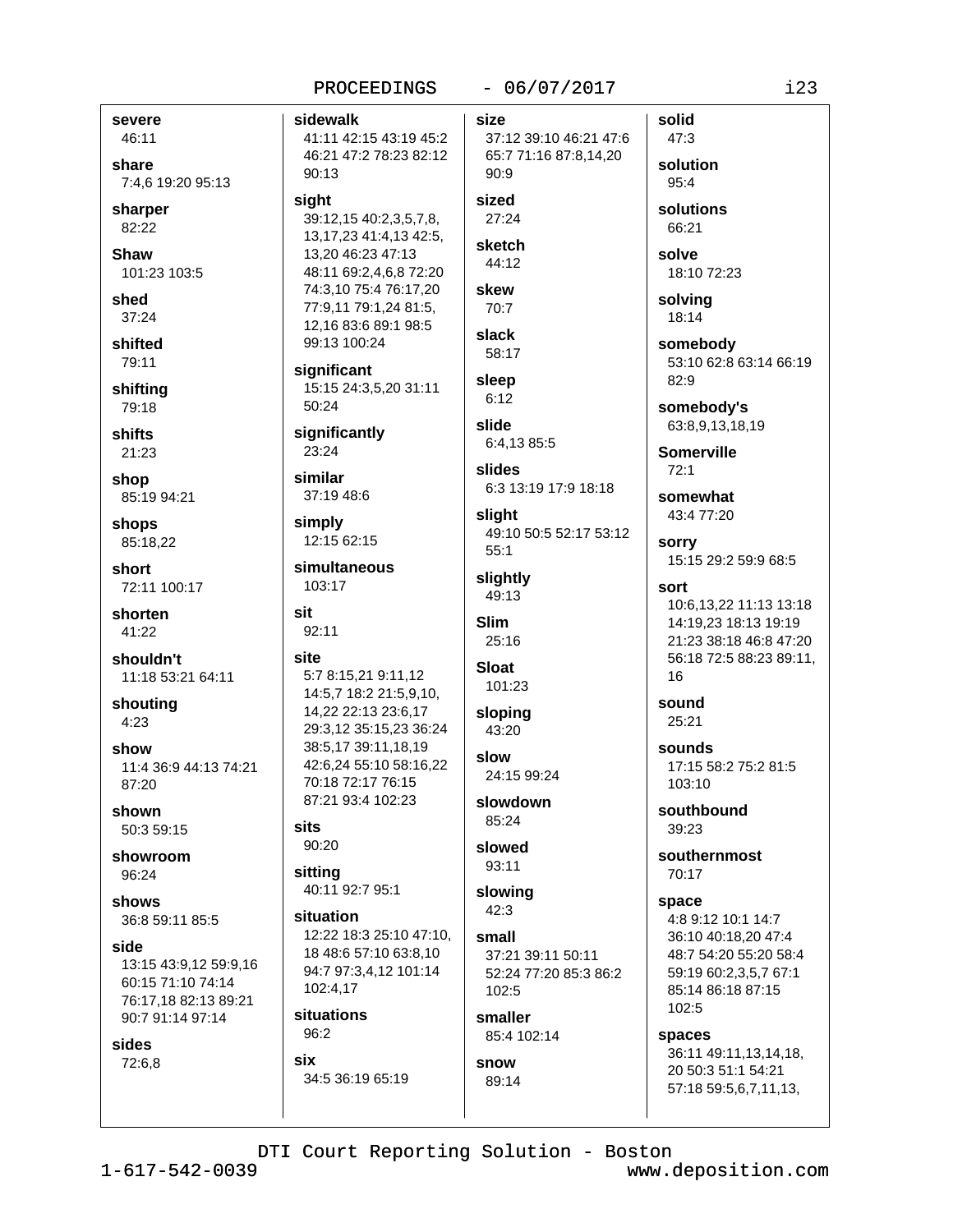**severe**
46:11

**share**
7:4,6 19:20 95:13

**sharper**
82:22

**Shaw**
101:23 103:5

**shed**
37:24

**shifted**
79:11

**shifting**
79:18

**shifts**
21:23

**shop**
85:19 94:21

**shops**
85:18,22

**short**
72:11 100:17

**shorten**
41:22

**shouldn't**
11:18 53:21 64:11

**shouting**
4:23

**show**
11:4 36:9 44:13 74:21 87:20

**shown**
50:3 59:15

**showroom**
96:24

**shows**
36:8 59:11 85:5

**side**
13:15 43:9,12 59:9,16 60:15 71:10 74:14 76:17,18 82:13 89:21 90:7 91:14 97:14

**sides**
72:6,8

**sidewalk**
41:11 42:15 43:19 45:2 46:21 47:2 78:23 82:12 90:13

**sight**
39:12,15 40:2,3,5,7,8, 13,17,23 41:4,13 42:5, 13,20 46:23 47:13 48:11 69:2,4,6,8 72:20 74:3,10 75:4 76:17,20 77:9,11 79:1,24 81:5, 12,16 83:6 89:1 98:5 99:13 100:24

**significant**
15:15 24:3,5,20 31:11 50:24

**significantly**
23:24

**similar**
37:19 48:6

**simply**
12:15 62:15

**simultaneous**
103:17

**sit**
92:11

**site**
5:7 8:15,21 9:11,12 14:5,7 18:2 21:5,9,10, 14,22 22:13 23:6,17 29:3,12 35:15,23 36:24 38:5,17 39:11,18,19 42:6,24 55:10 58:16,22 70:18 72:17 76:15 87:21 93:4 102:23

**sits**
90:20

**sitting**
40:11 92:7 95:1

**situation**
12:22 18:3 25:10 47:10, 18 48:6 57:10 63:8,10 94:7 97:3,4,12 101:14 102:4,17

**situations**
96:2

**six**
34:5 36:19 65:19

**size**
37:12 39:10 46:21 47:6 65:7 71:16 87:8,14,20 90:9

**sized**
27:24

**sketch**
44:12

**skew**
70:7

**slack**
58:17

**sleep**
6:12

**slide**
6:4,13 85:5

**slides**
6:3 13:19 17:9 18:18

**slight**
49:10 50:5 52:17 53:12 55:1

**slightly**
49:13

**Slim**
25:16

**Sloat**
101:23

**sloping**
43:20

**slow**
24:15 99:24

**slowdown**
85:24

**slowed**
93:11

**slowing**
42:3

**small**
37:21 39:11 50:11 52:24 77:20 85:3 86:2 102:5

**smaller**
85:4 102:14

**snow**
89:14

**solid**
47:3

**solution**
95:4

**solutions**
66:21

**solve**
18:10 72:23

**solving**
18:14

**somebody**
53:10 62:8 63:14 66:19 82:9

**somebody's**
63:8,9,13,18,19

**Somerville**
72:1

**somewhat**
43:4 77:20

**sorry**
15:15 29:2 59:9 68:5

**sort**
10:6,13,22 11:13 13:18 14:19,23 18:13 19:19 21:23 38:18 46:8 47:20 56:18 72:5 88:23 89:11, 16

**sound**
25:21

**sounds**
17:15 58:2 75:2 81:5 103:10

**southbound**
39:23

**southernmost**
70:17

**space**
4:8 9:12 10:1 14:7 36:10 40:18,20 47:4 48:7 54:20 55:20 58:4 59:19 60:2,3,5,7 67:1 85:14 86:18 87:15 102:5

**spaces**
36:11 49:11,13,14,18, 20 50:3 51:1 54:21 57:18 59:5,6,7,11,13,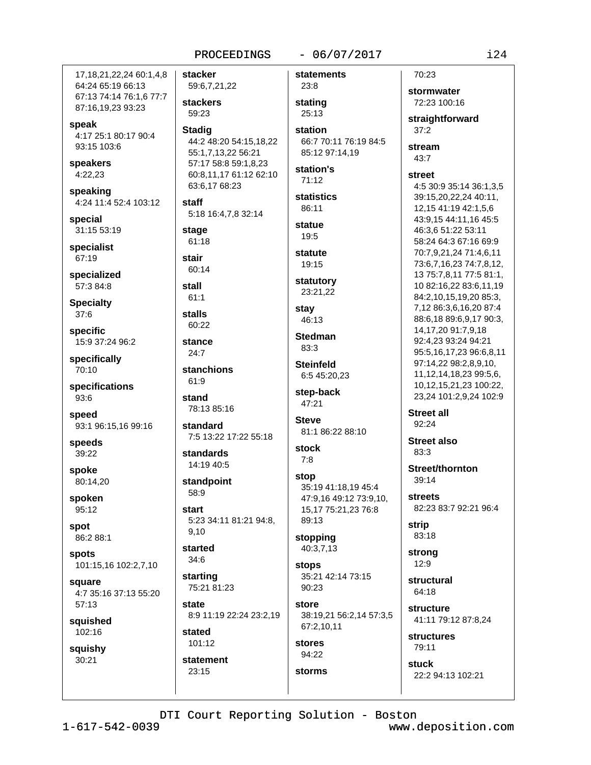17,18,21,22,24 60:1,4,8 64:24 65:19 66:13 67:13 74:14 76:1,6 77:7 87:16,19,23 93:23

**speak**
4:17 25:1 80:17 90:4 93:15 103:6

**speakers**
4:22,23

**speaking**
4:24 11:4 52:4 103:12

**special**
31:15 53:19

**specialist**
67:19

**specialized**
57:3 84:8

**Specialty**
37:6

**specific**
15:9 37:24 96:2

**specifically**
70:10

**specifications**
93:6

**speed**
93:1 96:15,16 99:16

**speeds**
39:22

**spoke**
80:14,20

**spoken**
95:12

**spot**
86:2 88:1

**spots**
101:15,16 102:2,7,10

**square**
4:7 35:16 37:13 55:20 57:13

**squished**
102:16

**squishy**
30:21

**stacker**
59:6,7,21,22

**stackers**
59:23

**Stadig**
44:2 48:20 54:15,18,22 55:1,7,13,22 56:21 57:17 58:8 59:1,8,23 60:8,11,17 61:12 62:10 63:6,17 68:23

**staff**
5:18 16:4,7,8 32:14

**stage**
61:18

**stair**
60:14

**stall**
61:1

**stalls**
60:22

**stance**
24:7

**stanchions**
61:9

**stand**
78:13 85:16

**standard**
7:5 13:22 17:22 55:18

**standards**
14:19 40:5

**standpoint**
58:9

**start**
5:23 34:11 81:21 94:8, 9,10

**started**
34:6

**starting**
75:21 81:23

**state**
8:9 11:19 22:24 23:2,19

**stated**
101:12

**statement**
23:15

**statements**
23:8

**stating**
25:13

**station**
66:7 70:11 76:19 84:5 85:12 97:14,19

**station's**
71:12

**statistics**
86:11

**statue**
19:5

**statute**
19:15

**statutory**
23:21,22

**stay**
46:13

**Stedman**
83:3

**Steinfeld**
6:5 45:20,23

**step-back**
47:21

**Steve**
81:1 86:22 88:10

**stock**
7:8

**stop**
35:19 41:18,19 45:4 47:9,16 49:12 73:9,10, 15,17 75:21,23 76:8 89:13

**stopping**
40:3,7,13

**stops**
35:21 42:14 73:15 90:23

**store**
38:19,21 56:2,14 57:3,5 67:2,10,11

**stores**
94:22

**storms**
70:23

**stormwater**
72:23 100:16

**straightforward**
37:2

**stream**
43:7

**street**
4:5 30:9 35:14 36:1,3,5 39:15,20,22,24 40:11, 12,15 41:19 42:1,5,6 43:9,15 44:11,16 45:5 46:3,6 51:22 53:11 58:24 64:3 67:16 69:9 70:7,9,21,24 71:4,6,11 73:6,7,16,23 74:7,8,12, 13 75:7,8,11 77:5 81:1, 10 82:16,22 83:6,11,19 84:2,10,15,19,20 85:3, 7,12 86:3,6,16,20 87:4 88:6,18 89:6,9,17 90:3, 14,17,20 91:7,9,18 92:4,23 93:24 94:21 95:5,16,17,23 96:6,8,11 97:14,22 98:2,8,9,10, 11,12,14,18,23 99:5,6, 10,12,15,21,23 100:22, 23,24 101:2,9,24 102:9

**Street all**
92:24

**Street also**
83:3

**Street/thornton**
39:14

**streets**
82:23 83:7 92:21 96:4

**strip**
83:18

**strong**
12:9

**structural**
64:18

**structure**
41:11 79:12 87:8,24

**structures**
79:11

**stuck**
22:2 94:13 102:21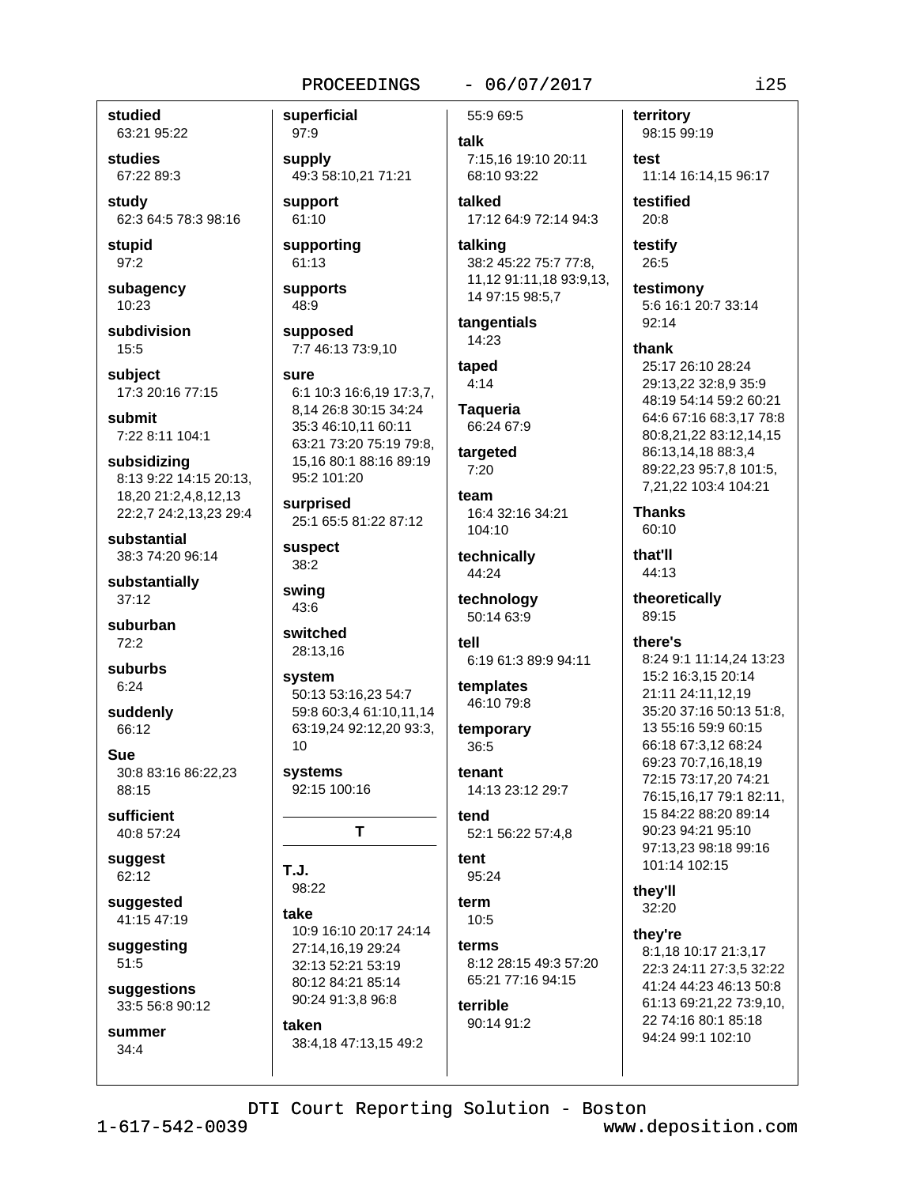**studied**
63:21 95:22

**studies**
67:22 89:3

**study**
62:3 64:5 78:3 98:16

**stupid**
97:2

**subagency**
10:23

**subdivision**
15:5

**subject**
17:3 20:16 77:15

**submit**
7:22 8:11 104:1

**subsidizing**
8:13 9:22 14:15 20:13, 18,20 21:2,4,8,12,13 22:2,7 24:2,13,23 29:4

**substantial**
38:3 74:20 96:14

**substantially**
37:12

**suburban**
72:2

**suburbs**
6:24

**suddenly**
66:12

**Sue**
30:8 83:16 86:22,23 88:15

**sufficient**
40:8 57:24

**suggest**
62:12

**suggested**
41:15 47:19

**suggesting**
51:5

**suggestions**
33:5 56:8 90:12

**summer**
34:4

**superficial**
97:9

**supply**
49:3 58:10,21 71:21

**support**
61:10

**supporting**
61:13

**supports**
48:9

**supposed**
7:7 46:13 73:9,10

**sure**
6:1 10:3 16:6,19 17:3,7, 8,14 26:8 30:15 34:24 35:3 46:10,11 60:11 63:21 73:20 75:19 79:8, 15,16 80:1 88:16 89:19 95:2 101:20

**surprised**
25:1 65:5 81:22 87:12

**suspect**
38:2

**swing**
43:6

**switched**
28:13,16

**system**
50:13 53:16,23 54:7 59:8 60:3,4 61:10,11,14 63:19,24 92:12,20 93:3, 10

**systems**
92:15 100:16

## T

**T.J.**
98:22

**take**
10:9 16:10 20:17 24:14 27:14,16,19 29:24 32:13 52:21 53:19 80:12 84:21 85:14 90:24 91:3,8 96:8

**taken**
38:4,18 47:13,15 49:2 55:9 69:5

**talk**
7:15,16 19:10 20:11 68:10 93:22

**talked**
17:12 64:9 72:14 94:3

**talking**
38:2 45:22 75:7 77:8, 11,12 91:11,18 93:9,13, 14 97:15 98:5,7

**tangentials**
14:23

**taped**
4:14

**Taqueria**
66:24 67:9

**targeted**
7:20

**team**
16:4 32:16 34:21 104:10

**technically**
44:24

**technology**
50:14 63:9

**tell**
6:19 61:3 89:9 94:11

**templates**
46:10 79:8

**temporary**
36:5

**tenant**
14:13 23:12 29:7

**tend**
52:1 56:22 57:4,8

**tent**
95:24

**term**
10:5

**terms**
8:12 28:15 49:3 57:20 65:21 77:16 94:15

**terrible**
90:14 91:2

**territory**
98:15 99:19

**test**
11:14 16:14,15 96:17

**testified**
20:8

**testify**
26:5

**testimony**
5:6 16:1 20:7 33:14 92:14

**thank**
25:17 26:10 28:24 29:13,22 32:8,9 35:9 48:19 54:14 59:2 60:21 64:6 67:16 68:3,17 78:8 80:8,21,22 83:12,14,15 86:13,14,18 88:3,4 89:22,23 95:7,8 101:5, 7,21,22 103:4 104:21

**Thanks**
60:10

**that'll**
44:13

**theoretically**
89:15

**there's**
8:24 9:1 11:14,24 13:23 15:2 16:3,15 20:14 21:11 24:11,12,19 35:20 37:16 50:13 51:8, 13 55:16 59:9 60:15 66:18 67:3,12 68:24 69:23 70:7,16,18,19 72:15 73:17,20 74:21 76:15,16,17 79:1 82:11, 15 84:22 88:20 89:14 90:23 94:21 95:10 97:13,23 98:18 99:16 101:14 102:15

**they'll**
32:20

**they're**
8:1,18 10:17 21:3,17 22:3 24:11 27:3,5 32:22 41:24 44:23 46:13 50:8 61:13 69:21,22 73:9,10, 22 74:16 80:1 85:18 94:24 99:1 102:10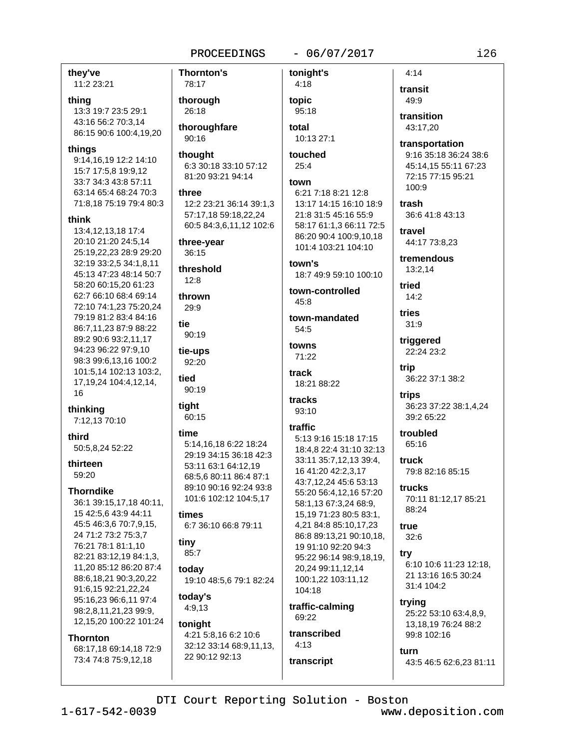**they've**
11:2 23:21

**thing**
13:3 19:7 23:5 29:1 43:16 56:2 70:3,14 86:15 90:6 100:4,19,20

**things**
9:14,16,19 12:2 14:10 15:7 17:5,8 19:9,12 33:7 34:3 43:8 57:11 63:14 65:4 68:24 70:3 71:8,18 75:19 79:4 80:3

**think**
13:4,12,13,18 17:4 20:10 21:20 24:5,14 25:19,22,23 28:9 29:20 32:19 33:2,5 34:1,8,11 45:13 47:23 48:14 50:7 58:20 60:15,20 61:23 62:7 66:10 68:4 69:14 72:10 74:1,23 75:20,24 79:19 81:2 83:4 84:16 86:7,11,23 87:9 88:22 89:2 90:6 93:2,11,17 94:23 96:22 97:9,10 98:3 99:6,13,16 100:2 101:5,14 102:13 103:2, 17,19,24 104:4,12,14, 16

**thinking**
7:12,13 70:10

**third**
50:5,8,24 52:22

**thirteen**
59:20

**Thorndike**
36:1 39:15,17,18 40:11, 15 42:5,6 43:9 44:11 45:5 46:3,6 70:7,9,15, 24 71:2 73:2 75:3,7 76:21 78:1 81:1,10 82:21 83:12,19 84:1,3, 11,20 85:12 86:20 87:4 88:6,18,21 90:3,20,22 91:6,15 92:21,22,24 95:16,23 96:6,11 97:4 98:2,8,11,21,23 99:9, 12,15,20 100:22 101:24

**Thornton**
68:17,18 69:14,18 72:9 73:4 74:8 75:9,12,18

**Thornton's**
78:17

**thorough**
26:18

**thoroughfare**
90:16

**thought**
6:3 30:18 33:10 57:12 81:20 93:21 94:14

**three**
12:2 23:21 36:14 39:1,3 57:17,18 59:18,22,24 60:5 84:3,6,11,12 102:6

**three-year**
36:15

**threshold**
12:8

**thrown**
29:9

**tie**
90:19

**tie-ups**
92:20

**tied**
90:19

**tight**
60:15

**time**
5:14,16,18 6:22 18:24 29:19 34:15 36:18 42:3 53:11 63:1 64:12,19 68:5,6 80:11 86:4 87:1 89:10 90:16 92:24 93:8 101:6 102:12 104:5,17

**times**
6:7 36:10 66:8 79:11

**tiny**
85:7

**today**
19:10 48:5,6 79:1 82:24

**today's**
4:9,13

**tonight**
4:21 5:8,16 6:2 10:6 32:12 33:14 68:9,11,13, 22 90:12 92:13

**tonight's**
4:18

**topic**
95:18

**total**
10:13 27:1

**touched**
25:4

**town**
6:21 7:18 8:21 12:8 13:17 14:15 16:10 18:9 21:8 31:5 45:16 55:9 58:17 61:1,3 66:11 72:5 86:20 90:4 100:9,10,18 101:4 103:21 104:10

**town's**
18:7 49:9 59:10 100:10

**town-controlled**
45:8

**town-mandated**
54:5

**towns**
71:22

**track**
18:21 88:22

**tracks**
93:10

**traffic**
5:13 9:16 15:18 17:15 18:4,8 22:4 31:10 32:13 33:11 35:7,12,13 39:4, 16 41:20 42:2,3,17 43:7,12,24 45:6 53:13 55:20 56:4,12,16 57:20 58:1,13 67:3,24 68:9, 15,19 71:23 80:5 83:1, 4,21 84:8 85:10,17,23 86:8 89:13,21 90:10,18, 19 91:10 92:20 94:3 95:22 96:14 98:9,18,19, 20,24 99:11,12,14 100:1,22 103:11,12 104:18

**traffic-calming**
69:22

**transcribed**
4:13

**transcript**
4:14

**transit**
49:9

**transition**
43:17,20

**transportation**
9:16 35:18 36:24 38:6 45:14,15 55:11 67:23 72:15 77:15 95:21 100:9

**trash**
36:6 41:8 43:13

**travel**
44:17 73:8,23

**tremendous**
13:2,14

**tried**
14:2

**tries**
31:9

**triggered**
22:24 23:2

**trip**
36:22 37:1 38:2

**trips**
36:23 37:22 38:1,4,24 39:2 65:22

**troubled**
65:16

**truck**
79:8 82:16 85:15

**trucks**
70:11 81:12,17 85:21 88:24

**true**
32:6

**try**
6:10 10:6 11:23 12:18, 21 13:16 16:5 30:24 31:4 104:2

**trying**
25:22 53:10 63:4,8,9, 13,18,19 76:24 88:2 99:8 102:16

**turn**
43:5 46:5 62:6,23 81:11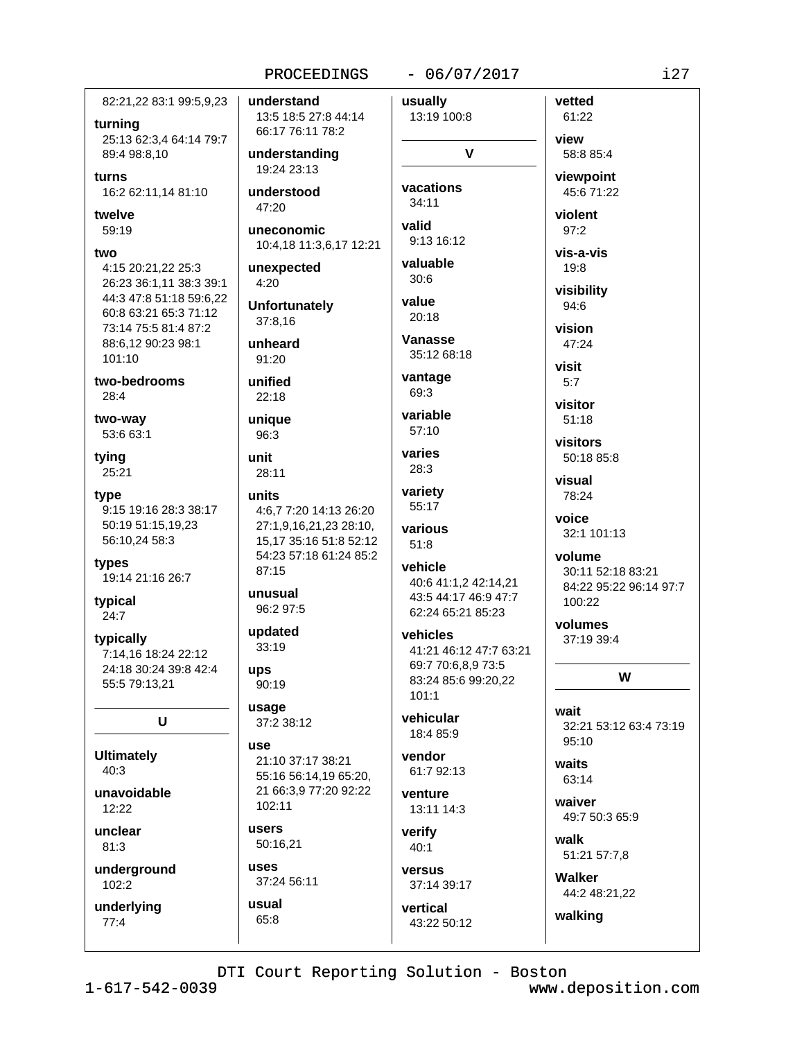82:21,22 83:1 99:5,9,23

**turning**
25:13 62:3,4 64:14 79:7 89:4 98:8,10

**turns**
16:2 62:11,14 81:10

**twelve**
59:19

**two**
4:15 20:21,22 25:3 26:23 36:1,11 38:3 39:1 44:3 47:8 51:18 59:6,22 60:8 63:21 65:3 71:12 73:14 75:5 81:4 87:2 88:6,12 90:23 98:1 101:10

**two-bedrooms**
28:4

**two-way**
53:6 63:1

**tying**
25:21

**type**
9:15 19:16 28:3 38:17 50:19 51:15,19,23 56:10,24 58:3

**types**
19:14 21:16 26:7

**typical**
24:7

**typically**
7:14,16 18:24 22:12 24:18 30:24 39:8 42:4 55:5 79:13,21

## U

**Ultimately**
40:3

**unavoidable**
12:22

**unclear**
81:3

**underground**
102:2

**underlying**
77:4

**understand**
13:5 18:5 27:8 44:14 66:17 76:11 78:2

**understanding**
19:24 23:13

**understood**
47:20

**uneconomic**
10:4,18 11:3,6,17 12:21

**unexpected**
4:20

**Unfortunately**
37:8,16

**unheard**
91:20

**unified**
22:18

**unique**
96:3

**unit**
28:11

**units**
4:6,7 7:20 14:13 26:20 27:1,9,16,21,23 28:10, 15,17 35:16 51:8 52:12 54:23 57:18 61:24 85:2 87:15

**unusual**
96:2 97:5

**updated**
33:19

**ups**
90:19

**usage**
37:2 38:12

**use**
21:10 37:17 38:21 55:16 56:14,19 65:20, 21 66:3,9 77:20 92:22 102:11

**users**
50:16,21

**uses**
37:24 56:11

**usual**
65:8

**usually**
13:19 100:8

## V

**vacations**
34:11

**valid**
9:13 16:12

**valuable**
30:6

**value**
20:18

**Vanasse**
35:12 68:18

**vantage**
69:3

**variable**
57:10

**varies**
28:3

**variety**
55:17

**various**
51:8

**vehicle**
40:6 41:1,2 42:14,21 43:5 44:17 46:9 47:7 62:24 65:21 85:23

**vehicles**
41:21 46:12 47:7 63:21 69:7 70:6,8,9 73:5 83:24 85:6 99:20,22 101:1

**vehicular**
18:4 85:9

**vendor**
61:7 92:13

**venture**
13:11 14:3

**verify**
40:1

**versus**
37:14 39:17

**vertical**
43:22 50:12

**vetted**
61:22

**view**
58:8 85:4

**viewpoint**
45:6 71:22

**violent**
97:2

**vis-a-vis**
19:8

**visibility**
94:6

**vision**
47:24

**visit**
5:7

**visitor**
51:18

**visitors**
50:18 85:8

**visual**
78:24

**voice**
32:1 101:13

**volume**
30:11 52:18 83:21 84:22 95:22 96:14 97:7 100:22

**volumes**
37:19 39:4

## W

**wait**
32:21 53:12 63:4 73:19 95:10

**waits**
63:14

**waiver**
49:7 50:3 65:9

**walk**
51:21 57:7,8

**Walker**
44:2 48:21,22

**walking**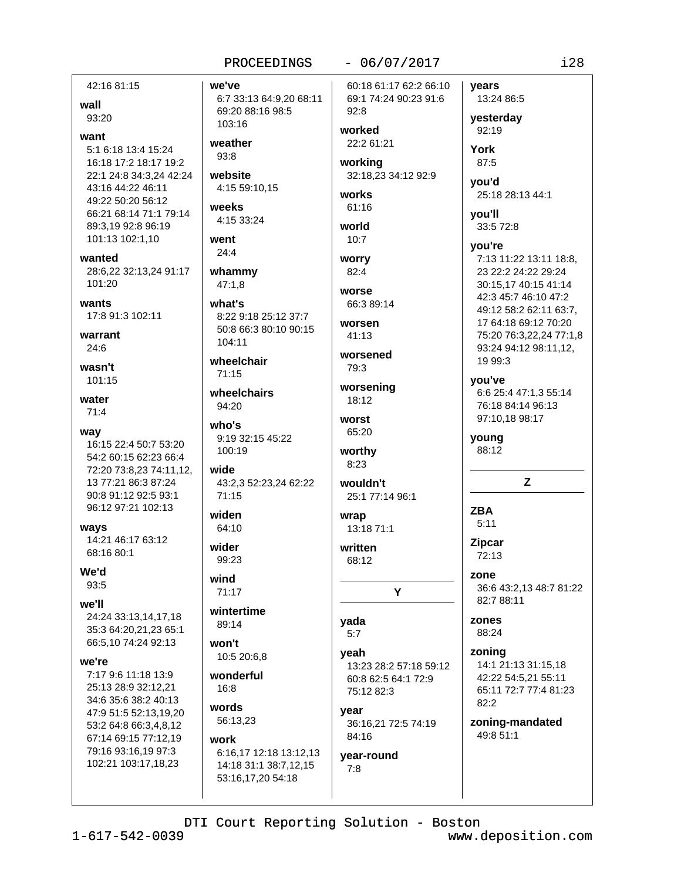42:16 81:15

**wall**
93:20

**want**
5:1 6:18 13:4 15:24 16:18 17:2 18:17 19:2 22:1 24:8 34:3,24 42:24 43:16 44:22 46:11 49:22 50:20 56:12 66:21 68:14 71:1 79:14 89:3,19 92:8 96:19 101:13 102:1,10

**wanted**
28:6,22 32:13,24 91:17 101:20

**wants**
17:8 91:3 102:11

**warrant**
24:6

**wasn't**
101:15

**water**
71:4

**way**
16:15 22:4 50:7 53:20 54:2 60:15 62:23 66:4 72:20 73:8,23 74:11,12, 13 77:21 86:3 87:24 90:8 91:12 92:5 93:1 96:12 97:21 102:13

**ways**
14:21 46:17 63:12 68:16 80:1

**We'd**
93:5

**we'll**
24:24 33:13,14,17,18 35:3 64:20,21,23 65:1 66:5,10 74:24 92:13

**we're**
7:17 9:6 11:18 13:9 25:13 28:9 32:12,21 34:6 35:6 38:2 40:13 47:9 51:5 52:13,19,20 53:2 64:8 66:3,4,8,12 67:14 69:15 77:12,19 79:16 93:16,19 97:3 102:21 103:17,18,23

**we've**
6:7 33:13 64:9,20 68:11 69:20 88:16 98:5 103:16

**weather**
93:8

**website**
4:15 59:10,15

**weeks**
4:15 33:24

**went**
24:4

**whammy**
47:1,8

**what's**
8:22 9:18 25:12 37:7 50:8 66:3 80:10 90:15 104:11

**wheelchair**
71:15

**wheelchairs**
94:20

**who's**
9:19 32:15 45:22 100:19

**wide**
43:2,3 52:23,24 62:22 71:15

**widen**
64:10

**wider**
99:23

**wind**
71:17

**wintertime**
89:14

**won't**
10:5 20:6,8

**wonderful**
16:8

**words**
56:13,23

**work**
6:16,17 12:18 13:12,13 14:18 31:1 38:7,12,15 53:16,17,20 54:18 60:18 61:17 62:2 66:10 69:1 74:24 90:23 91:6 92:8

**worked**
22:2 61:21

**working**
32:18,23 34:12 92:9

**works**
61:16

**world**
10:7

**worry**
82:4

**worse**
66:3 89:14

**worsen**
41:13

**worsened**
79:3

**worsening**
18:12

**worst**
65:20

**worthy**
8:23

**wouldn't**
25:1 77:14 96:1

**wrap**
13:18 71:1

**written**
68:12

## Y

**yada**
5:7

**yeah**
13:23 28:2 57:18 59:12 60:8 62:5 64:1 72:9 75:12 82:3

**year**
36:16,21 72:5 74:19 84:16

**year-round**
7:8

**years**
13:24 86:5

**yesterday**
92:19

**York**
87:5

**you'd**
25:18 28:13 44:1

**you'll**
33:5 72:8

**you're**
7:13 11:22 13:11 18:8, 23 22:2 24:22 29:24 30:15,17 40:15 41:14 42:3 45:7 46:10 47:2 49:12 58:2 62:11 63:7, 17 64:18 69:12 70:20 75:20 76:3,22,24 77:1,8 93:24 94:12 98:11,12, 19 99:3

**you've**
6:6 25:4 47:1,3 55:14 76:18 84:14 96:13 97:10,18 98:17

**young**
88:12

## Z

**ZBA**
5:11

**Zipcar**
72:13

**zone**
36:6 43:2,13 48:7 81:22 82:7 88:11

**zones**
88:24

**zoning**
14:1 21:13 31:15,18 42:22 54:5,21 55:11 65:11 72:7 77:4 81:23 82:2

**zoning-mandated**
49:8 51:1